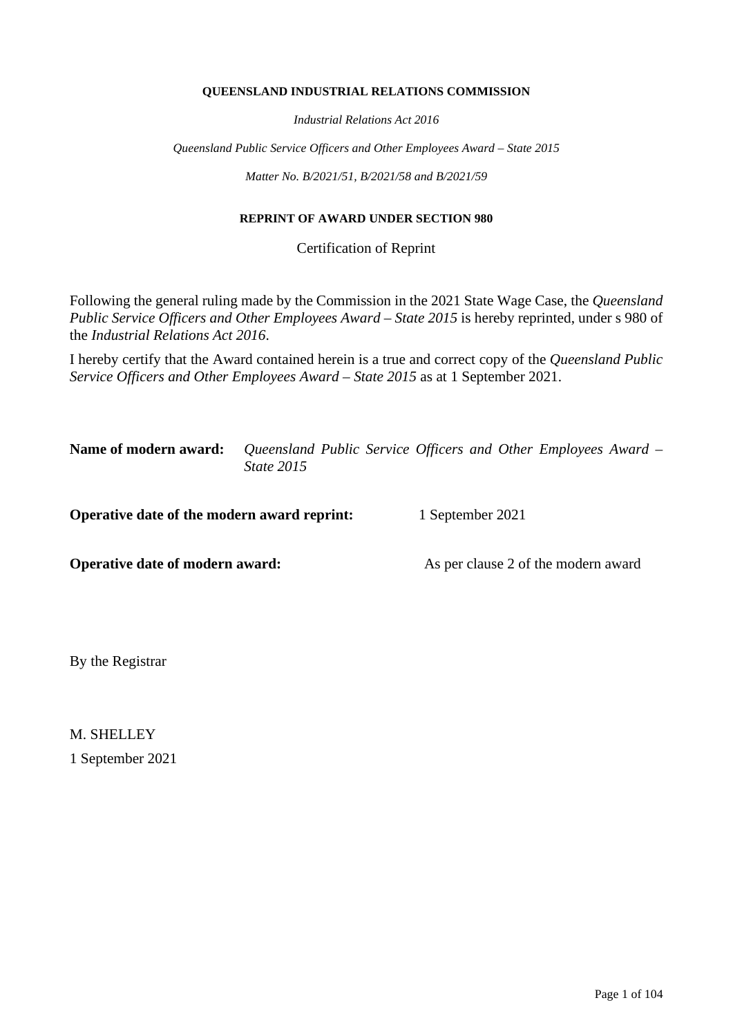**QUEENSLAND INDUSTRIAL RELATIONS COMMISSION**

*Industrial Relations Act 2016*

*Queensland Public Service Officers and Other Employees Award – State 2015*

*Matter No. B/2021/51, B/2021/58 and B/2021/59*

**REPRINT OF AWARD UNDER SECTION 980**

Certification of Reprint

Following the general ruling made by the Commission in the 2021 State Wage Case, the *Queensland Public Service Officers and Other Employees Award – State 2015* is hereby reprinted, under s 980 of the *Industrial Relations Act 2016*.

I hereby certify that the Award contained herein is a true and correct copy of the *Queensland Public Service Officers and Other Employees Award – State 2015* as at 1 September 2021.

**Name of modern award:** *Queensland Public Service Officers and Other Employees Award – State 2015*

**Operative date of the modern award reprint:** 1 September 2021

**Operative date of modern award:** As per clause 2 of the modern award

By the Registrar

M. SHELLEY

1 September 2021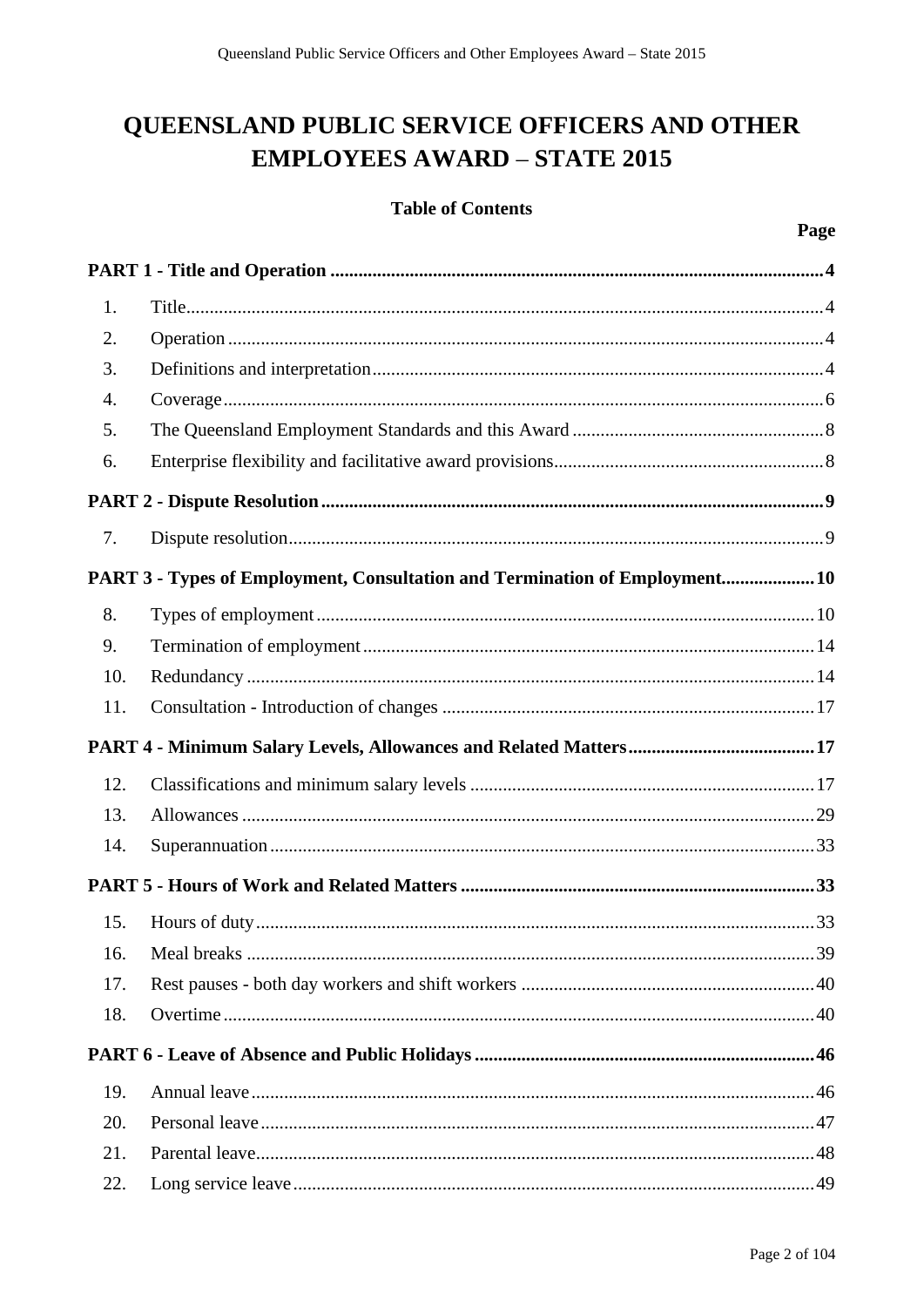# QUEENSLAND PUBLIC SERVICE OFFICERS AND OTHER EMPLOYEES AWARD – STATE 2015

**Table of Contents**

| | | Page |
|---|---|---|
| **PART 1 - Title and Operation** | | **4** |
| 1. | Title | 4 |
| 2. | Operation | 4 |
| 3. | Definitions and interpretation | 4 |
| 4. | Coverage | 6 |
| 5. | The Queensland Employment Standards and this Award | 8 |
| 6. | Enterprise flexibility and facilitative award provisions | 8 |
| **PART 2 - Dispute Resolution** | | **9** |
| 7. | Dispute resolution | 9 |
| **PART 3 - Types of Employment, Consultation and Termination of Employment** | | **10** |
| 8. | Types of employment | 10 |
| 9. | Termination of employment | 14 |
| 10. | Redundancy | 14 |
| 11. | Consultation - Introduction of changes | 17 |
| **PART 4 - Minimum Salary Levels, Allowances and Related Matters** | | **17** |
| 12. | Classifications and minimum salary levels | 17 |
| 13. | Allowances | 29 |
| 14. | Superannuation | 33 |
| **PART 5 - Hours of Work and Related Matters** | | **33** |
| 15. | Hours of duty | 33 |
| 16. | Meal breaks | 39 |
| 17. | Rest pauses - both day workers and shift workers | 40 |
| 18. | Overtime | 40 |
| **PART 6 - Leave of Absence and Public Holidays** | | **46** |
| 19. | Annual leave | 46 |
| 20. | Personal leave | 47 |
| 21. | Parental leave | 48 |
| 22. | Long service leave | 49 |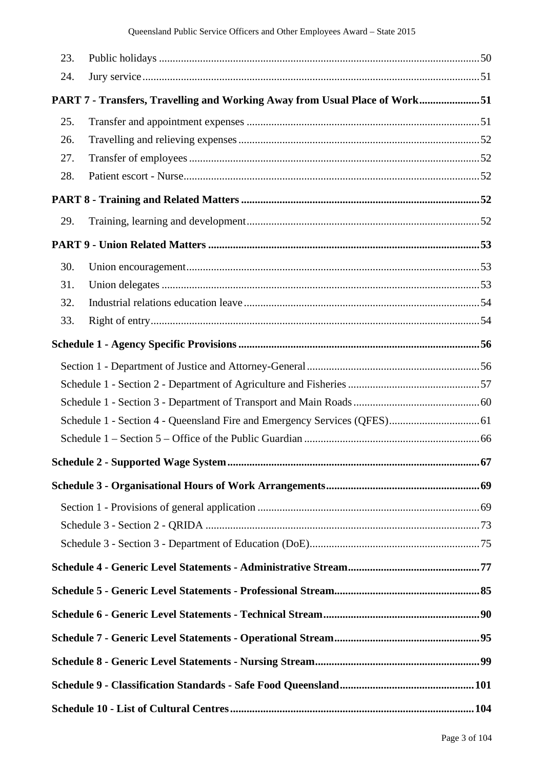23. Public holidays ..... 50
24. Jury service ..... 51

**PART 7 - Transfers, Travelling and Working Away from Usual Place of Work ..... 51**

25. Transfer and appointment expenses ..... 51
26. Travelling and relieving expenses ..... 52
27. Transfer of employees ..... 52
28. Patient escort - Nurse ..... 52

**PART 8 - Training and Related Matters ..... 52**

29. Training, learning and development ..... 52

**PART 9 - Union Related Matters ..... 53**

30. Union encouragement ..... 53
31. Union delegates ..... 53
32. Industrial relations education leave ..... 54
33. Right of entry ..... 54

**Schedule 1 - Agency Specific Provisions ..... 56**

Section 1 - Department of Justice and Attorney-General ..... 56
Schedule 1 - Section 2 - Department of Agriculture and Fisheries ..... 57
Schedule 1 - Section 3 - Department of Transport and Main Roads ..... 60
Schedule 1 - Section 4 - Queensland Fire and Emergency Services (QFES) ..... 61
Schedule 1 – Section 5 – Office of the Public Guardian ..... 66

**Schedule 2 - Supported Wage System ..... 67**

**Schedule 3 - Organisational Hours of Work Arrangements ..... 69**

Section 1 - Provisions of general application ..... 69
Schedule 3 - Section 2 - QRIDA ..... 73
Schedule 3 - Section 3 - Department of Education (DoE) ..... 75

**Schedule 4 - Generic Level Statements - Administrative Stream ..... 77**

**Schedule 5 - Generic Level Statements - Professional Stream ..... 85**

**Schedule 6 - Generic Level Statements - Technical Stream ..... 90**

**Schedule 7 - Generic Level Statements - Operational Stream ..... 95**

**Schedule 8 - Generic Level Statements - Nursing Stream ..... 99**

**Schedule 9 - Classification Standards - Safe Food Queensland ..... 101**

**Schedule 10 - List of Cultural Centres ..... 104**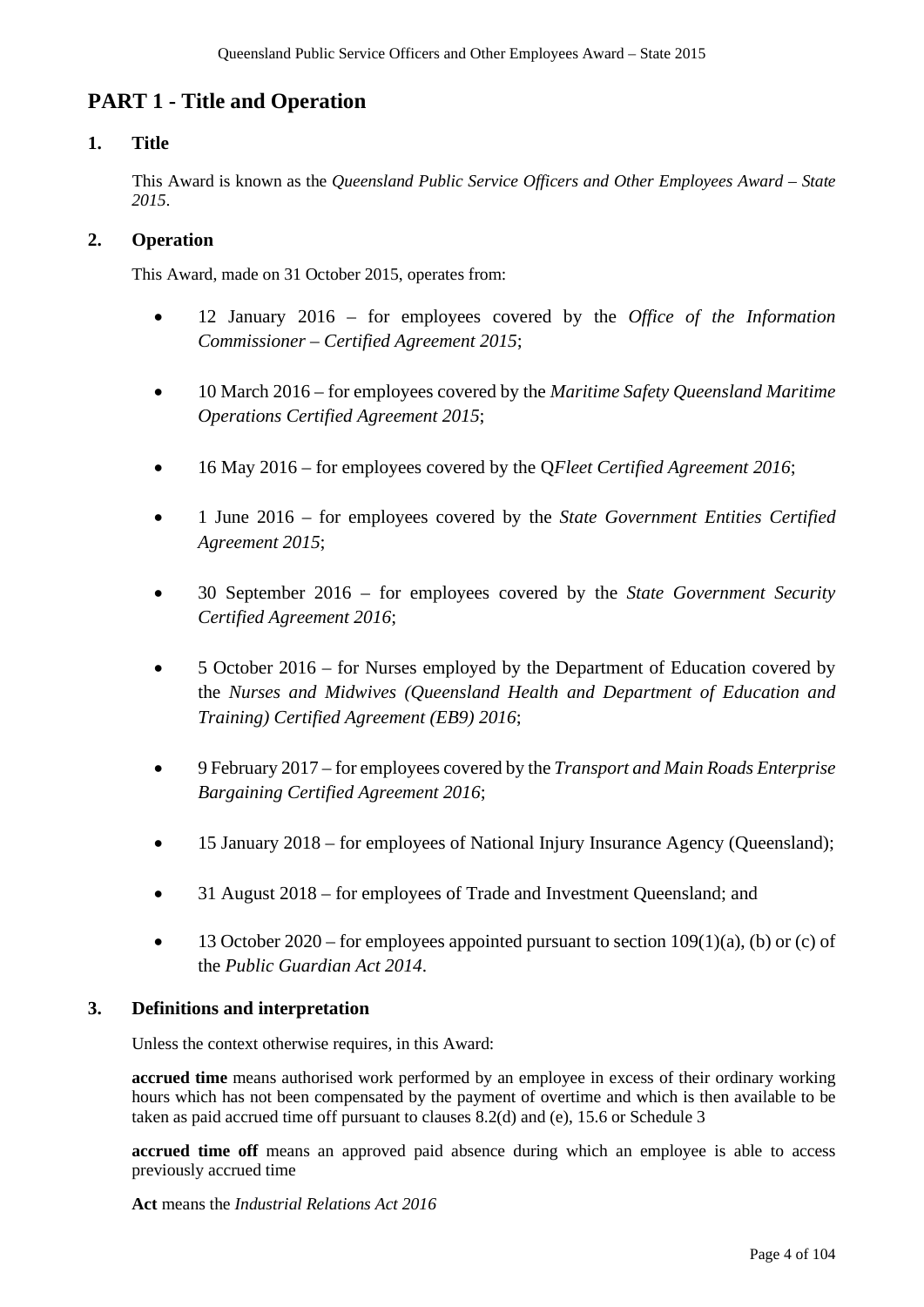## PART 1 - Title and Operation

### 1. Title

This Award is known as the *Queensland Public Service Officers and Other Employees Award – State 2015*.

### 2. Operation

This Award, made on 31 October 2015, operates from:

- 12 January 2016 – for employees covered by the *Office of the Information Commissioner – Certified Agreement 2015*;
- 10 March 2016 – for employees covered by the *Maritime Safety Queensland Maritime Operations Certified Agreement 2015*;
- 16 May 2016 – for employees covered by the Q*Fleet Certified Agreement 2016*;
- 1 June 2016 – for employees covered by the *State Government Entities Certified Agreement 2015*;
- 30 September 2016 – for employees covered by the *State Government Security Certified Agreement 2016*;
- 5 October 2016 – for Nurses employed by the Department of Education covered by the *Nurses and Midwives (Queensland Health and Department of Education and Training) Certified Agreement (EB9) 2016*;
- 9 February 2017 – for employees covered by the *Transport and Main Roads Enterprise Bargaining Certified Agreement 2016*;
- 15 January 2018 – for employees of National Injury Insurance Agency (Queensland);
- 31 August 2018 – for employees of Trade and Investment Queensland; and
- 13 October 2020 – for employees appointed pursuant to section 109(1)(a), (b) or (c) of the *Public Guardian Act 2014*.

### 3. Definitions and interpretation

Unless the context otherwise requires, in this Award:

**accrued time** means authorised work performed by an employee in excess of their ordinary working hours which has not been compensated by the payment of overtime and which is then available to be taken as paid accrued time off pursuant to clauses 8.2(d) and (e), 15.6 or Schedule 3

**accrued time off** means an approved paid absence during which an employee is able to access previously accrued time

**Act** means the *Industrial Relations Act 2016*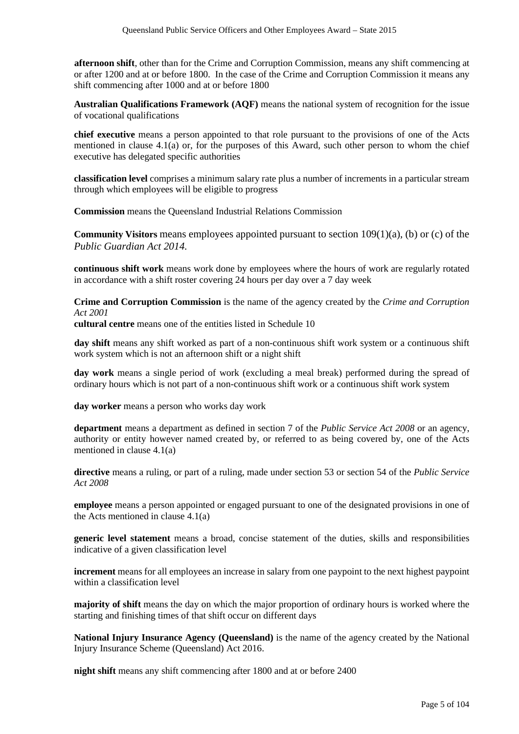**afternoon shift**, other than for the Crime and Corruption Commission, means any shift commencing at or after 1200 and at or before 1800. In the case of the Crime and Corruption Commission it means any shift commencing after 1000 and at or before 1800

**Australian Qualifications Framework (AQF)** means the national system of recognition for the issue of vocational qualifications

**chief executive** means a person appointed to that role pursuant to the provisions of one of the Acts mentioned in clause 4.1(a) or, for the purposes of this Award, such other person to whom the chief executive has delegated specific authorities

**classification level** comprises a minimum salary rate plus a number of increments in a particular stream through which employees will be eligible to progress

**Commission** means the Queensland Industrial Relations Commission

**Community Visitors** means employees appointed pursuant to section 109(1)(a), (b) or (c) of the *Public Guardian Act 2014.*

**continuous shift work** means work done by employees where the hours of work are regularly rotated in accordance with a shift roster covering 24 hours per day over a 7 day week

**Crime and Corruption Commission** is the name of the agency created by the *Crime and Corruption Act 2001*

**cultural centre** means one of the entities listed in Schedule 10

**day shift** means any shift worked as part of a non-continuous shift work system or a continuous shift work system which is not an afternoon shift or a night shift

**day work** means a single period of work (excluding a meal break) performed during the spread of ordinary hours which is not part of a non-continuous shift work or a continuous shift work system

**day worker** means a person who works day work

**department** means a department as defined in section 7 of the *Public Service Act 2008* or an agency, authority or entity however named created by, or referred to as being covered by, one of the Acts mentioned in clause 4.1(a)

**directive** means a ruling, or part of a ruling, made under section 53 or section 54 of the *Public Service Act 2008*

**employee** means a person appointed or engaged pursuant to one of the designated provisions in one of the Acts mentioned in clause 4.1(a)

**generic level statement** means a broad, concise statement of the duties, skills and responsibilities indicative of a given classification level

**increment** means for all employees an increase in salary from one paypoint to the next highest paypoint within a classification level

**majority of shift** means the day on which the major proportion of ordinary hours is worked where the starting and finishing times of that shift occur on different days

**National Injury Insurance Agency (Queensland)** is the name of the agency created by the National Injury Insurance Scheme (Queensland) Act 2016.

**night shift** means any shift commencing after 1800 and at or before 2400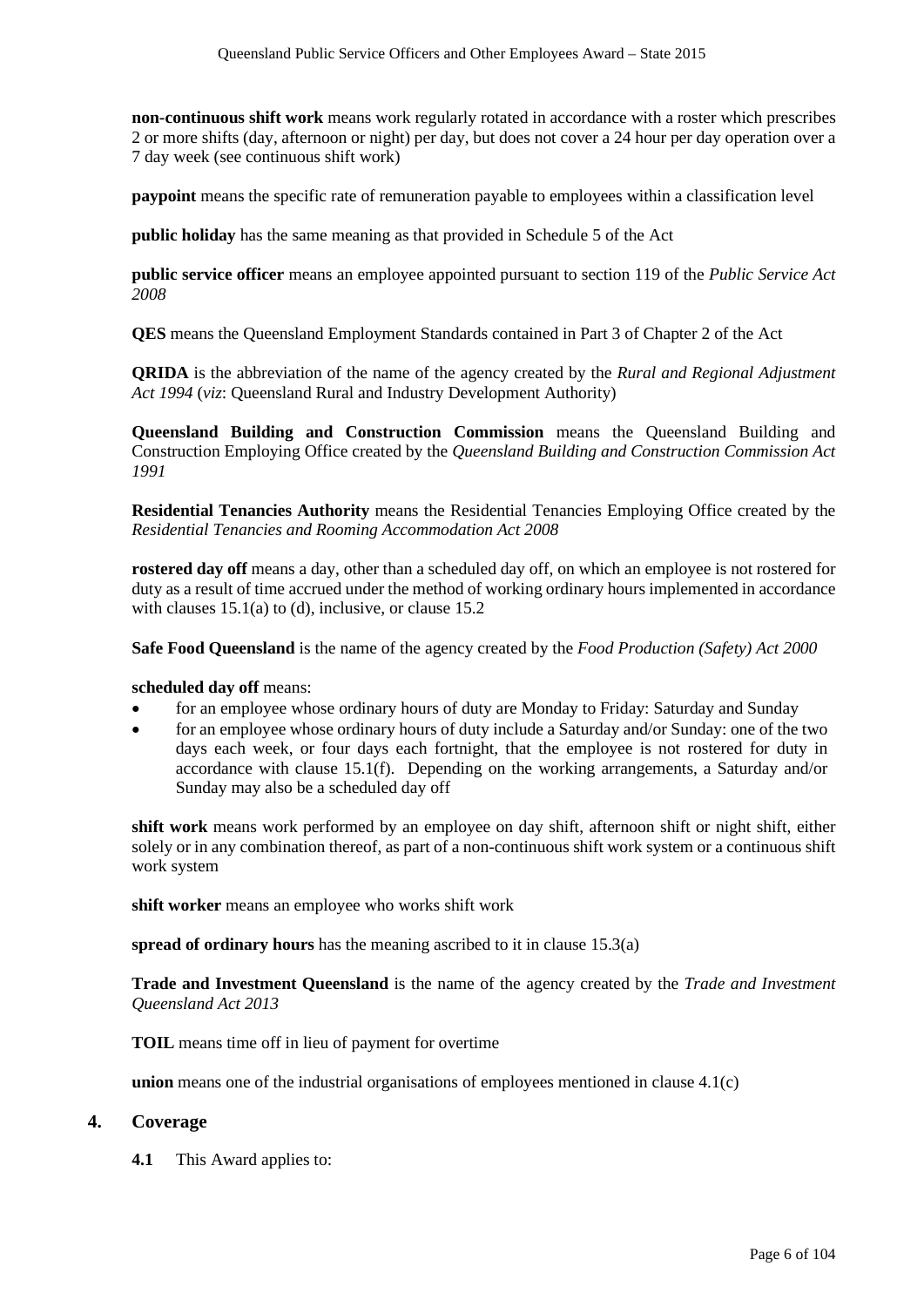**non-continuous shift work** means work regularly rotated in accordance with a roster which prescribes 2 or more shifts (day, afternoon or night) per day, but does not cover a 24 hour per day operation over a 7 day week (see continuous shift work)

**paypoint** means the specific rate of remuneration payable to employees within a classification level

**public holiday** has the same meaning as that provided in Schedule 5 of the Act

**public service officer** means an employee appointed pursuant to section 119 of the *Public Service Act 2008*

**QES** means the Queensland Employment Standards contained in Part 3 of Chapter 2 of the Act

**QRIDA** is the abbreviation of the name of the agency created by the *Rural and Regional Adjustment Act 1994* (*viz*: Queensland Rural and Industry Development Authority)

**Queensland Building and Construction Commission** means the Queensland Building and Construction Employing Office created by the *Queensland Building and Construction Commission Act 1991*

**Residential Tenancies Authority** means the Residential Tenancies Employing Office created by the *Residential Tenancies and Rooming Accommodation Act 2008*

**rostered day off** means a day, other than a scheduled day off, on which an employee is not rostered for duty as a result of time accrued under the method of working ordinary hours implemented in accordance with clauses 15.1(a) to (d), inclusive, or clause 15.2

**Safe Food Queensland** is the name of the agency created by the *Food Production (Safety) Act 2000*

**scheduled day off** means:

- for an employee whose ordinary hours of duty are Monday to Friday: Saturday and Sunday
- for an employee whose ordinary hours of duty include a Saturday and/or Sunday: one of the two days each week, or four days each fortnight, that the employee is not rostered for duty in accordance with clause 15.1(f). Depending on the working arrangements, a Saturday and/or Sunday may also be a scheduled day off

**shift work** means work performed by an employee on day shift, afternoon shift or night shift, either solely or in any combination thereof, as part of a non-continuous shift work system or a continuous shift work system

**shift worker** means an employee who works shift work

**spread of ordinary hours** has the meaning ascribed to it in clause 15.3(a)

**Trade and Investment Queensland** is the name of the agency created by the *Trade and Investment Queensland Act 2013*

**TOIL** means time off in lieu of payment for overtime

**union** means one of the industrial organisations of employees mentioned in clause 4.1(c)

## 4. Coverage

**4.1** This Award applies to: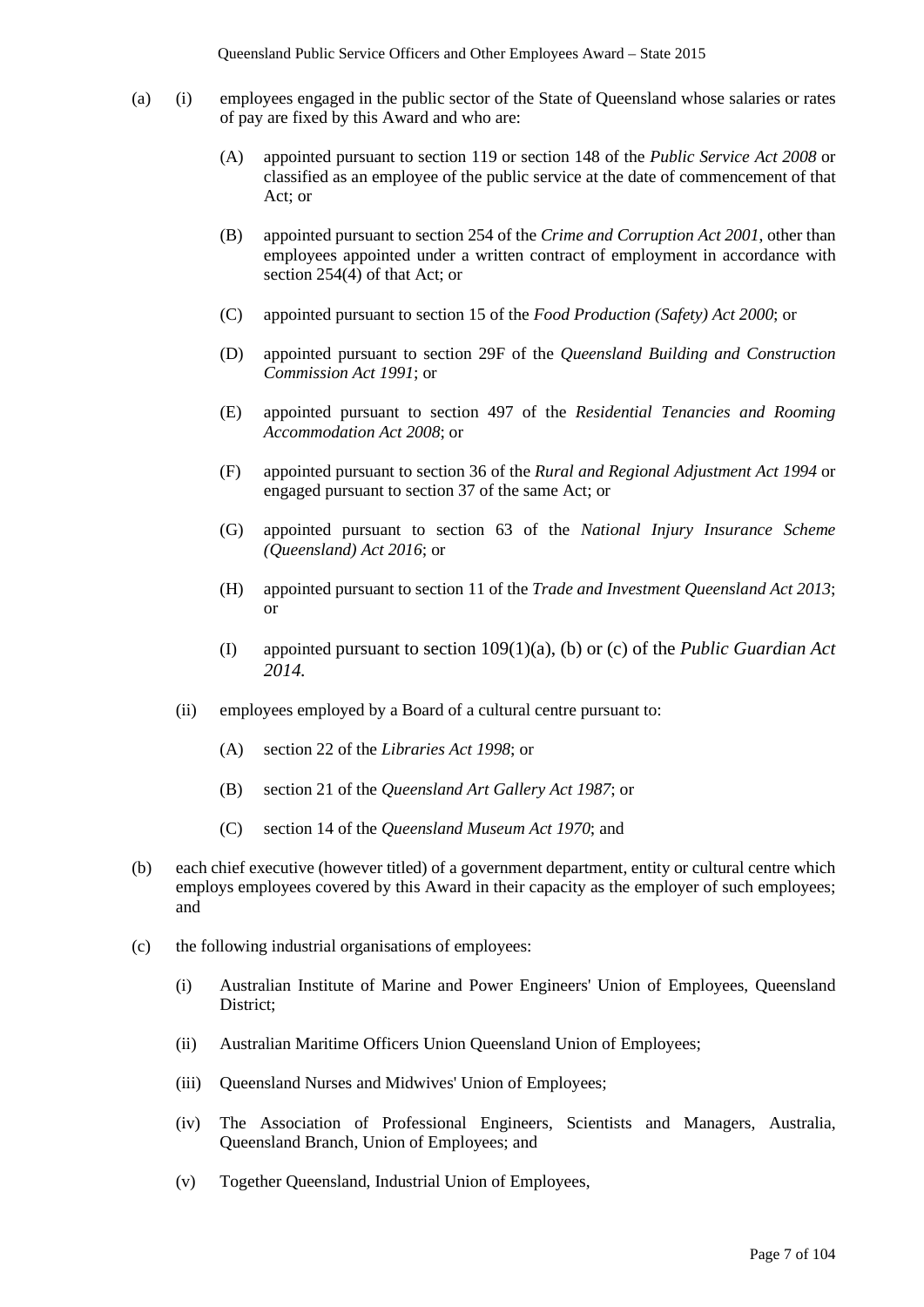(a) (i) employees engaged in the public sector of the State of Queensland whose salaries or rates of pay are fixed by this Award and who are:

(A) appointed pursuant to section 119 or section 148 of the *Public Service Act 2008* or classified as an employee of the public service at the date of commencement of that Act; or

(B) appointed pursuant to section 254 of the *Crime and Corruption Act 2001*, other than employees appointed under a written contract of employment in accordance with section 254(4) of that Act; or

(C) appointed pursuant to section 15 of the *Food Production (Safety) Act 2000*; or

(D) appointed pursuant to section 29F of the *Queensland Building and Construction Commission Act 1991*; or

(E) appointed pursuant to section 497 of the *Residential Tenancies and Rooming Accommodation Act 2008*; or

(F) appointed pursuant to section 36 of the *Rural and Regional Adjustment Act 1994* or engaged pursuant to section 37 of the same Act; or

(G) appointed pursuant to section 63 of the *National Injury Insurance Scheme (Queensland) Act 2016*; or

(H) appointed pursuant to section 11 of the *Trade and Investment Queensland Act 2013*; or

(I) appointed pursuant to section 109(1)(a), (b) or (c) of the *Public Guardian Act 2014.*

(ii) employees employed by a Board of a cultural centre pursuant to:

(A) section 22 of the *Libraries Act 1998*; or

(B) section 21 of the *Queensland Art Gallery Act 1987*; or

(C) section 14 of the *Queensland Museum Act 1970*; and

(b) each chief executive (however titled) of a government department, entity or cultural centre which employs employees covered by this Award in their capacity as the employer of such employees; and

(c) the following industrial organisations of employees:

(i) Australian Institute of Marine and Power Engineers' Union of Employees, Queensland District;

(ii) Australian Maritime Officers Union Queensland Union of Employees;

(iii) Queensland Nurses and Midwives' Union of Employees;

(iv) The Association of Professional Engineers, Scientists and Managers, Australia, Queensland Branch, Union of Employees; and

(v) Together Queensland, Industrial Union of Employees,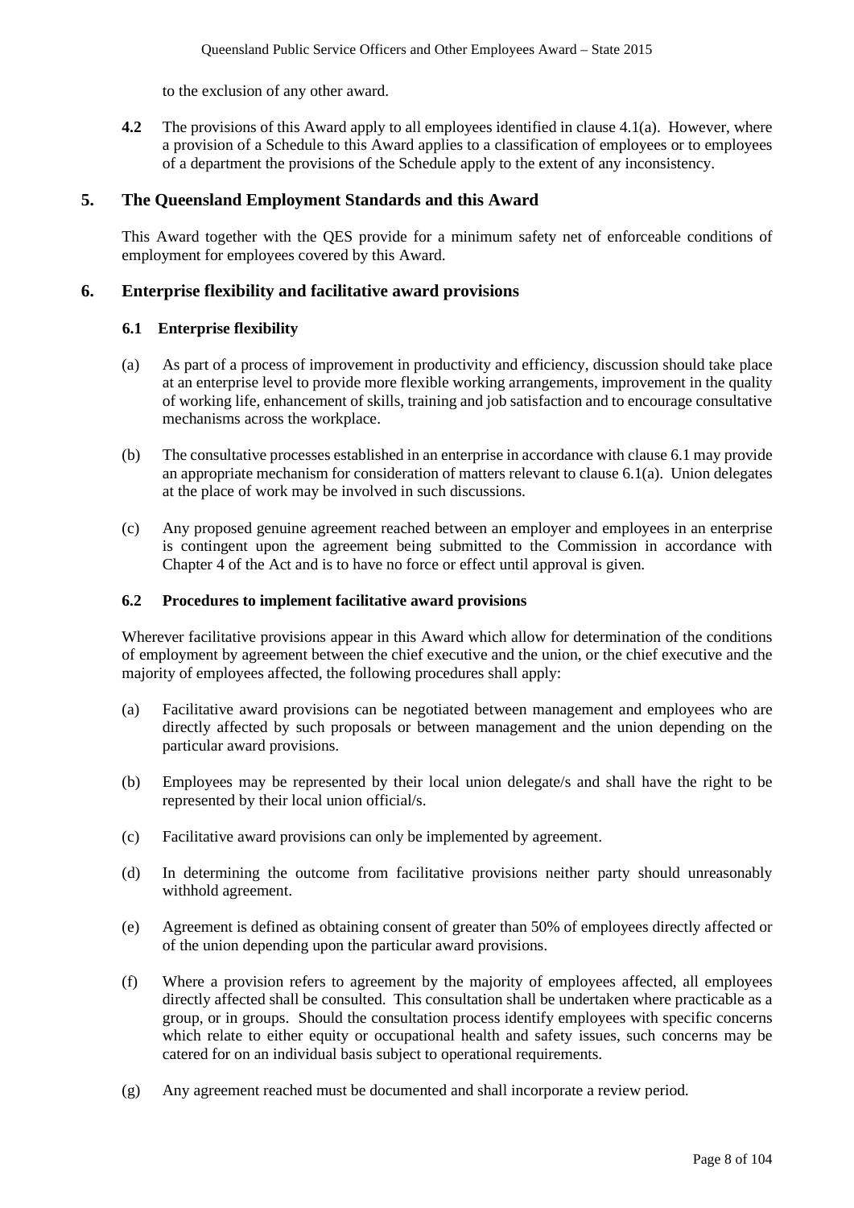to the exclusion of any other award.

**4.2** The provisions of this Award apply to all employees identified in clause 4.1(a). However, where a provision of a Schedule to this Award applies to a classification of employees or to employees of a department the provisions of the Schedule apply to the extent of any inconsistency.

## 5. The Queensland Employment Standards and this Award

This Award together with the QES provide for a minimum safety net of enforceable conditions of employment for employees covered by this Award.

## 6. Enterprise flexibility and facilitative award provisions

### 6.1 Enterprise flexibility

(a) As part of a process of improvement in productivity and efficiency, discussion should take place at an enterprise level to provide more flexible working arrangements, improvement in the quality of working life, enhancement of skills, training and job satisfaction and to encourage consultative mechanisms across the workplace.

(b) The consultative processes established in an enterprise in accordance with clause 6.1 may provide an appropriate mechanism for consideration of matters relevant to clause 6.1(a). Union delegates at the place of work may be involved in such discussions.

(c) Any proposed genuine agreement reached between an employer and employees in an enterprise is contingent upon the agreement being submitted to the Commission in accordance with Chapter 4 of the Act and is to have no force or effect until approval is given.

### 6.2 Procedures to implement facilitative award provisions

Wherever facilitative provisions appear in this Award which allow for determination of the conditions of employment by agreement between the chief executive and the union, or the chief executive and the majority of employees affected, the following procedures shall apply:

(a) Facilitative award provisions can be negotiated between management and employees who are directly affected by such proposals or between management and the union depending on the particular award provisions.

(b) Employees may be represented by their local union delegate/s and shall have the right to be represented by their local union official/s.

(c) Facilitative award provisions can only be implemented by agreement.

(d) In determining the outcome from facilitative provisions neither party should unreasonably withhold agreement.

(e) Agreement is defined as obtaining consent of greater than 50% of employees directly affected or of the union depending upon the particular award provisions.

(f) Where a provision refers to agreement by the majority of employees affected, all employees directly affected shall be consulted. This consultation shall be undertaken where practicable as a group, or in groups. Should the consultation process identify employees with specific concerns which relate to either equity or occupational health and safety issues, such concerns may be catered for on an individual basis subject to operational requirements.

(g) Any agreement reached must be documented and shall incorporate a review period.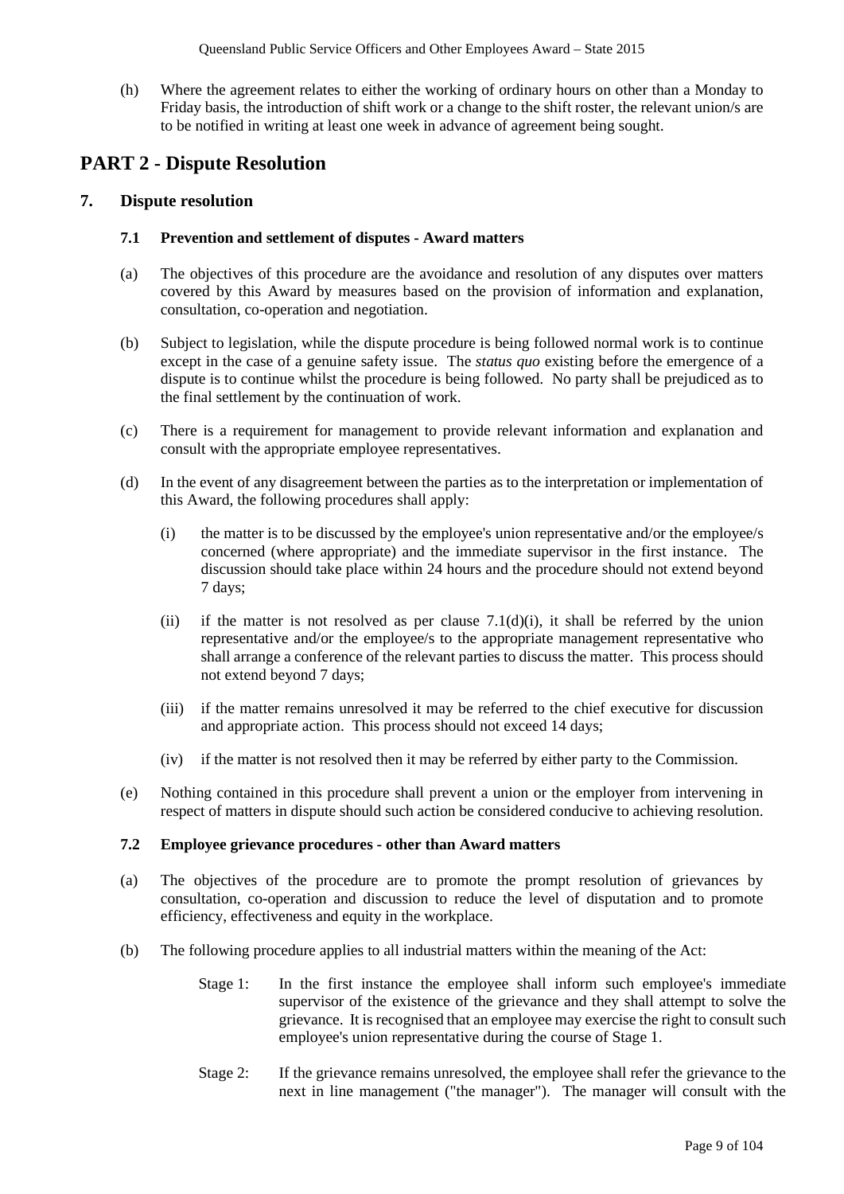(h) Where the agreement relates to either the working of ordinary hours on other than a Monday to Friday basis, the introduction of shift work or a change to the shift roster, the relevant union/s are to be notified in writing at least one week in advance of agreement being sought.

# PART 2 - Dispute Resolution

## 7. Dispute resolution

### 7.1 Prevention and settlement of disputes - Award matters

(a) The objectives of this procedure are the avoidance and resolution of any disputes over matters covered by this Award by measures based on the provision of information and explanation, consultation, co-operation and negotiation.

(b) Subject to legislation, while the dispute procedure is being followed normal work is to continue except in the case of a genuine safety issue. The *status quo* existing before the emergence of a dispute is to continue whilst the procedure is being followed. No party shall be prejudiced as to the final settlement by the continuation of work.

(c) There is a requirement for management to provide relevant information and explanation and consult with the appropriate employee representatives.

(d) In the event of any disagreement between the parties as to the interpretation or implementation of this Award, the following procedures shall apply:

   (i) the matter is to be discussed by the employee's union representative and/or the employee/s concerned (where appropriate) and the immediate supervisor in the first instance. The discussion should take place within 24 hours and the procedure should not extend beyond 7 days;

   (ii) if the matter is not resolved as per clause 7.1(d)(i), it shall be referred by the union representative and/or the employee/s to the appropriate management representative who shall arrange a conference of the relevant parties to discuss the matter. This process should not extend beyond 7 days;

   (iii) if the matter remains unresolved it may be referred to the chief executive for discussion and appropriate action. This process should not exceed 14 days;

   (iv) if the matter is not resolved then it may be referred by either party to the Commission.

(e) Nothing contained in this procedure shall prevent a union or the employer from intervening in respect of matters in dispute should such action be considered conducive to achieving resolution.

### 7.2 Employee grievance procedures - other than Award matters

(a) The objectives of the procedure are to promote the prompt resolution of grievances by consultation, co-operation and discussion to reduce the level of disputation and to promote efficiency, effectiveness and equity in the workplace.

(b) The following procedure applies to all industrial matters within the meaning of the Act:

   Stage 1: In the first instance the employee shall inform such employee's immediate supervisor of the existence of the grievance and they shall attempt to solve the grievance. It is recognised that an employee may exercise the right to consult such employee's union representative during the course of Stage 1.

   Stage 2: If the grievance remains unresolved, the employee shall refer the grievance to the next in line management ("the manager"). The manager will consult with the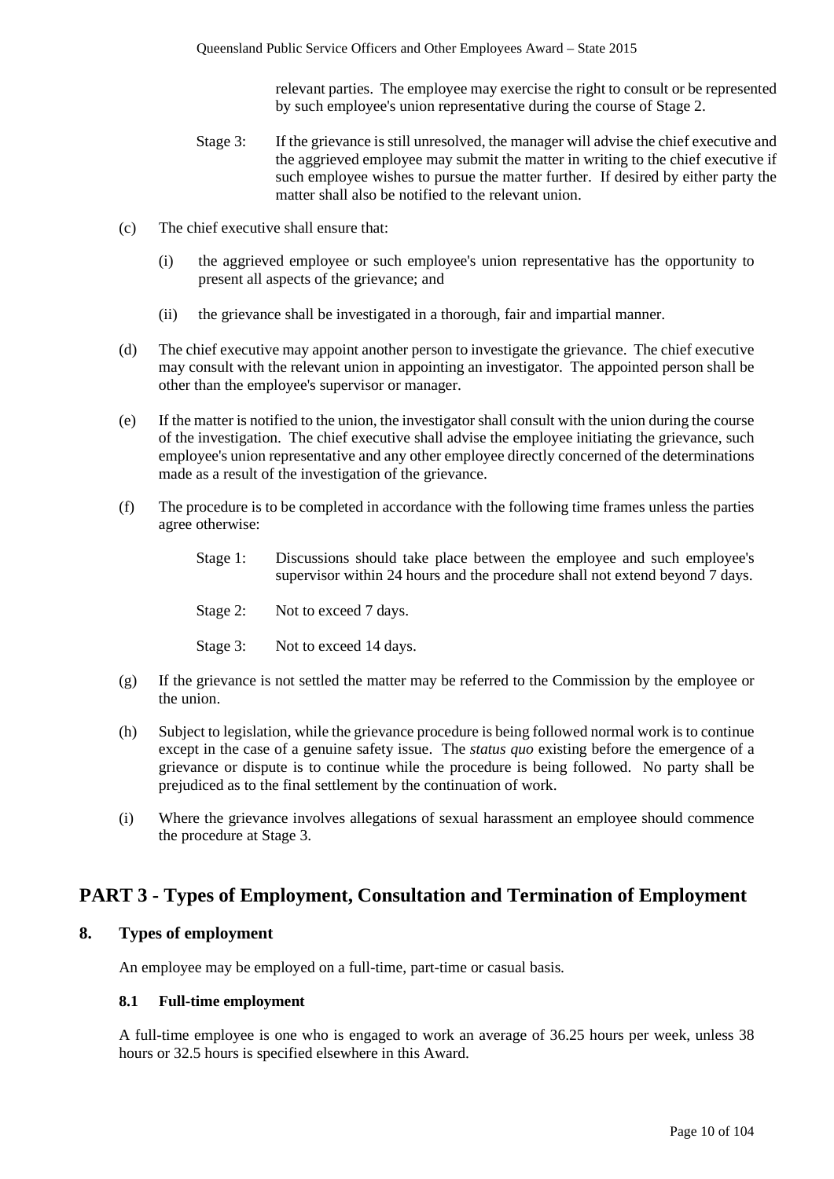relevant parties. The employee may exercise the right to consult or be represented by such employee's union representative during the course of Stage 2.

Stage 3: If the grievance is still unresolved, the manager will advise the chief executive and the aggrieved employee may submit the matter in writing to the chief executive if such employee wishes to pursue the matter further. If desired by either party the matter shall also be notified to the relevant union.

(c) The chief executive shall ensure that:

(i) the aggrieved employee or such employee's union representative has the opportunity to present all aspects of the grievance; and

(ii) the grievance shall be investigated in a thorough, fair and impartial manner.

(d) The chief executive may appoint another person to investigate the grievance. The chief executive may consult with the relevant union in appointing an investigator. The appointed person shall be other than the employee's supervisor or manager.

(e) If the matter is notified to the union, the investigator shall consult with the union during the course of the investigation. The chief executive shall advise the employee initiating the grievance, such employee's union representative and any other employee directly concerned of the determinations made as a result of the investigation of the grievance.

(f) The procedure is to be completed in accordance with the following time frames unless the parties agree otherwise:

Stage 1: Discussions should take place between the employee and such employee's supervisor within 24 hours and the procedure shall not extend beyond 7 days.

Stage 2: Not to exceed 7 days.

Stage 3: Not to exceed 14 days.

(g) If the grievance is not settled the matter may be referred to the Commission by the employee or the union.

(h) Subject to legislation, while the grievance procedure is being followed normal work is to continue except in the case of a genuine safety issue. The *status quo* existing before the emergence of a grievance or dispute is to continue while the procedure is being followed. No party shall be prejudiced as to the final settlement by the continuation of work.

(i) Where the grievance involves allegations of sexual harassment an employee should commence the procedure at Stage 3.

# PART 3 - Types of Employment, Consultation and Termination of Employment

## 8. Types of employment

An employee may be employed on a full-time, part-time or casual basis.

### 8.1 Full-time employment

A full-time employee is one who is engaged to work an average of 36.25 hours per week, unless 38 hours or 32.5 hours is specified elsewhere in this Award.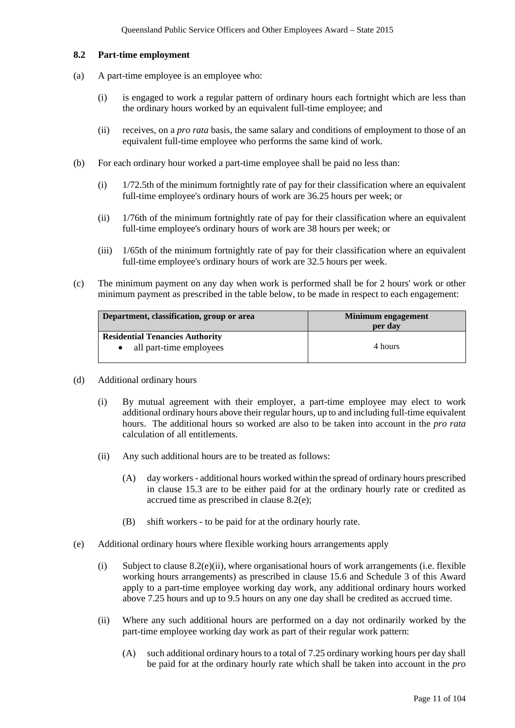### 8.2 Part-time employment

(a) A part-time employee is an employee who:

(i) is engaged to work a regular pattern of ordinary hours each fortnight which are less than the ordinary hours worked by an equivalent full-time employee; and

(ii) receives, on a *pro rata* basis, the same salary and conditions of employment to those of an equivalent full-time employee who performs the same kind of work.

(b) For each ordinary hour worked a part-time employee shall be paid no less than:

(i) 1/72.5th of the minimum fortnightly rate of pay for their classification where an equivalent full-time employee's ordinary hours of work are 36.25 hours per week; or

(ii) 1/76th of the minimum fortnightly rate of pay for their classification where an equivalent full-time employee's ordinary hours of work are 38 hours per week; or

(iii) 1/65th of the minimum fortnightly rate of pay for their classification where an equivalent full-time employee's ordinary hours of work are 32.5 hours per week.

(c) The minimum payment on any day when work is performed shall be for 2 hours' work or other minimum payment as prescribed in the table below, to be made in respect to each engagement:

| Department, classification, group or area | Minimum engagement per day |
|---|---|
| **Residential Tenancies Authority**<br>• all part-time employees | 4 hours |

(d) Additional ordinary hours

(i) By mutual agreement with their employer, a part-time employee may elect to work additional ordinary hours above their regular hours, up to and including full-time equivalent hours. The additional hours so worked are also to be taken into account in the *pro rata* calculation of all entitlements.

(ii) Any such additional hours are to be treated as follows:

(A) day workers - additional hours worked within the spread of ordinary hours prescribed in clause 15.3 are to be either paid for at the ordinary hourly rate or credited as accrued time as prescribed in clause 8.2(e);

(B) shift workers - to be paid for at the ordinary hourly rate.

(e) Additional ordinary hours where flexible working hours arrangements apply

(i) Subject to clause 8.2(e)(ii), where organisational hours of work arrangements (i.e. flexible working hours arrangements) as prescribed in clause 15.6 and Schedule 3 of this Award apply to a part-time employee working day work, any additional ordinary hours worked above 7.25 hours and up to 9.5 hours on any one day shall be credited as accrued time.

(ii) Where any such additional hours are performed on a day not ordinarily worked by the part-time employee working day work as part of their regular work pattern:

(A) such additional ordinary hours to a total of 7.25 ordinary working hours per day shall be paid for at the ordinary hourly rate which shall be taken into account in the *pro*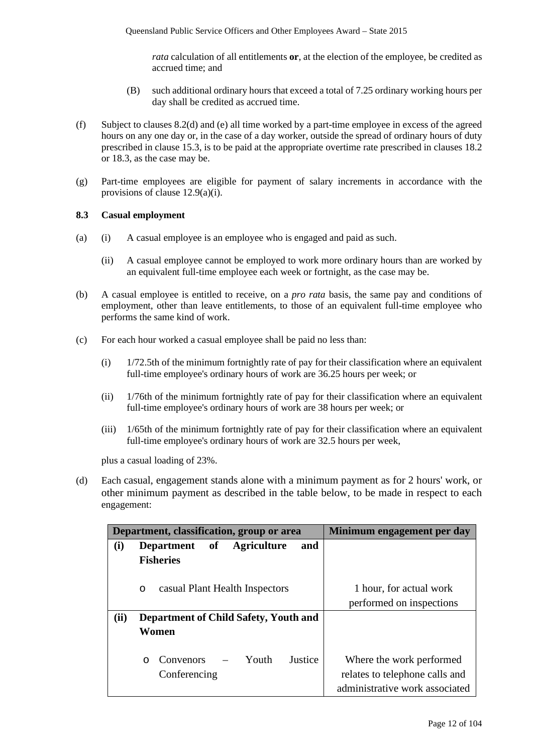*rata* calculation of all entitlements **or**, at the election of the employee, be credited as accrued time; and

(B) such additional ordinary hours that exceed a total of 7.25 ordinary working hours per day shall be credited as accrued time.

(f) Subject to clauses 8.2(d) and (e) all time worked by a part-time employee in excess of the agreed hours on any one day or, in the case of a day worker, outside the spread of ordinary hours of duty prescribed in clause 15.3, is to be paid at the appropriate overtime rate prescribed in clauses 18.2 or 18.3, as the case may be.

(g) Part-time employees are eligible for payment of salary increments in accordance with the provisions of clause 12.9(a)(i).

**8.3 Casual employment**

(a) (i) A casual employee is an employee who is engaged and paid as such.

(ii) A casual employee cannot be employed to work more ordinary hours than are worked by an equivalent full-time employee each week or fortnight, as the case may be.

(b) A casual employee is entitled to receive, on a *pro rata* basis, the same pay and conditions of employment, other than leave entitlements, to those of an equivalent full-time employee who performs the same kind of work.

(c) For each hour worked a casual employee shall be paid no less than:

(i) 1/72.5th of the minimum fortnightly rate of pay for their classification where an equivalent full-time employee's ordinary hours of work are 36.25 hours per week; or

(ii) 1/76th of the minimum fortnightly rate of pay for their classification where an equivalent full-time employee's ordinary hours of work are 38 hours per week; or

(iii) 1/65th of the minimum fortnightly rate of pay for their classification where an equivalent full-time employee's ordinary hours of work are 32.5 hours per week,

plus a casual loading of 23%.

(d) Each casual, engagement stands alone with a minimum payment as for 2 hours' work, or other minimum payment as described in the table below, to be made in respect to each engagement:

| Department, classification, group or area | Minimum engagement per day |
|---|---|
| **(i) Department of Agriculture and Fisheries** | |
| o casual Plant Health Inspectors | 1 hour, for actual work performed on inspections |
| **(ii) Department of Child Safety, Youth and Women** | |
| o Convenors – Youth Justice Conferencing | Where the work performed relates to telephone calls and administrative work associated |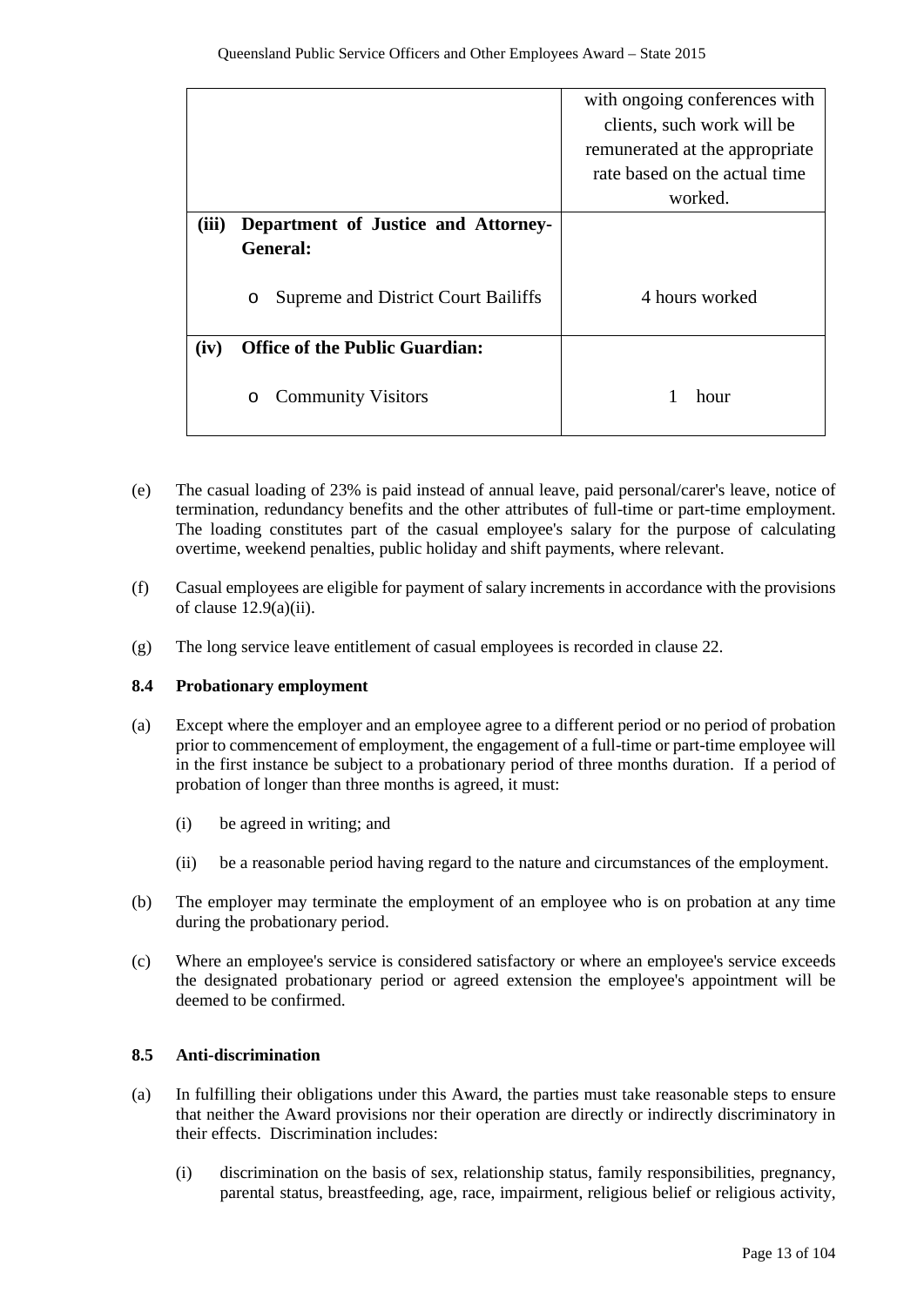| | |
|---|---|
| | with ongoing conferences with clients, such work will be remunerated at the appropriate rate based on the actual time worked. |
| **(iii) Department of Justice and Attorney-General:**<br><br>o Supreme and District Court Bailiffs | 4 hours worked |
| **(iv) Office of the Public Guardian:**<br><br>o Community Visitors | 1 hour |

(e) The casual loading of 23% is paid instead of annual leave, paid personal/carer's leave, notice of termination, redundancy benefits and the other attributes of full-time or part-time employment. The loading constitutes part of the casual employee's salary for the purpose of calculating overtime, weekend penalties, public holiday and shift payments, where relevant.

(f) Casual employees are eligible for payment of salary increments in accordance with the provisions of clause 12.9(a)(ii).

(g) The long service leave entitlement of casual employees is recorded in clause 22.

### 8.4 Probationary employment

(a) Except where the employer and an employee agree to a different period or no period of probation prior to commencement of employment, the engagement of a full-time or part-time employee will in the first instance be subject to a probationary period of three months duration. If a period of probation of longer than three months is agreed, it must:

(i) be agreed in writing; and

(ii) be a reasonable period having regard to the nature and circumstances of the employment.

(b) The employer may terminate the employment of an employee who is on probation at any time during the probationary period.

(c) Where an employee's service is considered satisfactory or where an employee's service exceeds the designated probationary period or agreed extension the employee's appointment will be deemed to be confirmed.

### 8.5 Anti-discrimination

(a) In fulfilling their obligations under this Award, the parties must take reasonable steps to ensure that neither the Award provisions nor their operation are directly or indirectly discriminatory in their effects. Discrimination includes:

(i) discrimination on the basis of sex, relationship status, family responsibilities, pregnancy, parental status, breastfeeding, age, race, impairment, religious belief or religious activity,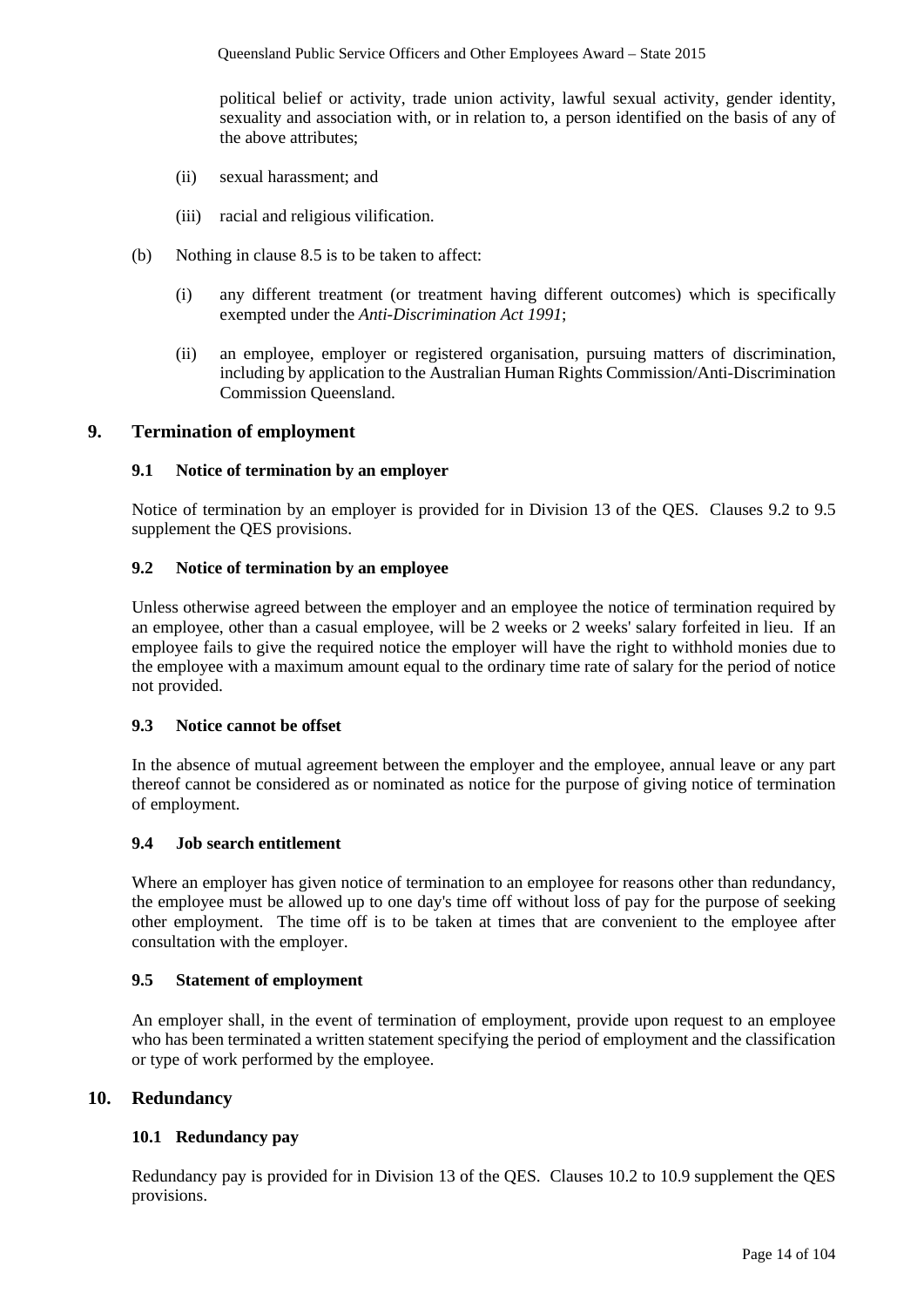political belief or activity, trade union activity, lawful sexual activity, gender identity, sexuality and association with, or in relation to, a person identified on the basis of any of the above attributes;

(ii) sexual harassment; and

(iii) racial and religious vilification.

(b) Nothing in clause 8.5 is to be taken to affect:

(i) any different treatment (or treatment having different outcomes) which is specifically exempted under the *Anti-Discrimination Act 1991*;

(ii) an employee, employer or registered organisation, pursuing matters of discrimination, including by application to the Australian Human Rights Commission/Anti-Discrimination Commission Queensland.

## 9. Termination of employment

### 9.1 Notice of termination by an employer

Notice of termination by an employer is provided for in Division 13 of the QES. Clauses 9.2 to 9.5 supplement the QES provisions.

### 9.2 Notice of termination by an employee

Unless otherwise agreed between the employer and an employee the notice of termination required by an employee, other than a casual employee, will be 2 weeks or 2 weeks' salary forfeited in lieu. If an employee fails to give the required notice the employer will have the right to withhold monies due to the employee with a maximum amount equal to the ordinary time rate of salary for the period of notice not provided.

### 9.3 Notice cannot be offset

In the absence of mutual agreement between the employer and the employee, annual leave or any part thereof cannot be considered as or nominated as notice for the purpose of giving notice of termination of employment.

### 9.4 Job search entitlement

Where an employer has given notice of termination to an employee for reasons other than redundancy, the employee must be allowed up to one day's time off without loss of pay for the purpose of seeking other employment. The time off is to be taken at times that are convenient to the employee after consultation with the employer.

### 9.5 Statement of employment

An employer shall, in the event of termination of employment, provide upon request to an employee who has been terminated a written statement specifying the period of employment and the classification or type of work performed by the employee.

## 10. Redundancy

### 10.1 Redundancy pay

Redundancy pay is provided for in Division 13 of the QES. Clauses 10.2 to 10.9 supplement the QES provisions.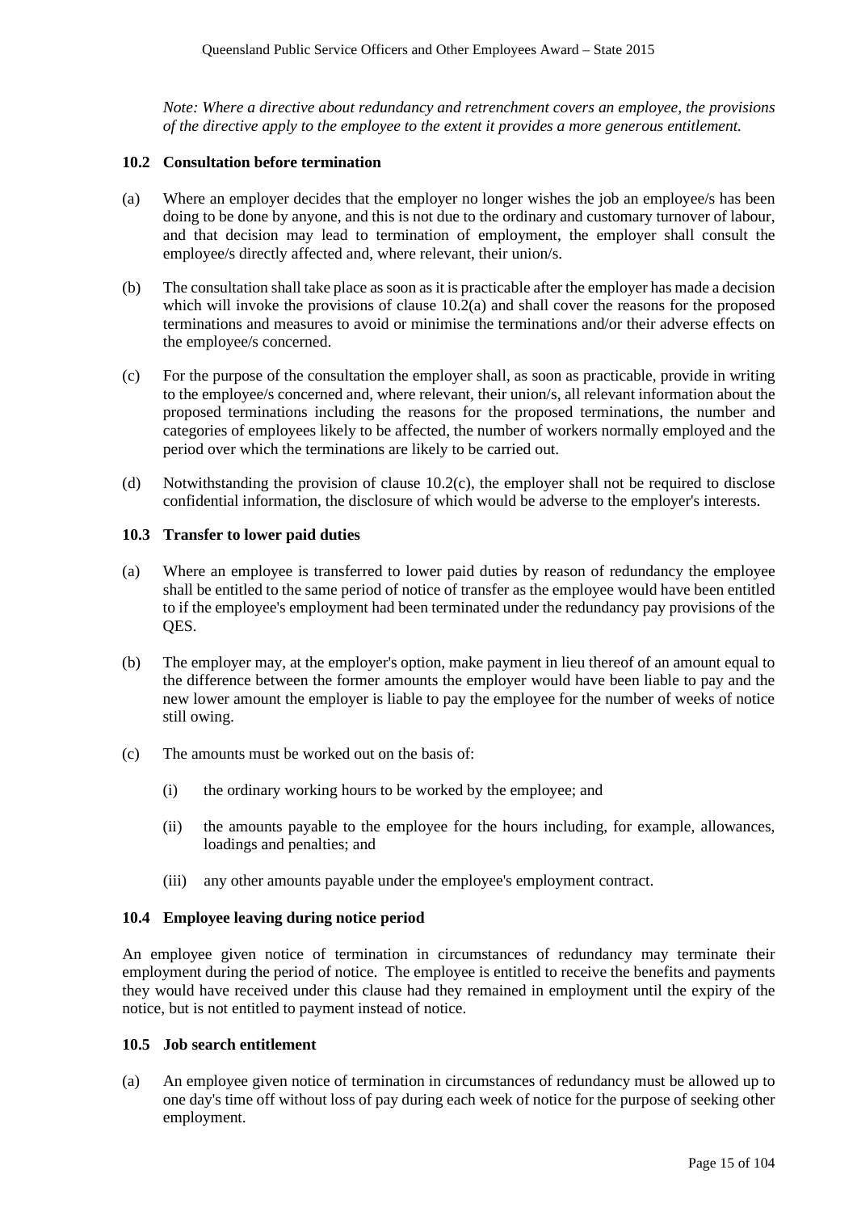*Note: Where a directive about redundancy and retrenchment covers an employee, the provisions of the directive apply to the employee to the extent it provides a more generous entitlement.*

### 10.2 Consultation before termination

(a) Where an employer decides that the employer no longer wishes the job an employee/s has been doing to be done by anyone, and this is not due to the ordinary and customary turnover of labour, and that decision may lead to termination of employment, the employer shall consult the employee/s directly affected and, where relevant, their union/s.

(b) The consultation shall take place as soon as it is practicable after the employer has made a decision which will invoke the provisions of clause 10.2(a) and shall cover the reasons for the proposed terminations and measures to avoid or minimise the terminations and/or their adverse effects on the employee/s concerned.

(c) For the purpose of the consultation the employer shall, as soon as practicable, provide in writing to the employee/s concerned and, where relevant, their union/s, all relevant information about the proposed terminations including the reasons for the proposed terminations, the number and categories of employees likely to be affected, the number of workers normally employed and the period over which the terminations are likely to be carried out.

(d) Notwithstanding the provision of clause 10.2(c), the employer shall not be required to disclose confidential information, the disclosure of which would be adverse to the employer's interests.

### 10.3 Transfer to lower paid duties

(a) Where an employee is transferred to lower paid duties by reason of redundancy the employee shall be entitled to the same period of notice of transfer as the employee would have been entitled to if the employee's employment had been terminated under the redundancy pay provisions of the QES.

(b) The employer may, at the employer's option, make payment in lieu thereof of an amount equal to the difference between the former amounts the employer would have been liable to pay and the new lower amount the employer is liable to pay the employee for the number of weeks of notice still owing.

(c) The amounts must be worked out on the basis of:

(i) the ordinary working hours to be worked by the employee; and

(ii) the amounts payable to the employee for the hours including, for example, allowances, loadings and penalties; and

(iii) any other amounts payable under the employee's employment contract.

### 10.4 Employee leaving during notice period

An employee given notice of termination in circumstances of redundancy may terminate their employment during the period of notice. The employee is entitled to receive the benefits and payments they would have received under this clause had they remained in employment until the expiry of the notice, but is not entitled to payment instead of notice.

### 10.5 Job search entitlement

(a) An employee given notice of termination in circumstances of redundancy must be allowed up to one day's time off without loss of pay during each week of notice for the purpose of seeking other employment.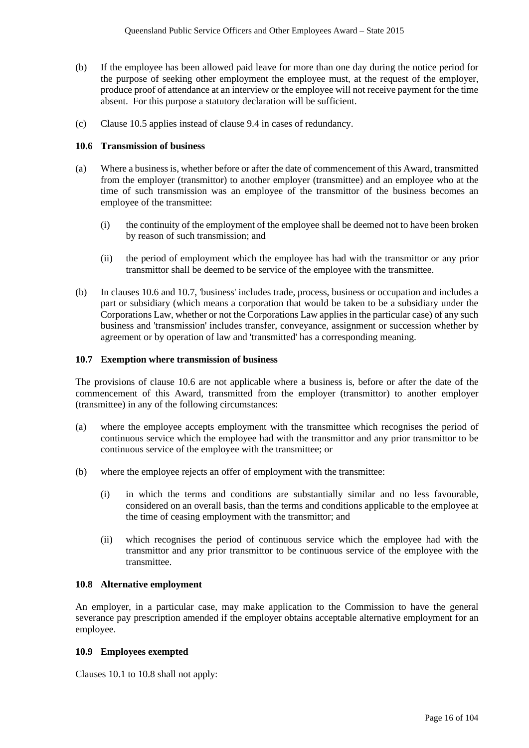(b) If the employee has been allowed paid leave for more than one day during the notice period for the purpose of seeking other employment the employee must, at the request of the employer, produce proof of attendance at an interview or the employee will not receive payment for the time absent. For this purpose a statutory declaration will be sufficient.

(c) Clause 10.5 applies instead of clause 9.4 in cases of redundancy.

### 10.6 Transmission of business

(a) Where a business is, whether before or after the date of commencement of this Award, transmitted from the employer (transmittor) to another employer (transmittee) and an employee who at the time of such transmission was an employee of the transmittor of the business becomes an employee of the transmittee:

 (i) the continuity of the employment of the employee shall be deemed not to have been broken by reason of such transmission; and

 (ii) the period of employment which the employee has had with the transmittor or any prior transmittor shall be deemed to be service of the employee with the transmittee.

(b) In clauses 10.6 and 10.7, 'business' includes trade, process, business or occupation and includes a part or subsidiary (which means a corporation that would be taken to be a subsidiary under the Corporations Law, whether or not the Corporations Law applies in the particular case) of any such business and 'transmission' includes transfer, conveyance, assignment or succession whether by agreement or by operation of law and 'transmitted' has a corresponding meaning.

### 10.7 Exemption where transmission of business

The provisions of clause 10.6 are not applicable where a business is, before or after the date of the commencement of this Award, transmitted from the employer (transmittor) to another employer (transmittee) in any of the following circumstances:

(a) where the employee accepts employment with the transmittee which recognises the period of continuous service which the employee had with the transmittor and any prior transmittor to be continuous service of the employee with the transmittee; or

(b) where the employee rejects an offer of employment with the transmittee:

 (i) in which the terms and conditions are substantially similar and no less favourable, considered on an overall basis, than the terms and conditions applicable to the employee at the time of ceasing employment with the transmittor; and

 (ii) which recognises the period of continuous service which the employee had with the transmittor and any prior transmittor to be continuous service of the employee with the transmittee.

### 10.8 Alternative employment

An employer, in a particular case, may make application to the Commission to have the general severance pay prescription amended if the employer obtains acceptable alternative employment for an employee.

### 10.9 Employees exempted

Clauses 10.1 to 10.8 shall not apply: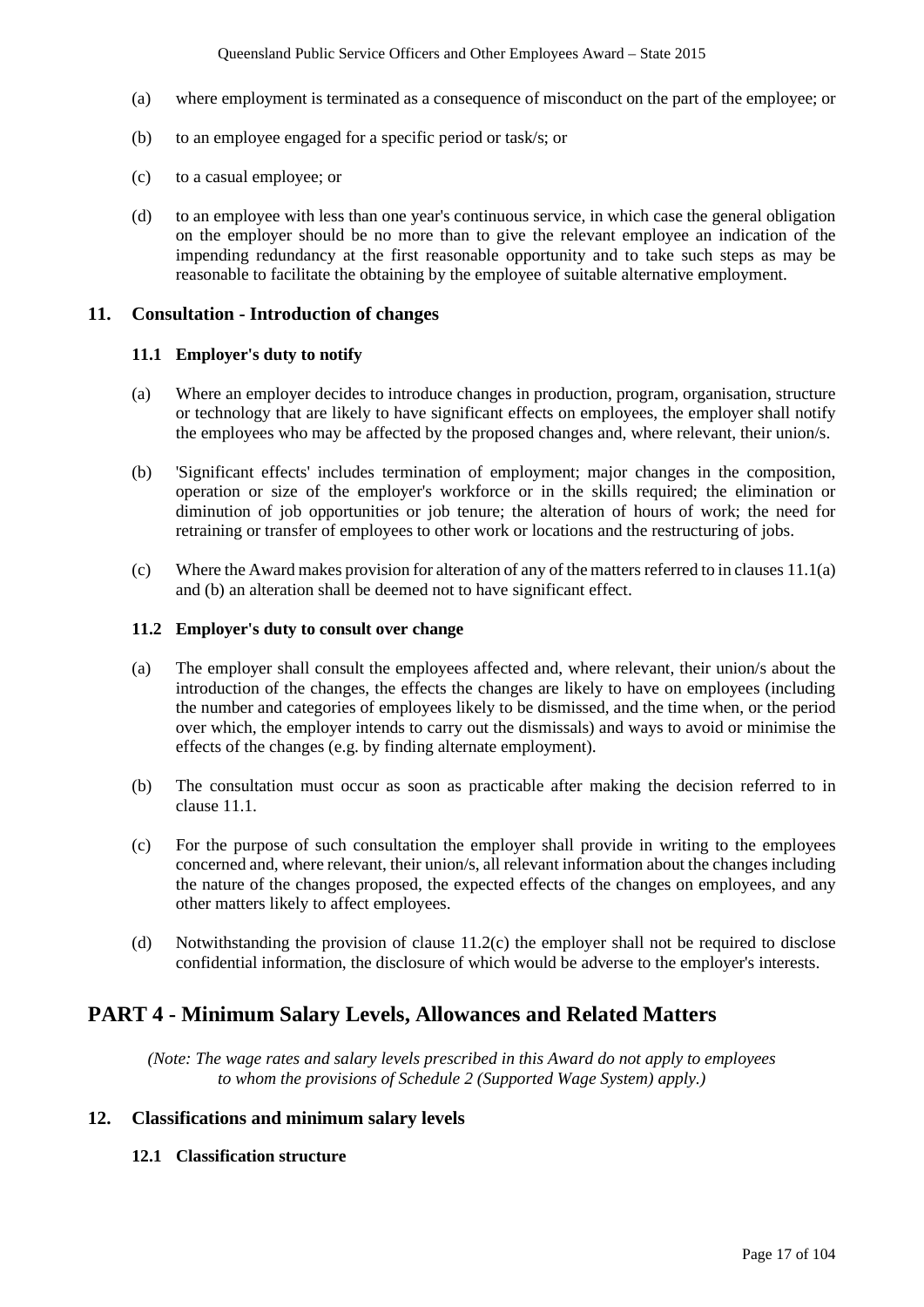(a) where employment is terminated as a consequence of misconduct on the part of the employee; or

(b) to an employee engaged for a specific period or task/s; or

(c) to a casual employee; or

(d) to an employee with less than one year's continuous service, in which case the general obligation on the employer should be no more than to give the relevant employee an indication of the impending redundancy at the first reasonable opportunity and to take such steps as may be reasonable to facilitate the obtaining by the employee of suitable alternative employment.

### 11. Consultation - Introduction of changes

#### 11.1 Employer's duty to notify

(a) Where an employer decides to introduce changes in production, program, organisation, structure or technology that are likely to have significant effects on employees, the employer shall notify the employees who may be affected by the proposed changes and, where relevant, their union/s.

(b) 'Significant effects' includes termination of employment; major changes in the composition, operation or size of the employer's workforce or in the skills required; the elimination or diminution of job opportunities or job tenure; the alteration of hours of work; the need for retraining or transfer of employees to other work or locations and the restructuring of jobs.

(c) Where the Award makes provision for alteration of any of the matters referred to in clauses 11.1(a) and (b) an alteration shall be deemed not to have significant effect.

#### 11.2 Employer's duty to consult over change

(a) The employer shall consult the employees affected and, where relevant, their union/s about the introduction of the changes, the effects the changes are likely to have on employees (including the number and categories of employees likely to be dismissed, and the time when, or the period over which, the employer intends to carry out the dismissals) and ways to avoid or minimise the effects of the changes (e.g. by finding alternate employment).

(b) The consultation must occur as soon as practicable after making the decision referred to in clause 11.1.

(c) For the purpose of such consultation the employer shall provide in writing to the employees concerned and, where relevant, their union/s, all relevant information about the changes including the nature of the changes proposed, the expected effects of the changes on employees, and any other matters likely to affect employees.

(d) Notwithstanding the provision of clause 11.2(c) the employer shall not be required to disclose confidential information, the disclosure of which would be adverse to the employer's interests.

## PART 4 - Minimum Salary Levels, Allowances and Related Matters

*(Note: The wage rates and salary levels prescribed in this Award do not apply to employees to whom the provisions of Schedule 2 (Supported Wage System) apply.)*

### 12. Classifications and minimum salary levels

#### 12.1 Classification structure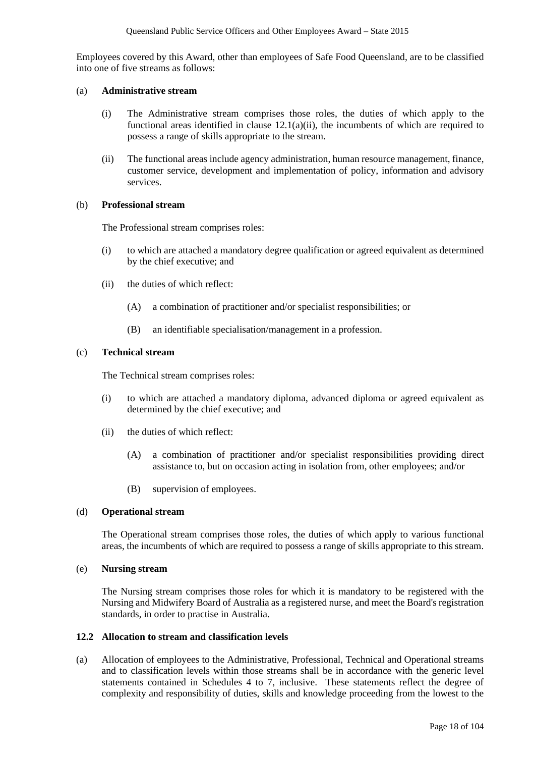Employees covered by this Award, other than employees of Safe Food Queensland, are to be classified into one of five streams as follows:

(a) **Administrative stream**

(i) The Administrative stream comprises those roles, the duties of which apply to the functional areas identified in clause 12.1(a)(ii), the incumbents of which are required to possess a range of skills appropriate to the stream.

(ii) The functional areas include agency administration, human resource management, finance, customer service, development and implementation of policy, information and advisory services.

(b) **Professional stream**

The Professional stream comprises roles:

(i) to which are attached a mandatory degree qualification or agreed equivalent as determined by the chief executive; and

(ii) the duties of which reflect:

(A) a combination of practitioner and/or specialist responsibilities; or

(B) an identifiable specialisation/management in a profession.

(c) **Technical stream**

The Technical stream comprises roles:

(i) to which are attached a mandatory diploma, advanced diploma or agreed equivalent as determined by the chief executive; and

(ii) the duties of which reflect:

(A) a combination of practitioner and/or specialist responsibilities providing direct assistance to, but on occasion acting in isolation from, other employees; and/or

(B) supervision of employees.

(d) **Operational stream**

The Operational stream comprises those roles, the duties of which apply to various functional areas, the incumbents of which are required to possess a range of skills appropriate to this stream.

(e) **Nursing stream**

The Nursing stream comprises those roles for which it is mandatory to be registered with the Nursing and Midwifery Board of Australia as a registered nurse, and meet the Board's registration standards, in order to practise in Australia.

### 12.2 Allocation to stream and classification levels

(a) Allocation of employees to the Administrative, Professional, Technical and Operational streams and to classification levels within those streams shall be in accordance with the generic level statements contained in Schedules 4 to 7, inclusive. These statements reflect the degree of complexity and responsibility of duties, skills and knowledge proceeding from the lowest to the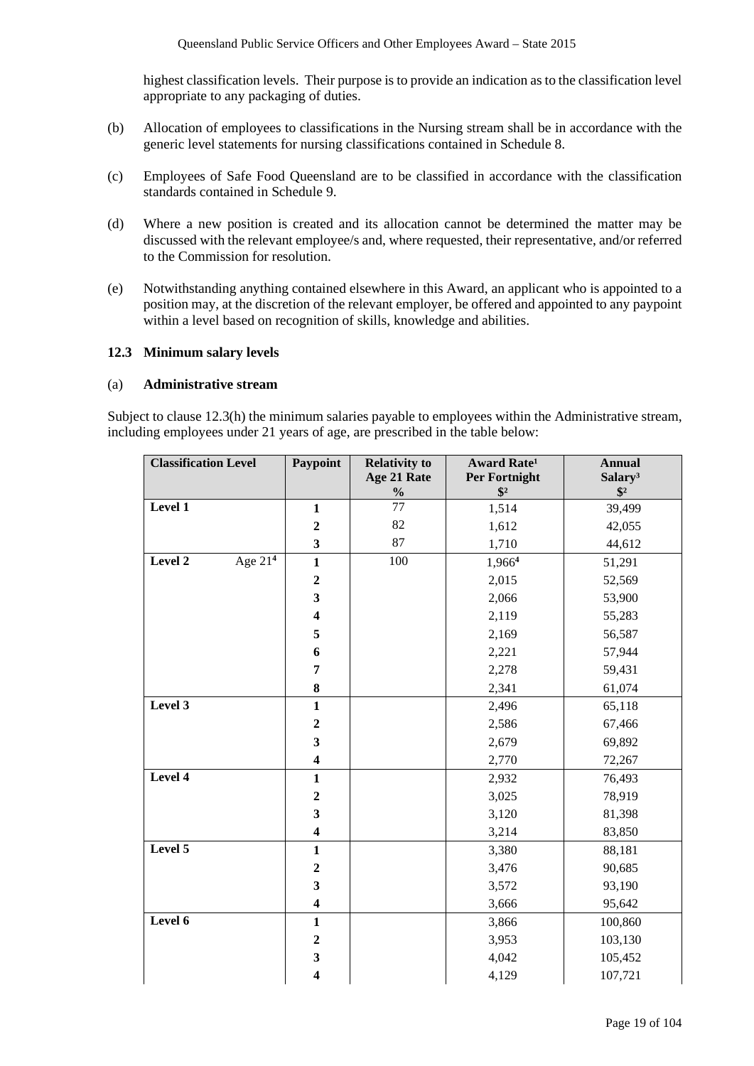highest classification levels. Their purpose is to provide an indication as to the classification level appropriate to any packaging of duties.

(b) Allocation of employees to classifications in the Nursing stream shall be in accordance with the generic level statements for nursing classifications contained in Schedule 8.

(c) Employees of Safe Food Queensland are to be classified in accordance with the classification standards contained in Schedule 9.

(d) Where a new position is created and its allocation cannot be determined the matter may be discussed with the relevant employee/s and, where requested, their representative, and/or referred to the Commission for resolution.

(e) Notwithstanding anything contained elsewhere in this Award, an applicant who is appointed to a position may, at the discretion of the relevant employer, be offered and appointed to any paypoint within a level based on recognition of skills, knowledge and abilities.

### 12.3 Minimum salary levels

(a) **Administrative stream**

Subject to clause 12.3(h) the minimum salaries payable to employees within the Administrative stream, including employees under 21 years of age, are prescribed in the table below:

| Classification Level | Paypoint | Relativity to Age 21 Rate % | Award Rate[1] Per Fortnight $[2] | Annual Salary[3] $[2] |
|---|---|---|---|---|
| **Level 1** | **1** | 77 | 1,514 | 39,499 |
| | **2** | 82 | 1,612 | 42,055 |
| | **3** | 87 | 1,710 | 44,612 |
| **Level 2** Age 21[4] | **1** | 100 | 1,966[4] | 51,291 |
| | **2** | | 2,015 | 52,569 |
| | **3** | | 2,066 | 53,900 |
| | **4** | | 2,119 | 55,283 |
| | **5** | | 2,169 | 56,587 |
| | **6** | | 2,221 | 57,944 |
| | **7** | | 2,278 | 59,431 |
| | **8** | | 2,341 | 61,074 |
| **Level 3** | **1** | | 2,496 | 65,118 |
| | **2** | | 2,586 | 67,466 |
| | **3** | | 2,679 | 69,892 |
| | **4** | | 2,770 | 72,267 |
| **Level 4** | **1** | | 2,932 | 76,493 |
| | **2** | | 3,025 | 78,919 |
| | **3** | | 3,120 | 81,398 |
| | **4** | | 3,214 | 83,850 |
| **Level 5** | **1** | | 3,380 | 88,181 |
| | **2** | | 3,476 | 90,685 |
| | **3** | | 3,572 | 93,190 |
| | **4** | | 3,666 | 95,642 |
| **Level 6** | **1** | | 3,866 | 100,860 |
| | **2** | | 3,953 | 103,130 |
| | **3** | | 4,042 | 105,452 |
| | **4** | | 4,129 | 107,721 |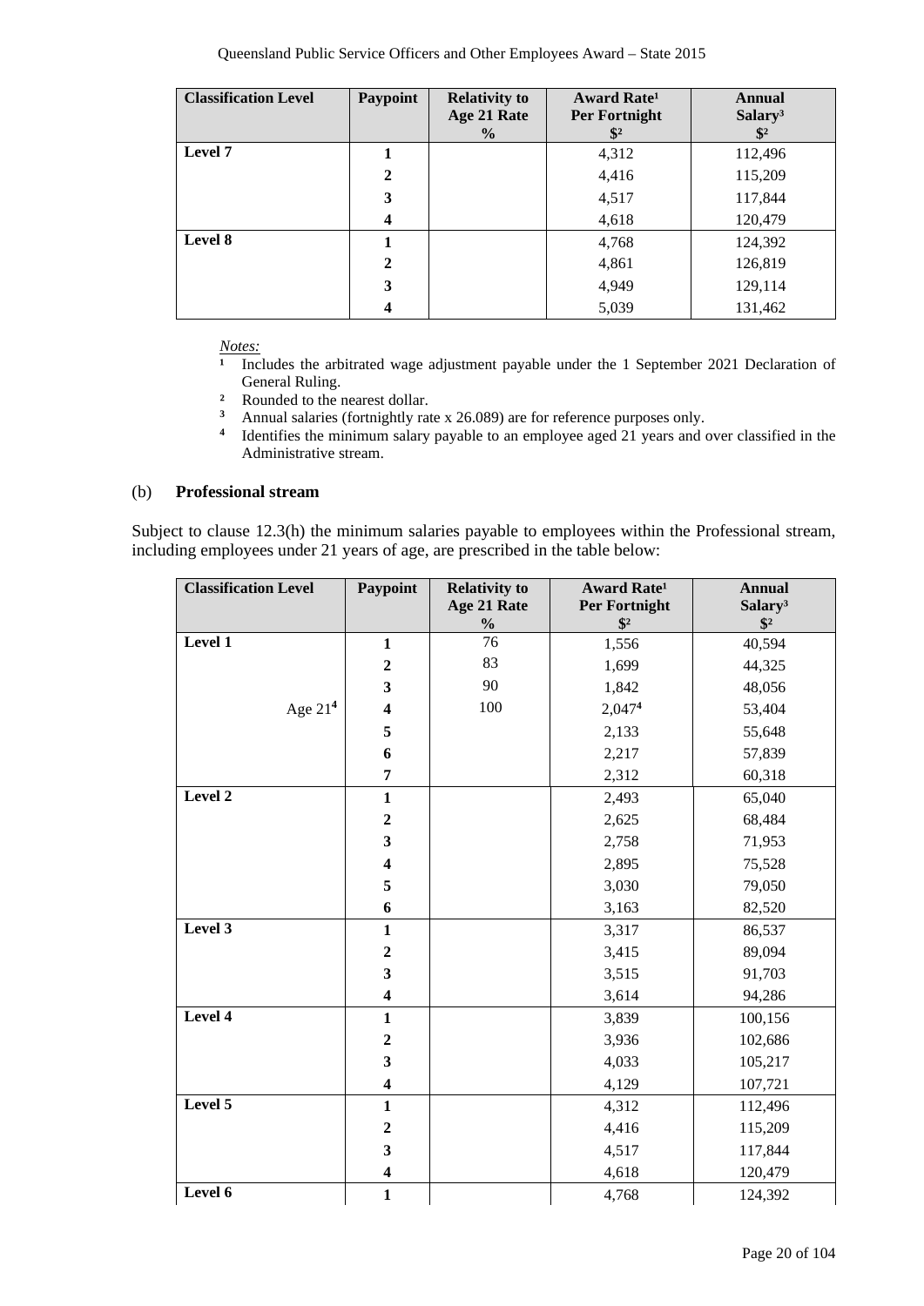| Classification Level | Paypoint | Relativity to Age 21 Rate % | Award Rate[1] Per Fortnight $[2] | Annual Salary[3] $[2] |
|---|---|---|---|---|
| Level 7 | 1 | | 4,312 | 112,496 |
| | 2 | | 4,416 | 115,209 |
| | 3 | | 4,517 | 117,844 |
| | 4 | | 4,618 | 120,479 |
| Level 8 | 1 | | 4,768 | 124,392 |
| | 2 | | 4,861 | 126,819 |
| | 3 | | 4,949 | 129,114 |
| | 4 | | 5,039 | 131,462 |

*Notes:*

[1] Includes the arbitrated wage adjustment payable under the 1 September 2021 Declaration of General Ruling.

[2] Rounded to the nearest dollar.

[3] Annual salaries (fortnightly rate x 26.089) are for reference purposes only.

[4] Identifies the minimum salary payable to an employee aged 21 years and over classified in the Administrative stream.

(b) **Professional stream**

Subject to clause 12.3(h) the minimum salaries payable to employees within the Professional stream, including employees under 21 years of age, are prescribed in the table below:

| Classification Level | Paypoint | Relativity to Age 21 Rate % | Award Rate[1] Per Fortnight $[2] | Annual Salary[3] $[2] |
|---|---|---|---|---|
| Level 1 | 1 | 76 | 1,556 | 40,594 |
| | 2 | 83 | 1,699 | 44,325 |
| | 3 | 90 | 1,842 | 48,056 |
| Age 21[4] | 4 | 100 | 2,047[4] | 53,404 |
| | 5 | | 2,133 | 55,648 |
| | 6 | | 2,217 | 57,839 |
| | 7 | | 2,312 | 60,318 |
| Level 2 | 1 | | 2,493 | 65,040 |
| | 2 | | 2,625 | 68,484 |
| | 3 | | 2,758 | 71,953 |
| | 4 | | 2,895 | 75,528 |
| | 5 | | 3,030 | 79,050 |
| | 6 | | 3,163 | 82,520 |
| Level 3 | 1 | | 3,317 | 86,537 |
| | 2 | | 3,415 | 89,094 |
| | 3 | | 3,515 | 91,703 |
| | 4 | | 3,614 | 94,286 |
| Level 4 | 1 | | 3,839 | 100,156 |
| | 2 | | 3,936 | 102,686 |
| | 3 | | 4,033 | 105,217 |
| | 4 | | 4,129 | 107,721 |
| Level 5 | 1 | | 4,312 | 112,496 |
| | 2 | | 4,416 | 115,209 |
| | 3 | | 4,517 | 117,844 |
| | 4 | | 4,618 | 120,479 |
| Level 6 | 1 | | 4,768 | 124,392 |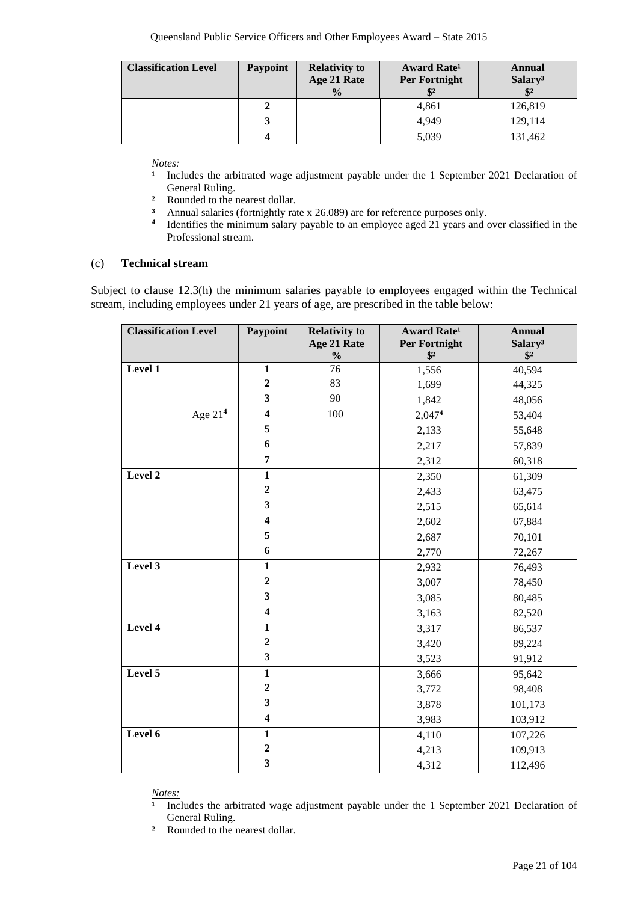| Classification Level | Paypoint | Relativity to Age 21 Rate % | Award Rate[1] Per Fortnight $[2] | Annual Salary[3] $[2] |
|---|---|---|---|---|
| | 2 | | 4,861 | 126,819 |
| | 3 | | 4,949 | 129,114 |
| | 4 | | 5,039 | 131,462 |

*Notes:*

[1] Includes the arbitrated wage adjustment payable under the 1 September 2021 Declaration of General Ruling.

[2] Rounded to the nearest dollar.

[3] Annual salaries (fortnightly rate x 26.089) are for reference purposes only.

[4] Identifies the minimum salary payable to an employee aged 21 years and over classified in the Professional stream.

(c) **Technical stream**

Subject to clause 12.3(h) the minimum salaries payable to employees engaged within the Technical stream, including employees under 21 years of age, are prescribed in the table below:

| Classification Level | Paypoint | Relativity to Age 21 Rate % | Award Rate[1] Per Fortnight $[2] | Annual Salary[3] $[2] |
|---|---|---|---|---|
| **Level 1** | 1 | 76 | 1,556 | 40,594 |
| | 2 | 83 | 1,699 | 44,325 |
| | 3 | 90 | 1,842 | 48,056 |
| Age 21[4] | 4 | 100 | 2,047[4] | 53,404 |
| | 5 | | 2,133 | 55,648 |
| | 6 | | 2,217 | 57,839 |
| | 7 | | 2,312 | 60,318 |
| **Level 2** | 1 | | 2,350 | 61,309 |
| | 2 | | 2,433 | 63,475 |
| | 3 | | 2,515 | 65,614 |
| | 4 | | 2,602 | 67,884 |
| | 5 | | 2,687 | 70,101 |
| | 6 | | 2,770 | 72,267 |
| **Level 3** | 1 | | 2,932 | 76,493 |
| | 2 | | 3,007 | 78,450 |
| | 3 | | 3,085 | 80,485 |
| | 4 | | 3,163 | 82,520 |
| **Level 4** | 1 | | 3,317 | 86,537 |
| | 2 | | 3,420 | 89,224 |
| | 3 | | 3,523 | 91,912 |
| **Level 5** | 1 | | 3,666 | 95,642 |
| | 2 | | 3,772 | 98,408 |
| | 3 | | 3,878 | 101,173 |
| | 4 | | 3,983 | 103,912 |
| **Level 6** | 1 | | 4,110 | 107,226 |
| | 2 | | 4,213 | 109,913 |
| | 3 | | 4,312 | 112,496 |

*Notes:*

[1] Includes the arbitrated wage adjustment payable under the 1 September 2021 Declaration of General Ruling.

[2] Rounded to the nearest dollar.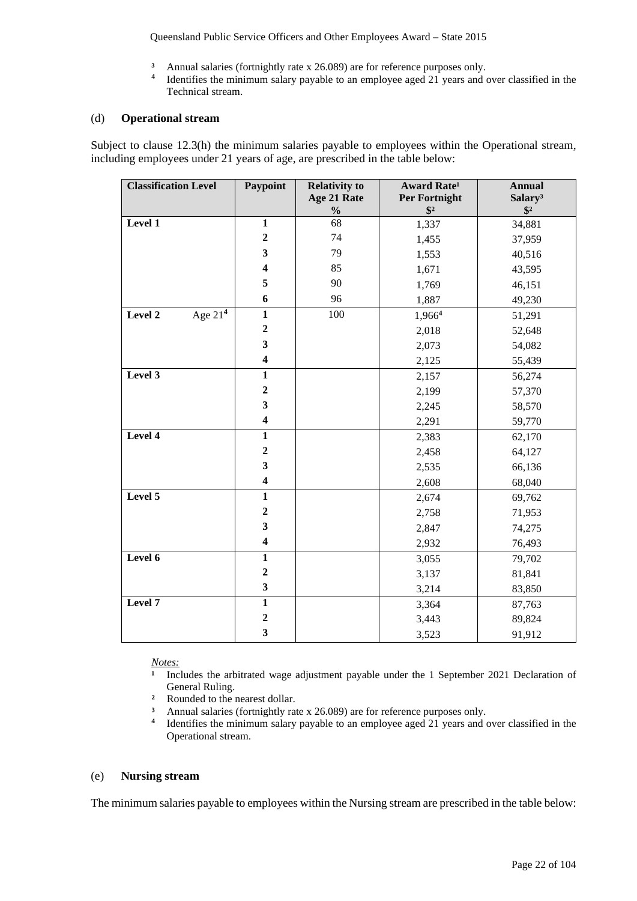3. Annual salaries (fortnightly rate x 26.089) are for reference purposes only.
4. Identifies the minimum salary payable to an employee aged 21 years and over classified in the Technical stream.

(d) **Operational stream**

Subject to clause 12.3(h) the minimum salaries payable to employees within the Operational stream, including employees under 21 years of age, are prescribed in the table below:

| Classification Level | | Paypoint | Relativity to Age 21 Rate % | Award Rate[1] Per Fortnight $[2] | Annual Salary[3] $[2] |
|---|---|---|---|---|---|
| **Level 1** | | **1** | 68 | 1,337 | 34,881 |
| | | **2** | 74 | 1,455 | 37,959 |
| | | **3** | 79 | 1,553 | 40,516 |
| | | **4** | 85 | 1,671 | 43,595 |
| | | **5** | 90 | 1,769 | 46,151 |
| | | **6** | 96 | 1,887 | 49,230 |
| **Level 2** | Age 21[4] | **1** | 100 | 1,966[4] | 51,291 |
| | | **2** | | 2,018 | 52,648 |
| | | **3** | | 2,073 | 54,082 |
| | | **4** | | 2,125 | 55,439 |
| **Level 3** | | **1** | | 2,157 | 56,274 |
| | | **2** | | 2,199 | 57,370 |
| | | **3** | | 2,245 | 58,570 |
| | | **4** | | 2,291 | 59,770 |
| **Level 4** | | **1** | | 2,383 | 62,170 |
| | | **2** | | 2,458 | 64,127 |
| | | **3** | | 2,535 | 66,136 |
| | | **4** | | 2,608 | 68,040 |
| **Level 5** | | **1** | | 2,674 | 69,762 |
| | | **2** | | 2,758 | 71,953 |
| | | **3** | | 2,847 | 74,275 |
| | | **4** | | 2,932 | 76,493 |
| **Level 6** | | **1** | | 3,055 | 79,702 |
| | | **2** | | 3,137 | 81,841 |
| | | **3** | | 3,214 | 83,850 |
| **Level 7** | | **1** | | 3,364 | 87,763 |
| | | **2** | | 3,443 | 89,824 |
| | | **3** | | 3,523 | 91,912 |

*Notes:*

1. Includes the arbitrated wage adjustment payable under the 1 September 2021 Declaration of General Ruling.
2. Rounded to the nearest dollar.
3. Annual salaries (fortnightly rate x 26.089) are for reference purposes only.
4. Identifies the minimum salary payable to an employee aged 21 years and over classified in the Operational stream.

(e) **Nursing stream**

The minimum salaries payable to employees within the Nursing stream are prescribed in the table below: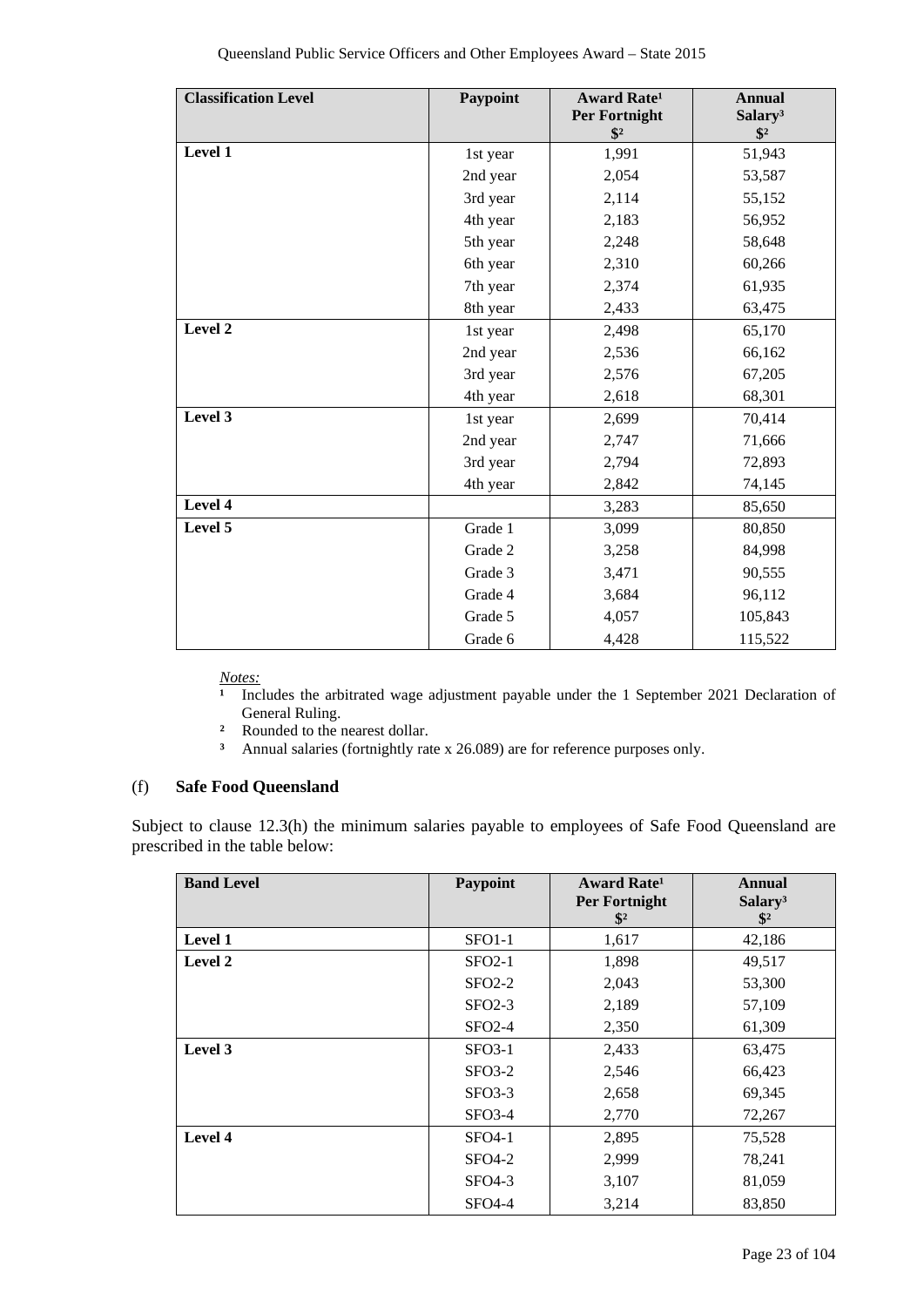| Classification Level | Paypoint | Award Rate[1] Per Fortnight $[2] | Annual Salary[3] $[2] |
|---|---|---|---|
| **Level 1** | 1st year | 1,991 | 51,943 |
| | 2nd year | 2,054 | 53,587 |
| | 3rd year | 2,114 | 55,152 |
| | 4th year | 2,183 | 56,952 |
| | 5th year | 2,248 | 58,648 |
| | 6th year | 2,310 | 60,266 |
| | 7th year | 2,374 | 61,935 |
| | 8th year | 2,433 | 63,475 |
| **Level 2** | 1st year | 2,498 | 65,170 |
| | 2nd year | 2,536 | 66,162 |
| | 3rd year | 2,576 | 67,205 |
| | 4th year | 2,618 | 68,301 |
| **Level 3** | 1st year | 2,699 | 70,414 |
| | 2nd year | 2,747 | 71,666 |
| | 3rd year | 2,794 | 72,893 |
| | 4th year | 2,842 | 74,145 |
| **Level 4** | | 3,283 | 85,650 |
| **Level 5** | Grade 1 | 3,099 | 80,850 |
| | Grade 2 | 3,258 | 84,998 |
| | Grade 3 | 3,471 | 90,555 |
| | Grade 4 | 3,684 | 96,112 |
| | Grade 5 | 4,057 | 105,843 |
| | Grade 6 | 4,428 | 115,522 |

*Notes:*

[1] Includes the arbitrated wage adjustment payable under the 1 September 2021 Declaration of General Ruling.

[2] Rounded to the nearest dollar.

[3] Annual salaries (fortnightly rate x 26.089) are for reference purposes only.

(f) **Safe Food Queensland**

Subject to clause 12.3(h) the minimum salaries payable to employees of Safe Food Queensland are prescribed in the table below:

| Band Level | Paypoint | Award Rate[1] Per Fortnight $[2] | Annual Salary[3] $[2] |
|---|---|---|---|
| **Level 1** | SFO1-1 | 1,617 | 42,186 |
| **Level 2** | SFO2-1 | 1,898 | 49,517 |
| | SFO2-2 | 2,043 | 53,300 |
| | SFO2-3 | 2,189 | 57,109 |
| | SFO2-4 | 2,350 | 61,309 |
| **Level 3** | SFO3-1 | 2,433 | 63,475 |
| | SFO3-2 | 2,546 | 66,423 |
| | SFO3-3 | 2,658 | 69,345 |
| | SFO3-4 | 2,770 | 72,267 |
| **Level 4** | SFO4-1 | 2,895 | 75,528 |
| | SFO4-2 | 2,999 | 78,241 |
| | SFO4-3 | 3,107 | 81,059 |
| | SFO4-4 | 3,214 | 83,850 |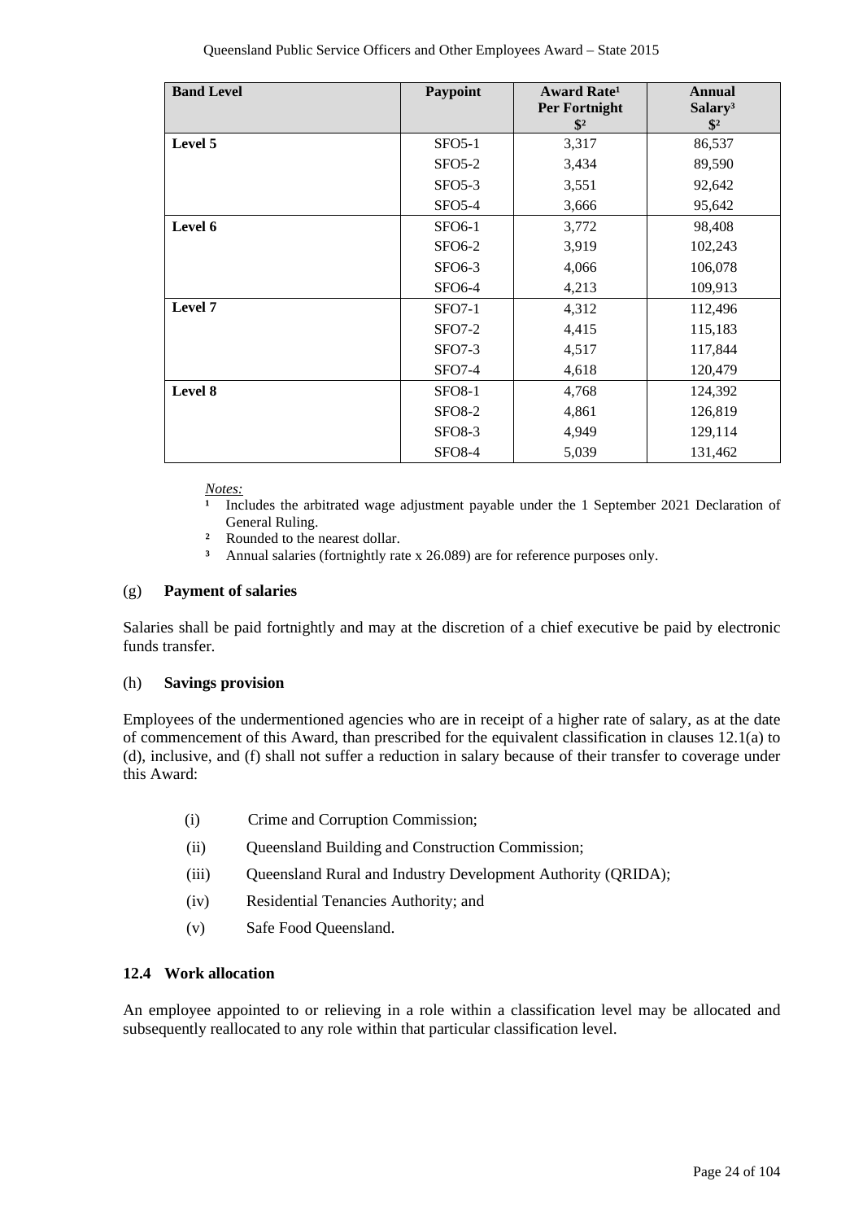| Band Level | Paypoint | Award Rate[1] Per Fortnight $[2] | Annual Salary[3] $[2] |
|---|---|---|---|
| **Level 5** | SFO5-1 | 3,317 | 86,537 |
| | SFO5-2 | 3,434 | 89,590 |
| | SFO5-3 | 3,551 | 92,642 |
| | SFO5-4 | 3,666 | 95,642 |
| **Level 6** | SFO6-1 | 3,772 | 98,408 |
| | SFO6-2 | 3,919 | 102,243 |
| | SFO6-3 | 4,066 | 106,078 |
| | SFO6-4 | 4,213 | 109,913 |
| **Level 7** | SFO7-1 | 4,312 | 112,496 |
| | SFO7-2 | 4,415 | 115,183 |
| | SFO7-3 | 4,517 | 117,844 |
| | SFO7-4 | 4,618 | 120,479 |
| **Level 8** | SFO8-1 | 4,768 | 124,392 |
| | SFO8-2 | 4,861 | 126,819 |
| | SFO8-3 | 4,949 | 129,114 |
| | SFO8-4 | 5,039 | 131,462 |

*Notes:*

[1] Includes the arbitrated wage adjustment payable under the 1 September 2021 Declaration of General Ruling.

[2] Rounded to the nearest dollar.

[3] Annual salaries (fortnightly rate x 26.089) are for reference purposes only.

(g) **Payment of salaries**

Salaries shall be paid fortnightly and may at the discretion of a chief executive be paid by electronic funds transfer.

(h) **Savings provision**

Employees of the undermentioned agencies who are in receipt of a higher rate of salary, as at the date of commencement of this Award, than prescribed for the equivalent classification in clauses 12.1(a) to (d), inclusive, and (f) shall not suffer a reduction in salary because of their transfer to coverage under this Award:

(i) Crime and Corruption Commission;

(ii) Queensland Building and Construction Commission;

(iii) Queensland Rural and Industry Development Authority (QRIDA);

(iv) Residential Tenancies Authority; and

(v) Safe Food Queensland.

### 12.4 Work allocation

An employee appointed to or relieving in a role within a classification level may be allocated and subsequently reallocated to any role within that particular classification level.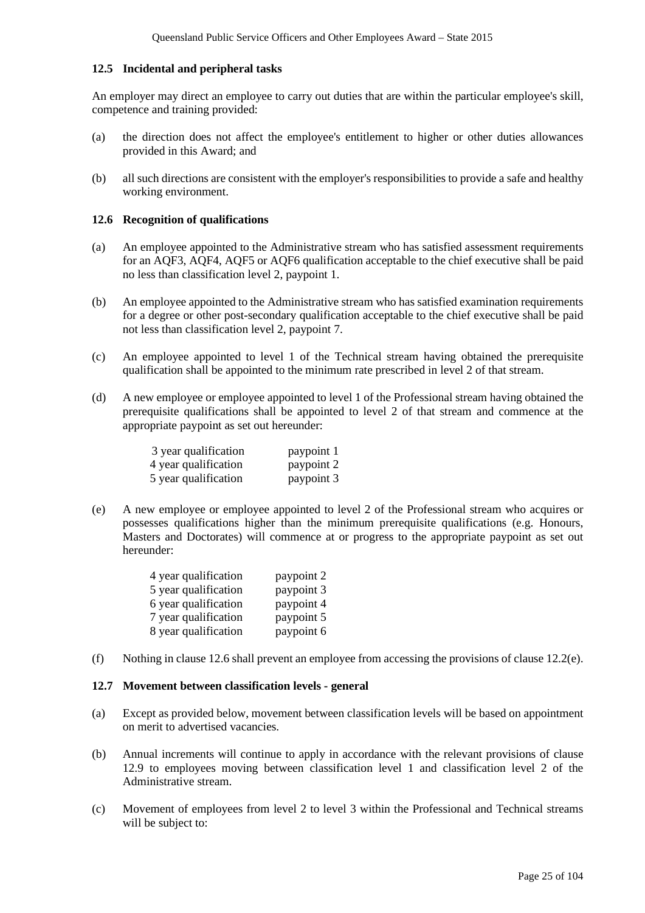### 12.5 Incidental and peripheral tasks

An employer may direct an employee to carry out duties that are within the particular employee's skill, competence and training provided:

(a) the direction does not affect the employee's entitlement to higher or other duties allowances provided in this Award; and

(b) all such directions are consistent with the employer's responsibilities to provide a safe and healthy working environment.

### 12.6 Recognition of qualifications

(a) An employee appointed to the Administrative stream who has satisfied assessment requirements for an AQF3, AQF4, AQF5 or AQF6 qualification acceptable to the chief executive shall be paid no less than classification level 2, paypoint 1.

(b) An employee appointed to the Administrative stream who has satisfied examination requirements for a degree or other post-secondary qualification acceptable to the chief executive shall be paid not less than classification level 2, paypoint 7.

(c) An employee appointed to level 1 of the Technical stream having obtained the prerequisite qualification shall be appointed to the minimum rate prescribed in level 2 of that stream.

(d) A new employee or employee appointed to level 1 of the Professional stream having obtained the prerequisite qualifications shall be appointed to level 2 of that stream and commence at the appropriate paypoint as set out hereunder:

| | |
|---|---|
| 3 year qualification | paypoint 1 |
| 4 year qualification | paypoint 2 |
| 5 year qualification | paypoint 3 |

(e) A new employee or employee appointed to level 2 of the Professional stream who acquires or possesses qualifications higher than the minimum prerequisite qualifications (e.g. Honours, Masters and Doctorates) will commence at or progress to the appropriate paypoint as set out hereunder:

| | |
|---|---|
| 4 year qualification | paypoint 2 |
| 5 year qualification | paypoint 3 |
| 6 year qualification | paypoint 4 |
| 7 year qualification | paypoint 5 |
| 8 year qualification | paypoint 6 |

(f) Nothing in clause 12.6 shall prevent an employee from accessing the provisions of clause 12.2(e).

### 12.7 Movement between classification levels - general

(a) Except as provided below, movement between classification levels will be based on appointment on merit to advertised vacancies.

(b) Annual increments will continue to apply in accordance with the relevant provisions of clause 12.9 to employees moving between classification level 1 and classification level 2 of the Administrative stream.

(c) Movement of employees from level 2 to level 3 within the Professional and Technical streams will be subject to: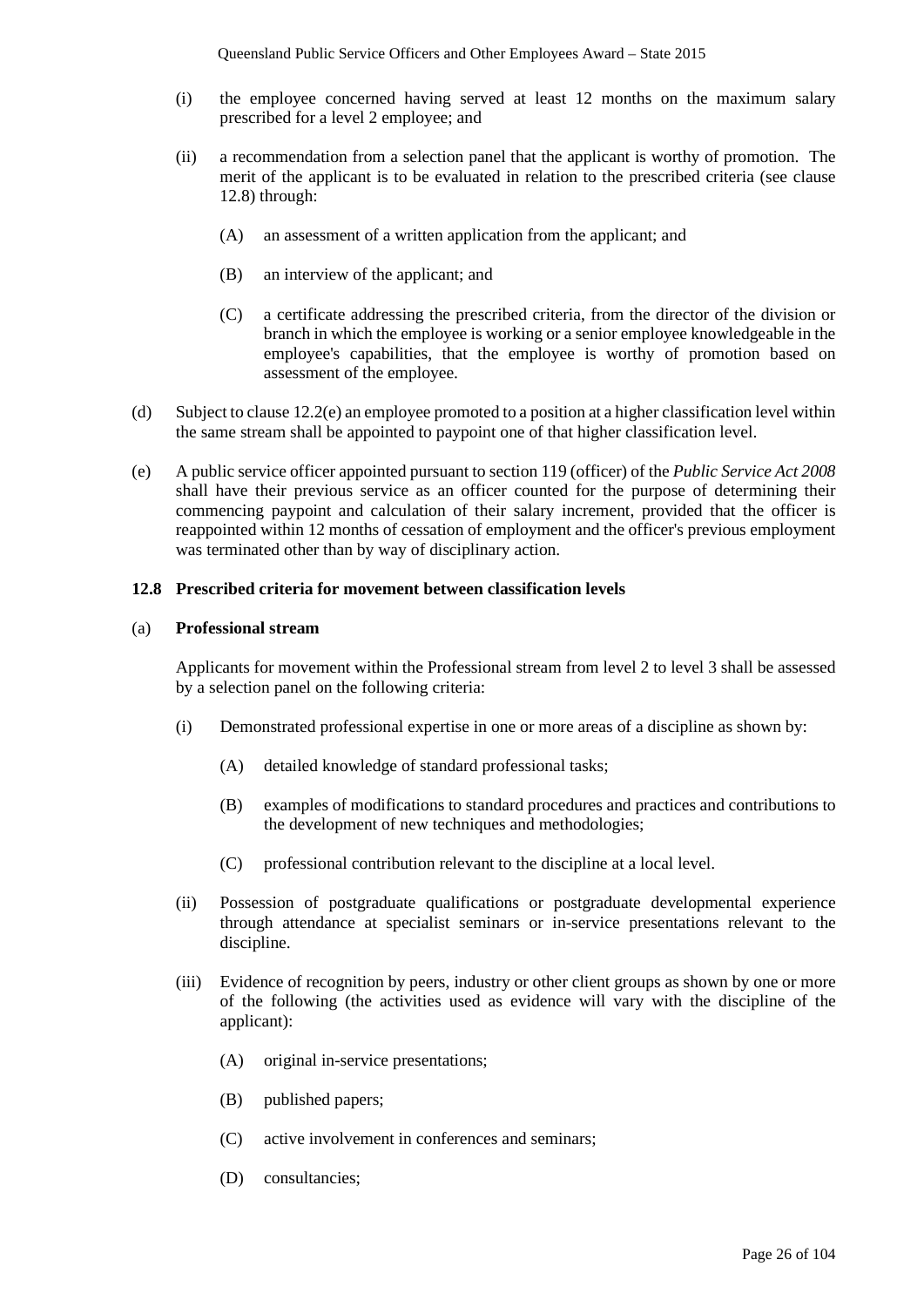(i) the employee concerned having served at least 12 months on the maximum salary prescribed for a level 2 employee; and

(ii) a recommendation from a selection panel that the applicant is worthy of promotion. The merit of the applicant is to be evaluated in relation to the prescribed criteria (see clause 12.8) through:

(A) an assessment of a written application from the applicant; and

(B) an interview of the applicant; and

(C) a certificate addressing the prescribed criteria, from the director of the division or branch in which the employee is working or a senior employee knowledgeable in the employee's capabilities, that the employee is worthy of promotion based on assessment of the employee.

(d) Subject to clause 12.2(e) an employee promoted to a position at a higher classification level within the same stream shall be appointed to paypoint one of that higher classification level.

(e) A public service officer appointed pursuant to section 119 (officer) of the *Public Service Act 2008* shall have their previous service as an officer counted for the purpose of determining their commencing paypoint and calculation of their salary increment, provided that the officer is reappointed within 12 months of cessation of employment and the officer's previous employment was terminated other than by way of disciplinary action.

**12.8 Prescribed criteria for movement between classification levels**

(a) **Professional stream**

Applicants for movement within the Professional stream from level 2 to level 3 shall be assessed by a selection panel on the following criteria:

(i) Demonstrated professional expertise in one or more areas of a discipline as shown by:

(A) detailed knowledge of standard professional tasks;

(B) examples of modifications to standard procedures and practices and contributions to the development of new techniques and methodologies;

(C) professional contribution relevant to the discipline at a local level.

(ii) Possession of postgraduate qualifications or postgraduate developmental experience through attendance at specialist seminars or in-service presentations relevant to the discipline.

(iii) Evidence of recognition by peers, industry or other client groups as shown by one or more of the following (the activities used as evidence will vary with the discipline of the applicant):

(A) original in-service presentations;

(B) published papers;

(C) active involvement in conferences and seminars;

(D) consultancies;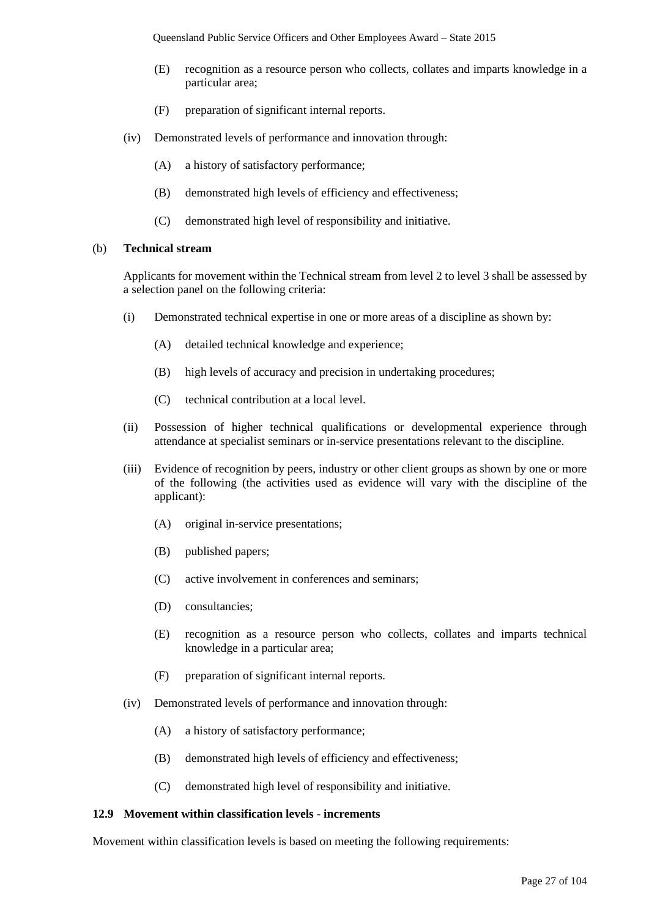(E) recognition as a resource person who collects, collates and imparts knowledge in a particular area;

(F) preparation of significant internal reports.

(iv) Demonstrated levels of performance and innovation through:

(A) a history of satisfactory performance;

(B) demonstrated high levels of efficiency and effectiveness;

(C) demonstrated high level of responsibility and initiative.

(b) **Technical stream**

Applicants for movement within the Technical stream from level 2 to level 3 shall be assessed by a selection panel on the following criteria:

(i) Demonstrated technical expertise in one or more areas of a discipline as shown by:

(A) detailed technical knowledge and experience;

(B) high levels of accuracy and precision in undertaking procedures;

(C) technical contribution at a local level.

(ii) Possession of higher technical qualifications or developmental experience through attendance at specialist seminars or in-service presentations relevant to the discipline.

(iii) Evidence of recognition by peers, industry or other client groups as shown by one or more of the following (the activities used as evidence will vary with the discipline of the applicant):

(A) original in-service presentations;

(B) published papers;

(C) active involvement in conferences and seminars;

(D) consultancies;

(E) recognition as a resource person who collects, collates and imparts technical knowledge in a particular area;

(F) preparation of significant internal reports.

(iv) Demonstrated levels of performance and innovation through:

(A) a history of satisfactory performance;

(B) demonstrated high levels of efficiency and effectiveness;

(C) demonstrated high level of responsibility and initiative.

### 12.9 Movement within classification levels - increments

Movement within classification levels is based on meeting the following requirements: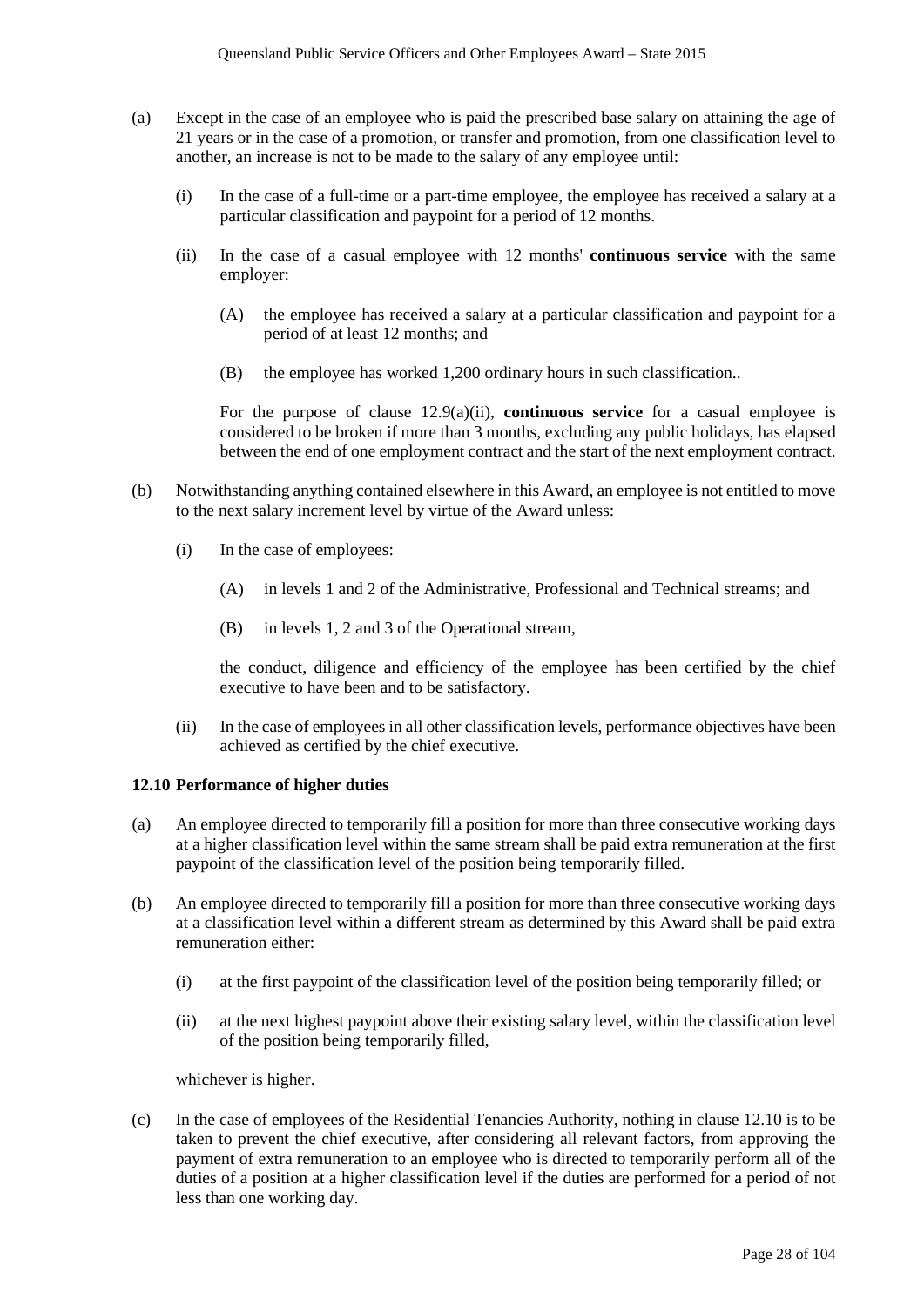(a) Except in the case of an employee who is paid the prescribed base salary on attaining the age of 21 years or in the case of a promotion, or transfer and promotion, from one classification level to another, an increase is not to be made to the salary of any employee until:

  (i) In the case of a full-time or a part-time employee, the employee has received a salary at a particular classification and paypoint for a period of 12 months.

  (ii) In the case of a casual employee with 12 months' **continuous service** with the same employer:

    (A) the employee has received a salary at a particular classification and paypoint for a period of at least 12 months; and

    (B) the employee has worked 1,200 ordinary hours in such classification..

  For the purpose of clause 12.9(a)(ii), **continuous service** for a casual employee is considered to be broken if more than 3 months, excluding any public holidays, has elapsed between the end of one employment contract and the start of the next employment contract.

(b) Notwithstanding anything contained elsewhere in this Award, an employee is not entitled to move to the next salary increment level by virtue of the Award unless:

  (i) In the case of employees:

    (A) in levels 1 and 2 of the Administrative, Professional and Technical streams; and

    (B) in levels 1, 2 and 3 of the Operational stream,

  the conduct, diligence and efficiency of the employee has been certified by the chief executive to have been and to be satisfactory.

  (ii) In the case of employees in all other classification levels, performance objectives have been achieved as certified by the chief executive.

### 12.10 Performance of higher duties

(a) An employee directed to temporarily fill a position for more than three consecutive working days at a higher classification level within the same stream shall be paid extra remuneration at the first paypoint of the classification level of the position being temporarily filled.

(b) An employee directed to temporarily fill a position for more than three consecutive working days at a classification level within a different stream as determined by this Award shall be paid extra remuneration either:

  (i) at the first paypoint of the classification level of the position being temporarily filled; or

  (ii) at the next highest paypoint above their existing salary level, within the classification level of the position being temporarily filled,

  whichever is higher.

(c) In the case of employees of the Residential Tenancies Authority, nothing in clause 12.10 is to be taken to prevent the chief executive, after considering all relevant factors, from approving the payment of extra remuneration to an employee who is directed to temporarily perform all of the duties of a position at a higher classification level if the duties are performed for a period of not less than one working day.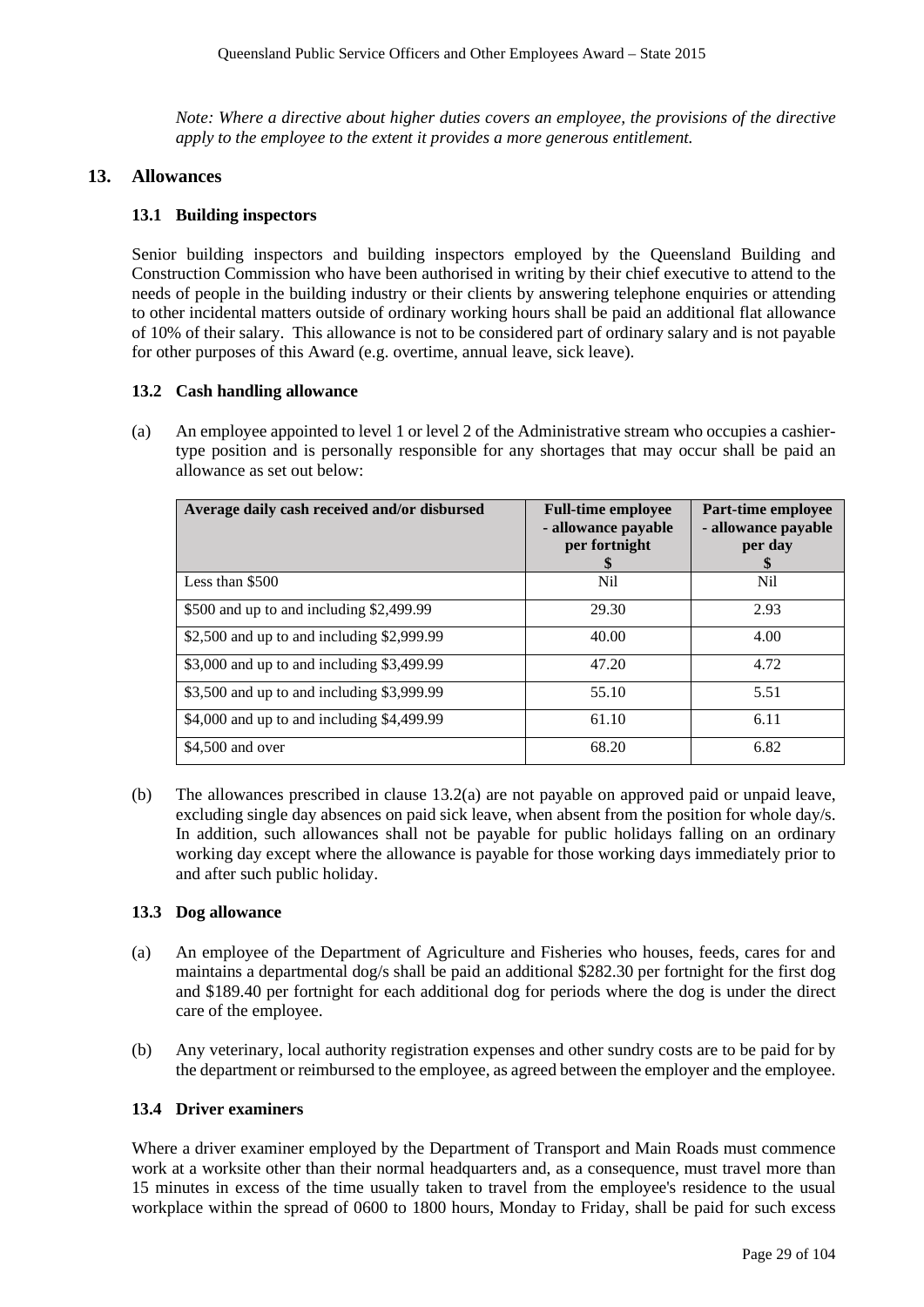*Note: Where a directive about higher duties covers an employee, the provisions of the directive apply to the employee to the extent it provides a more generous entitlement.*

## 13. Allowances

### 13.1 Building inspectors

Senior building inspectors and building inspectors employed by the Queensland Building and Construction Commission who have been authorised in writing by their chief executive to attend to the needs of people in the building industry or their clients by answering telephone enquiries or attending to other incidental matters outside of ordinary working hours shall be paid an additional flat allowance of 10% of their salary. This allowance is not to be considered part of ordinary salary and is not payable for other purposes of this Award (e.g. overtime, annual leave, sick leave).

### 13.2 Cash handling allowance

(a) An employee appointed to level 1 or level 2 of the Administrative stream who occupies a cashier-type position and is personally responsible for any shortages that may occur shall be paid an allowance as set out below:

| Average daily cash received and/or disbursed | Full-time employee - allowance payable per fortnight $ | Part-time employee - allowance payable per day $ |
|---|---|---|
| Less than $500 | Nil | Nil |
| $500 and up to and including $2,499.99 | 29.30 | 2.93 |
| $2,500 and up to and including $2,999.99 | 40.00 | 4.00 |
| $3,000 and up to and including $3,499.99 | 47.20 | 4.72 |
| $3,500 and up to and including $3,999.99 | 55.10 | 5.51 |
| $4,000 and up to and including $4,499.99 | 61.10 | 6.11 |
| $4,500 and over | 68.20 | 6.82 |

(b) The allowances prescribed in clause 13.2(a) are not payable on approved paid or unpaid leave, excluding single day absences on paid sick leave, when absent from the position for whole day/s. In addition, such allowances shall not be payable for public holidays falling on an ordinary working day except where the allowance is payable for those working days immediately prior to and after such public holiday.

### 13.3 Dog allowance

(a) An employee of the Department of Agriculture and Fisheries who houses, feeds, cares for and maintains a departmental dog/s shall be paid an additional $282.30 per fortnight for the first dog and $189.40 per fortnight for each additional dog for periods where the dog is under the direct care of the employee.

(b) Any veterinary, local authority registration expenses and other sundry costs are to be paid for by the department or reimbursed to the employee, as agreed between the employer and the employee.

### 13.4 Driver examiners

Where a driver examiner employed by the Department of Transport and Main Roads must commence work at a worksite other than their normal headquarters and, as a consequence, must travel more than 15 minutes in excess of the time usually taken to travel from the employee's residence to the usual workplace within the spread of 0600 to 1800 hours, Monday to Friday, shall be paid for such excess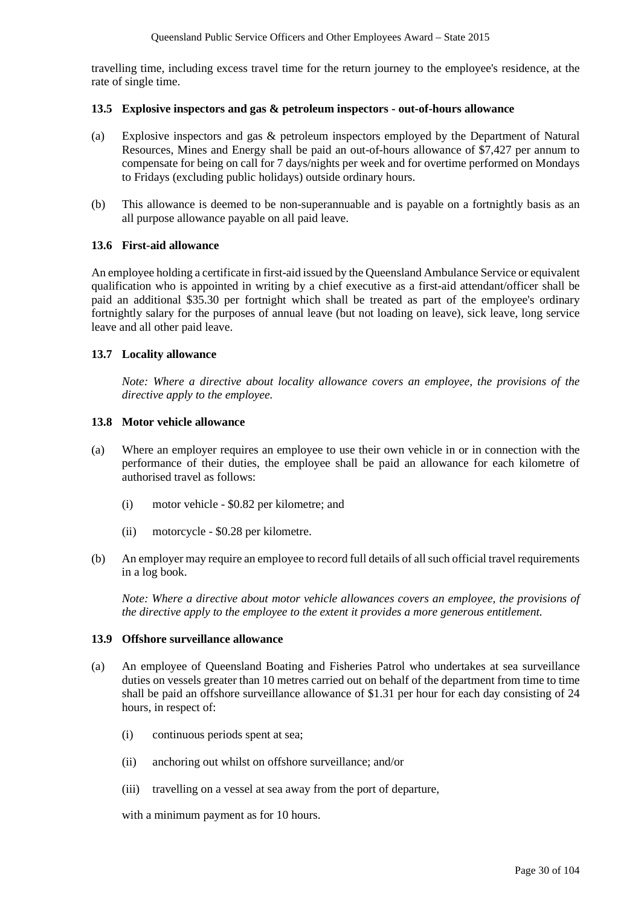travelling time, including excess travel time for the return journey to the employee's residence, at the rate of single time.

### 13.5 Explosive inspectors and gas & petroleum inspectors - out-of-hours allowance

(a) Explosive inspectors and gas & petroleum inspectors employed by the Department of Natural Resources, Mines and Energy shall be paid an out-of-hours allowance of $7,427 per annum to compensate for being on call for 7 days/nights per week and for overtime performed on Mondays to Fridays (excluding public holidays) outside ordinary hours.

(b) This allowance is deemed to be non-superannuable and is payable on a fortnightly basis as an all purpose allowance payable on all paid leave.

### 13.6 First-aid allowance

An employee holding a certificate in first-aid issued by the Queensland Ambulance Service or equivalent qualification who is appointed in writing by a chief executive as a first-aid attendant/officer shall be paid an additional $35.30 per fortnight which shall be treated as part of the employee's ordinary fortnightly salary for the purposes of annual leave (but not loading on leave), sick leave, long service leave and all other paid leave.

### 13.7 Locality allowance

*Note: Where a directive about locality allowance covers an employee, the provisions of the directive apply to the employee.*

### 13.8 Motor vehicle allowance

(a) Where an employer requires an employee to use their own vehicle in or in connection with the performance of their duties, the employee shall be paid an allowance for each kilometre of authorised travel as follows:

  (i) motor vehicle - $0.82 per kilometre; and

  (ii) motorcycle - $0.28 per kilometre.

(b) An employer may require an employee to record full details of all such official travel requirements in a log book.

*Note: Where a directive about motor vehicle allowances covers an employee, the provisions of the directive apply to the employee to the extent it provides a more generous entitlement.*

### 13.9 Offshore surveillance allowance

(a) An employee of Queensland Boating and Fisheries Patrol who undertakes at sea surveillance duties on vessels greater than 10 metres carried out on behalf of the department from time to time shall be paid an offshore surveillance allowance of $1.31 per hour for each day consisting of 24 hours, in respect of:

  (i) continuous periods spent at sea;

  (ii) anchoring out whilst on offshore surveillance; and/or

  (iii) travelling on a vessel at sea away from the port of departure,

with a minimum payment as for 10 hours.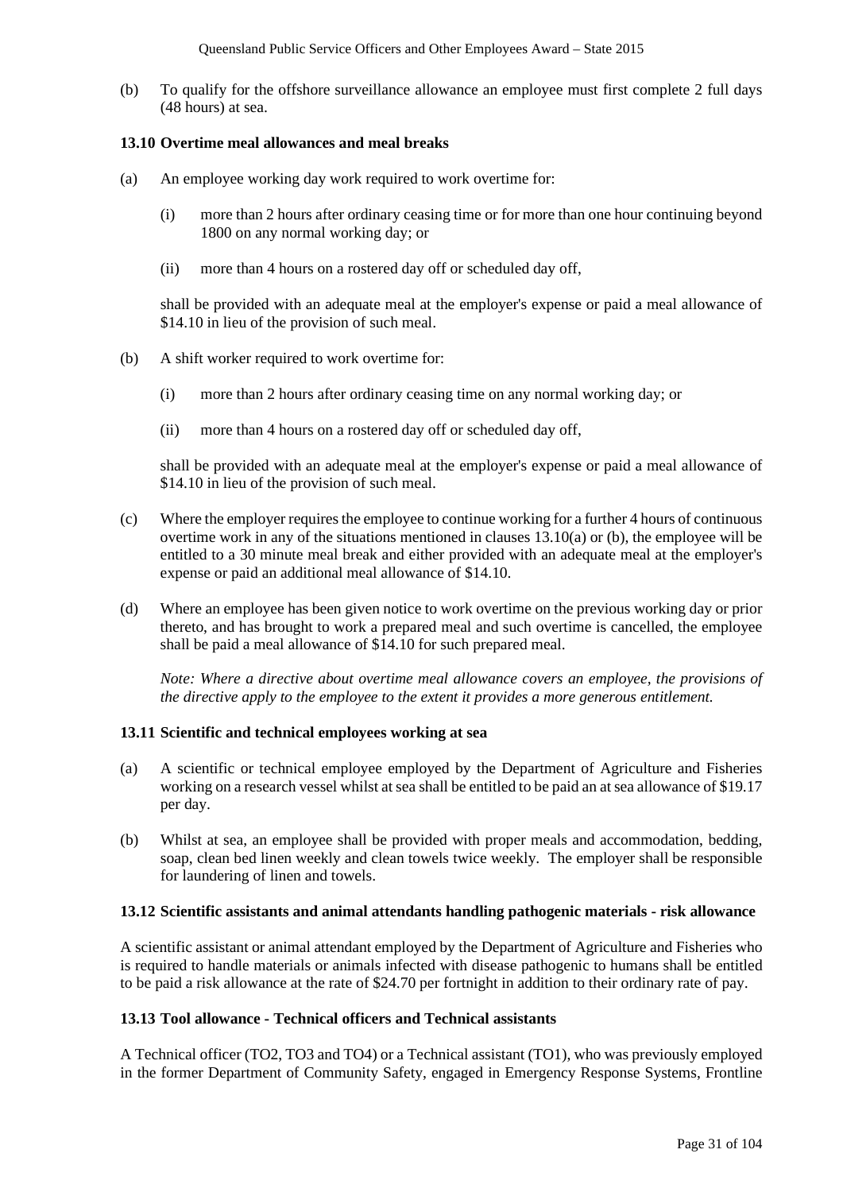(b) To qualify for the offshore surveillance allowance an employee must first complete 2 full days (48 hours) at sea.

### 13.10 Overtime meal allowances and meal breaks

(a) An employee working day work required to work overtime for:

(i) more than 2 hours after ordinary ceasing time or for more than one hour continuing beyond 1800 on any normal working day; or

(ii) more than 4 hours on a rostered day off or scheduled day off,

shall be provided with an adequate meal at the employer's expense or paid a meal allowance of $14.10 in lieu of the provision of such meal.

(b) A shift worker required to work overtime for:

(i) more than 2 hours after ordinary ceasing time on any normal working day; or

(ii) more than 4 hours on a rostered day off or scheduled day off,

shall be provided with an adequate meal at the employer's expense or paid a meal allowance of $14.10 in lieu of the provision of such meal.

(c) Where the employer requires the employee to continue working for a further 4 hours of continuous overtime work in any of the situations mentioned in clauses 13.10(a) or (b), the employee will be entitled to a 30 minute meal break and either provided with an adequate meal at the employer's expense or paid an additional meal allowance of $14.10.

(d) Where an employee has been given notice to work overtime on the previous working day or prior thereto, and has brought to work a prepared meal and such overtime is cancelled, the employee shall be paid a meal allowance of $14.10 for such prepared meal.

*Note: Where a directive about overtime meal allowance covers an employee, the provisions of the directive apply to the employee to the extent it provides a more generous entitlement.*

### 13.11 Scientific and technical employees working at sea

(a) A scientific or technical employee employed by the Department of Agriculture and Fisheries working on a research vessel whilst at sea shall be entitled to be paid an at sea allowance of $19.17 per day.

(b) Whilst at sea, an employee shall be provided with proper meals and accommodation, bedding, soap, clean bed linen weekly and clean towels twice weekly. The employer shall be responsible for laundering of linen and towels.

### 13.12 Scientific assistants and animal attendants handling pathogenic materials - risk allowance

A scientific assistant or animal attendant employed by the Department of Agriculture and Fisheries who is required to handle materials or animals infected with disease pathogenic to humans shall be entitled to be paid a risk allowance at the rate of $24.70 per fortnight in addition to their ordinary rate of pay.

### 13.13 Tool allowance - Technical officers and Technical assistants

A Technical officer (TO2, TO3 and TO4) or a Technical assistant (TO1), who was previously employed in the former Department of Community Safety, engaged in Emergency Response Systems, Frontline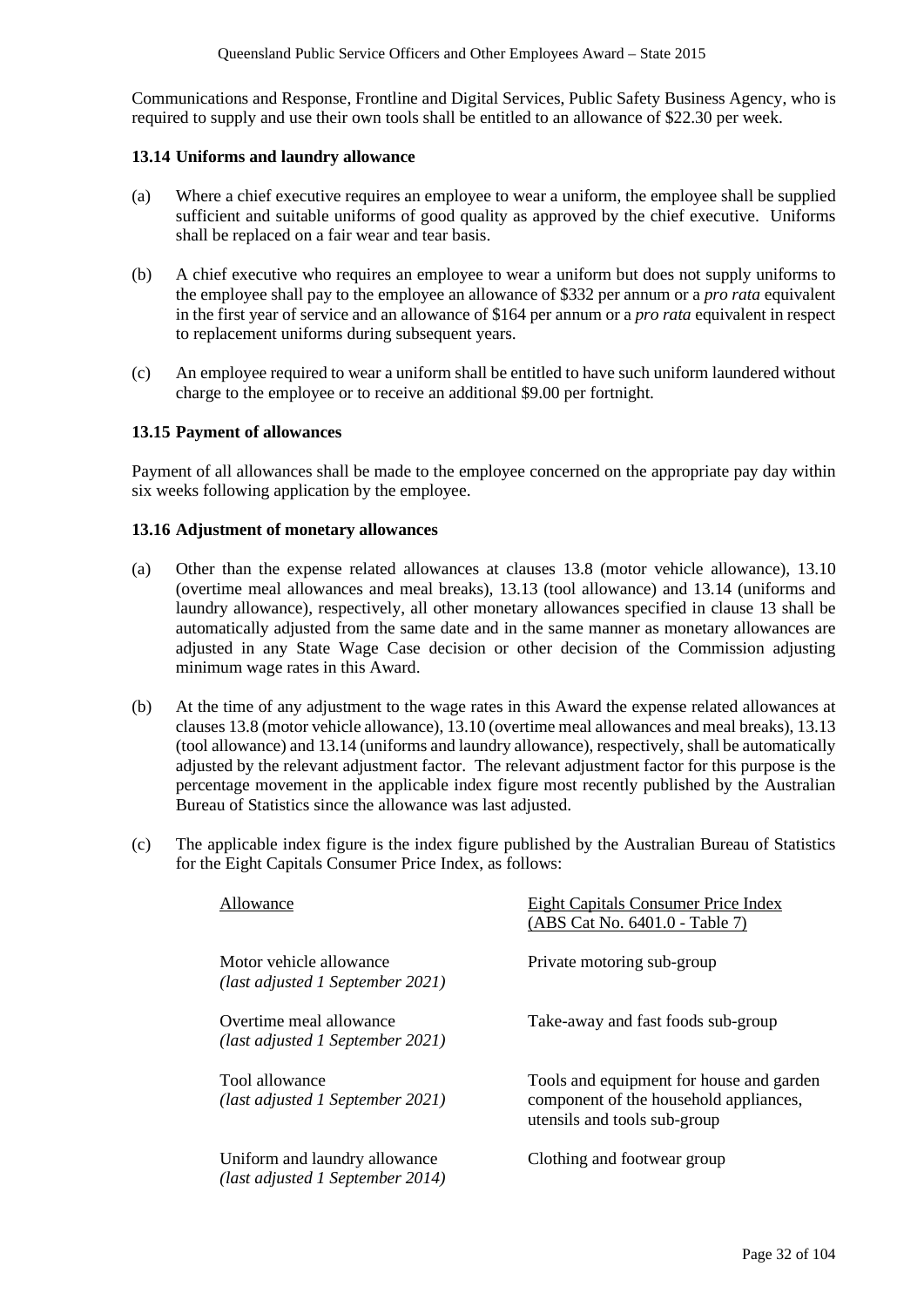Communications and Response, Frontline and Digital Services, Public Safety Business Agency, who is required to supply and use their own tools shall be entitled to an allowance of $22.30 per week.

### 13.14 Uniforms and laundry allowance

(a) Where a chief executive requires an employee to wear a uniform, the employee shall be supplied sufficient and suitable uniforms of good quality as approved by the chief executive. Uniforms shall be replaced on a fair wear and tear basis.

(b) A chief executive who requires an employee to wear a uniform but does not supply uniforms to the employee shall pay to the employee an allowance of $332 per annum or a *pro rata* equivalent in the first year of service and an allowance of $164 per annum or a *pro rata* equivalent in respect to replacement uniforms during subsequent years.

(c) An employee required to wear a uniform shall be entitled to have such uniform laundered without charge to the employee or to receive an additional $9.00 per fortnight.

### 13.15 Payment of allowances

Payment of all allowances shall be made to the employee concerned on the appropriate pay day within six weeks following application by the employee.

### 13.16 Adjustment of monetary allowances

(a) Other than the expense related allowances at clauses 13.8 (motor vehicle allowance), 13.10 (overtime meal allowances and meal breaks), 13.13 (tool allowance) and 13.14 (uniforms and laundry allowance), respectively, all other monetary allowances specified in clause 13 shall be automatically adjusted from the same date and in the same manner as monetary allowances are adjusted in any State Wage Case decision or other decision of the Commission adjusting minimum wage rates in this Award.

(b) At the time of any adjustment to the wage rates in this Award the expense related allowances at clauses 13.8 (motor vehicle allowance), 13.10 (overtime meal allowances and meal breaks), 13.13 (tool allowance) and 13.14 (uniforms and laundry allowance), respectively, shall be automatically adjusted by the relevant adjustment factor. The relevant adjustment factor for this purpose is the percentage movement in the applicable index figure most recently published by the Australian Bureau of Statistics since the allowance was last adjusted.

(c) The applicable index figure is the index figure published by the Australian Bureau of Statistics for the Eight Capitals Consumer Price Index, as follows:

| Allowance | Eight Capitals Consumer Price Index (ABS Cat No. 6401.0 - Table 7) |
|---|---|
| Motor vehicle allowance *(last adjusted 1 September 2021)* | Private motoring sub-group |
| Overtime meal allowance *(last adjusted 1 September 2021)* | Take-away and fast foods sub-group |
| Tool allowance *(last adjusted 1 September 2021)* | Tools and equipment for house and garden component of the household appliances, utensils and tools sub-group |
| Uniform and laundry allowance *(last adjusted 1 September 2014)* | Clothing and footwear group |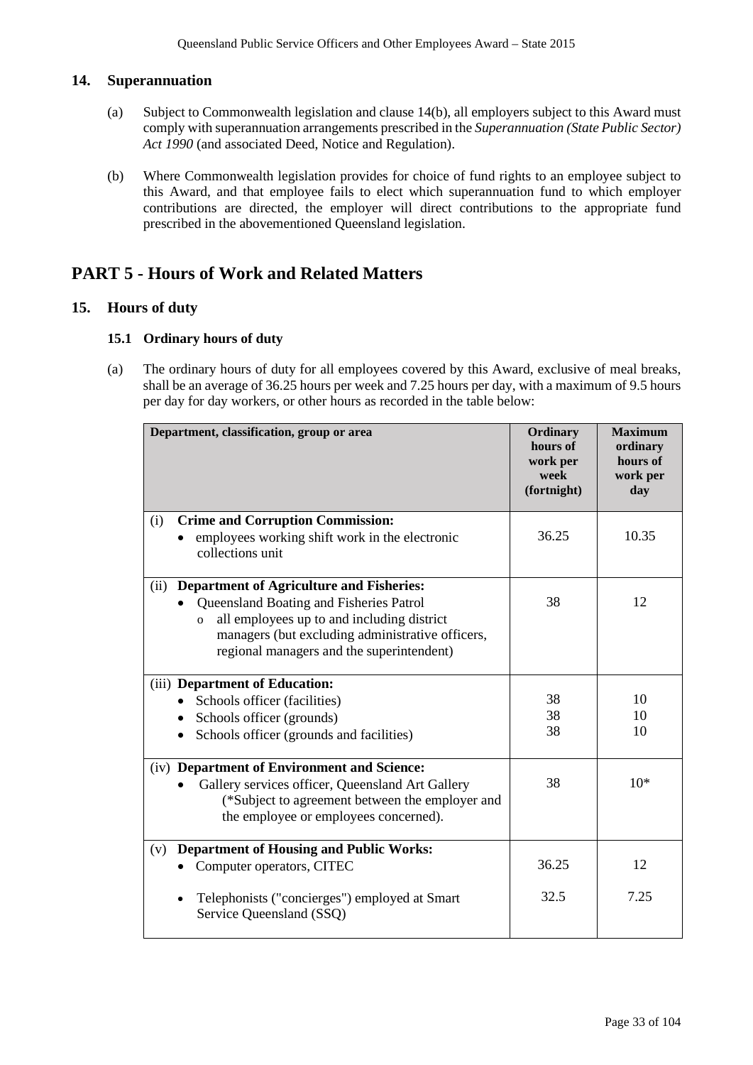## 14. Superannuation

(a) Subject to Commonwealth legislation and clause 14(b), all employers subject to this Award must comply with superannuation arrangements prescribed in the *Superannuation (State Public Sector) Act 1990* (and associated Deed, Notice and Regulation).

(b) Where Commonwealth legislation provides for choice of fund rights to an employee subject to this Award, and that employee fails to elect which superannuation fund to which employer contributions are directed, the employer will direct contributions to the appropriate fund prescribed in the abovementioned Queensland legislation.

# PART 5 - Hours of Work and Related Matters

## 15. Hours of duty

### 15.1 Ordinary hours of duty

(a) The ordinary hours of duty for all employees covered by this Award, exclusive of meal breaks, shall be an average of 36.25 hours per week and 7.25 hours per day, with a maximum of 9.5 hours per day for day workers, or other hours as recorded in the table below:

| Department, classification, group or area | Ordinary hours of work per week (fortnight) | Maximum ordinary hours of work per day |
|---|---|---|
| (i) **Crime and Corruption Commission:**<br>• employees working shift work in the electronic collections unit | 36.25 | 10.35 |
| (ii) **Department of Agriculture and Fisheries:**<br>• Queensland Boating and Fisheries Patrol<br>o all employees up to and including district managers (but excluding administrative officers, regional managers and the superintendent) | 38 | 12 |
| (iii) **Department of Education:**<br>• Schools officer (facilities)<br>• Schools officer (grounds)<br>• Schools officer (grounds and facilities) | 38<br>38<br>38 | 10<br>10<br>10 |
| (iv) **Department of Environment and Science:**<br>• Gallery services officer, Queensland Art Gallery (*Subject to agreement between the employer and the employee or employees concerned). | 38 | 10* |
| (v) **Department of Housing and Public Works:**<br>• Computer operators, CITEC<br>• Telephonists ("concierges") employed at Smart Service Queensland (SSQ) | 36.25<br>32.5 | 12<br>7.25 |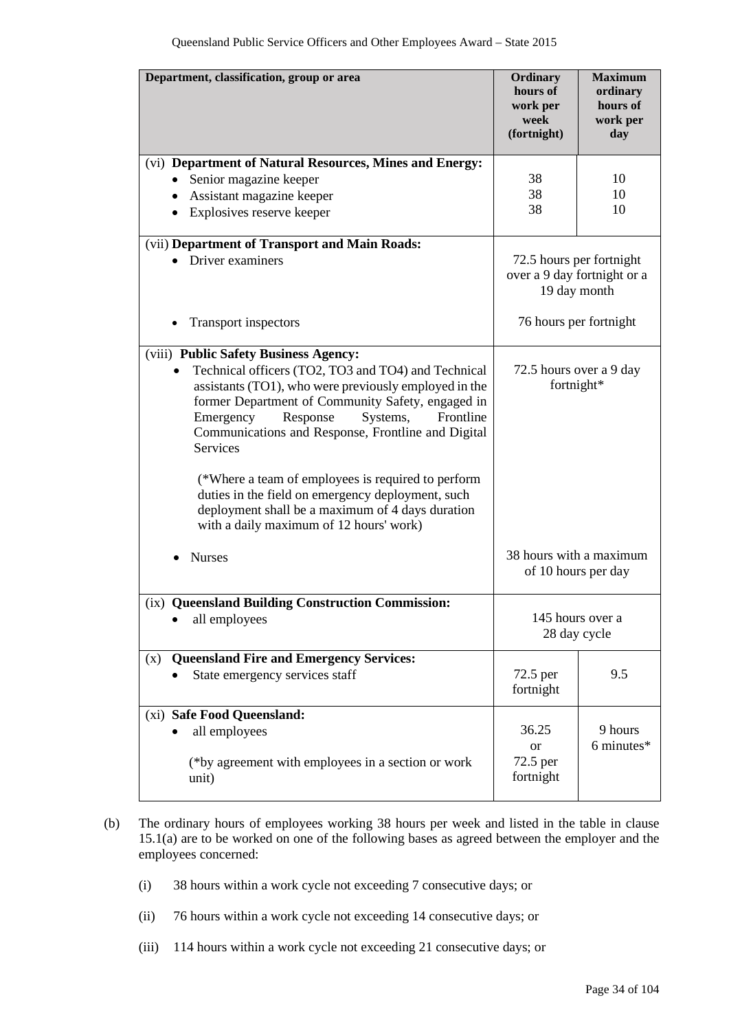| Department, classification, group or area | Ordinary hours of work per week (fortnight) | Maximum ordinary hours of work per day |
|---|---|---|
| (vi) **Department of Natural Resources, Mines and Energy:** | | |
| • Senior magazine keeper | 38 | 10 |
| • Assistant magazine keeper | 38 | 10 |
| • Explosives reserve keeper | 38 | 10 |
| (vii) **Department of Transport and Main Roads:** | | |
| • Driver examiners | 72.5 hours per fortnight over a 9 day fortnight or a 19 day month | |
| • Transport inspectors | 76 hours per fortnight | |
| (viii) **Public Safety Business Agency:** | | |
| • Technical officers (TO2, TO3 and TO4) and Technical assistants (TO1), who were previously employed in the former Department of Community Safety, engaged in Emergency Response Systems, Frontline Communications and Response, Frontline and Digital Services<br><br>(*Where a team of employees is required to perform duties in the field on emergency deployment, such deployment shall be a maximum of 4 days duration with a daily maximum of 12 hours' work) | 72.5 hours over a 9 day fortnight* | |
| • Nurses | 38 hours with a maximum of 10 hours per day | |
| (ix) **Queensland Building Construction Commission:** | | |
| • all employees | 145 hours over a 28 day cycle | |
| (x) **Queensland Fire and Emergency Services:** | | |
| • State emergency services staff | 72.5 per fortnight | 9.5 |
| (xi) **Safe Food Queensland:** | | |
| • all employees<br><br>(*by agreement with employees in a section or work unit) | 36.25 or 72.5 per fortnight | 9 hours 6 minutes* |

(b) The ordinary hours of employees working 38 hours per week and listed in the table in clause 15.1(a) are to be worked on one of the following bases as agreed between the employer and the employees concerned:

(i) 38 hours within a work cycle not exceeding 7 consecutive days; or

(ii) 76 hours within a work cycle not exceeding 14 consecutive days; or

(iii) 114 hours within a work cycle not exceeding 21 consecutive days; or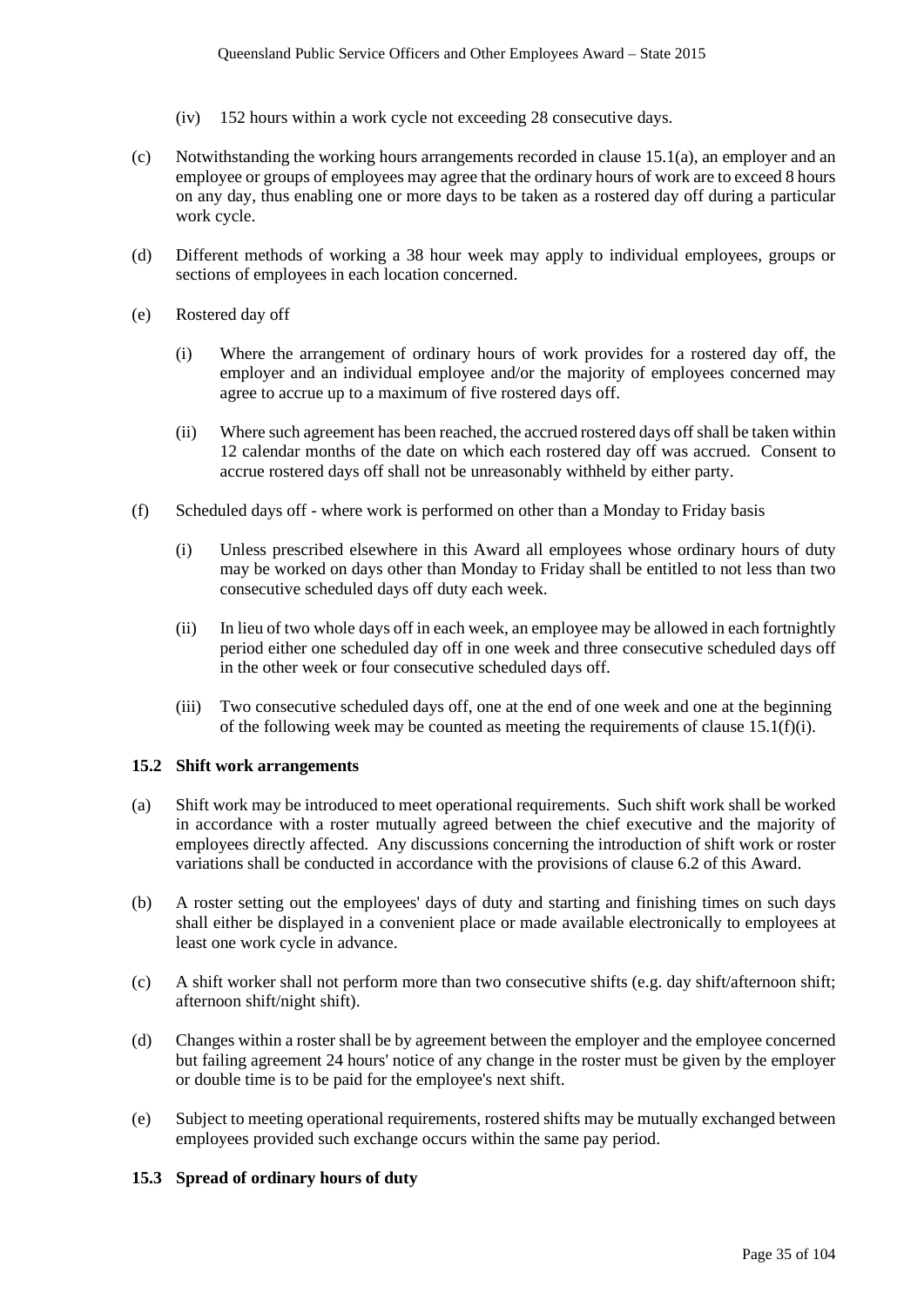(iv) 152 hours within a work cycle not exceeding 28 consecutive days.

(c) Notwithstanding the working hours arrangements recorded in clause 15.1(a), an employer and an employee or groups of employees may agree that the ordinary hours of work are to exceed 8 hours on any day, thus enabling one or more days to be taken as a rostered day off during a particular work cycle.

(d) Different methods of working a 38 hour week may apply to individual employees, groups or sections of employees in each location concerned.

(e) Rostered day off

(i) Where the arrangement of ordinary hours of work provides for a rostered day off, the employer and an individual employee and/or the majority of employees concerned may agree to accrue up to a maximum of five rostered days off.

(ii) Where such agreement has been reached, the accrued rostered days off shall be taken within 12 calendar months of the date on which each rostered day off was accrued. Consent to accrue rostered days off shall not be unreasonably withheld by either party.

(f) Scheduled days off - where work is performed on other than a Monday to Friday basis

(i) Unless prescribed elsewhere in this Award all employees whose ordinary hours of duty may be worked on days other than Monday to Friday shall be entitled to not less than two consecutive scheduled days off duty each week.

(ii) In lieu of two whole days off in each week, an employee may be allowed in each fortnightly period either one scheduled day off in one week and three consecutive scheduled days off in the other week or four consecutive scheduled days off.

(iii) Two consecutive scheduled days off, one at the end of one week and one at the beginning of the following week may be counted as meeting the requirements of clause 15.1(f)(i).

### 15.2 Shift work arrangements

(a) Shift work may be introduced to meet operational requirements. Such shift work shall be worked in accordance with a roster mutually agreed between the chief executive and the majority of employees directly affected. Any discussions concerning the introduction of shift work or roster variations shall be conducted in accordance with the provisions of clause 6.2 of this Award.

(b) A roster setting out the employees' days of duty and starting and finishing times on such days shall either be displayed in a convenient place or made available electronically to employees at least one work cycle in advance.

(c) A shift worker shall not perform more than two consecutive shifts (e.g. day shift/afternoon shift; afternoon shift/night shift).

(d) Changes within a roster shall be by agreement between the employer and the employee concerned but failing agreement 24 hours' notice of any change in the roster must be given by the employer or double time is to be paid for the employee's next shift.

(e) Subject to meeting operational requirements, rostered shifts may be mutually exchanged between employees provided such exchange occurs within the same pay period.

### 15.3 Spread of ordinary hours of duty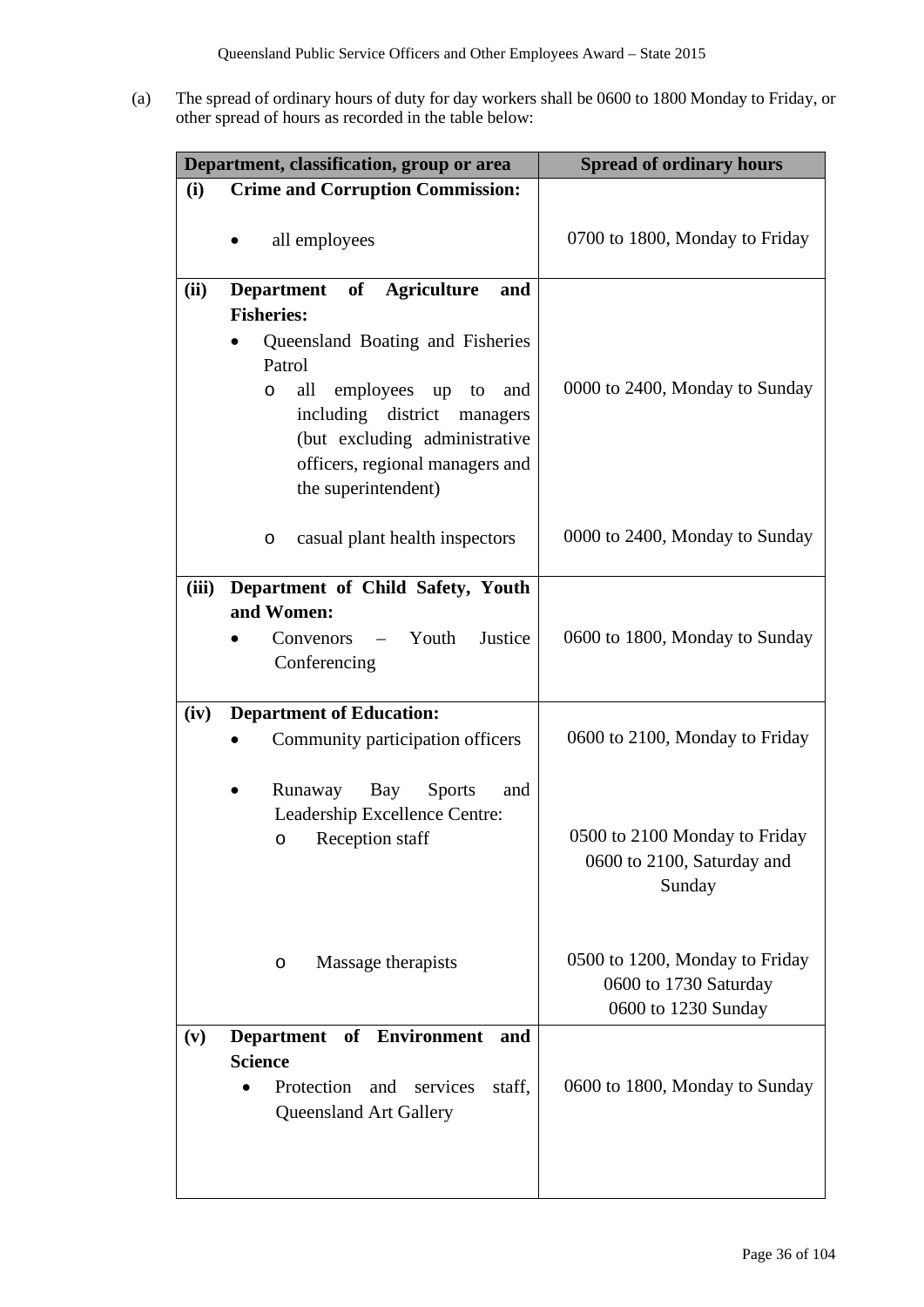(a) The spread of ordinary hours of duty for day workers shall be 0600 to 1800 Monday to Friday, or other spread of hours as recorded in the table below:

| Department, classification, group or area | Spread of ordinary hours |
|---|---|
| **(i) Crime and Corruption Commission:** | |
| • all employees | 0700 to 1800, Monday to Friday |
| **(ii) Department of Agriculture and Fisheries:** | |
| • Queensland Boating and Fisheries Patrol | |
| o all employees up to and including district managers (but excluding administrative officers, regional managers and the superintendent) | 0000 to 2400, Monday to Sunday |
| o casual plant health inspectors | 0000 to 2400, Monday to Sunday |
| **(iii) Department of Child Safety, Youth and Women:** | |
| • Convenors – Youth Justice Conferencing | 0600 to 1800, Monday to Sunday |
| **(iv) Department of Education:** | |
| • Community participation officers | 0600 to 2100, Monday to Friday |
| • Runaway Bay Sports and Leadership Excellence Centre: | |
| o Reception staff | 0500 to 2100 Monday to Friday<br>0600 to 2100, Saturday and Sunday |
| o Massage therapists | 0500 to 1200, Monday to Friday<br>0600 to 1730 Saturday<br>0600 to 1230 Sunday |
| **(v) Department of Environment and Science** | |
| • Protection and services staff, Queensland Art Gallery | 0600 to 1800, Monday to Sunday |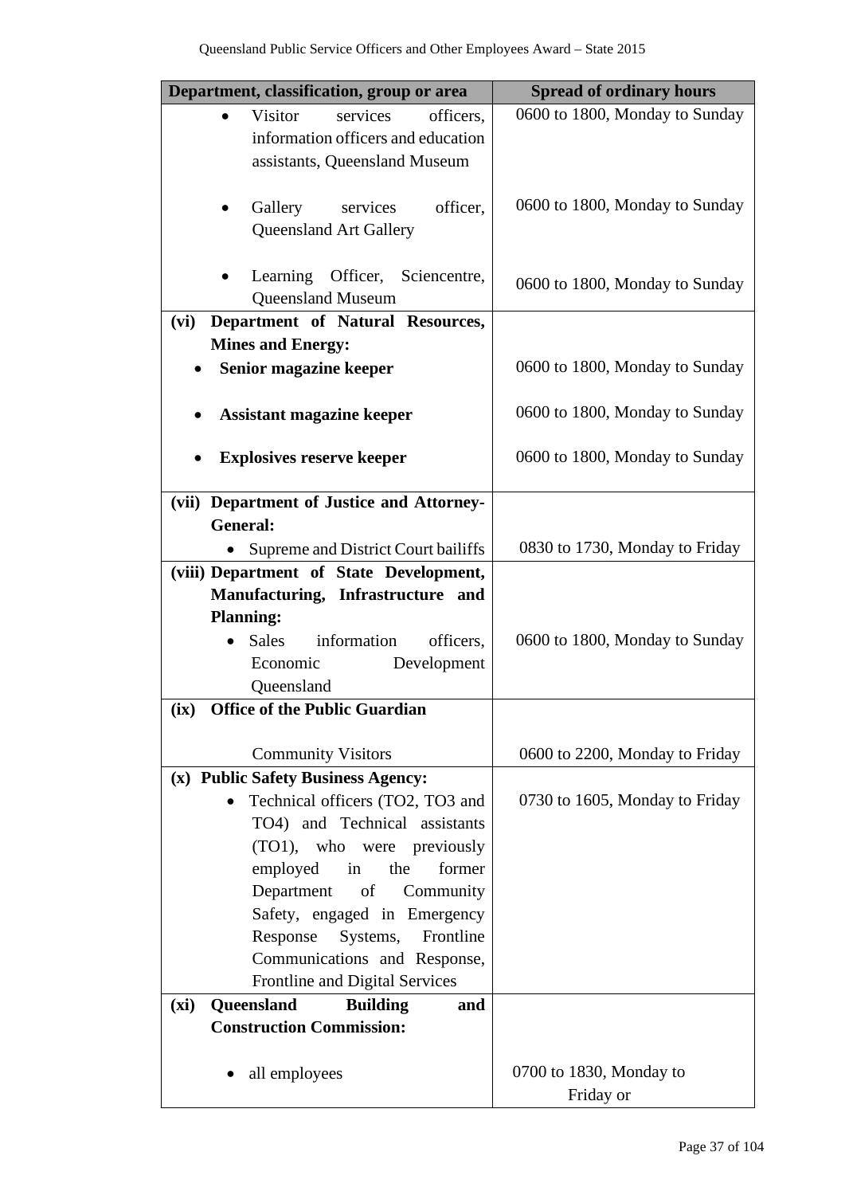| Department, classification, group or area | Spread of ordinary hours |
| --- | --- |
| • Visitor services officers, information officers and education assistants, Queensland Museum | 0600 to 1800, Monday to Sunday |
| • Gallery services officer, Queensland Art Gallery | 0600 to 1800, Monday to Sunday |
| • Learning Officer, Sciencentre, Queensland Museum | 0600 to 1800, Monday to Sunday |
| **(vi) Department of Natural Resources, Mines and Energy:** | |
| • **Senior magazine keeper** | 0600 to 1800, Monday to Sunday |
| • **Assistant magazine keeper** | 0600 to 1800, Monday to Sunday |
| • **Explosives reserve keeper** | 0600 to 1800, Monday to Sunday |
| **(vii) Department of Justice and Attorney-General:** | |
| • Supreme and District Court bailiffs | 0830 to 1730, Monday to Friday |
| **(viii) Department of State Development, Manufacturing, Infrastructure and Planning:** | |
| • Sales information officers, Economic Development Queensland | 0600 to 1800, Monday to Sunday |
| **(ix) Office of the Public Guardian** | |
| Community Visitors | 0600 to 2200, Monday to Friday |
| **(x) Public Safety Business Agency:** | |
| • Technical officers (TO2, TO3 and TO4) and Technical assistants (TO1), who were previously employed in the former Department of Community Safety, engaged in Emergency Response Systems, Frontline Communications and Response, Frontline and Digital Services | 0730 to 1605, Monday to Friday |
| **(xi) Queensland Building and Construction Commission:** | |
| • all employees | 0700 to 1830, Monday to Friday or |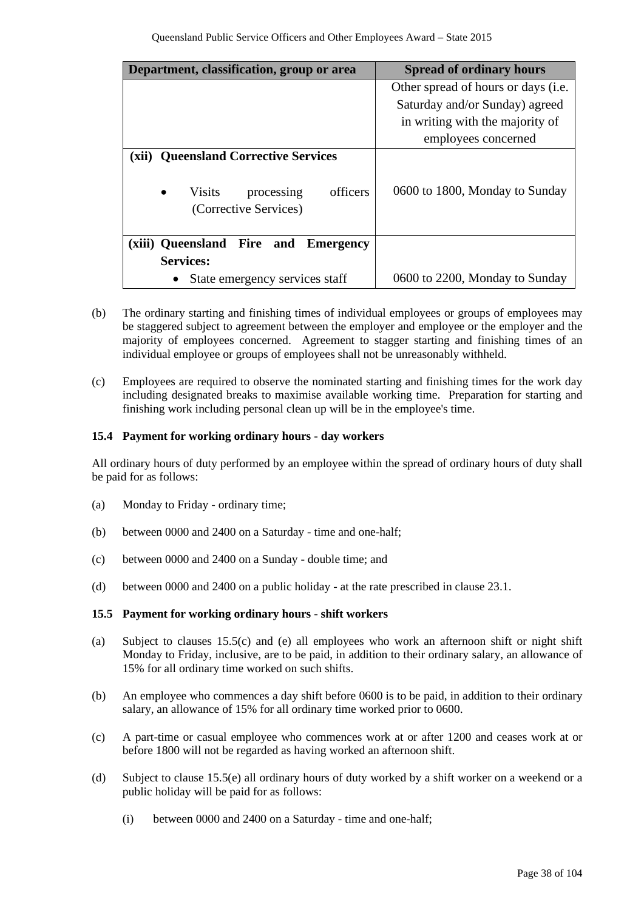| Department, classification, group or area | Spread of ordinary hours |
| --- | --- |
| | Other spread of hours or days (i.e. Saturday and/or Sunday) agreed in writing with the majority of employees concerned |
| **(xii) Queensland Corrective Services**<br>• Visits processing officers (Corrective Services) | 0600 to 1800, Monday to Sunday |
| **(xiii) Queensland Fire and Emergency Services:**<br>• State emergency services staff | 0600 to 2200, Monday to Sunday |

(b) The ordinary starting and finishing times of individual employees or groups of employees may be staggered subject to agreement between the employer and employee or the employer and the majority of employees concerned. Agreement to stagger starting and finishing times of an individual employee or groups of employees shall not be unreasonably withheld.

(c) Employees are required to observe the nominated starting and finishing times for the work day including designated breaks to maximise available working time. Preparation for starting and finishing work including personal clean up will be in the employee's time.

**15.4 Payment for working ordinary hours - day workers**

All ordinary hours of duty performed by an employee within the spread of ordinary hours of duty shall be paid for as follows:

(a) Monday to Friday - ordinary time;

(b) between 0000 and 2400 on a Saturday - time and one-half;

(c) between 0000 and 2400 on a Sunday - double time; and

(d) between 0000 and 2400 on a public holiday - at the rate prescribed in clause 23.1.

**15.5 Payment for working ordinary hours - shift workers**

(a) Subject to clauses 15.5(c) and (e) all employees who work an afternoon shift or night shift Monday to Friday, inclusive, are to be paid, in addition to their ordinary salary, an allowance of 15% for all ordinary time worked on such shifts.

(b) An employee who commences a day shift before 0600 is to be paid, in addition to their ordinary salary, an allowance of 15% for all ordinary time worked prior to 0600.

(c) A part-time or casual employee who commences work at or after 1200 and ceases work at or before 1800 will not be regarded as having worked an afternoon shift.

(d) Subject to clause 15.5(e) all ordinary hours of duty worked by a shift worker on a weekend or a public holiday will be paid for as follows:

(i) between 0000 and 2400 on a Saturday - time and one-half;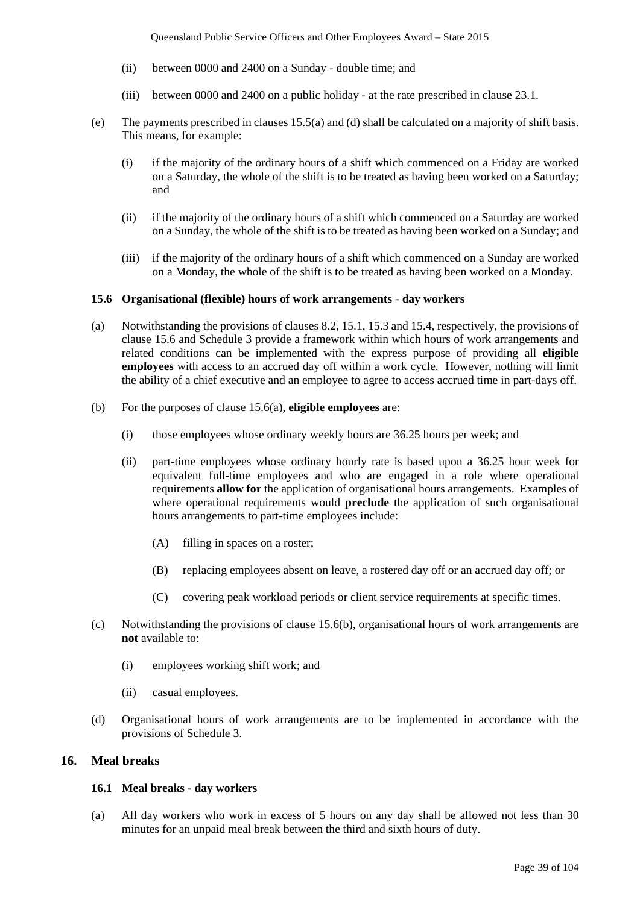(ii) between 0000 and 2400 on a Sunday - double time; and

(iii) between 0000 and 2400 on a public holiday - at the rate prescribed in clause 23.1.

(e) The payments prescribed in clauses 15.5(a) and (d) shall be calculated on a majority of shift basis. This means, for example:

(i) if the majority of the ordinary hours of a shift which commenced on a Friday are worked on a Saturday, the whole of the shift is to be treated as having been worked on a Saturday; and

(ii) if the majority of the ordinary hours of a shift which commenced on a Saturday are worked on a Sunday, the whole of the shift is to be treated as having been worked on a Sunday; and

(iii) if the majority of the ordinary hours of a shift which commenced on a Sunday are worked on a Monday, the whole of the shift is to be treated as having been worked on a Monday.

### 15.6 Organisational (flexible) hours of work arrangements - day workers

(a) Notwithstanding the provisions of clauses 8.2, 15.1, 15.3 and 15.4, respectively, the provisions of clause 15.6 and Schedule 3 provide a framework within which hours of work arrangements and related conditions can be implemented with the express purpose of providing all **eligible employees** with access to an accrued day off within a work cycle. However, nothing will limit the ability of a chief executive and an employee to agree to access accrued time in part-days off.

(b) For the purposes of clause 15.6(a), **eligible employees** are:

(i) those employees whose ordinary weekly hours are 36.25 hours per week; and

(ii) part-time employees whose ordinary hourly rate is based upon a 36.25 hour week for equivalent full-time employees and who are engaged in a role where operational requirements **allow for** the application of organisational hours arrangements. Examples of where operational requirements would **preclude** the application of such organisational hours arrangements to part-time employees include:

(A) filling in spaces on a roster;

(B) replacing employees absent on leave, a rostered day off or an accrued day off; or

(C) covering peak workload periods or client service requirements at specific times.

(c) Notwithstanding the provisions of clause 15.6(b), organisational hours of work arrangements are **not** available to:

(i) employees working shift work; and

(ii) casual employees.

(d) Organisational hours of work arrangements are to be implemented in accordance with the provisions of Schedule 3.

## 16. Meal breaks

### 16.1 Meal breaks - day workers

(a) All day workers who work in excess of 5 hours on any day shall be allowed not less than 30 minutes for an unpaid meal break between the third and sixth hours of duty.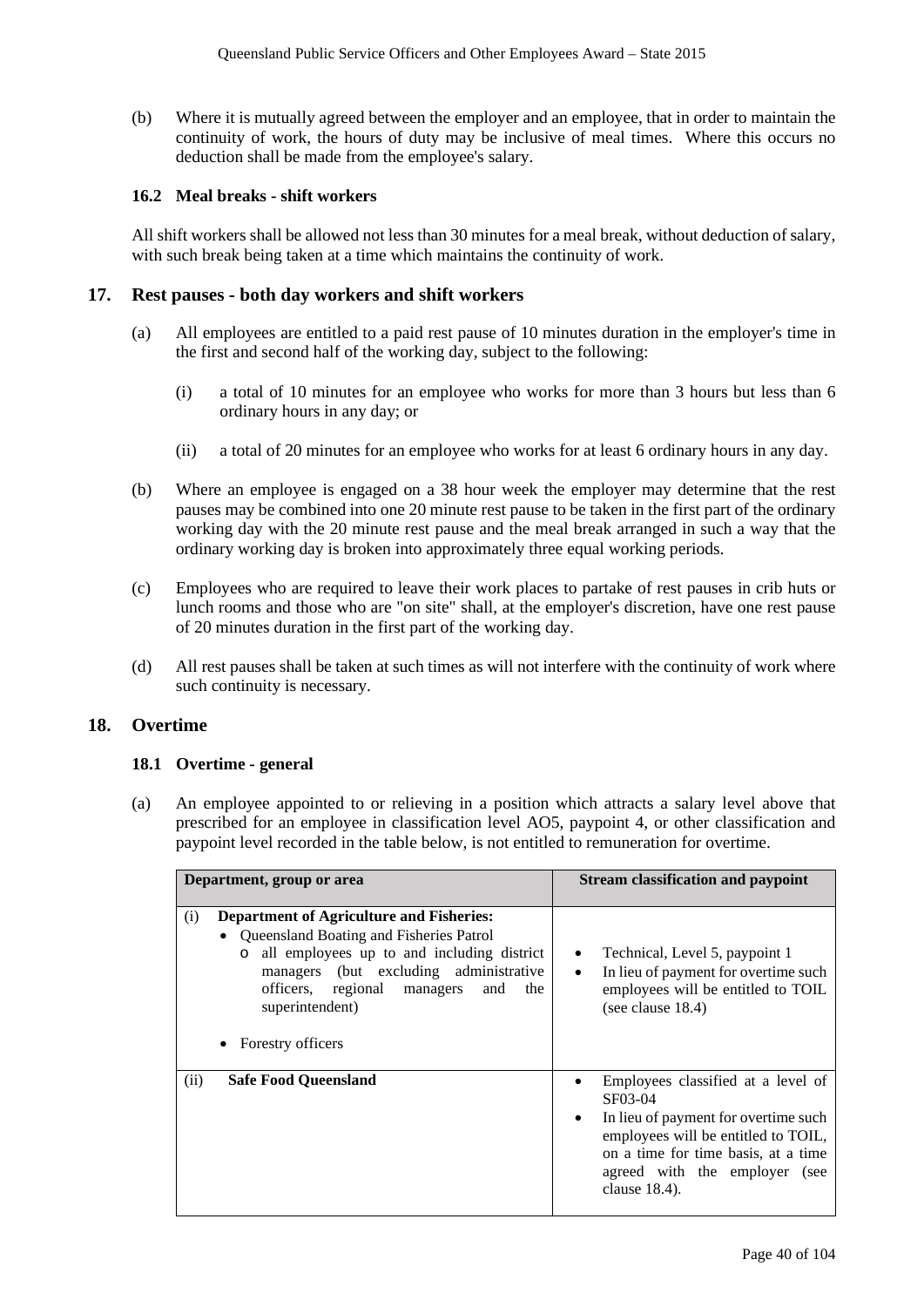(b) Where it is mutually agreed between the employer and an employee, that in order to maintain the continuity of work, the hours of duty may be inclusive of meal times. Where this occurs no deduction shall be made from the employee's salary.

### 16.2 Meal breaks - shift workers

All shift workers shall be allowed not less than 30 minutes for a meal break, without deduction of salary, with such break being taken at a time which maintains the continuity of work.

## 17. Rest pauses - both day workers and shift workers

(a) All employees are entitled to a paid rest pause of 10 minutes duration in the employer's time in the first and second half of the working day, subject to the following:

(i) a total of 10 minutes for an employee who works for more than 3 hours but less than 6 ordinary hours in any day; or

(ii) a total of 20 minutes for an employee who works for at least 6 ordinary hours in any day.

(b) Where an employee is engaged on a 38 hour week the employer may determine that the rest pauses may be combined into one 20 minute rest pause to be taken in the first part of the ordinary working day with the 20 minute rest pause and the meal break arranged in such a way that the ordinary working day is broken into approximately three equal working periods.

(c) Employees who are required to leave their work places to partake of rest pauses in crib huts or lunch rooms and those who are "on site" shall, at the employer's discretion, have one rest pause of 20 minutes duration in the first part of the working day.

(d) All rest pauses shall be taken at such times as will not interfere with the continuity of work where such continuity is necessary.

## 18. Overtime

### 18.1 Overtime - general

(a) An employee appointed to or relieving in a position which attracts a salary level above that prescribed for an employee in classification level AO5, paypoint 4, or other classification and paypoint level recorded in the table below, is not entitled to remuneration for overtime.

| Department, group or area | Stream classification and paypoint |
|---|---|
| (i) **Department of Agriculture and Fisheries:**<br>• Queensland Boating and Fisheries Patrol<br>&nbsp;&nbsp;o all employees up to and including district managers (but excluding administrative officers, regional managers and the superintendent)<br>• Forestry officers | • Technical, Level 5, paypoint 1<br>• In lieu of payment for overtime such employees will be entitled to TOIL (see clause 18.4) |
| (ii) **Safe Food Queensland** | • Employees classified at a level of SF03-04<br>• In lieu of payment for overtime such employees will be entitled to TOIL, on a time for time basis, at a time agreed with the employer (see clause 18.4). |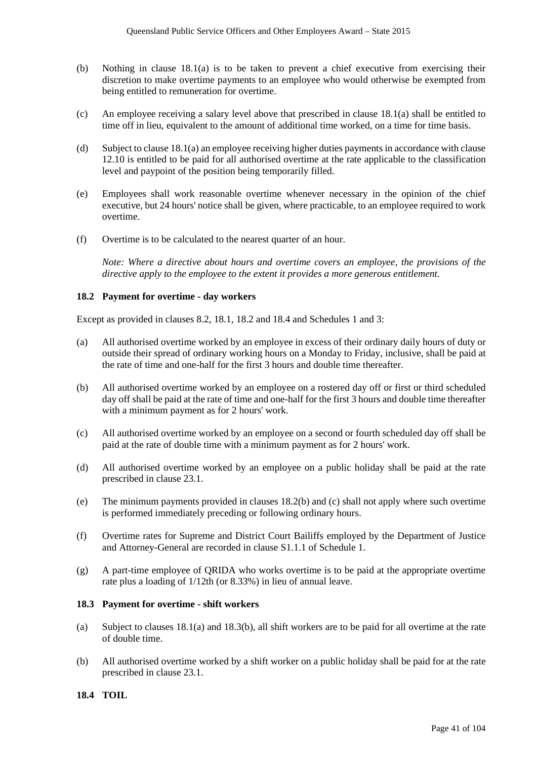(b) Nothing in clause 18.1(a) is to be taken to prevent a chief executive from exercising their discretion to make overtime payments to an employee who would otherwise be exempted from being entitled to remuneration for overtime.

(c) An employee receiving a salary level above that prescribed in clause 18.1(a) shall be entitled to time off in lieu, equivalent to the amount of additional time worked, on a time for time basis.

(d) Subject to clause 18.1(a) an employee receiving higher duties payments in accordance with clause 12.10 is entitled to be paid for all authorised overtime at the rate applicable to the classification level and paypoint of the position being temporarily filled.

(e) Employees shall work reasonable overtime whenever necessary in the opinion of the chief executive, but 24 hours' notice shall be given, where practicable, to an employee required to work overtime.

(f) Overtime is to be calculated to the nearest quarter of an hour.

*Note: Where a directive about hours and overtime covers an employee, the provisions of the directive apply to the employee to the extent it provides a more generous entitlement.*

### 18.2 Payment for overtime - day workers

Except as provided in clauses 8.2, 18.1, 18.2 and 18.4 and Schedules 1 and 3:

(a) All authorised overtime worked by an employee in excess of their ordinary daily hours of duty or outside their spread of ordinary working hours on a Monday to Friday, inclusive, shall be paid at the rate of time and one-half for the first 3 hours and double time thereafter.

(b) All authorised overtime worked by an employee on a rostered day off or first or third scheduled day off shall be paid at the rate of time and one-half for the first 3 hours and double time thereafter with a minimum payment as for 2 hours' work.

(c) All authorised overtime worked by an employee on a second or fourth scheduled day off shall be paid at the rate of double time with a minimum payment as for 2 hours' work.

(d) All authorised overtime worked by an employee on a public holiday shall be paid at the rate prescribed in clause 23.1.

(e) The minimum payments provided in clauses 18.2(b) and (c) shall not apply where such overtime is performed immediately preceding or following ordinary hours.

(f) Overtime rates for Supreme and District Court Bailiffs employed by the Department of Justice and Attorney-General are recorded in clause S1.1.1 of Schedule 1.

(g) A part-time employee of QRIDA who works overtime is to be paid at the appropriate overtime rate plus a loading of 1/12th (or 8.33%) in lieu of annual leave.

### 18.3 Payment for overtime - shift workers

(a) Subject to clauses 18.1(a) and 18.3(b), all shift workers are to be paid for all overtime at the rate of double time.

(b) All authorised overtime worked by a shift worker on a public holiday shall be paid for at the rate prescribed in clause 23.1.

### 18.4 TOIL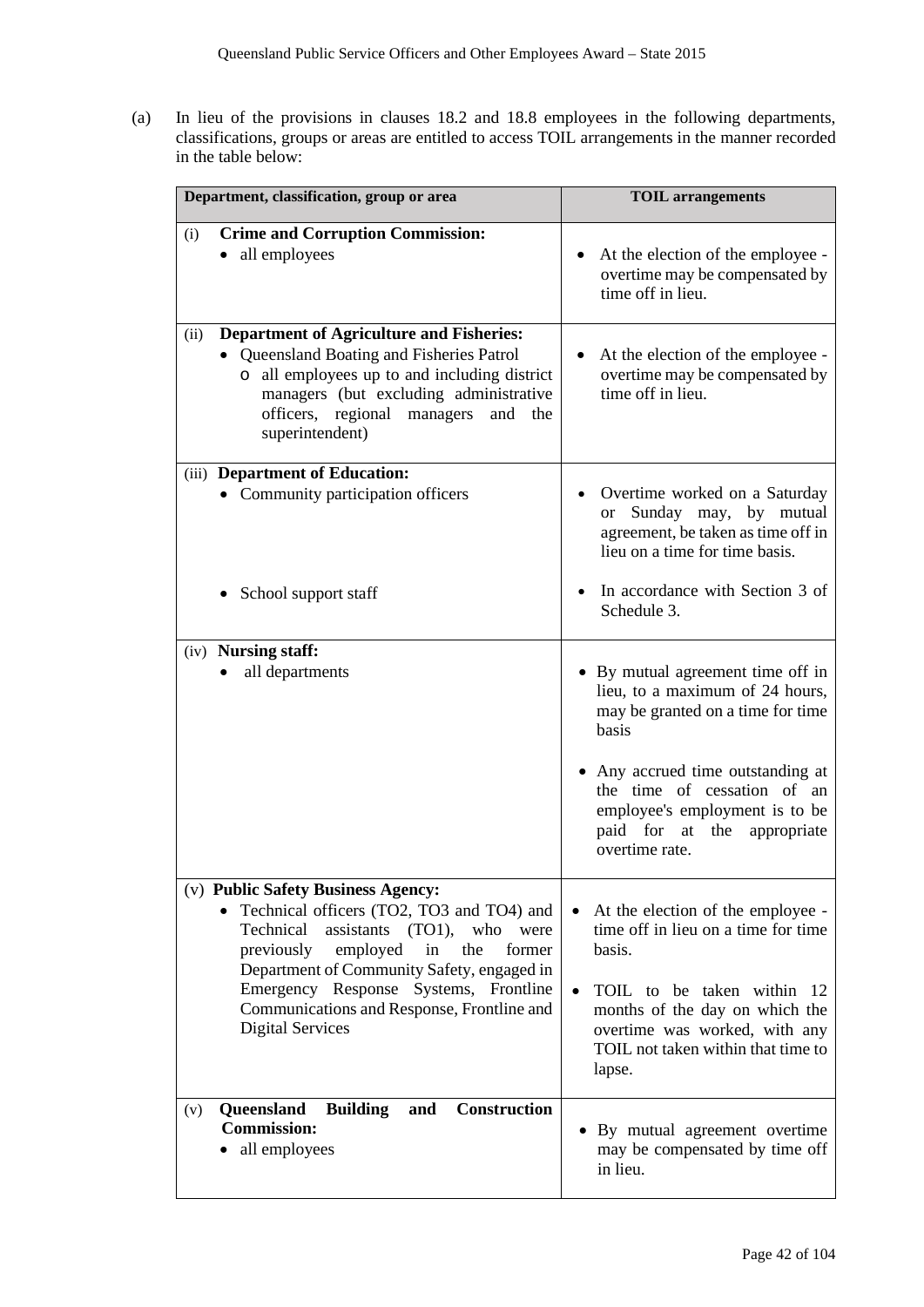(a) In lieu of the provisions in clauses 18.2 and 18.8 employees in the following departments, classifications, groups or areas are entitled to access TOIL arrangements in the manner recorded in the table below:

| Department, classification, group or area | TOIL arrangements |
|---|---|
| (i) **Crime and Corruption Commission:**<br>• all employees | • At the election of the employee - overtime may be compensated by time off in lieu. |
| (ii) **Department of Agriculture and Fisheries:**<br>• Queensland Boating and Fisheries Patrol<br>o all employees up to and including district managers (but excluding administrative officers, regional managers and the superintendent) | • At the election of the employee - overtime may be compensated by time off in lieu. |
| (iii) **Department of Education:**<br>• Community participation officers<br><br>• School support staff | • Overtime worked on a Saturday or Sunday may, by mutual agreement, be taken as time off in lieu on a time for time basis.<br><br>• In accordance with Section 3 of Schedule 3. |
| (iv) **Nursing staff:**<br>• all departments | • By mutual agreement time off in lieu, to a maximum of 24 hours, may be granted on a time for time basis<br><br>• Any accrued time outstanding at the time of cessation of an employee's employment is to be paid for at the appropriate overtime rate. |
| (v) **Public Safety Business Agency:**<br>• Technical officers (TO2, TO3 and TO4) and Technical assistants (TO1), who were previously employed in the former Department of Community Safety, engaged in Emergency Response Systems, Frontline Communications and Response, Frontline and Digital Services | • At the election of the employee - time off in lieu on a time for time basis.<br><br>• TOIL to be taken within 12 months of the day on which the overtime was worked, with any TOIL not taken within that time to lapse. |
| (v) **Queensland Building and Construction Commission:**<br>• all employees | • By mutual agreement overtime may be compensated by time off in lieu. |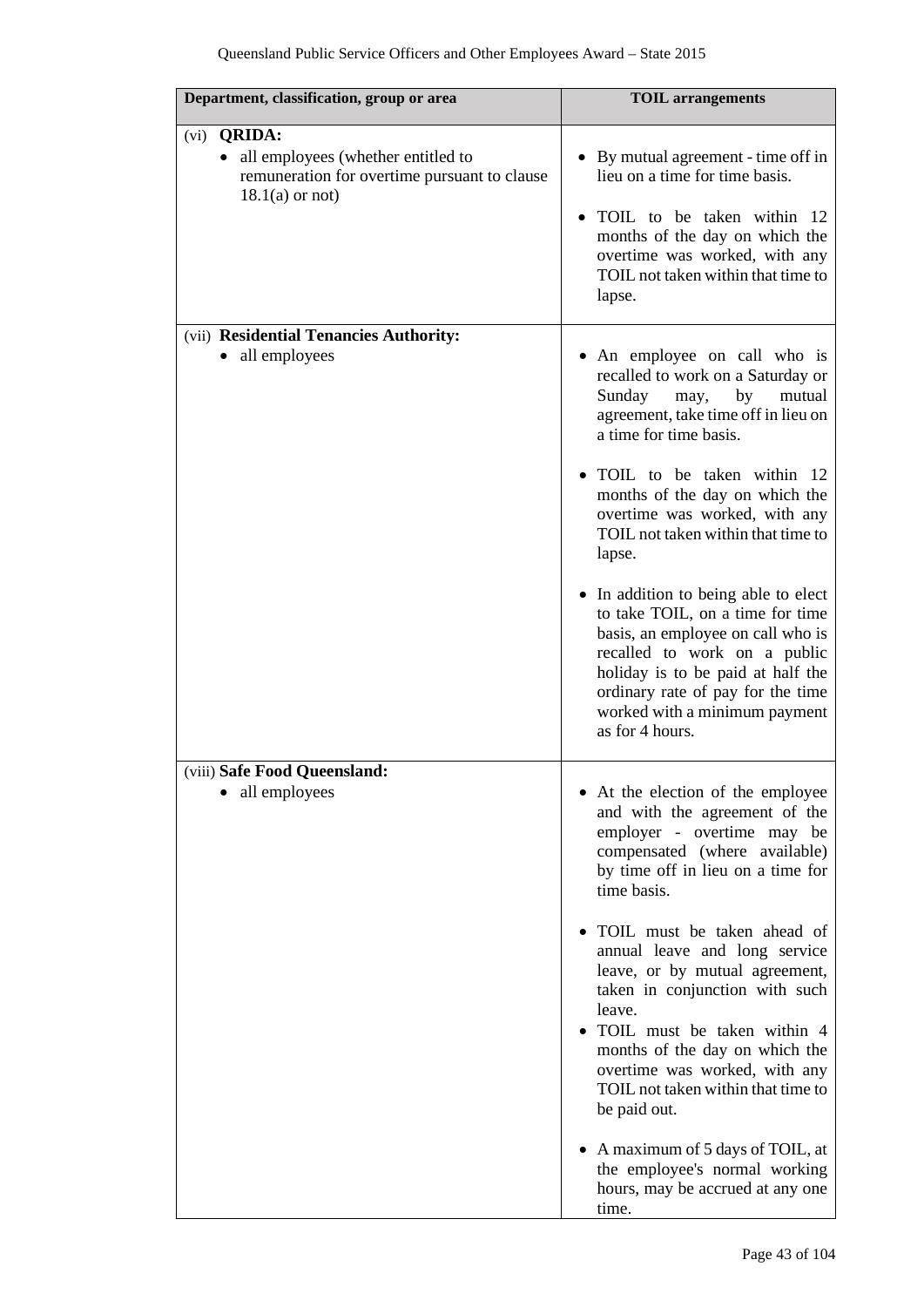| Department, classification, group or area | TOIL arrangements |
|---|---|
| (vi) **QRIDA:**<br>• all employees (whether entitled to remuneration for overtime pursuant to clause 18.1(a) or not) | • By mutual agreement - time off in lieu on a time for time basis.<br>• TOIL to be taken within 12 months of the day on which the overtime was worked, with any TOIL not taken within that time to lapse. |
| (vii) **Residential Tenancies Authority:**<br>• all employees | • An employee on call who is recalled to work on a Saturday or Sunday may, by mutual agreement, take time off in lieu on a time for time basis.<br>• TOIL to be taken within 12 months of the day on which the overtime was worked, with any TOIL not taken within that time to lapse.<br>• In addition to being able to elect to take TOIL, on a time for time basis, an employee on call who is recalled to work on a public holiday is to be paid at half the ordinary rate of pay for the time worked with a minimum payment as for 4 hours. |
| (viii) **Safe Food Queensland:**<br>• all employees | • At the election of the employee and with the agreement of the employer - overtime may be compensated (where available) by time off in lieu on a time for time basis.<br>• TOIL must be taken ahead of annual leave and long service leave, or by mutual agreement, taken in conjunction with such leave.<br>• TOIL must be taken within 4 months of the day on which the overtime was worked, with any TOIL not taken within that time to be paid out.<br>• A maximum of 5 days of TOIL, at the employee's normal working hours, may be accrued at any one time. |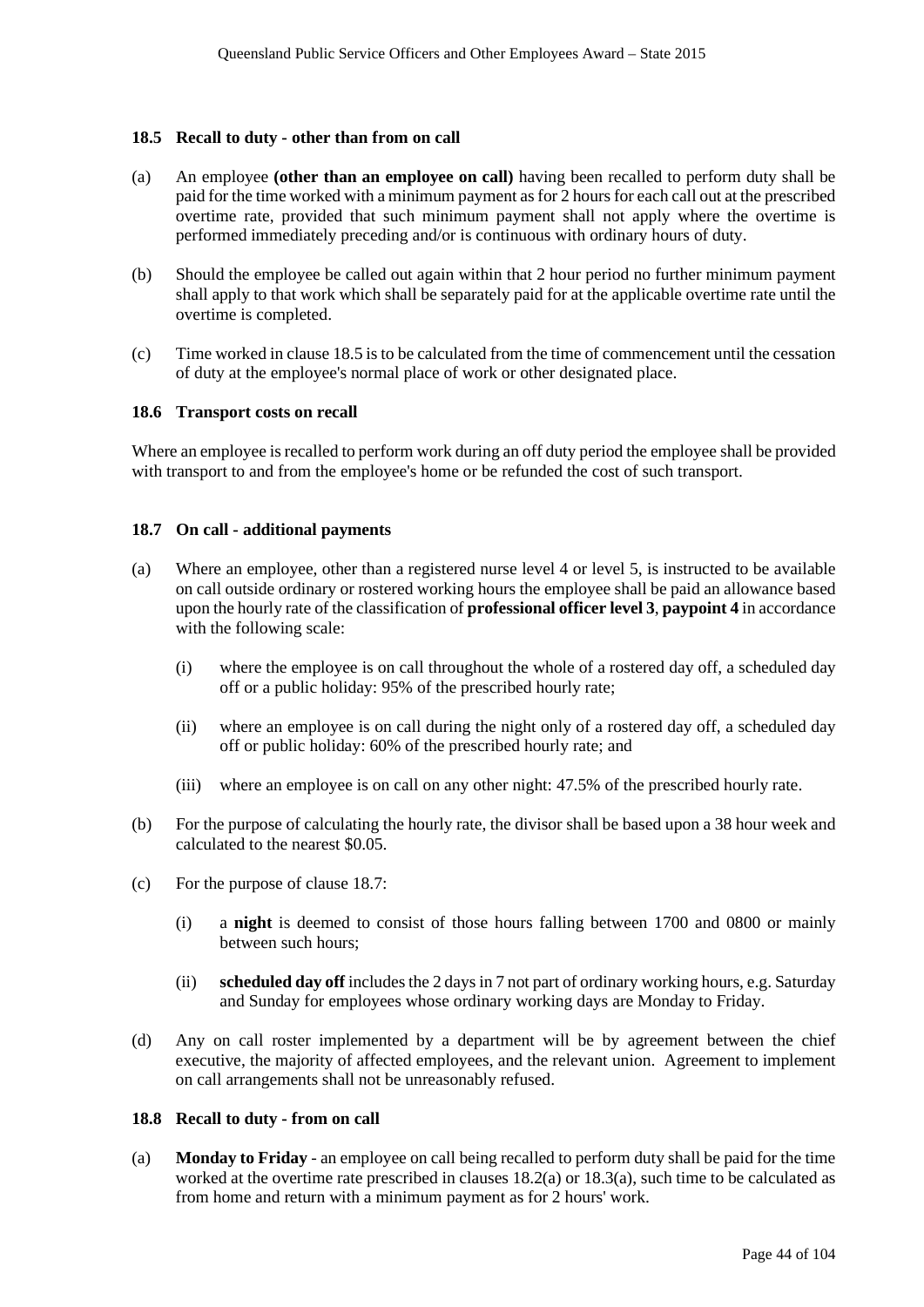### 18.5 Recall to duty - other than from on call

(a) An employee **(other than an employee on call)** having been recalled to perform duty shall be paid for the time worked with a minimum payment as for 2 hours for each call out at the prescribed overtime rate, provided that such minimum payment shall not apply where the overtime is performed immediately preceding and/or is continuous with ordinary hours of duty.

(b) Should the employee be called out again within that 2 hour period no further minimum payment shall apply to that work which shall be separately paid for at the applicable overtime rate until the overtime is completed.

(c) Time worked in clause 18.5 is to be calculated from the time of commencement until the cessation of duty at the employee's normal place of work or other designated place.

### 18.6 Transport costs on recall

Where an employee is recalled to perform work during an off duty period the employee shall be provided with transport to and from the employee's home or be refunded the cost of such transport.

### 18.7 On call - additional payments

(a) Where an employee, other than a registered nurse level 4 or level 5, is instructed to be available on call outside ordinary or rostered working hours the employee shall be paid an allowance based upon the hourly rate of the classification of **professional officer level 3**, **paypoint 4** in accordance with the following scale:

 (i) where the employee is on call throughout the whole of a rostered day off, a scheduled day off or a public holiday: 95% of the prescribed hourly rate;

 (ii) where an employee is on call during the night only of a rostered day off, a scheduled day off or public holiday: 60% of the prescribed hourly rate; and

 (iii) where an employee is on call on any other night: 47.5% of the prescribed hourly rate.

(b) For the purpose of calculating the hourly rate, the divisor shall be based upon a 38 hour week and calculated to the nearest $0.05.

(c) For the purpose of clause 18.7:

 (i) a **night** is deemed to consist of those hours falling between 1700 and 0800 or mainly between such hours;

 (ii) **scheduled day off** includes the 2 days in 7 not part of ordinary working hours, e.g. Saturday and Sunday for employees whose ordinary working days are Monday to Friday.

(d) Any on call roster implemented by a department will be by agreement between the chief executive, the majority of affected employees, and the relevant union. Agreement to implement on call arrangements shall not be unreasonably refused.

### 18.8 Recall to duty - from on call

(a) **Monday to Friday** - an employee on call being recalled to perform duty shall be paid for the time worked at the overtime rate prescribed in clauses 18.2(a) or 18.3(a), such time to be calculated as from home and return with a minimum payment as for 2 hours' work.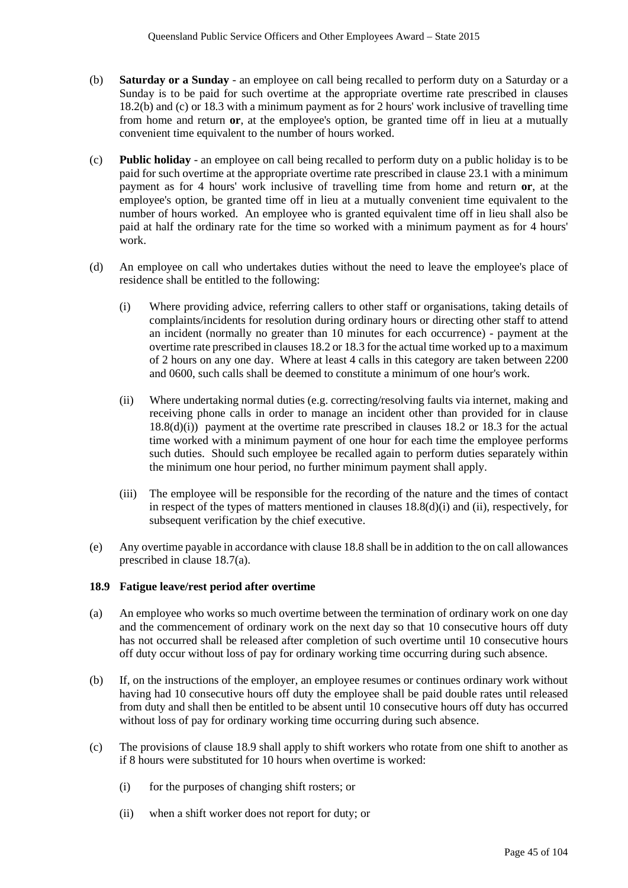(b) **Saturday or a Sunday** - an employee on call being recalled to perform duty on a Saturday or a Sunday is to be paid for such overtime at the appropriate overtime rate prescribed in clauses 18.2(b) and (c) or 18.3 with a minimum payment as for 2 hours' work inclusive of travelling time from home and return **or**, at the employee's option, be granted time off in lieu at a mutually convenient time equivalent to the number of hours worked.

(c) **Public holiday** - an employee on call being recalled to perform duty on a public holiday is to be paid for such overtime at the appropriate overtime rate prescribed in clause 23.1 with a minimum payment as for 4 hours' work inclusive of travelling time from home and return **or**, at the employee's option, be granted time off in lieu at a mutually convenient time equivalent to the number of hours worked. An employee who is granted equivalent time off in lieu shall also be paid at half the ordinary rate for the time so worked with a minimum payment as for 4 hours' work.

(d) An employee on call who undertakes duties without the need to leave the employee's place of residence shall be entitled to the following:

   (i) Where providing advice, referring callers to other staff or organisations, taking details of complaints/incidents for resolution during ordinary hours or directing other staff to attend an incident (normally no greater than 10 minutes for each occurrence) - payment at the overtime rate prescribed in clauses 18.2 or 18.3 for the actual time worked up to a maximum of 2 hours on any one day. Where at least 4 calls in this category are taken between 2200 and 0600, such calls shall be deemed to constitute a minimum of one hour's work.

   (ii) Where undertaking normal duties (e.g. correcting/resolving faults via internet, making and receiving phone calls in order to manage an incident other than provided for in clause 18.8(d)(i)) payment at the overtime rate prescribed in clauses 18.2 or 18.3 for the actual time worked with a minimum payment of one hour for each time the employee performs such duties. Should such employee be recalled again to perform duties separately within the minimum one hour period, no further minimum payment shall apply.

   (iii) The employee will be responsible for the recording of the nature and the times of contact in respect of the types of matters mentioned in clauses 18.8(d)(i) and (ii), respectively, for subsequent verification by the chief executive.

(e) Any overtime payable in accordance with clause 18.8 shall be in addition to the on call allowances prescribed in clause 18.7(a).

### 18.9 Fatigue leave/rest period after overtime

(a) An employee who works so much overtime between the termination of ordinary work on one day and the commencement of ordinary work on the next day so that 10 consecutive hours off duty has not occurred shall be released after completion of such overtime until 10 consecutive hours off duty occur without loss of pay for ordinary working time occurring during such absence.

(b) If, on the instructions of the employer, an employee resumes or continues ordinary work without having had 10 consecutive hours off duty the employee shall be paid double rates until released from duty and shall then be entitled to be absent until 10 consecutive hours off duty has occurred without loss of pay for ordinary working time occurring during such absence.

(c) The provisions of clause 18.9 shall apply to shift workers who rotate from one shift to another as if 8 hours were substituted for 10 hours when overtime is worked:

   (i) for the purposes of changing shift rosters; or

   (ii) when a shift worker does not report for duty; or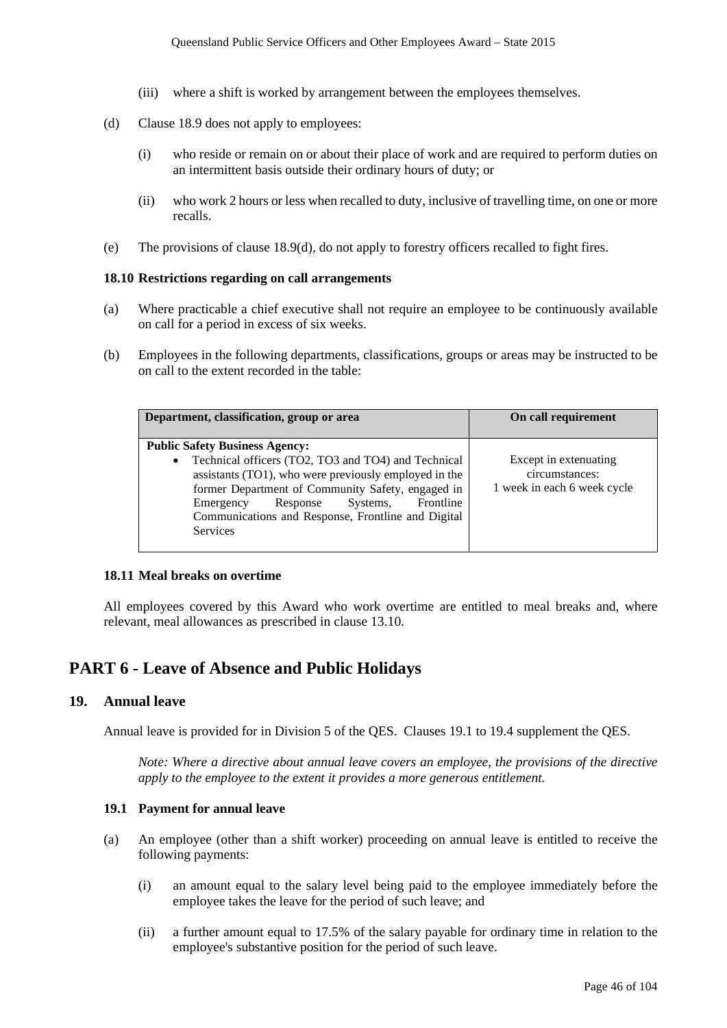(iii) where a shift is worked by arrangement between the employees themselves.

(d) Clause 18.9 does not apply to employees:

(i) who reside or remain on or about their place of work and are required to perform duties on an intermittent basis outside their ordinary hours of duty; or

(ii) who work 2 hours or less when recalled to duty, inclusive of travelling time, on one or more recalls.

(e) The provisions of clause 18.9(d), do not apply to forestry officers recalled to fight fires.

### 18.10 Restrictions regarding on call arrangements

(a) Where practicable a chief executive shall not require an employee to be continuously available on call for a period in excess of six weeks.

(b) Employees in the following departments, classifications, groups or areas may be instructed to be on call to the extent recorded in the table:

| Department, classification, group or area | On call requirement |
|---|---|
| **Public Safety Business Agency:**<br>• Technical officers (TO2, TO3 and TO4) and Technical assistants (TO1), who were previously employed in the former Department of Community Safety, engaged in Emergency Response Systems, Frontline Communications and Response, Frontline and Digital Services | Except in extenuating circumstances: 1 week in each 6 week cycle |

### 18.11 Meal breaks on overtime

All employees covered by this Award who work overtime are entitled to meal breaks and, where relevant, meal allowances as prescribed in clause 13.10.

# PART 6 - Leave of Absence and Public Holidays

## 19. Annual leave

Annual leave is provided for in Division 5 of the QES. Clauses 19.1 to 19.4 supplement the QES.

*Note: Where a directive about annual leave covers an employee, the provisions of the directive apply to the employee to the extent it provides a more generous entitlement.*

### 19.1 Payment for annual leave

(a) An employee (other than a shift worker) proceeding on annual leave is entitled to receive the following payments:

(i) an amount equal to the salary level being paid to the employee immediately before the employee takes the leave for the period of such leave; and

(ii) a further amount equal to 17.5% of the salary payable for ordinary time in relation to the employee's substantive position for the period of such leave.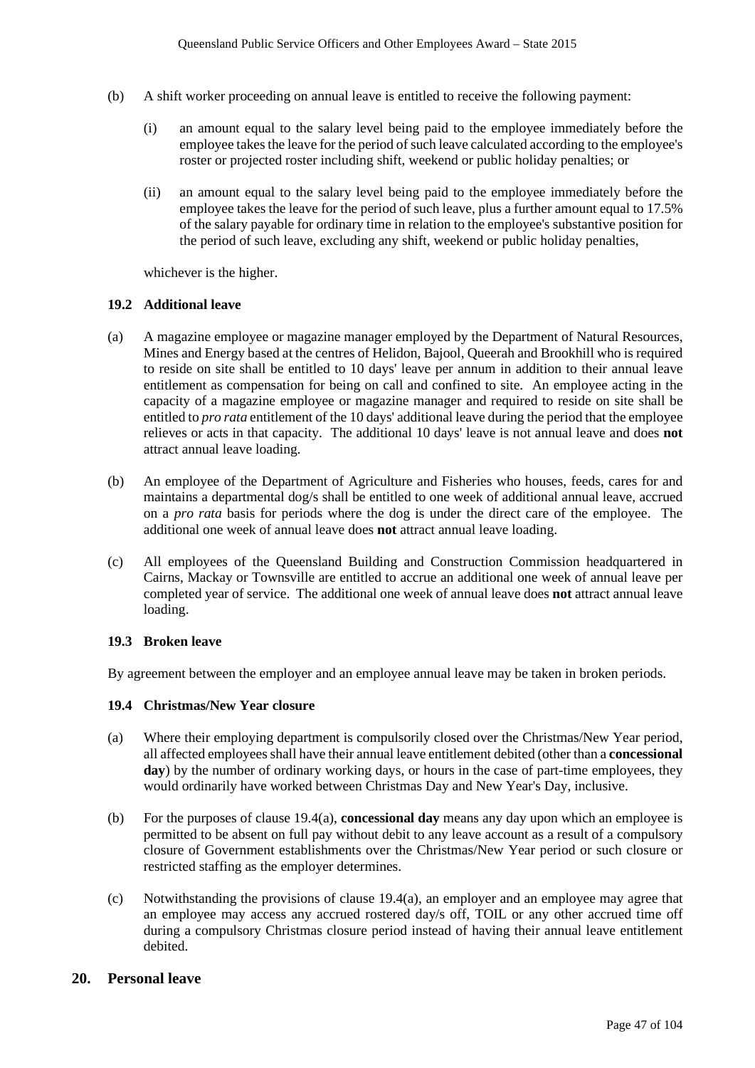(b) A shift worker proceeding on annual leave is entitled to receive the following payment:

  (i) an amount equal to the salary level being paid to the employee immediately before the employee takes the leave for the period of such leave calculated according to the employee's roster or projected roster including shift, weekend or public holiday penalties; or

  (ii) an amount equal to the salary level being paid to the employee immediately before the employee takes the leave for the period of such leave, plus a further amount equal to 17.5% of the salary payable for ordinary time in relation to the employee's substantive position for the period of such leave, excluding any shift, weekend or public holiday penalties,

  whichever is the higher.

### 19.2 Additional leave

(a) A magazine employee or magazine manager employed by the Department of Natural Resources, Mines and Energy based at the centres of Helidon, Bajool, Queerah and Brookhill who is required to reside on site shall be entitled to 10 days' leave per annum in addition to their annual leave entitlement as compensation for being on call and confined to site. An employee acting in the capacity of a magazine employee or magazine manager and required to reside on site shall be entitled to *pro rata* entitlement of the 10 days' additional leave during the period that the employee relieves or acts in that capacity. The additional 10 days' leave is not annual leave and does **not** attract annual leave loading.

(b) An employee of the Department of Agriculture and Fisheries who houses, feeds, cares for and maintains a departmental dog/s shall be entitled to one week of additional annual leave, accrued on a *pro rata* basis for periods where the dog is under the direct care of the employee. The additional one week of annual leave does **not** attract annual leave loading.

(c) All employees of the Queensland Building and Construction Commission headquartered in Cairns, Mackay or Townsville are entitled to accrue an additional one week of annual leave per completed year of service. The additional one week of annual leave does **not** attract annual leave loading.

### 19.3 Broken leave

By agreement between the employer and an employee annual leave may be taken in broken periods.

### 19.4 Christmas/New Year closure

(a) Where their employing department is compulsorily closed over the Christmas/New Year period, all affected employees shall have their annual leave entitlement debited (other than a **concessional day**) by the number of ordinary working days, or hours in the case of part-time employees, they would ordinarily have worked between Christmas Day and New Year's Day, inclusive.

(b) For the purposes of clause 19.4(a), **concessional day** means any day upon which an employee is permitted to be absent on full pay without debit to any leave account as a result of a compulsory closure of Government establishments over the Christmas/New Year period or such closure or restricted staffing as the employer determines.

(c) Notwithstanding the provisions of clause 19.4(a), an employer and an employee may agree that an employee may access any accrued rostered day/s off, TOIL or any other accrued time off during a compulsory Christmas closure period instead of having their annual leave entitlement debited.

## 20. Personal leave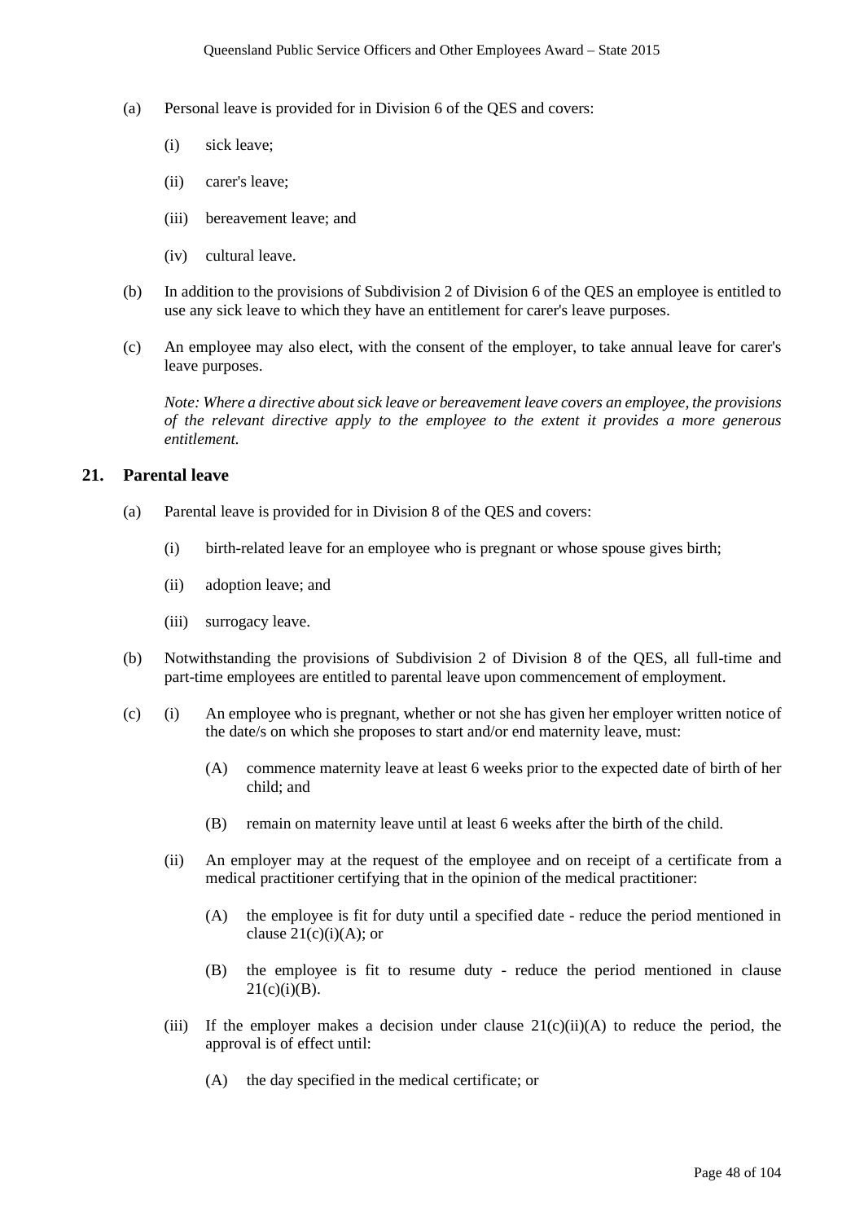(a) Personal leave is provided for in Division 6 of the QES and covers:

  (i) sick leave;

  (ii) carer's leave;

  (iii) bereavement leave; and

  (iv) cultural leave.

(b) In addition to the provisions of Subdivision 2 of Division 6 of the QES an employee is entitled to use any sick leave to which they have an entitlement for carer's leave purposes.

(c) An employee may also elect, with the consent of the employer, to take annual leave for carer's leave purposes.

*Note: Where a directive about sick leave or bereavement leave covers an employee, the provisions of the relevant directive apply to the employee to the extent it provides a more generous entitlement.*

## 21. Parental leave

(a) Parental leave is provided for in Division 8 of the QES and covers:

  (i) birth-related leave for an employee who is pregnant or whose spouse gives birth;

  (ii) adoption leave; and

  (iii) surrogacy leave.

(b) Notwithstanding the provisions of Subdivision 2 of Division 8 of the QES, all full-time and part-time employees are entitled to parental leave upon commencement of employment.

(c) (i) An employee who is pregnant, whether or not she has given her employer written notice of the date/s on which she proposes to start and/or end maternity leave, must:

    (A) commence maternity leave at least 6 weeks prior to the expected date of birth of her child; and

    (B) remain on maternity leave until at least 6 weeks after the birth of the child.

  (ii) An employer may at the request of the employee and on receipt of a certificate from a medical practitioner certifying that in the opinion of the medical practitioner:

    (A) the employee is fit for duty until a specified date - reduce the period mentioned in clause 21(c)(i)(A); or

    (B) the employee is fit to resume duty - reduce the period mentioned in clause 21(c)(i)(B).

  (iii) If the employer makes a decision under clause 21(c)(ii)(A) to reduce the period, the approval is of effect until:

    (A) the day specified in the medical certificate; or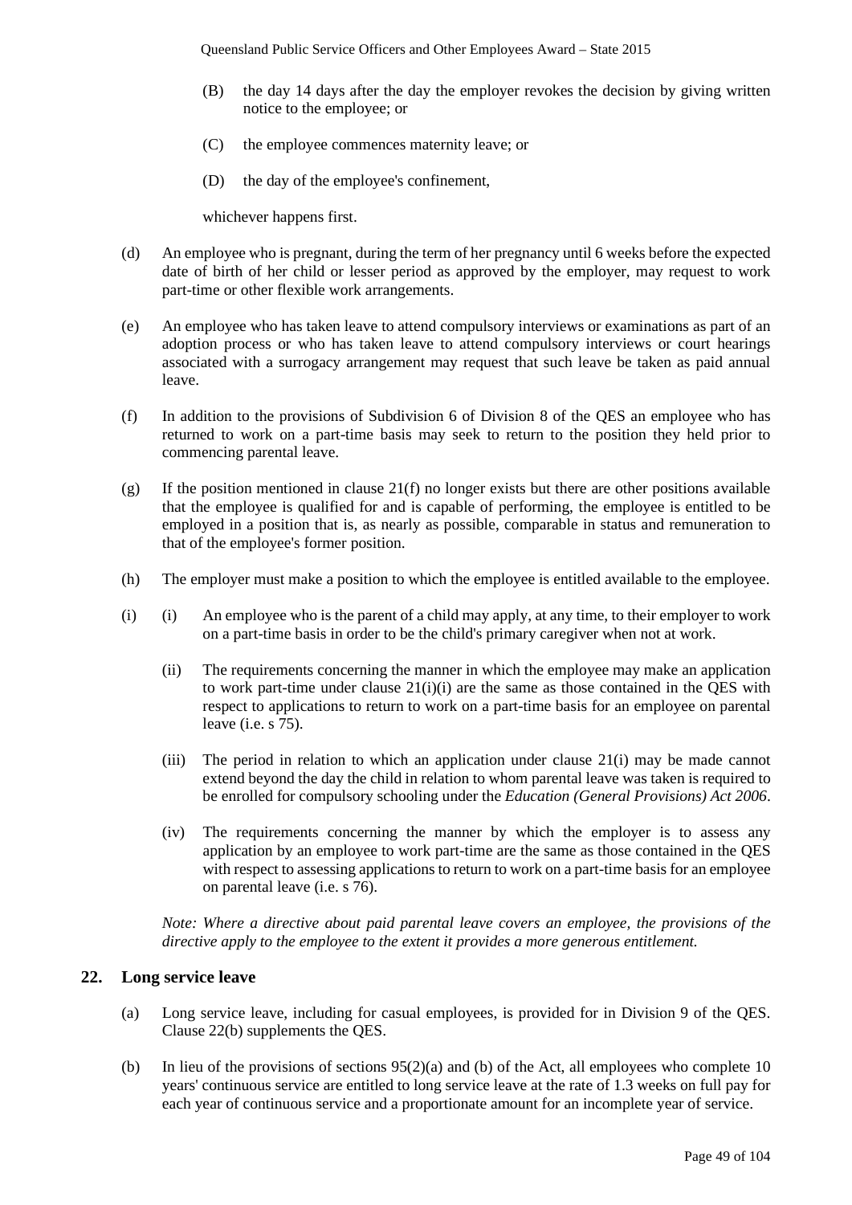(B) the day 14 days after the day the employer revokes the decision by giving written notice to the employee; or

(C) the employee commences maternity leave; or

(D) the day of the employee's confinement,

whichever happens first.

(d) An employee who is pregnant, during the term of her pregnancy until 6 weeks before the expected date of birth of her child or lesser period as approved by the employer, may request to work part-time or other flexible work arrangements.

(e) An employee who has taken leave to attend compulsory interviews or examinations as part of an adoption process or who has taken leave to attend compulsory interviews or court hearings associated with a surrogacy arrangement may request that such leave be taken as paid annual leave.

(f) In addition to the provisions of Subdivision 6 of Division 8 of the QES an employee who has returned to work on a part-time basis may seek to return to the position they held prior to commencing parental leave.

(g) If the position mentioned in clause 21(f) no longer exists but there are other positions available that the employee is qualified for and is capable of performing, the employee is entitled to be employed in a position that is, as nearly as possible, comparable in status and remuneration to that of the employee's former position.

(h) The employer must make a position to which the employee is entitled available to the employee.

(i) (i) An employee who is the parent of a child may apply, at any time, to their employer to work on a part-time basis in order to be the child's primary caregiver when not at work.

(ii) The requirements concerning the manner in which the employee may make an application to work part-time under clause 21(i)(i) are the same as those contained in the QES with respect to applications to return to work on a part-time basis for an employee on parental leave (i.e. s 75).

(iii) The period in relation to which an application under clause 21(i) may be made cannot extend beyond the day the child in relation to whom parental leave was taken is required to be enrolled for compulsory schooling under the *Education (General Provisions) Act 2006*.

(iv) The requirements concerning the manner by which the employer is to assess any application by an employee to work part-time are the same as those contained in the QES with respect to assessing applications to return to work on a part-time basis for an employee on parental leave (i.e. s 76).

*Note: Where a directive about paid parental leave covers an employee, the provisions of the directive apply to the employee to the extent it provides a more generous entitlement.*

## 22. Long service leave

(a) Long service leave, including for casual employees, is provided for in Division 9 of the QES. Clause 22(b) supplements the QES.

(b) In lieu of the provisions of sections 95(2)(a) and (b) of the Act, all employees who complete 10 years' continuous service are entitled to long service leave at the rate of 1.3 weeks on full pay for each year of continuous service and a proportionate amount for an incomplete year of service.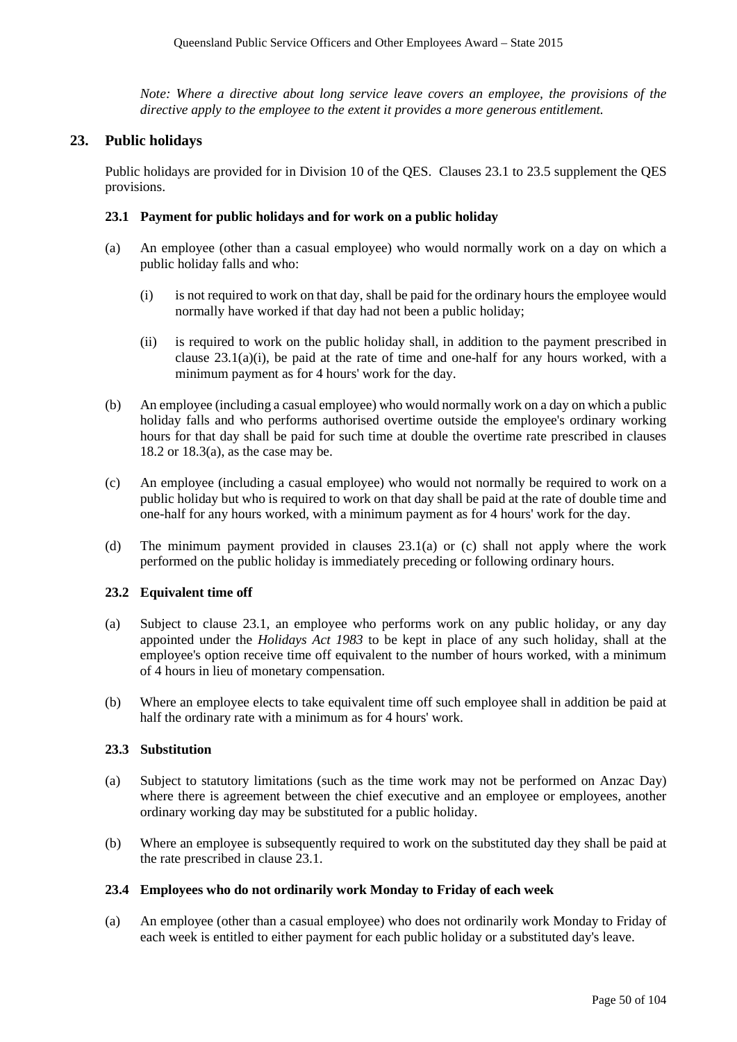*Note: Where a directive about long service leave covers an employee, the provisions of the directive apply to the employee to the extent it provides a more generous entitlement.*

## 23. Public holidays

Public holidays are provided for in Division 10 of the QES. Clauses 23.1 to 23.5 supplement the QES provisions.

### 23.1 Payment for public holidays and for work on a public holiday

(a) An employee (other than a casual employee) who would normally work on a day on which a public holiday falls and who:

  (i) is not required to work on that day, shall be paid for the ordinary hours the employee would normally have worked if that day had not been a public holiday;

  (ii) is required to work on the public holiday shall, in addition to the payment prescribed in clause 23.1(a)(i), be paid at the rate of time and one-half for any hours worked, with a minimum payment as for 4 hours' work for the day.

(b) An employee (including a casual employee) who would normally work on a day on which a public holiday falls and who performs authorised overtime outside the employee's ordinary working hours for that day shall be paid for such time at double the overtime rate prescribed in clauses 18.2 or 18.3(a), as the case may be.

(c) An employee (including a casual employee) who would not normally be required to work on a public holiday but who is required to work on that day shall be paid at the rate of double time and one-half for any hours worked, with a minimum payment as for 4 hours' work for the day.

(d) The minimum payment provided in clauses 23.1(a) or (c) shall not apply where the work performed on the public holiday is immediately preceding or following ordinary hours.

### 23.2 Equivalent time off

(a) Subject to clause 23.1, an employee who performs work on any public holiday, or any day appointed under the *Holidays Act 1983* to be kept in place of any such holiday, shall at the employee's option receive time off equivalent to the number of hours worked, with a minimum of 4 hours in lieu of monetary compensation.

(b) Where an employee elects to take equivalent time off such employee shall in addition be paid at half the ordinary rate with a minimum as for 4 hours' work.

### 23.3 Substitution

(a) Subject to statutory limitations (such as the time work may not be performed on Anzac Day) where there is agreement between the chief executive and an employee or employees, another ordinary working day may be substituted for a public holiday.

(b) Where an employee is subsequently required to work on the substituted day they shall be paid at the rate prescribed in clause 23.1.

### 23.4 Employees who do not ordinarily work Monday to Friday of each week

(a) An employee (other than a casual employee) who does not ordinarily work Monday to Friday of each week is entitled to either payment for each public holiday or a substituted day's leave.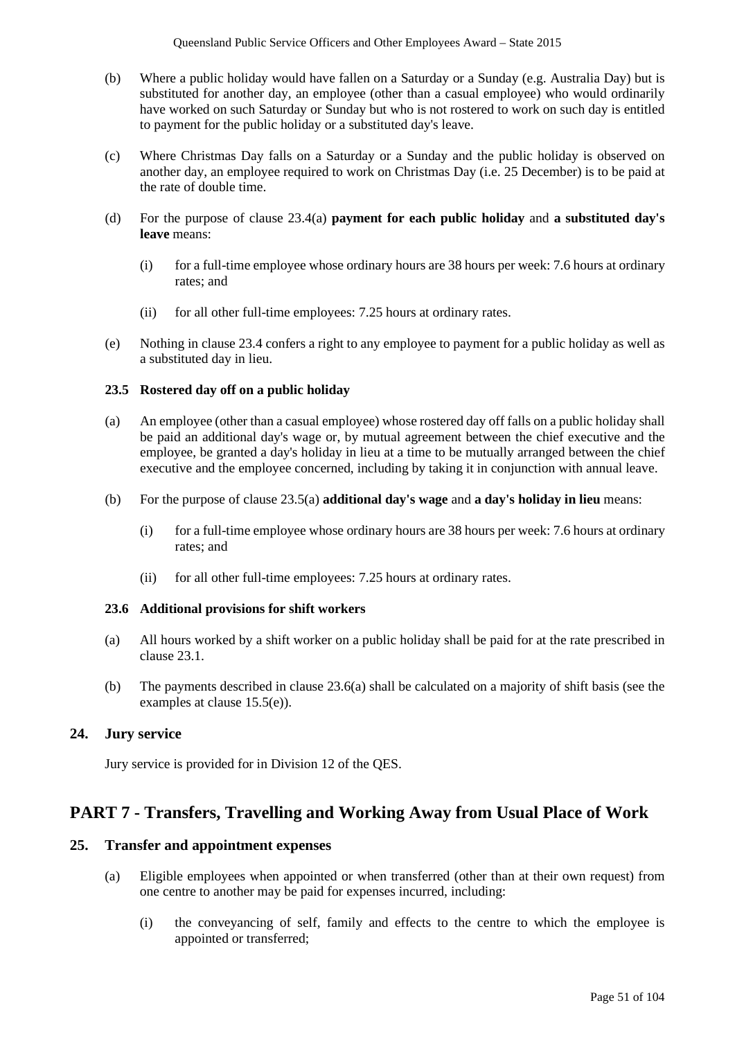(b) Where a public holiday would have fallen on a Saturday or a Sunday (e.g. Australia Day) but is substituted for another day, an employee (other than a casual employee) who would ordinarily have worked on such Saturday or Sunday but who is not rostered to work on such day is entitled to payment for the public holiday or a substituted day's leave.

(c) Where Christmas Day falls on a Saturday or a Sunday and the public holiday is observed on another day, an employee required to work on Christmas Day (i.e. 25 December) is to be paid at the rate of double time.

(d) For the purpose of clause 23.4(a) **payment for each public holiday** and **a substituted day's leave** means:

  (i) for a full-time employee whose ordinary hours are 38 hours per week: 7.6 hours at ordinary rates; and

  (ii) for all other full-time employees: 7.25 hours at ordinary rates.

(e) Nothing in clause 23.4 confers a right to any employee to payment for a public holiday as well as a substituted day in lieu.

### 23.5 Rostered day off on a public holiday

(a) An employee (other than a casual employee) whose rostered day off falls on a public holiday shall be paid an additional day's wage or, by mutual agreement between the chief executive and the employee, be granted a day's holiday in lieu at a time to be mutually arranged between the chief executive and the employee concerned, including by taking it in conjunction with annual leave.

(b) For the purpose of clause 23.5(a) **additional day's wage** and **a day's holiday in lieu** means:

  (i) for a full-time employee whose ordinary hours are 38 hours per week: 7.6 hours at ordinary rates; and

  (ii) for all other full-time employees: 7.25 hours at ordinary rates.

### 23.6 Additional provisions for shift workers

(a) All hours worked by a shift worker on a public holiday shall be paid for at the rate prescribed in clause 23.1.

(b) The payments described in clause 23.6(a) shall be calculated on a majority of shift basis (see the examples at clause 15.5(e)).

## 24. Jury service

Jury service is provided for in Division 12 of the QES.

# PART 7 - Transfers, Travelling and Working Away from Usual Place of Work

## 25. Transfer and appointment expenses

(a) Eligible employees when appointed or when transferred (other than at their own request) from one centre to another may be paid for expenses incurred, including:

  (i) the conveyancing of self, family and effects to the centre to which the employee is appointed or transferred;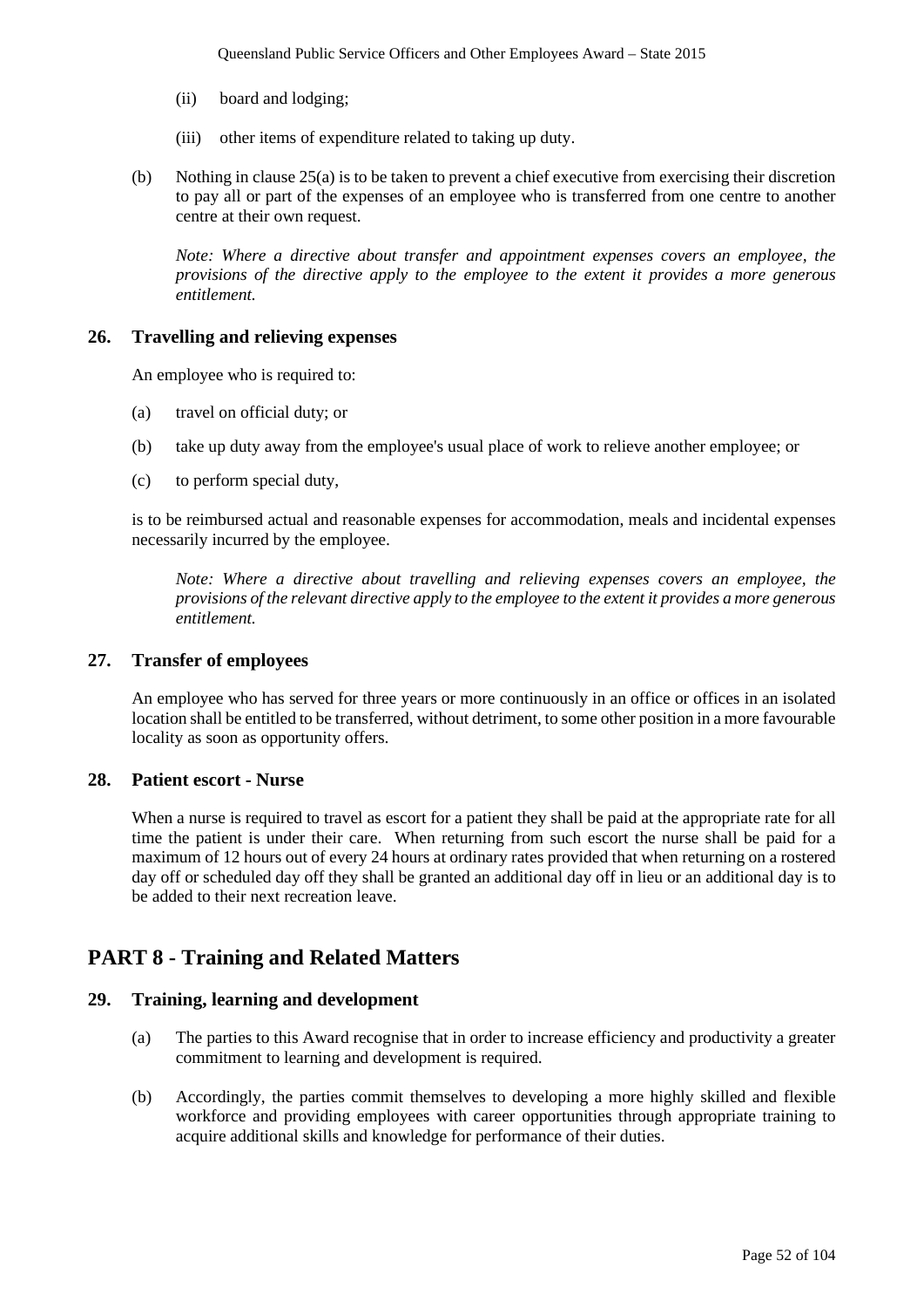(ii) board and lodging;

(iii) other items of expenditure related to taking up duty.

(b) Nothing in clause 25(a) is to be taken to prevent a chief executive from exercising their discretion to pay all or part of the expenses of an employee who is transferred from one centre to another centre at their own request.

*Note: Where a directive about transfer and appointment expenses covers an employee, the provisions of the directive apply to the employee to the extent it provides a more generous entitlement.*

### 26. Travelling and relieving expenses

An employee who is required to:

(a) travel on official duty; or

(b) take up duty away from the employee's usual place of work to relieve another employee; or

(c) to perform special duty,

is to be reimbursed actual and reasonable expenses for accommodation, meals and incidental expenses necessarily incurred by the employee.

*Note: Where a directive about travelling and relieving expenses covers an employee, the provisions of the relevant directive apply to the employee to the extent it provides a more generous entitlement.*

### 27. Transfer of employees

An employee who has served for three years or more continuously in an office or offices in an isolated location shall be entitled to be transferred, without detriment, to some other position in a more favourable locality as soon as opportunity offers.

### 28. Patient escort - Nurse

When a nurse is required to travel as escort for a patient they shall be paid at the appropriate rate for all time the patient is under their care. When returning from such escort the nurse shall be paid for a maximum of 12 hours out of every 24 hours at ordinary rates provided that when returning on a rostered day off or scheduled day off they shall be granted an additional day off in lieu or an additional day is to be added to their next recreation leave.

## PART 8 - Training and Related Matters

### 29. Training, learning and development

(a) The parties to this Award recognise that in order to increase efficiency and productivity a greater commitment to learning and development is required.

(b) Accordingly, the parties commit themselves to developing a more highly skilled and flexible workforce and providing employees with career opportunities through appropriate training to acquire additional skills and knowledge for performance of their duties.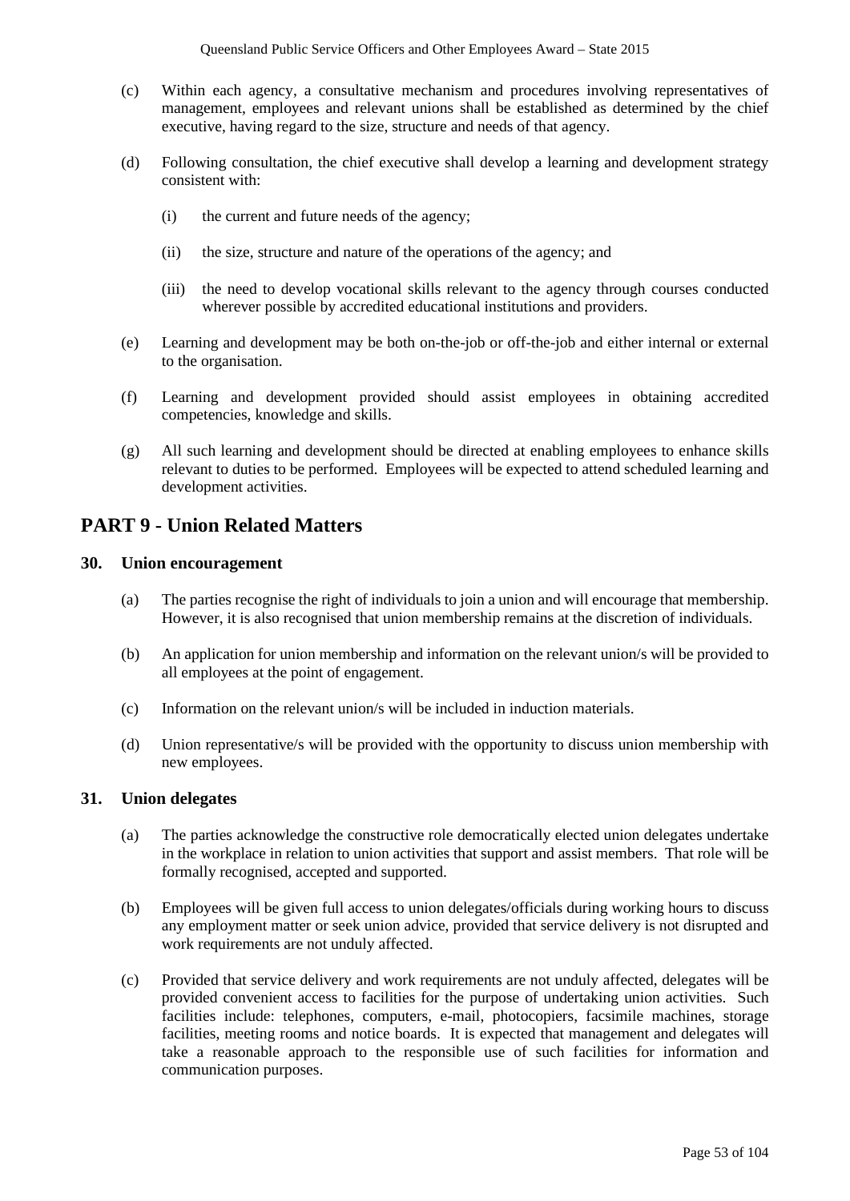(c) Within each agency, a consultative mechanism and procedures involving representatives of management, employees and relevant unions shall be established as determined by the chief executive, having regard to the size, structure and needs of that agency.

(d) Following consultation, the chief executive shall develop a learning and development strategy consistent with:

   (i) the current and future needs of the agency;

   (ii) the size, structure and nature of the operations of the agency; and

   (iii) the need to develop vocational skills relevant to the agency through courses conducted wherever possible by accredited educational institutions and providers.

(e) Learning and development may be both on-the-job or off-the-job and either internal or external to the organisation.

(f) Learning and development provided should assist employees in obtaining accredited competencies, knowledge and skills.

(g) All such learning and development should be directed at enabling employees to enhance skills relevant to duties to be performed. Employees will be expected to attend scheduled learning and development activities.

## PART 9 - Union Related Matters

### 30. Union encouragement

(a) The parties recognise the right of individuals to join a union and will encourage that membership. However, it is also recognised that union membership remains at the discretion of individuals.

(b) An application for union membership and information on the relevant union/s will be provided to all employees at the point of engagement.

(c) Information on the relevant union/s will be included in induction materials.

(d) Union representative/s will be provided with the opportunity to discuss union membership with new employees.

### 31. Union delegates

(a) The parties acknowledge the constructive role democratically elected union delegates undertake in the workplace in relation to union activities that support and assist members. That role will be formally recognised, accepted and supported.

(b) Employees will be given full access to union delegates/officials during working hours to discuss any employment matter or seek union advice, provided that service delivery is not disrupted and work requirements are not unduly affected.

(c) Provided that service delivery and work requirements are not unduly affected, delegates will be provided convenient access to facilities for the purpose of undertaking union activities. Such facilities include: telephones, computers, e-mail, photocopiers, facsimile machines, storage facilities, meeting rooms and notice boards. It is expected that management and delegates will take a reasonable approach to the responsible use of such facilities for information and communication purposes.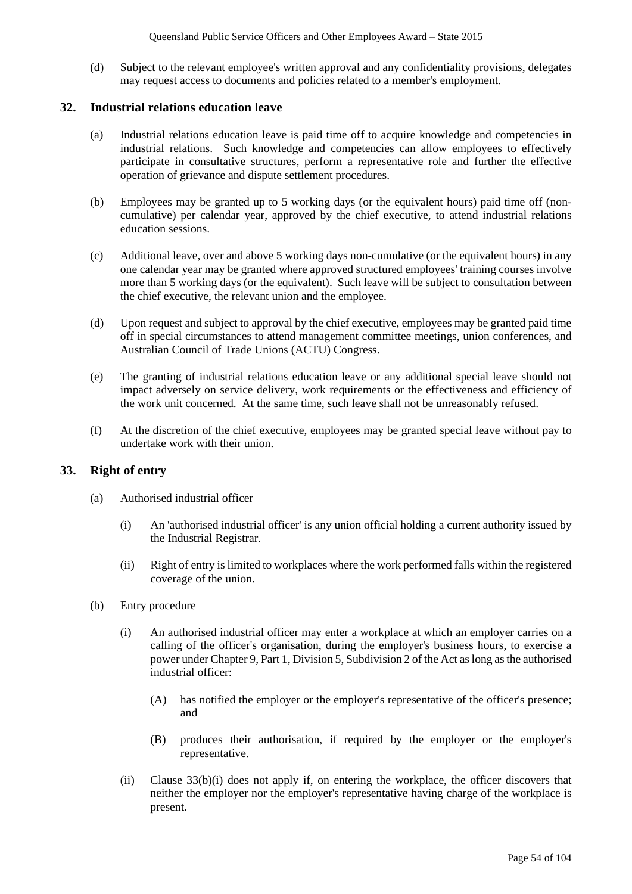(d) Subject to the relevant employee's written approval and any confidentiality provisions, delegates may request access to documents and policies related to a member's employment.

## 32. Industrial relations education leave

(a) Industrial relations education leave is paid time off to acquire knowledge and competencies in industrial relations. Such knowledge and competencies can allow employees to effectively participate in consultative structures, perform a representative role and further the effective operation of grievance and dispute settlement procedures.

(b) Employees may be granted up to 5 working days (or the equivalent hours) paid time off (non-cumulative) per calendar year, approved by the chief executive, to attend industrial relations education sessions.

(c) Additional leave, over and above 5 working days non-cumulative (or the equivalent hours) in any one calendar year may be granted where approved structured employees' training courses involve more than 5 working days (or the equivalent). Such leave will be subject to consultation between the chief executive, the relevant union and the employee.

(d) Upon request and subject to approval by the chief executive, employees may be granted paid time off in special circumstances to attend management committee meetings, union conferences, and Australian Council of Trade Unions (ACTU) Congress.

(e) The granting of industrial relations education leave or any additional special leave should not impact adversely on service delivery, work requirements or the effectiveness and efficiency of the work unit concerned. At the same time, such leave shall not be unreasonably refused.

(f) At the discretion of the chief executive, employees may be granted special leave without pay to undertake work with their union.

## 33. Right of entry

(a) Authorised industrial officer

(i) An 'authorised industrial officer' is any union official holding a current authority issued by the Industrial Registrar.

(ii) Right of entry is limited to workplaces where the work performed falls within the registered coverage of the union.

(b) Entry procedure

(i) An authorised industrial officer may enter a workplace at which an employer carries on a calling of the officer's organisation, during the employer's business hours, to exercise a power under Chapter 9, Part 1, Division 5, Subdivision 2 of the Act as long as the authorised industrial officer:

(A) has notified the employer or the employer's representative of the officer's presence; and

(B) produces their authorisation, if required by the employer or the employer's representative.

(ii) Clause 33(b)(i) does not apply if, on entering the workplace, the officer discovers that neither the employer nor the employer's representative having charge of the workplace is present.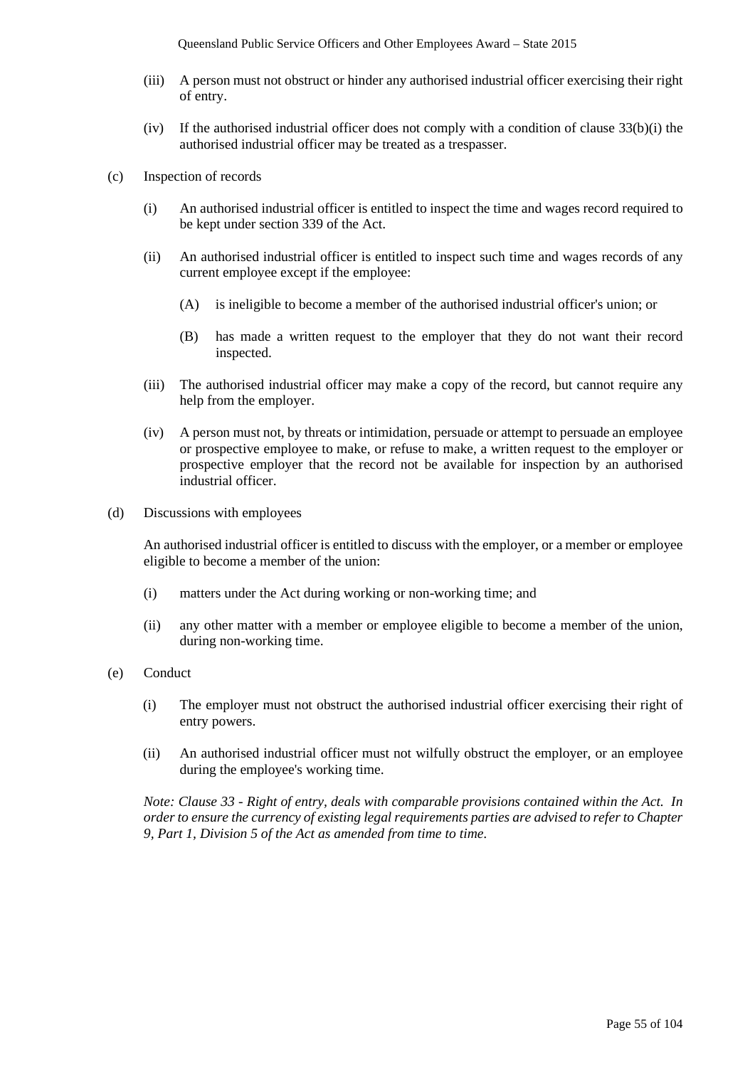(iii) A person must not obstruct or hinder any authorised industrial officer exercising their right of entry.

(iv) If the authorised industrial officer does not comply with a condition of clause 33(b)(i) the authorised industrial officer may be treated as a trespasser.

(c) Inspection of records

(i) An authorised industrial officer is entitled to inspect the time and wages record required to be kept under section 339 of the Act.

(ii) An authorised industrial officer is entitled to inspect such time and wages records of any current employee except if the employee:

(A) is ineligible to become a member of the authorised industrial officer's union; or

(B) has made a written request to the employer that they do not want their record inspected.

(iii) The authorised industrial officer may make a copy of the record, but cannot require any help from the employer.

(iv) A person must not, by threats or intimidation, persuade or attempt to persuade an employee or prospective employee to make, or refuse to make, a written request to the employer or prospective employer that the record not be available for inspection by an authorised industrial officer.

(d) Discussions with employees

An authorised industrial officer is entitled to discuss with the employer, or a member or employee eligible to become a member of the union:

(i) matters under the Act during working or non-working time; and

(ii) any other matter with a member or employee eligible to become a member of the union, during non-working time.

(e) Conduct

(i) The employer must not obstruct the authorised industrial officer exercising their right of entry powers.

(ii) An authorised industrial officer must not wilfully obstruct the employer, or an employee during the employee's working time.

*Note: Clause 33 - Right of entry, deals with comparable provisions contained within the Act. In order to ensure the currency of existing legal requirements parties are advised to refer to Chapter 9, Part 1, Division 5 of the Act as amended from time to time.*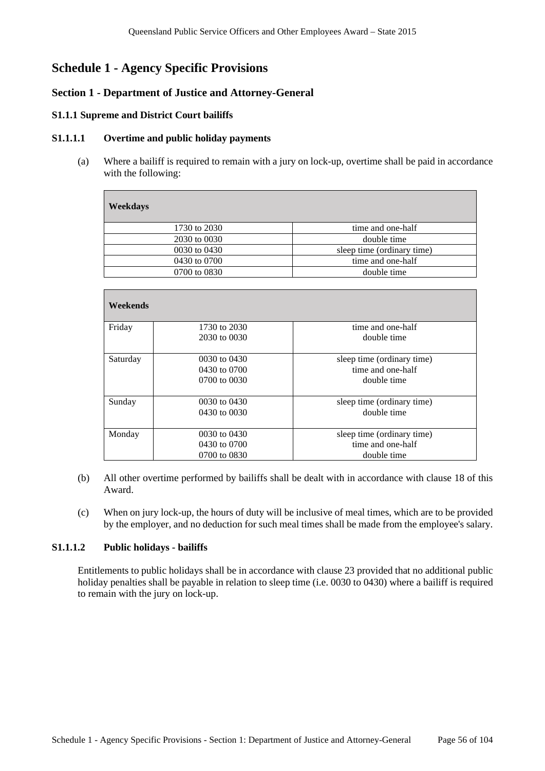# Schedule 1 - Agency Specific Provisions

## Section 1 - Department of Justice and Attorney-General

### S1.1.1 Supreme and District Court bailiffs

#### S1.1.1.1 Overtime and public holiday payments

(a) Where a bailiff is required to remain with a jury on lock-up, overtime shall be paid in accordance with the following:

| **Weekdays** | |
|---|---|
| 1730 to 2030 | time and one-half |
| 2030 to 0030 | double time |
| 0030 to 0430 | sleep time (ordinary time) |
| 0430 to 0700 | time and one-half |
| 0700 to 0830 | double time |

| **Weekends** | | |
|---|---|---|
| Friday | 1730 to 2030<br>2030 to 0030 | time and one-half<br>double time |
| Saturday | 0030 to 0430<br>0430 to 0700<br>0700 to 0030 | sleep time (ordinary time)<br>time and one-half<br>double time |
| Sunday | 0030 to 0430<br>0430 to 0030 | sleep time (ordinary time)<br>double time |
| Monday | 0030 to 0430<br>0430 to 0700<br>0700 to 0830 | sleep time (ordinary time)<br>time and one-half<br>double time |

(b) All other overtime performed by bailiffs shall be dealt with in accordance with clause 18 of this Award.

(c) When on jury lock-up, the hours of duty will be inclusive of meal times, which are to be provided by the employer, and no deduction for such meal times shall be made from the employee's salary.

#### S1.1.1.2 Public holidays - bailiffs

Entitlements to public holidays shall be in accordance with clause 23 provided that no additional public holiday penalties shall be payable in relation to sleep time (i.e. 0030 to 0430) where a bailiff is required to remain with the jury on lock-up.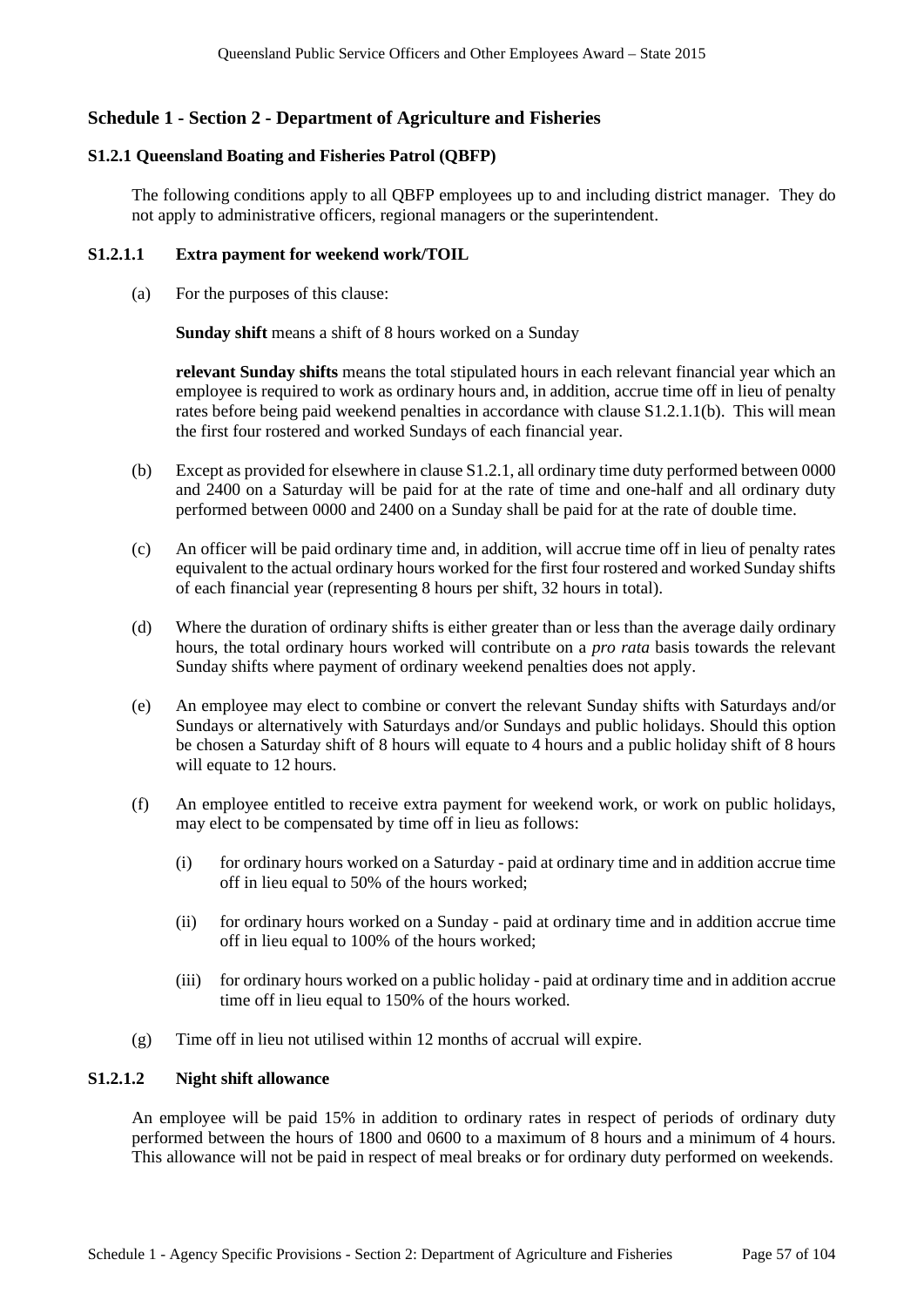## Schedule 1 - Section 2 - Department of Agriculture and Fisheries

### S1.2.1 Queensland Boating and Fisheries Patrol (QBFP)

The following conditions apply to all QBFP employees up to and including district manager. They do not apply to administrative officers, regional managers or the superintendent.

#### S1.2.1.1 Extra payment for weekend work/TOIL

(a) For the purposes of this clause:

**Sunday shift** means a shift of 8 hours worked on a Sunday

**relevant Sunday shifts** means the total stipulated hours in each relevant financial year which an employee is required to work as ordinary hours and, in addition, accrue time off in lieu of penalty rates before being paid weekend penalties in accordance with clause S1.2.1.1(b). This will mean the first four rostered and worked Sundays of each financial year.

(b) Except as provided for elsewhere in clause S1.2.1, all ordinary time duty performed between 0000 and 2400 on a Saturday will be paid for at the rate of time and one-half and all ordinary duty performed between 0000 and 2400 on a Sunday shall be paid for at the rate of double time.

(c) An officer will be paid ordinary time and, in addition, will accrue time off in lieu of penalty rates equivalent to the actual ordinary hours worked for the first four rostered and worked Sunday shifts of each financial year (representing 8 hours per shift, 32 hours in total).

(d) Where the duration of ordinary shifts is either greater than or less than the average daily ordinary hours, the total ordinary hours worked will contribute on a *pro rata* basis towards the relevant Sunday shifts where payment of ordinary weekend penalties does not apply.

(e) An employee may elect to combine or convert the relevant Sunday shifts with Saturdays and/or Sundays or alternatively with Saturdays and/or Sundays and public holidays. Should this option be chosen a Saturday shift of 8 hours will equate to 4 hours and a public holiday shift of 8 hours will equate to 12 hours.

(f) An employee entitled to receive extra payment for weekend work, or work on public holidays, may elect to be compensated by time off in lieu as follows:

   (i) for ordinary hours worked on a Saturday - paid at ordinary time and in addition accrue time off in lieu equal to 50% of the hours worked;

   (ii) for ordinary hours worked on a Sunday - paid at ordinary time and in addition accrue time off in lieu equal to 100% of the hours worked;

   (iii) for ordinary hours worked on a public holiday - paid at ordinary time and in addition accrue time off in lieu equal to 150% of the hours worked.

(g) Time off in lieu not utilised within 12 months of accrual will expire.

#### S1.2.1.2 Night shift allowance

An employee will be paid 15% in addition to ordinary rates in respect of periods of ordinary duty performed between the hours of 1800 and 0600 to a maximum of 8 hours and a minimum of 4 hours. This allowance will not be paid in respect of meal breaks or for ordinary duty performed on weekends.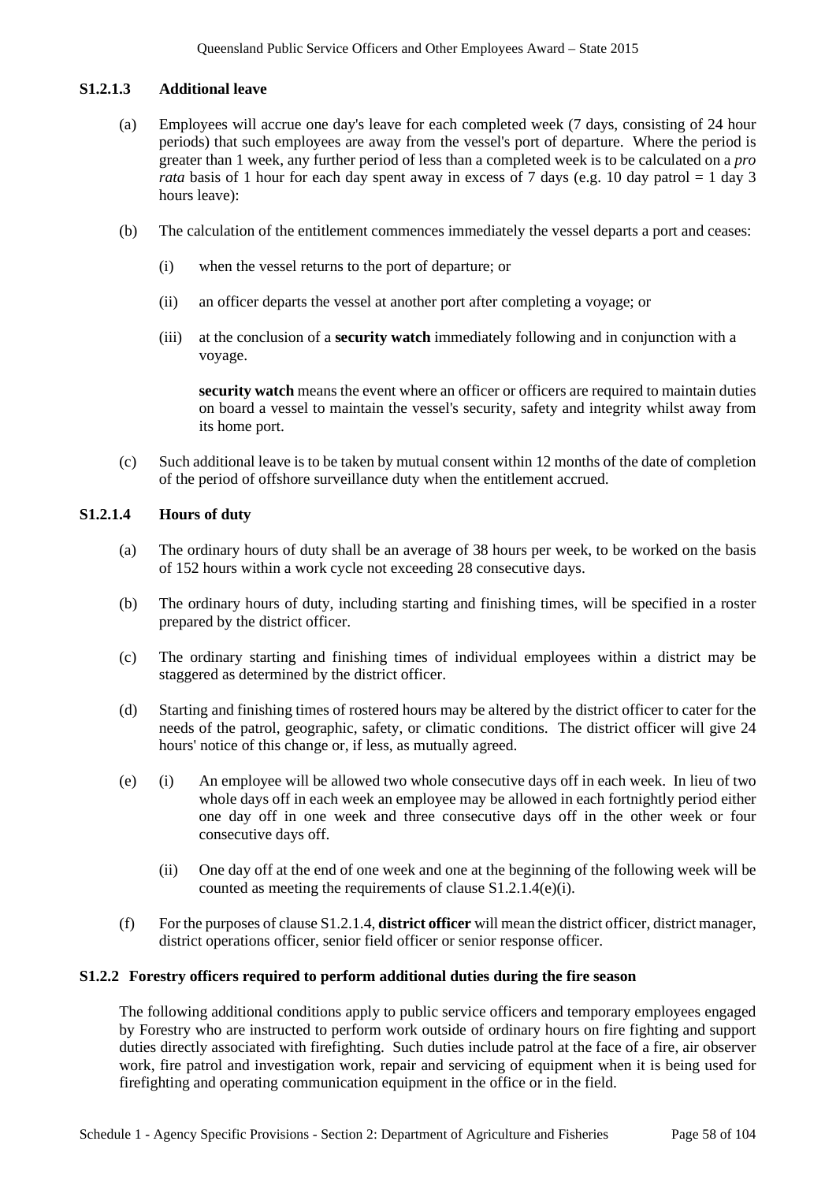#### S1.2.1.3 Additional leave

(a) Employees will accrue one day's leave for each completed week (7 days, consisting of 24 hour periods) that such employees are away from the vessel's port of departure. Where the period is greater than 1 week, any further period of less than a completed week is to be calculated on a *pro rata* basis of 1 hour for each day spent away in excess of 7 days (e.g. 10 day patrol = 1 day 3 hours leave):

(b) The calculation of the entitlement commences immediately the vessel departs a port and ceases:

   (i) when the vessel returns to the port of departure; or

   (ii) an officer departs the vessel at another port after completing a voyage; or

   (iii) at the conclusion of a **security watch** immediately following and in conjunction with a voyage.

   **security watch** means the event where an officer or officers are required to maintain duties on board a vessel to maintain the vessel's security, safety and integrity whilst away from its home port.

(c) Such additional leave is to be taken by mutual consent within 12 months of the date of completion of the period of offshore surveillance duty when the entitlement accrued.

#### S1.2.1.4 Hours of duty

(a) The ordinary hours of duty shall be an average of 38 hours per week, to be worked on the basis of 152 hours within a work cycle not exceeding 28 consecutive days.

(b) The ordinary hours of duty, including starting and finishing times, will be specified in a roster prepared by the district officer.

(c) The ordinary starting and finishing times of individual employees within a district may be staggered as determined by the district officer.

(d) Starting and finishing times of rostered hours may be altered by the district officer to cater for the needs of the patrol, geographic, safety, or climatic conditions. The district officer will give 24 hours' notice of this change or, if less, as mutually agreed.

(e) (i) An employee will be allowed two whole consecutive days off in each week. In lieu of two whole days off in each week an employee may be allowed in each fortnightly period either one day off in one week and three consecutive days off in the other week or four consecutive days off.

   (ii) One day off at the end of one week and one at the beginning of the following week will be counted as meeting the requirements of clause S1.2.1.4(e)(i).

(f) For the purposes of clause S1.2.1.4, **district officer** will mean the district officer, district manager, district operations officer, senior field officer or senior response officer.

### S1.2.2 Forestry officers required to perform additional duties during the fire season

The following additional conditions apply to public service officers and temporary employees engaged by Forestry who are instructed to perform work outside of ordinary hours on fire fighting and support duties directly associated with firefighting. Such duties include patrol at the face of a fire, air observer work, fire patrol and investigation work, repair and servicing of equipment when it is being used for firefighting and operating communication equipment in the office or in the field.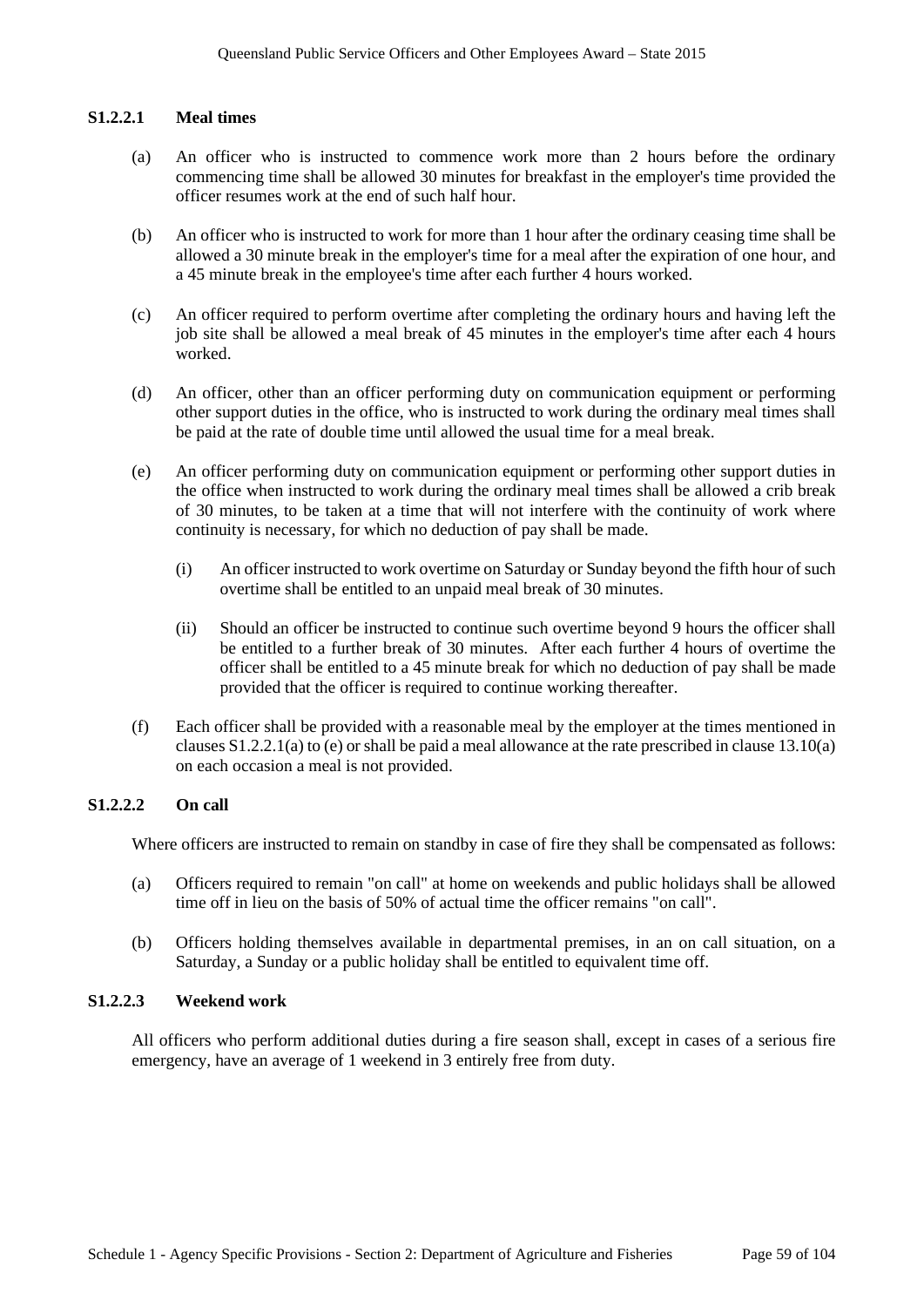#### S1.2.2.1 Meal times

(a) An officer who is instructed to commence work more than 2 hours before the ordinary commencing time shall be allowed 30 minutes for breakfast in the employer's time provided the officer resumes work at the end of such half hour.

(b) An officer who is instructed to work for more than 1 hour after the ordinary ceasing time shall be allowed a 30 minute break in the employer's time for a meal after the expiration of one hour, and a 45 minute break in the employee's time after each further 4 hours worked.

(c) An officer required to perform overtime after completing the ordinary hours and having left the job site shall be allowed a meal break of 45 minutes in the employer's time after each 4 hours worked.

(d) An officer, other than an officer performing duty on communication equipment or performing other support duties in the office, who is instructed to work during the ordinary meal times shall be paid at the rate of double time until allowed the usual time for a meal break.

(e) An officer performing duty on communication equipment or performing other support duties in the office when instructed to work during the ordinary meal times shall be allowed a crib break of 30 minutes, to be taken at a time that will not interfere with the continuity of work where continuity is necessary, for which no deduction of pay shall be made.

   (i) An officer instructed to work overtime on Saturday or Sunday beyond the fifth hour of such overtime shall be entitled to an unpaid meal break of 30 minutes.

   (ii) Should an officer be instructed to continue such overtime beyond 9 hours the officer shall be entitled to a further break of 30 minutes. After each further 4 hours of overtime the officer shall be entitled to a 45 minute break for which no deduction of pay shall be made provided that the officer is required to continue working thereafter.

(f) Each officer shall be provided with a reasonable meal by the employer at the times mentioned in clauses S1.2.2.1(a) to (e) or shall be paid a meal allowance at the rate prescribed in clause 13.10(a) on each occasion a meal is not provided.

#### S1.2.2.2 On call

Where officers are instructed to remain on standby in case of fire they shall be compensated as follows:

(a) Officers required to remain "on call" at home on weekends and public holidays shall be allowed time off in lieu on the basis of 50% of actual time the officer remains "on call".

(b) Officers holding themselves available in departmental premises, in an on call situation, on a Saturday, a Sunday or a public holiday shall be entitled to equivalent time off.

#### S1.2.2.3 Weekend work

All officers who perform additional duties during a fire season shall, except in cases of a serious fire emergency, have an average of 1 weekend in 3 entirely free from duty.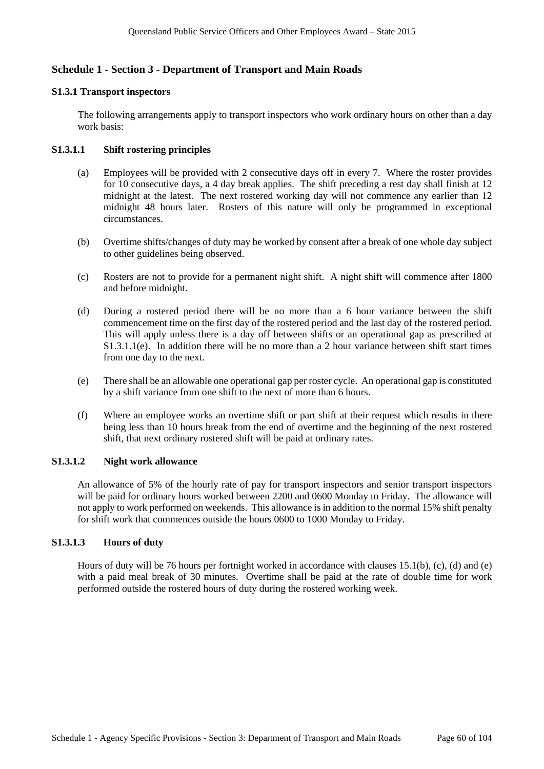## Schedule 1 - Section 3 - Department of Transport and Main Roads

### S1.3.1 Transport inspectors

The following arrangements apply to transport inspectors who work ordinary hours on other than a day work basis:

#### S1.3.1.1 Shift rostering principles

(a) Employees will be provided with 2 consecutive days off in every 7. Where the roster provides for 10 consecutive days, a 4 day break applies. The shift preceding a rest day shall finish at 12 midnight at the latest. The next rostered working day will not commence any earlier than 12 midnight 48 hours later. Rosters of this nature will only be programmed in exceptional circumstances.

(b) Overtime shifts/changes of duty may be worked by consent after a break of one whole day subject to other guidelines being observed.

(c) Rosters are not to provide for a permanent night shift. A night shift will commence after 1800 and before midnight.

(d) During a rostered period there will be no more than a 6 hour variance between the shift commencement time on the first day of the rostered period and the last day of the rostered period. This will apply unless there is a day off between shifts or an operational gap as prescribed at S1.3.1.1(e). In addition there will be no more than a 2 hour variance between shift start times from one day to the next.

(e) There shall be an allowable one operational gap per roster cycle. An operational gap is constituted by a shift variance from one shift to the next of more than 6 hours.

(f) Where an employee works an overtime shift or part shift at their request which results in there being less than 10 hours break from the end of overtime and the beginning of the next rostered shift, that next ordinary rostered shift will be paid at ordinary rates.

#### S1.3.1.2 Night work allowance

An allowance of 5% of the hourly rate of pay for transport inspectors and senior transport inspectors will be paid for ordinary hours worked between 2200 and 0600 Monday to Friday. The allowance will not apply to work performed on weekends. This allowance is in addition to the normal 15% shift penalty for shift work that commences outside the hours 0600 to 1000 Monday to Friday.

#### S1.3.1.3 Hours of duty

Hours of duty will be 76 hours per fortnight worked in accordance with clauses 15.1(b), (c), (d) and (e) with a paid meal break of 30 minutes. Overtime shall be paid at the rate of double time for work performed outside the rostered hours of duty during the rostered working week.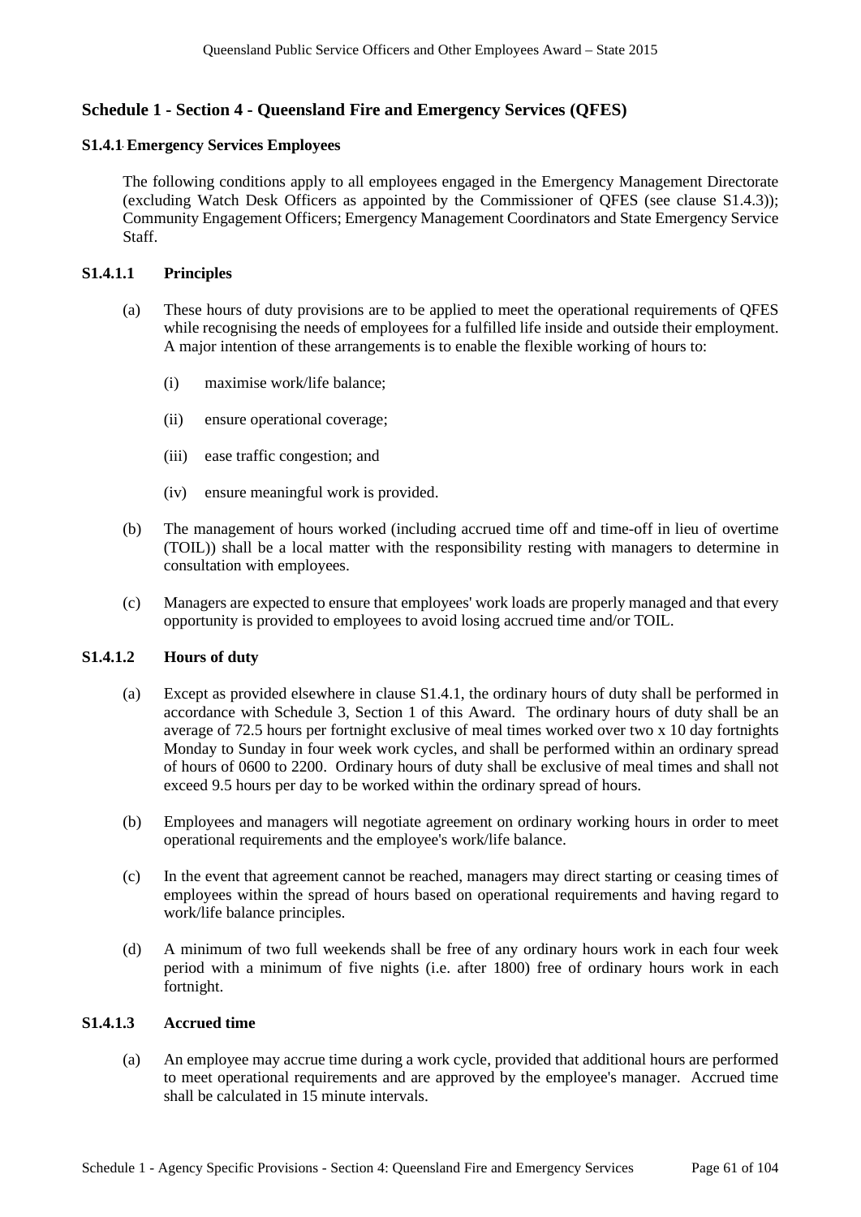## Schedule 1 - Section 4 - Queensland Fire and Emergency Services (QFES)

### S1.4.1 Emergency Services Employees

The following conditions apply to all employees engaged in the Emergency Management Directorate (excluding Watch Desk Officers as appointed by the Commissioner of QFES (see clause S1.4.3)); Community Engagement Officers; Emergency Management Coordinators and State Emergency Service Staff.

#### S1.4.1.1 Principles

(a) These hours of duty provisions are to be applied to meet the operational requirements of QFES while recognising the needs of employees for a fulfilled life inside and outside their employment. A major intention of these arrangements is to enable the flexible working of hours to:

(i) maximise work/life balance;

(ii) ensure operational coverage;

(iii) ease traffic congestion; and

(iv) ensure meaningful work is provided.

(b) The management of hours worked (including accrued time off and time-off in lieu of overtime (TOIL)) shall be a local matter with the responsibility resting with managers to determine in consultation with employees.

(c) Managers are expected to ensure that employees' work loads are properly managed and that every opportunity is provided to employees to avoid losing accrued time and/or TOIL.

#### S1.4.1.2 Hours of duty

(a) Except as provided elsewhere in clause S1.4.1, the ordinary hours of duty shall be performed in accordance with Schedule 3, Section 1 of this Award. The ordinary hours of duty shall be an average of 72.5 hours per fortnight exclusive of meal times worked over two x 10 day fortnights Monday to Sunday in four week work cycles, and shall be performed within an ordinary spread of hours of 0600 to 2200. Ordinary hours of duty shall be exclusive of meal times and shall not exceed 9.5 hours per day to be worked within the ordinary spread of hours.

(b) Employees and managers will negotiate agreement on ordinary working hours in order to meet operational requirements and the employee's work/life balance.

(c) In the event that agreement cannot be reached, managers may direct starting or ceasing times of employees within the spread of hours based on operational requirements and having regard to work/life balance principles.

(d) A minimum of two full weekends shall be free of any ordinary hours work in each four week period with a minimum of five nights (i.e. after 1800) free of ordinary hours work in each fortnight.

#### S1.4.1.3 Accrued time

(a) An employee may accrue time during a work cycle, provided that additional hours are performed to meet operational requirements and are approved by the employee's manager. Accrued time shall be calculated in 15 minute intervals.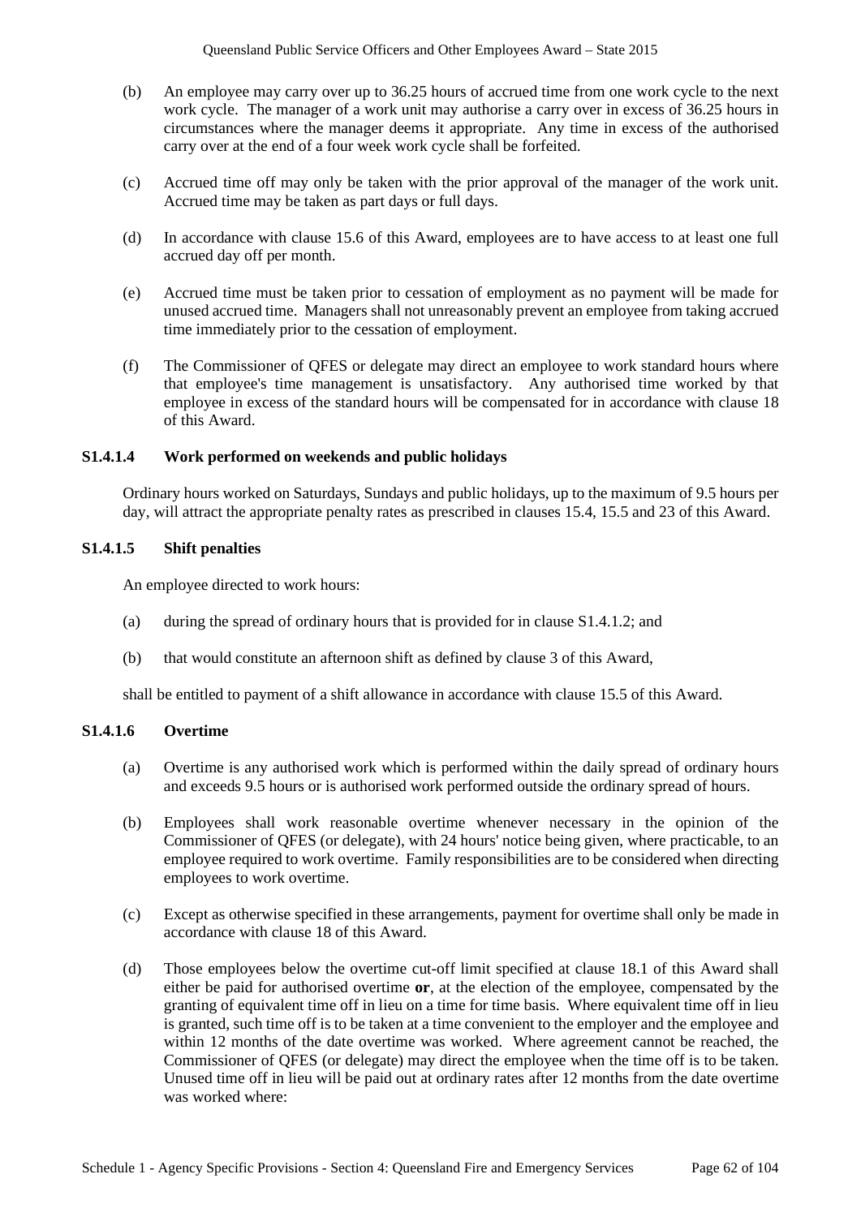(b) An employee may carry over up to 36.25 hours of accrued time from one work cycle to the next work cycle. The manager of a work unit may authorise a carry over in excess of 36.25 hours in circumstances where the manager deems it appropriate. Any time in excess of the authorised carry over at the end of a four week work cycle shall be forfeited.

(c) Accrued time off may only be taken with the prior approval of the manager of the work unit. Accrued time may be taken as part days or full days.

(d) In accordance with clause 15.6 of this Award, employees are to have access to at least one full accrued day off per month.

(e) Accrued time must be taken prior to cessation of employment as no payment will be made for unused accrued time. Managers shall not unreasonably prevent an employee from taking accrued time immediately prior to the cessation of employment.

(f) The Commissioner of QFES or delegate may direct an employee to work standard hours where that employee's time management is unsatisfactory. Any authorised time worked by that employee in excess of the standard hours will be compensated for in accordance with clause 18 of this Award.

### S1.4.1.4 Work performed on weekends and public holidays

Ordinary hours worked on Saturdays, Sundays and public holidays, up to the maximum of 9.5 hours per day, will attract the appropriate penalty rates as prescribed in clauses 15.4, 15.5 and 23 of this Award.

### S1.4.1.5 Shift penalties

An employee directed to work hours:

(a) during the spread of ordinary hours that is provided for in clause S1.4.1.2; and

(b) that would constitute an afternoon shift as defined by clause 3 of this Award,

shall be entitled to payment of a shift allowance in accordance with clause 15.5 of this Award.

### S1.4.1.6 Overtime

(a) Overtime is any authorised work which is performed within the daily spread of ordinary hours and exceeds 9.5 hours or is authorised work performed outside the ordinary spread of hours.

(b) Employees shall work reasonable overtime whenever necessary in the opinion of the Commissioner of QFES (or delegate), with 24 hours' notice being given, where practicable, to an employee required to work overtime. Family responsibilities are to be considered when directing employees to work overtime.

(c) Except as otherwise specified in these arrangements, payment for overtime shall only be made in accordance with clause 18 of this Award.

(d) Those employees below the overtime cut-off limit specified at clause 18.1 of this Award shall either be paid for authorised overtime **or**, at the election of the employee, compensated by the granting of equivalent time off in lieu on a time for time basis. Where equivalent time off in lieu is granted, such time off is to be taken at a time convenient to the employer and the employee and within 12 months of the date overtime was worked. Where agreement cannot be reached, the Commissioner of QFES (or delegate) may direct the employee when the time off is to be taken. Unused time off in lieu will be paid out at ordinary rates after 12 months from the date overtime was worked where: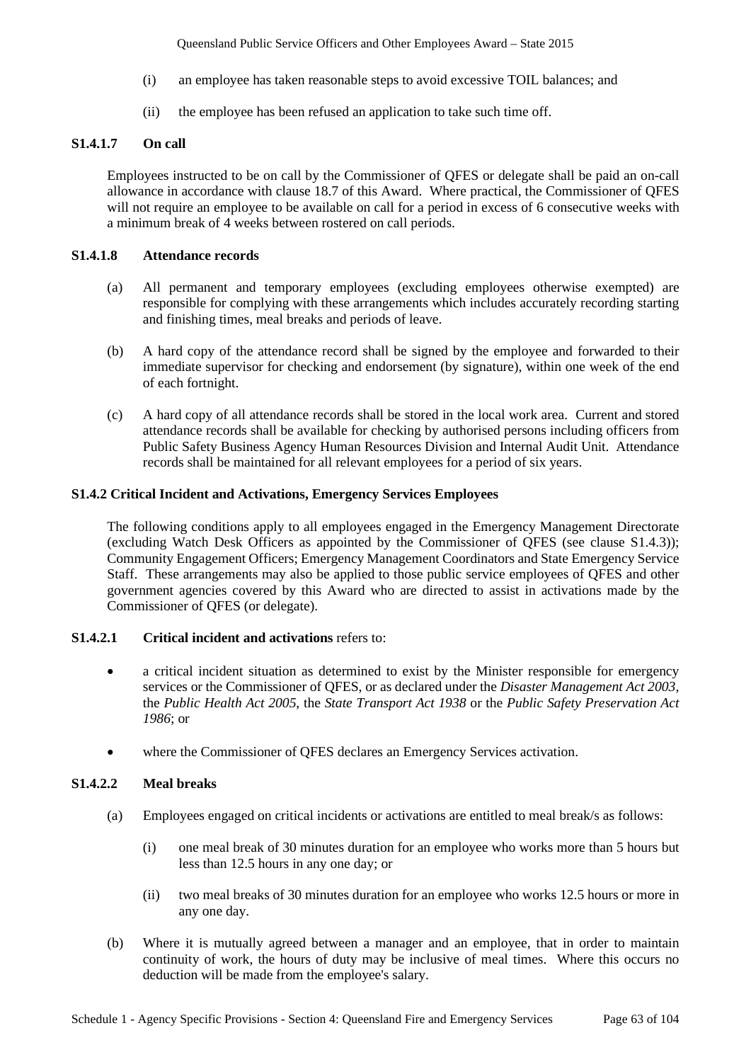(i) an employee has taken reasonable steps to avoid excessive TOIL balances; and

(ii) the employee has been refused an application to take such time off.

#### S1.4.1.7 On call

Employees instructed to be on call by the Commissioner of QFES or delegate shall be paid an on-call allowance in accordance with clause 18.7 of this Award. Where practical, the Commissioner of QFES will not require an employee to be available on call for a period in excess of 6 consecutive weeks with a minimum break of 4 weeks between rostered on call periods.

#### S1.4.1.8 Attendance records

(a) All permanent and temporary employees (excluding employees otherwise exempted) are responsible for complying with these arrangements which includes accurately recording starting and finishing times, meal breaks and periods of leave.

(b) A hard copy of the attendance record shall be signed by the employee and forwarded to their immediate supervisor for checking and endorsement (by signature), within one week of the end of each fortnight.

(c) A hard copy of all attendance records shall be stored in the local work area. Current and stored attendance records shall be available for checking by authorised persons including officers from Public Safety Business Agency Human Resources Division and Internal Audit Unit. Attendance records shall be maintained for all relevant employees for a period of six years.

### S1.4.2 Critical Incident and Activations, Emergency Services Employees

The following conditions apply to all employees engaged in the Emergency Management Directorate (excluding Watch Desk Officers as appointed by the Commissioner of QFES (see clause S1.4.3)); Community Engagement Officers; Emergency Management Coordinators and State Emergency Service Staff. These arrangements may also be applied to those public service employees of QFES and other government agencies covered by this Award who are directed to assist in activations made by the Commissioner of QFES (or delegate).

#### S1.4.2.1 **Critical incident and activations** refers to:

- a critical incident situation as determined to exist by the Minister responsible for emergency services or the Commissioner of QFES, or as declared under the *Disaster Management Act 2003*, the *Public Health Act 2005*, the *State Transport Act 1938* or the *Public Safety Preservation Act 1986*; or

- where the Commissioner of QFES declares an Emergency Services activation.

#### S1.4.2.2 Meal breaks

(a) Employees engaged on critical incidents or activations are entitled to meal break/s as follows:

(i) one meal break of 30 minutes duration for an employee who works more than 5 hours but less than 12.5 hours in any one day; or

(ii) two meal breaks of 30 minutes duration for an employee who works 12.5 hours or more in any one day.

(b) Where it is mutually agreed between a manager and an employee, that in order to maintain continuity of work, the hours of duty may be inclusive of meal times. Where this occurs no deduction will be made from the employee's salary.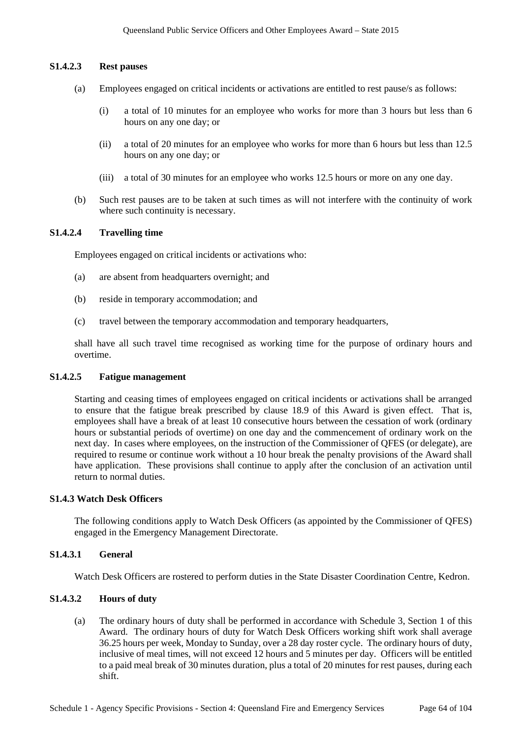#### S1.4.2.3 Rest pauses

(a) Employees engaged on critical incidents or activations are entitled to rest pause/s as follows:

   (i) a total of 10 minutes for an employee who works for more than 3 hours but less than 6 hours on any one day; or

   (ii) a total of 20 minutes for an employee who works for more than 6 hours but less than 12.5 hours on any one day; or

   (iii) a total of 30 minutes for an employee who works 12.5 hours or more on any one day.

(b) Such rest pauses are to be taken at such times as will not interfere with the continuity of work where such continuity is necessary.

#### S1.4.2.4 Travelling time

Employees engaged on critical incidents or activations who:

(a) are absent from headquarters overnight; and

(b) reside in temporary accommodation; and

(c) travel between the temporary accommodation and temporary headquarters,

shall have all such travel time recognised as working time for the purpose of ordinary hours and overtime.

#### S1.4.2.5 Fatigue management

Starting and ceasing times of employees engaged on critical incidents or activations shall be arranged to ensure that the fatigue break prescribed by clause 18.9 of this Award is given effect. That is, employees shall have a break of at least 10 consecutive hours between the cessation of work (ordinary hours or substantial periods of overtime) on one day and the commencement of ordinary work on the next day. In cases where employees, on the instruction of the Commissioner of QFES (or delegate), are required to resume or continue work without a 10 hour break the penalty provisions of the Award shall have application. These provisions shall continue to apply after the conclusion of an activation until return to normal duties.

### S1.4.3 Watch Desk Officers

The following conditions apply to Watch Desk Officers (as appointed by the Commissioner of QFES) engaged in the Emergency Management Directorate.

#### S1.4.3.1 General

Watch Desk Officers are rostered to perform duties in the State Disaster Coordination Centre, Kedron.

#### S1.4.3.2 Hours of duty

(a) The ordinary hours of duty shall be performed in accordance with Schedule 3, Section 1 of this Award. The ordinary hours of duty for Watch Desk Officers working shift work shall average 36.25 hours per week, Monday to Sunday, over a 28 day roster cycle. The ordinary hours of duty, inclusive of meal times, will not exceed 12 hours and 5 minutes per day. Officers will be entitled to a paid meal break of 30 minutes duration, plus a total of 20 minutes for rest pauses, during each shift.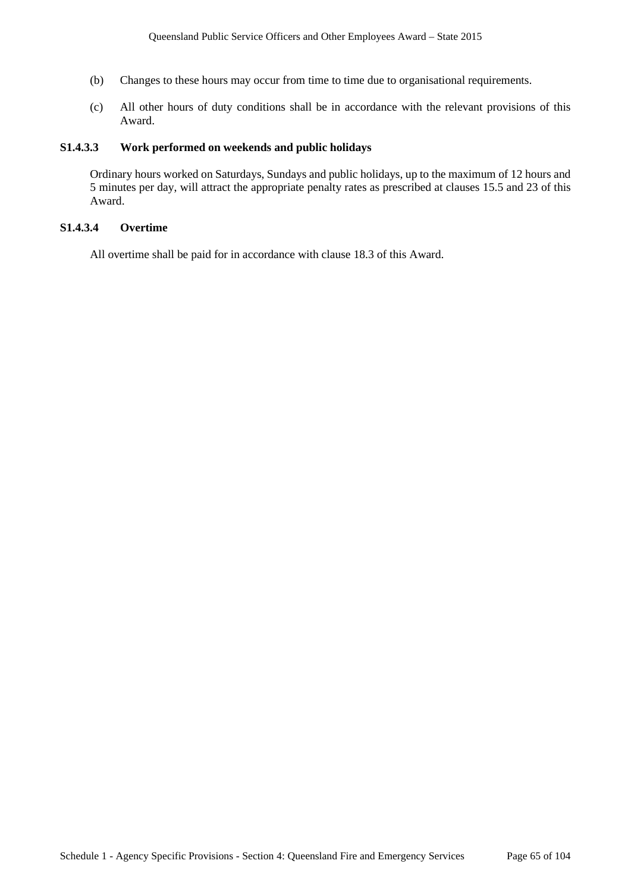(b) Changes to these hours may occur from time to time due to organisational requirements.

(c) All other hours of duty conditions shall be in accordance with the relevant provisions of this Award.

**S1.4.3.3 Work performed on weekends and public holidays**

Ordinary hours worked on Saturdays, Sundays and public holidays, up to the maximum of 12 hours and 5 minutes per day, will attract the appropriate penalty rates as prescribed at clauses 15.5 and 23 of this Award.

**S1.4.3.4 Overtime**

All overtime shall be paid for in accordance with clause 18.3 of this Award.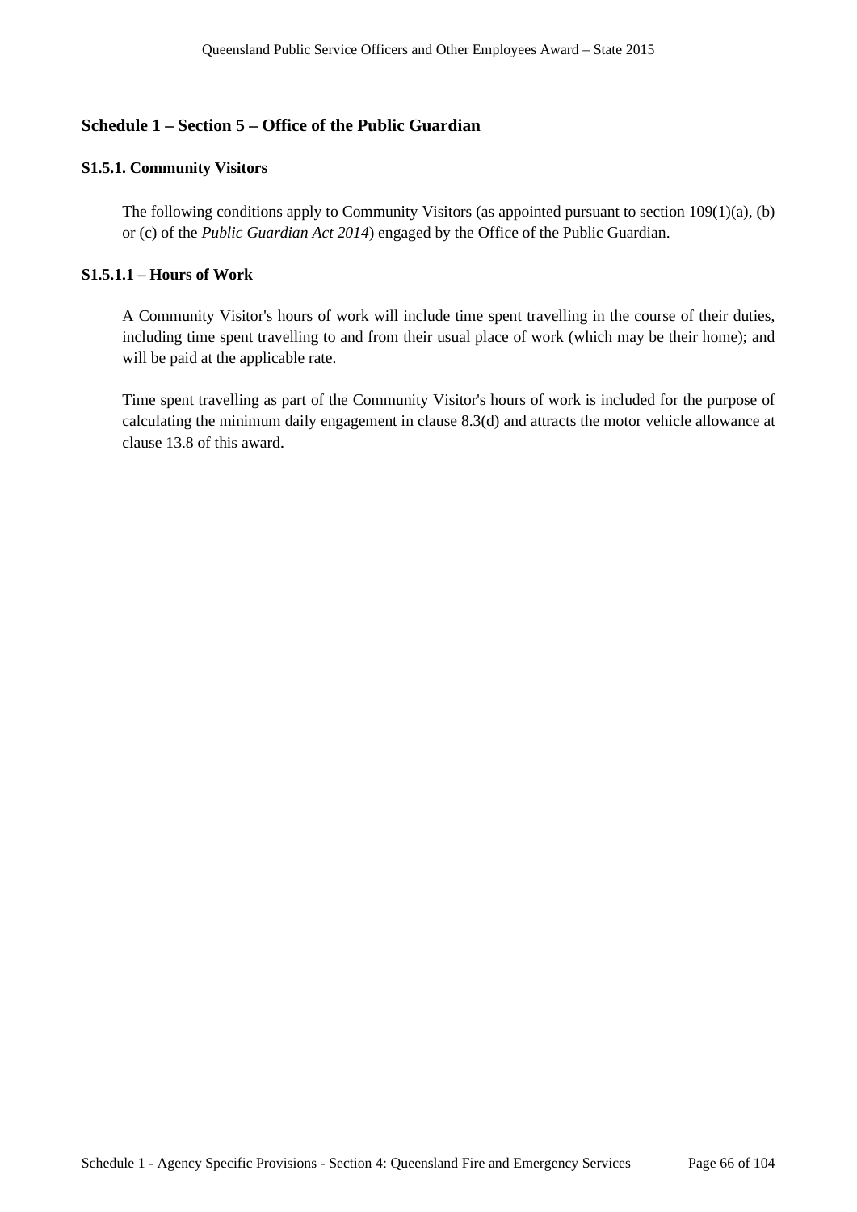## Schedule 1 – Section 5 – Office of the Public Guardian

### S1.5.1. Community Visitors

The following conditions apply to Community Visitors (as appointed pursuant to section 109(1)(a), (b) or (c) of the *Public Guardian Act 2014*) engaged by the Office of the Public Guardian.

### S1.5.1.1 – Hours of Work

A Community Visitor's hours of work will include time spent travelling in the course of their duties, including time spent travelling to and from their usual place of work (which may be their home); and will be paid at the applicable rate.

Time spent travelling as part of the Community Visitor's hours of work is included for the purpose of calculating the minimum daily engagement in clause 8.3(d) and attracts the motor vehicle allowance at clause 13.8 of this award.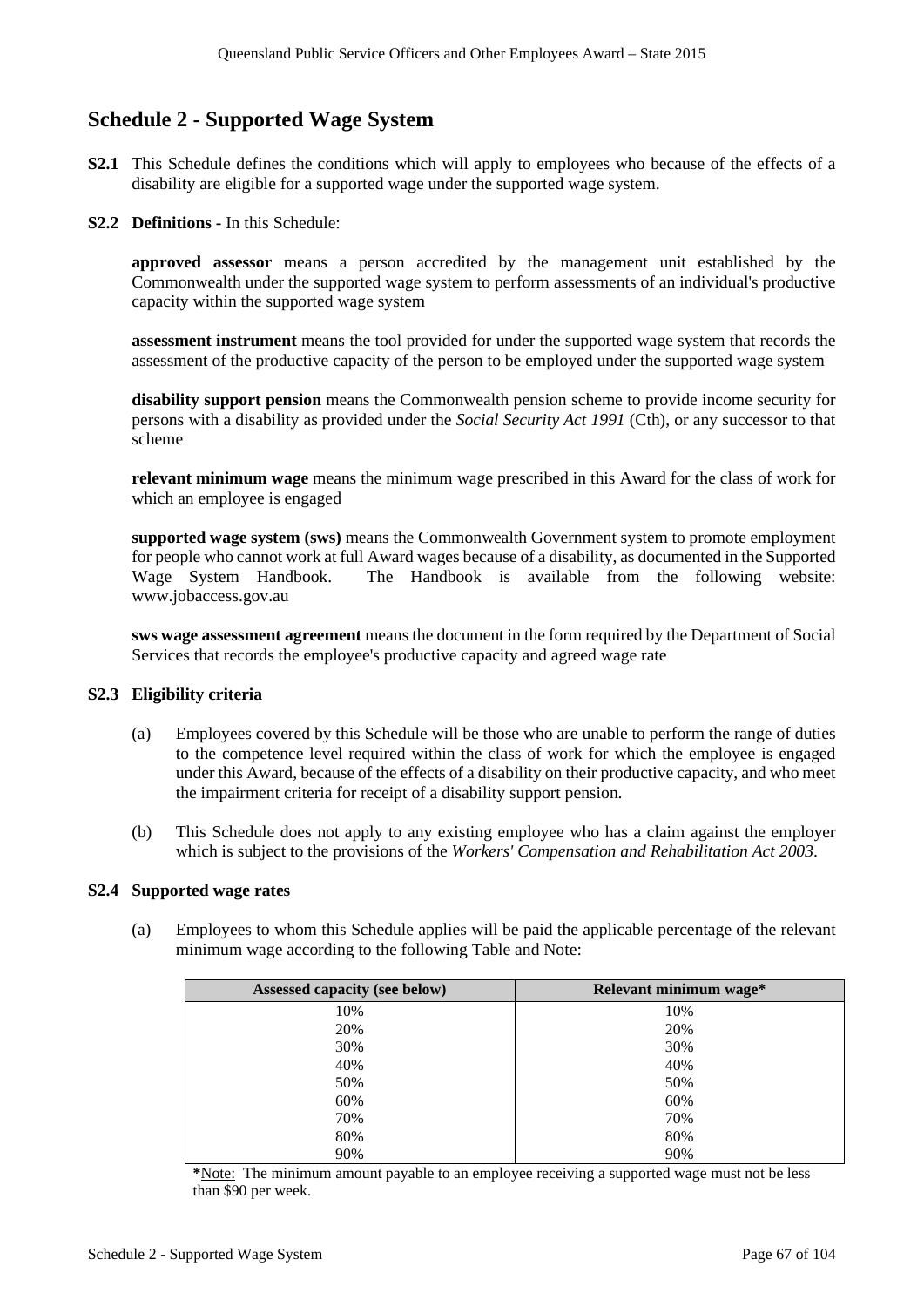## Schedule 2 - Supported Wage System

**S2.1** This Schedule defines the conditions which will apply to employees who because of the effects of a disability are eligible for a supported wage under the supported wage system.

**S2.2 Definitions** - In this Schedule:

**approved assessor** means a person accredited by the management unit established by the Commonwealth under the supported wage system to perform assessments of an individual's productive capacity within the supported wage system

**assessment instrument** means the tool provided for under the supported wage system that records the assessment of the productive capacity of the person to be employed under the supported wage system

**disability support pension** means the Commonwealth pension scheme to provide income security for persons with a disability as provided under the *Social Security Act 1991* (Cth), or any successor to that scheme

**relevant minimum wage** means the minimum wage prescribed in this Award for the class of work for which an employee is engaged

**supported wage system (sws)** means the Commonwealth Government system to promote employment for people who cannot work at full Award wages because of a disability, as documented in the Supported Wage System Handbook. The Handbook is available from the following website: www.jobaccess.gov.au

**sws wage assessment agreement** means the document in the form required by the Department of Social Services that records the employee's productive capacity and agreed wage rate

**S2.3 Eligibility criteria**

(a) Employees covered by this Schedule will be those who are unable to perform the range of duties to the competence level required within the class of work for which the employee is engaged under this Award, because of the effects of a disability on their productive capacity, and who meet the impairment criteria for receipt of a disability support pension.

(b) This Schedule does not apply to any existing employee who has a claim against the employer which is subject to the provisions of the *Workers' Compensation and Rehabilitation Act 2003*.

**S2.4 Supported wage rates**

(a) Employees to whom this Schedule applies will be paid the applicable percentage of the relevant minimum wage according to the following Table and Note:

| Assessed capacity (see below) | Relevant minimum wage* |
|---|---|
| 10% | 10% |
| 20% | 20% |
| 30% | 30% |
| 40% | 40% |
| 50% | 50% |
| 60% | 60% |
| 70% | 70% |
| 80% | 80% |
| 90% | 90% |

***Note:** The minimum amount payable to an employee receiving a supported wage must not be less than $90 per week.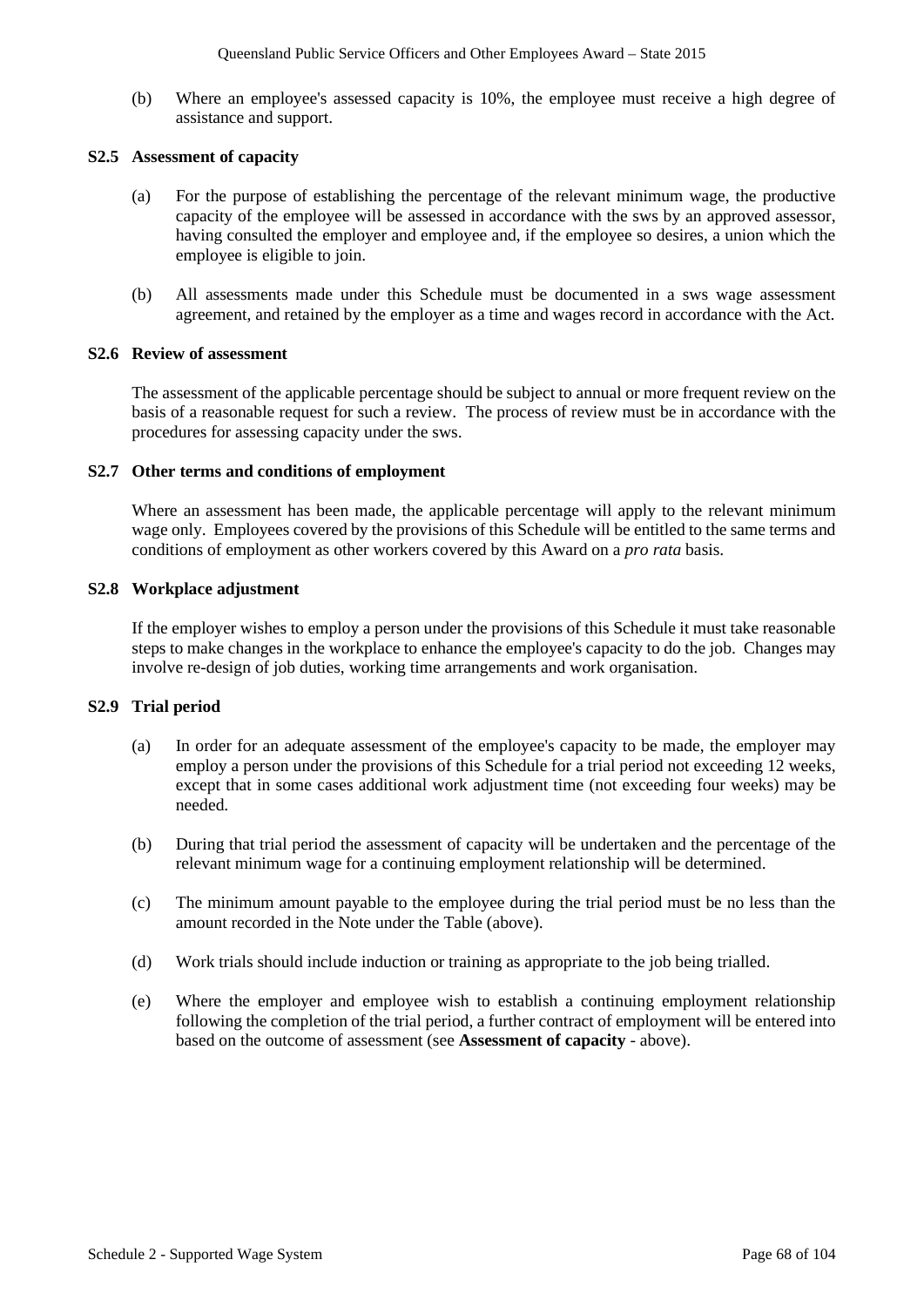(b) Where an employee's assessed capacity is 10%, the employee must receive a high degree of assistance and support.

### S2.5 Assessment of capacity

(a) For the purpose of establishing the percentage of the relevant minimum wage, the productive capacity of the employee will be assessed in accordance with the sws by an approved assessor, having consulted the employer and employee and, if the employee so desires, a union which the employee is eligible to join.

(b) All assessments made under this Schedule must be documented in a sws wage assessment agreement, and retained by the employer as a time and wages record in accordance with the Act.

### S2.6 Review of assessment

The assessment of the applicable percentage should be subject to annual or more frequent review on the basis of a reasonable request for such a review. The process of review must be in accordance with the procedures for assessing capacity under the sws.

### S2.7 Other terms and conditions of employment

Where an assessment has been made, the applicable percentage will apply to the relevant minimum wage only. Employees covered by the provisions of this Schedule will be entitled to the same terms and conditions of employment as other workers covered by this Award on a *pro rata* basis.

### S2.8 Workplace adjustment

If the employer wishes to employ a person under the provisions of this Schedule it must take reasonable steps to make changes in the workplace to enhance the employee's capacity to do the job. Changes may involve re-design of job duties, working time arrangements and work organisation.

### S2.9 Trial period

(a) In order for an adequate assessment of the employee's capacity to be made, the employer may employ a person under the provisions of this Schedule for a trial period not exceeding 12 weeks, except that in some cases additional work adjustment time (not exceeding four weeks) may be needed.

(b) During that trial period the assessment of capacity will be undertaken and the percentage of the relevant minimum wage for a continuing employment relationship will be determined.

(c) The minimum amount payable to the employee during the trial period must be no less than the amount recorded in the Note under the Table (above).

(d) Work trials should include induction or training as appropriate to the job being trialled.

(e) Where the employer and employee wish to establish a continuing employment relationship following the completion of the trial period, a further contract of employment will be entered into based on the outcome of assessment (see **Assessment of capacity** - above).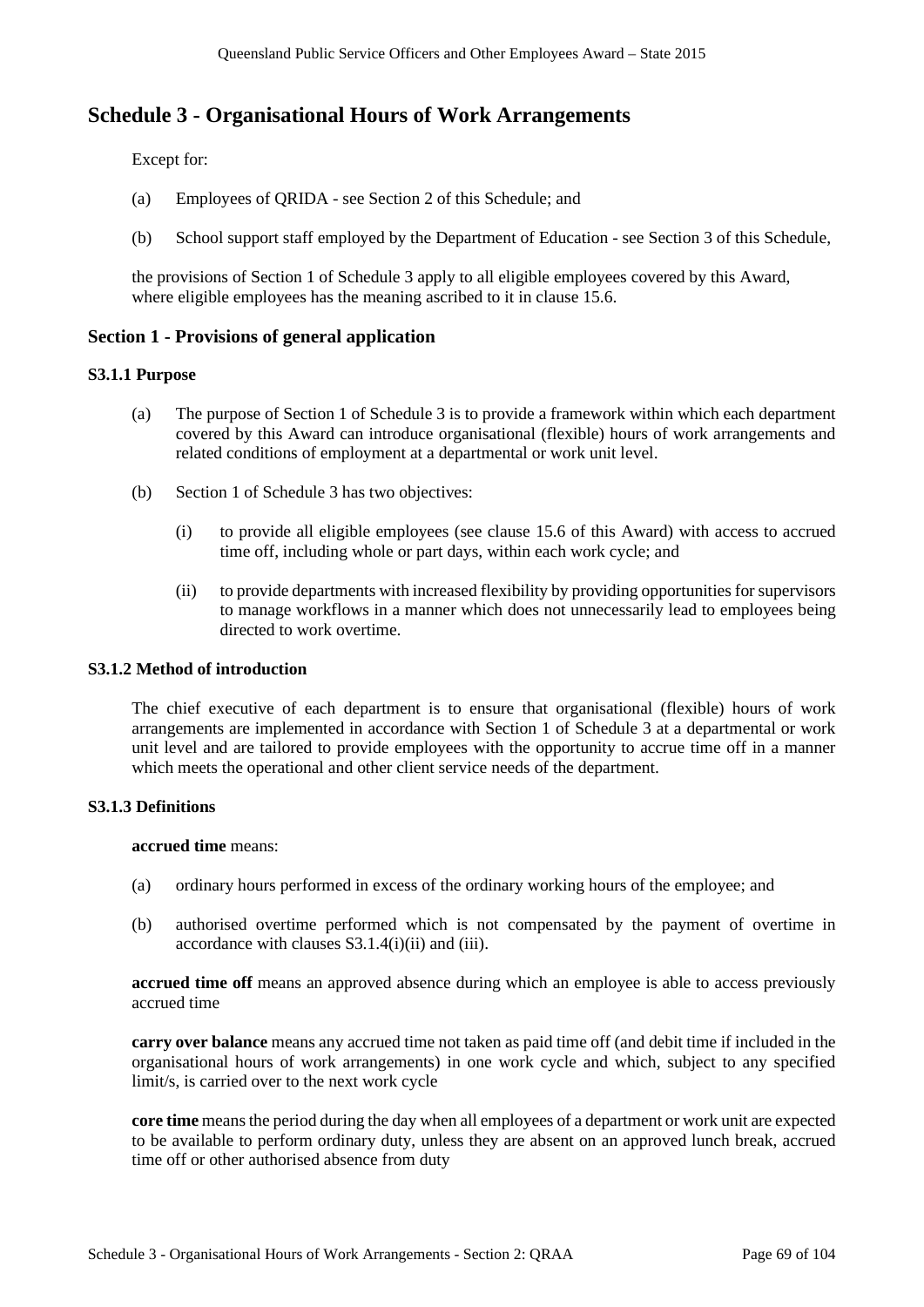# Schedule 3 - Organisational Hours of Work Arrangements

Except for:

(a) Employees of QRIDA - see Section 2 of this Schedule; and

(b) School support staff employed by the Department of Education - see Section 3 of this Schedule,

the provisions of Section 1 of Schedule 3 apply to all eligible employees covered by this Award, where eligible employees has the meaning ascribed to it in clause 15.6.

## Section 1 - Provisions of general application

### S3.1.1 Purpose

(a) The purpose of Section 1 of Schedule 3 is to provide a framework within which each department covered by this Award can introduce organisational (flexible) hours of work arrangements and related conditions of employment at a departmental or work unit level.

(b) Section 1 of Schedule 3 has two objectives:

(i) to provide all eligible employees (see clause 15.6 of this Award) with access to accrued time off, including whole or part days, within each work cycle; and

(ii) to provide departments with increased flexibility by providing opportunities for supervisors to manage workflows in a manner which does not unnecessarily lead to employees being directed to work overtime.

### S3.1.2 Method of introduction

The chief executive of each department is to ensure that organisational (flexible) hours of work arrangements are implemented in accordance with Section 1 of Schedule 3 at a departmental or work unit level and are tailored to provide employees with the opportunity to accrue time off in a manner which meets the operational and other client service needs of the department.

### S3.1.3 Definitions

**accrued time** means:

(a) ordinary hours performed in excess of the ordinary working hours of the employee; and

(b) authorised overtime performed which is not compensated by the payment of overtime in accordance with clauses S3.1.4(i)(ii) and (iii).

**accrued time off** means an approved absence during which an employee is able to access previously accrued time

**carry over balance** means any accrued time not taken as paid time off (and debit time if included in the organisational hours of work arrangements) in one work cycle and which, subject to any specified limit/s, is carried over to the next work cycle

**core time** means the period during the day when all employees of a department or work unit are expected to be available to perform ordinary duty, unless they are absent on an approved lunch break, accrued time off or other authorised absence from duty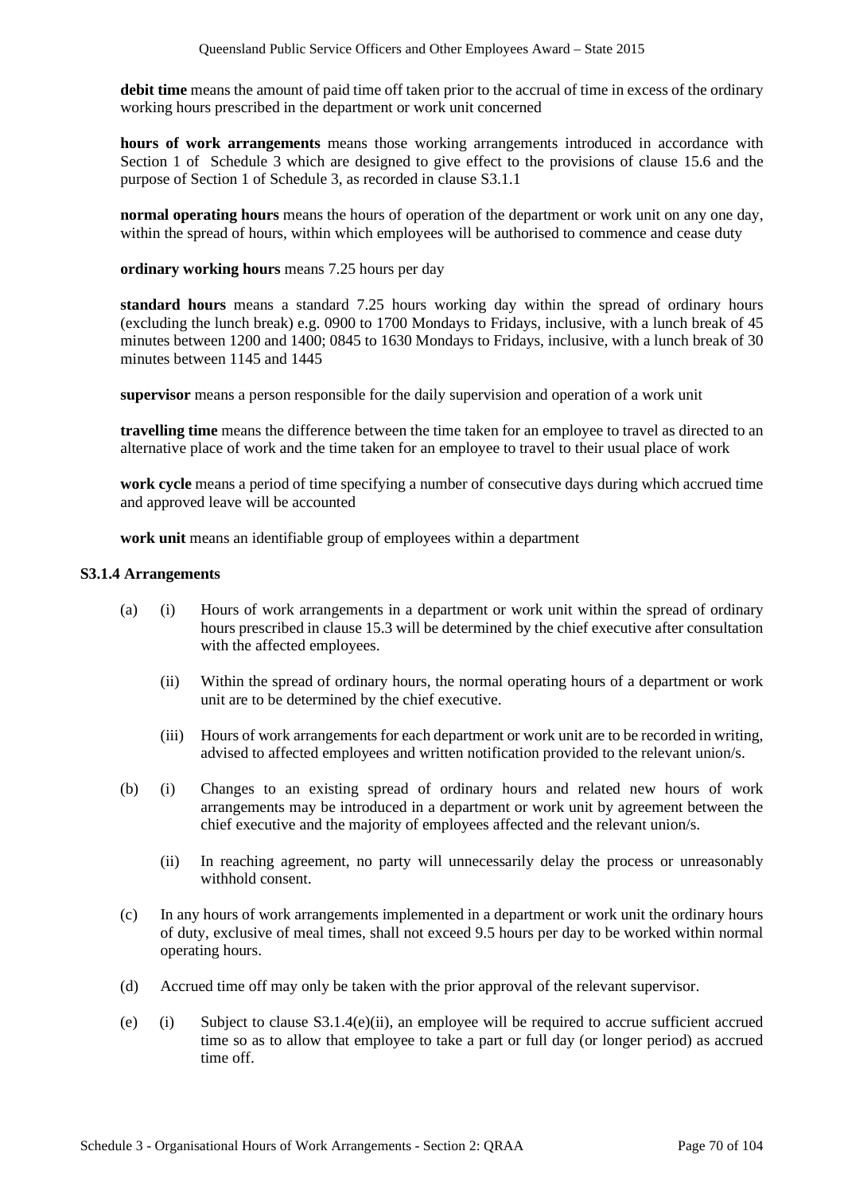**debit time** means the amount of paid time off taken prior to the accrual of time in excess of the ordinary working hours prescribed in the department or work unit concerned

**hours of work arrangements** means those working arrangements introduced in accordance with Section 1 of Schedule 3 which are designed to give effect to the provisions of clause 15.6 and the purpose of Section 1 of Schedule 3, as recorded in clause S3.1.1

**normal operating hours** means the hours of operation of the department or work unit on any one day, within the spread of hours, within which employees will be authorised to commence and cease duty

**ordinary working hours** means 7.25 hours per day

**standard hours** means a standard 7.25 hours working day within the spread of ordinary hours (excluding the lunch break) e.g. 0900 to 1700 Mondays to Fridays, inclusive, with a lunch break of 45 minutes between 1200 and 1400; 0845 to 1630 Mondays to Fridays, inclusive, with a lunch break of 30 minutes between 1145 and 1445

**supervisor** means a person responsible for the daily supervision and operation of a work unit

**travelling time** means the difference between the time taken for an employee to travel as directed to an alternative place of work and the time taken for an employee to travel to their usual place of work

**work cycle** means a period of time specifying a number of consecutive days during which accrued time and approved leave will be accounted

**work unit** means an identifiable group of employees within a department

**S3.1.4 Arrangements**

(a) (i) Hours of work arrangements in a department or work unit within the spread of ordinary hours prescribed in clause 15.3 will be determined by the chief executive after consultation with the affected employees.

(ii) Within the spread of ordinary hours, the normal operating hours of a department or work unit are to be determined by the chief executive.

(iii) Hours of work arrangements for each department or work unit are to be recorded in writing, advised to affected employees and written notification provided to the relevant union/s.

(b) (i) Changes to an existing spread of ordinary hours and related new hours of work arrangements may be introduced in a department or work unit by agreement between the chief executive and the majority of employees affected and the relevant union/s.

(ii) In reaching agreement, no party will unnecessarily delay the process or unreasonably withhold consent.

(c) In any hours of work arrangements implemented in a department or work unit the ordinary hours of duty, exclusive of meal times, shall not exceed 9.5 hours per day to be worked within normal operating hours.

(d) Accrued time off may only be taken with the prior approval of the relevant supervisor.

(e) (i) Subject to clause S3.1.4(e)(ii), an employee will be required to accrue sufficient accrued time so as to allow that employee to take a part or full day (or longer period) as accrued time off.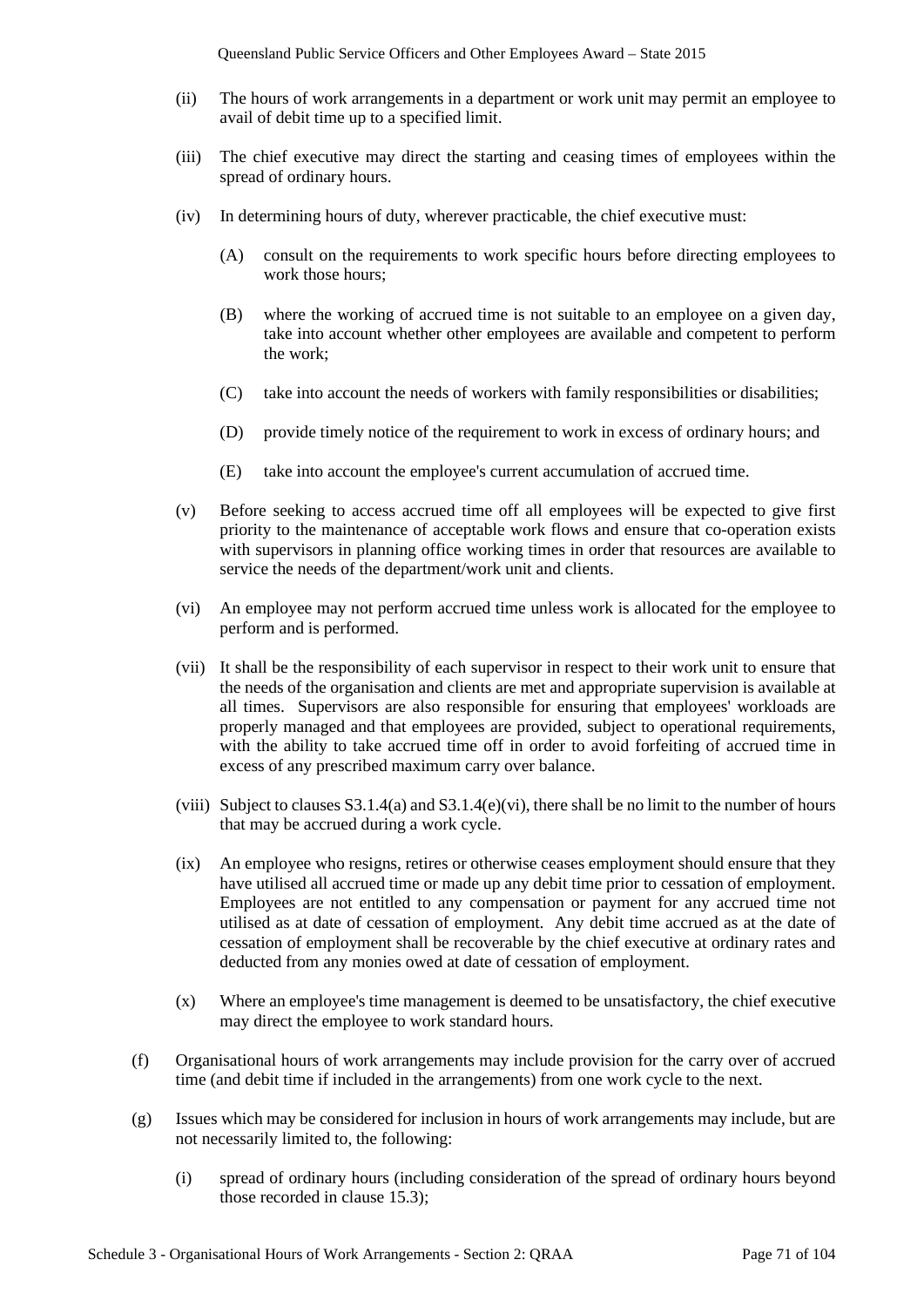(ii) The hours of work arrangements in a department or work unit may permit an employee to avail of debit time up to a specified limit.

(iii) The chief executive may direct the starting and ceasing times of employees within the spread of ordinary hours.

(iv) In determining hours of duty, wherever practicable, the chief executive must:

(A) consult on the requirements to work specific hours before directing employees to work those hours;

(B) where the working of accrued time is not suitable to an employee on a given day, take into account whether other employees are available and competent to perform the work;

(C) take into account the needs of workers with family responsibilities or disabilities;

(D) provide timely notice of the requirement to work in excess of ordinary hours; and

(E) take into account the employee's current accumulation of accrued time.

(v) Before seeking to access accrued time off all employees will be expected to give first priority to the maintenance of acceptable work flows and ensure that co-operation exists with supervisors in planning office working times in order that resources are available to service the needs of the department/work unit and clients.

(vi) An employee may not perform accrued time unless work is allocated for the employee to perform and is performed.

(vii) It shall be the responsibility of each supervisor in respect to their work unit to ensure that the needs of the organisation and clients are met and appropriate supervision is available at all times. Supervisors are also responsible for ensuring that employees' workloads are properly managed and that employees are provided, subject to operational requirements, with the ability to take accrued time off in order to avoid forfeiting of accrued time in excess of any prescribed maximum carry over balance.

(viii) Subject to clauses S3.1.4(a) and S3.1.4(e)(vi), there shall be no limit to the number of hours that may be accrued during a work cycle.

(ix) An employee who resigns, retires or otherwise ceases employment should ensure that they have utilised all accrued time or made up any debit time prior to cessation of employment. Employees are not entitled to any compensation or payment for any accrued time not utilised as at date of cessation of employment. Any debit time accrued as at the date of cessation of employment shall be recoverable by the chief executive at ordinary rates and deducted from any monies owed at date of cessation of employment.

(x) Where an employee's time management is deemed to be unsatisfactory, the chief executive may direct the employee to work standard hours.

(f) Organisational hours of work arrangements may include provision for the carry over of accrued time (and debit time if included in the arrangements) from one work cycle to the next.

(g) Issues which may be considered for inclusion in hours of work arrangements may include, but are not necessarily limited to, the following:

(i) spread of ordinary hours (including consideration of the spread of ordinary hours beyond those recorded in clause 15.3);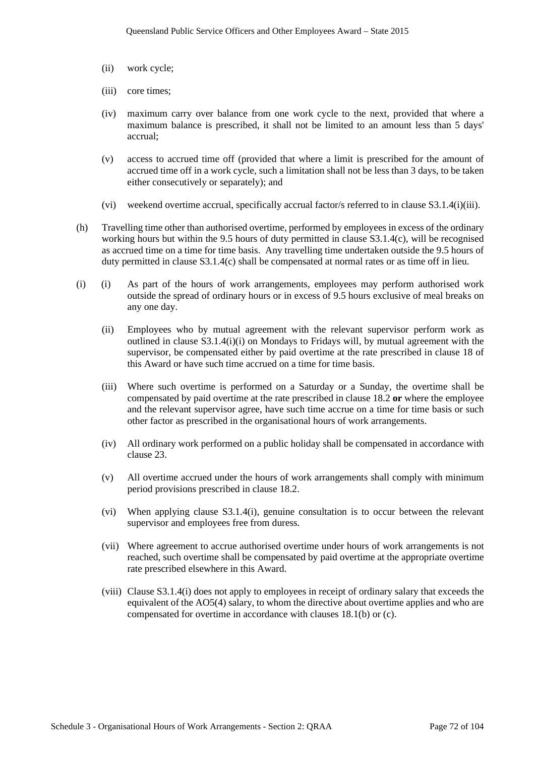(ii) work cycle;

(iii) core times;

(iv) maximum carry over balance from one work cycle to the next, provided that where a maximum balance is prescribed, it shall not be limited to an amount less than 5 days' accrual;

(v) access to accrued time off (provided that where a limit is prescribed for the amount of accrued time off in a work cycle, such a limitation shall not be less than 3 days, to be taken either consecutively or separately); and

(vi) weekend overtime accrual, specifically accrual factor/s referred to in clause S3.1.4(i)(iii).

(h) Travelling time other than authorised overtime, performed by employees in excess of the ordinary working hours but within the 9.5 hours of duty permitted in clause S3.1.4(c), will be recognised as accrued time on a time for time basis. Any travelling time undertaken outside the 9.5 hours of duty permitted in clause S3.1.4(c) shall be compensated at normal rates or as time off in lieu.

(i) (i) As part of the hours of work arrangements, employees may perform authorised work outside the spread of ordinary hours or in excess of 9.5 hours exclusive of meal breaks on any one day.

(ii) Employees who by mutual agreement with the relevant supervisor perform work as outlined in clause S3.1.4(i)(i) on Mondays to Fridays will, by mutual agreement with the supervisor, be compensated either by paid overtime at the rate prescribed in clause 18 of this Award or have such time accrued on a time for time basis.

(iii) Where such overtime is performed on a Saturday or a Sunday, the overtime shall be compensated by paid overtime at the rate prescribed in clause 18.2 **or** where the employee and the relevant supervisor agree, have such time accrue on a time for time basis or such other factor as prescribed in the organisational hours of work arrangements.

(iv) All ordinary work performed on a public holiday shall be compensated in accordance with clause 23.

(v) All overtime accrued under the hours of work arrangements shall comply with minimum period provisions prescribed in clause 18.2.

(vi) When applying clause S3.1.4(i), genuine consultation is to occur between the relevant supervisor and employees free from duress.

(vii) Where agreement to accrue authorised overtime under hours of work arrangements is not reached, such overtime shall be compensated by paid overtime at the appropriate overtime rate prescribed elsewhere in this Award.

(viii) Clause S3.1.4(i) does not apply to employees in receipt of ordinary salary that exceeds the equivalent of the AO5(4) salary, to whom the directive about overtime applies and who are compensated for overtime in accordance with clauses 18.1(b) or (c).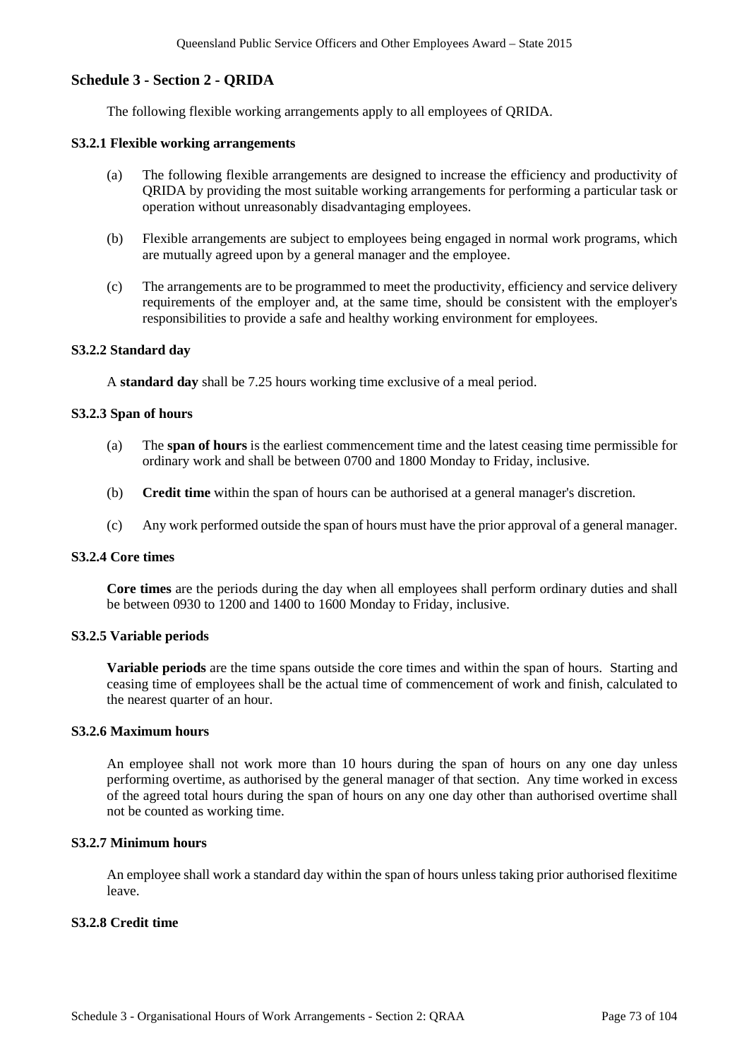## Schedule 3 - Section 2 - QRIDA

The following flexible working arrangements apply to all employees of QRIDA.

### S3.2.1 Flexible working arrangements

(a) The following flexible arrangements are designed to increase the efficiency and productivity of QRIDA by providing the most suitable working arrangements for performing a particular task or operation without unreasonably disadvantaging employees.

(b) Flexible arrangements are subject to employees being engaged in normal work programs, which are mutually agreed upon by a general manager and the employee.

(c) The arrangements are to be programmed to meet the productivity, efficiency and service delivery requirements of the employer and, at the same time, should be consistent with the employer's responsibilities to provide a safe and healthy working environment for employees.

### S3.2.2 Standard day

A **standard day** shall be 7.25 hours working time exclusive of a meal period.

### S3.2.3 Span of hours

(a) The **span of hours** is the earliest commencement time and the latest ceasing time permissible for ordinary work and shall be between 0700 and 1800 Monday to Friday, inclusive.

(b) **Credit time** within the span of hours can be authorised at a general manager's discretion.

(c) Any work performed outside the span of hours must have the prior approval of a general manager.

### S3.2.4 Core times

**Core times** are the periods during the day when all employees shall perform ordinary duties and shall be between 0930 to 1200 and 1400 to 1600 Monday to Friday, inclusive.

### S3.2.5 Variable periods

**Variable periods** are the time spans outside the core times and within the span of hours. Starting and ceasing time of employees shall be the actual time of commencement of work and finish, calculated to the nearest quarter of an hour.

### S3.2.6 Maximum hours

An employee shall not work more than 10 hours during the span of hours on any one day unless performing overtime, as authorised by the general manager of that section. Any time worked in excess of the agreed total hours during the span of hours on any one day other than authorised overtime shall not be counted as working time.

### S3.2.7 Minimum hours

An employee shall work a standard day within the span of hours unless taking prior authorised flexitime leave.

### S3.2.8 Credit time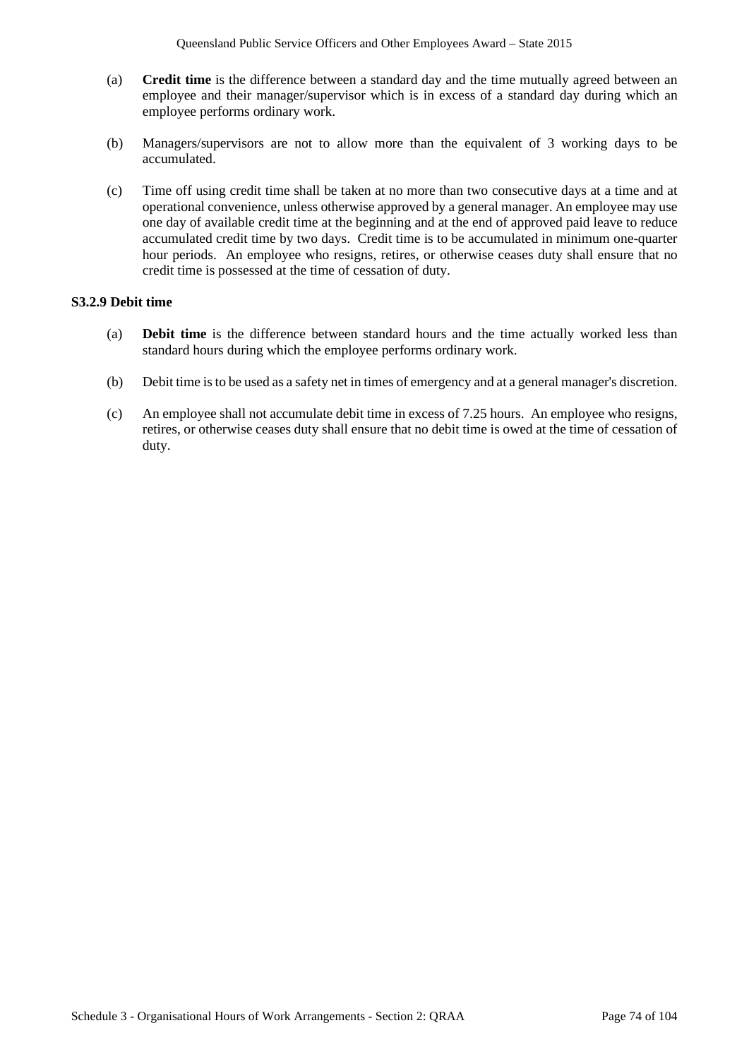(a) **Credit time** is the difference between a standard day and the time mutually agreed between an employee and their manager/supervisor which is in excess of a standard day during which an employee performs ordinary work.

(b) Managers/supervisors are not to allow more than the equivalent of 3 working days to be accumulated.

(c) Time off using credit time shall be taken at no more than two consecutive days at a time and at operational convenience, unless otherwise approved by a general manager. An employee may use one day of available credit time at the beginning and at the end of approved paid leave to reduce accumulated credit time by two days. Credit time is to be accumulated in minimum one-quarter hour periods. An employee who resigns, retires, or otherwise ceases duty shall ensure that no credit time is possessed at the time of cessation of duty.

**S3.2.9 Debit time**

(a) **Debit time** is the difference between standard hours and the time actually worked less than standard hours during which the employee performs ordinary work.

(b) Debit time is to be used as a safety net in times of emergency and at a general manager's discretion.

(c) An employee shall not accumulate debit time in excess of 7.25 hours. An employee who resigns, retires, or otherwise ceases duty shall ensure that no debit time is owed at the time of cessation of duty.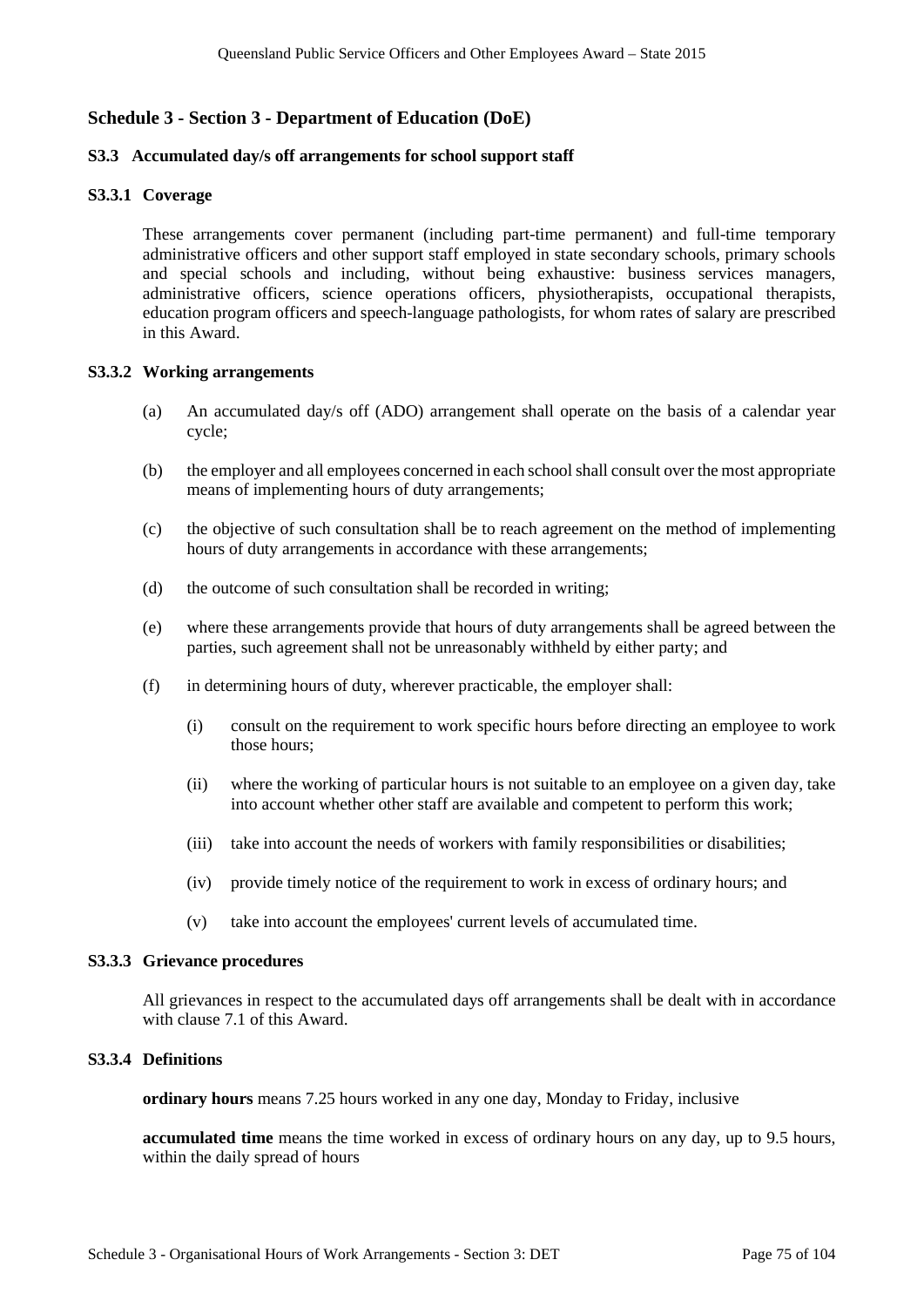## Schedule 3 - Section 3 - Department of Education (DoE)

### S3.3 Accumulated day/s off arrangements for school support staff

#### S3.3.1 Coverage

These arrangements cover permanent (including part-time permanent) and full-time temporary administrative officers and other support staff employed in state secondary schools, primary schools and special schools and including, without being exhaustive: business services managers, administrative officers, science operations officers, physiotherapists, occupational therapists, education program officers and speech-language pathologists, for whom rates of salary are prescribed in this Award.

#### S3.3.2 Working arrangements

(a) An accumulated day/s off (ADO) arrangement shall operate on the basis of a calendar year cycle;

(b) the employer and all employees concerned in each school shall consult over the most appropriate means of implementing hours of duty arrangements;

(c) the objective of such consultation shall be to reach agreement on the method of implementing hours of duty arrangements in accordance with these arrangements;

(d) the outcome of such consultation shall be recorded in writing;

(e) where these arrangements provide that hours of duty arrangements shall be agreed between the parties, such agreement shall not be unreasonably withheld by either party; and

(f) in determining hours of duty, wherever practicable, the employer shall:

  (i) consult on the requirement to work specific hours before directing an employee to work those hours;

  (ii) where the working of particular hours is not suitable to an employee on a given day, take into account whether other staff are available and competent to perform this work;

  (iii) take into account the needs of workers with family responsibilities or disabilities;

  (iv) provide timely notice of the requirement to work in excess of ordinary hours; and

  (v) take into account the employees' current levels of accumulated time.

#### S3.3.3 Grievance procedures

All grievances in respect to the accumulated days off arrangements shall be dealt with in accordance with clause 7.1 of this Award.

#### S3.3.4 Definitions

**ordinary hours** means 7.25 hours worked in any one day, Monday to Friday, inclusive

**accumulated time** means the time worked in excess of ordinary hours on any day, up to 9.5 hours, within the daily spread of hours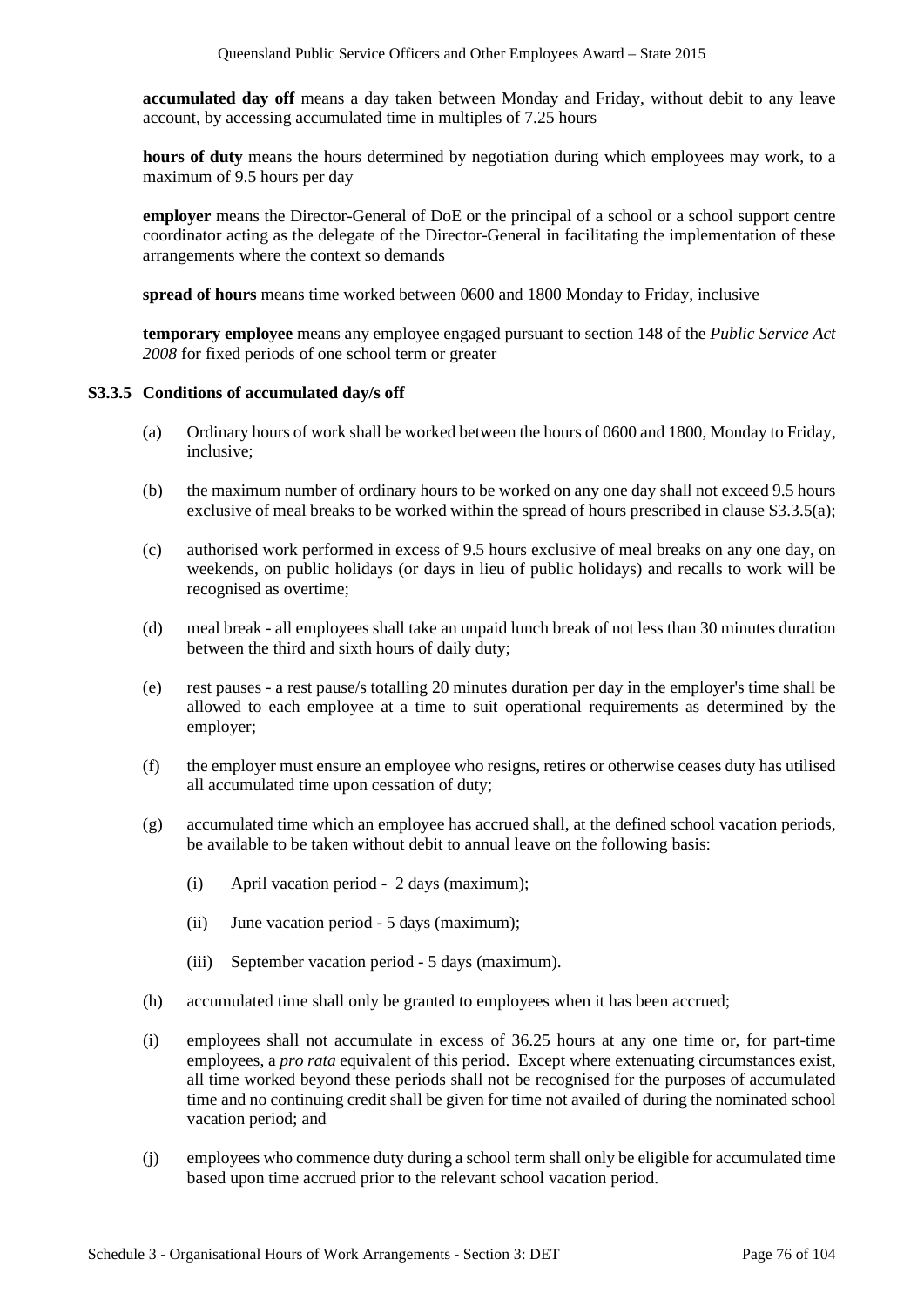**accumulated day off** means a day taken between Monday and Friday, without debit to any leave account, by accessing accumulated time in multiples of 7.25 hours

**hours of duty** means the hours determined by negotiation during which employees may work, to a maximum of 9.5 hours per day

**employer** means the Director-General of DoE or the principal of a school or a school support centre coordinator acting as the delegate of the Director-General in facilitating the implementation of these arrangements where the context so demands

**spread of hours** means time worked between 0600 and 1800 Monday to Friday, inclusive

**temporary employee** means any employee engaged pursuant to section 148 of the *Public Service Act 2008* for fixed periods of one school term or greater

### S3.3.5 Conditions of accumulated day/s off

(a) Ordinary hours of work shall be worked between the hours of 0600 and 1800, Monday to Friday, inclusive;

(b) the maximum number of ordinary hours to be worked on any one day shall not exceed 9.5 hours exclusive of meal breaks to be worked within the spread of hours prescribed in clause S3.3.5(a);

(c) authorised work performed in excess of 9.5 hours exclusive of meal breaks on any one day, on weekends, on public holidays (or days in lieu of public holidays) and recalls to work will be recognised as overtime;

(d) meal break - all employees shall take an unpaid lunch break of not less than 30 minutes duration between the third and sixth hours of daily duty;

(e) rest pauses - a rest pause/s totalling 20 minutes duration per day in the employer's time shall be allowed to each employee at a time to suit operational requirements as determined by the employer;

(f) the employer must ensure an employee who resigns, retires or otherwise ceases duty has utilised all accumulated time upon cessation of duty;

(g) accumulated time which an employee has accrued shall, at the defined school vacation periods, be available to be taken without debit to annual leave on the following basis:

    (i) April vacation period - 2 days (maximum);

    (ii) June vacation period - 5 days (maximum);

    (iii) September vacation period - 5 days (maximum).

(h) accumulated time shall only be granted to employees when it has been accrued;

(i) employees shall not accumulate in excess of 36.25 hours at any one time or, for part-time employees, a *pro rata* equivalent of this period. Except where extenuating circumstances exist, all time worked beyond these periods shall not be recognised for the purposes of accumulated time and no continuing credit shall be given for time not availed of during the nominated school vacation period; and

(j) employees who commence duty during a school term shall only be eligible for accumulated time based upon time accrued prior to the relevant school vacation period.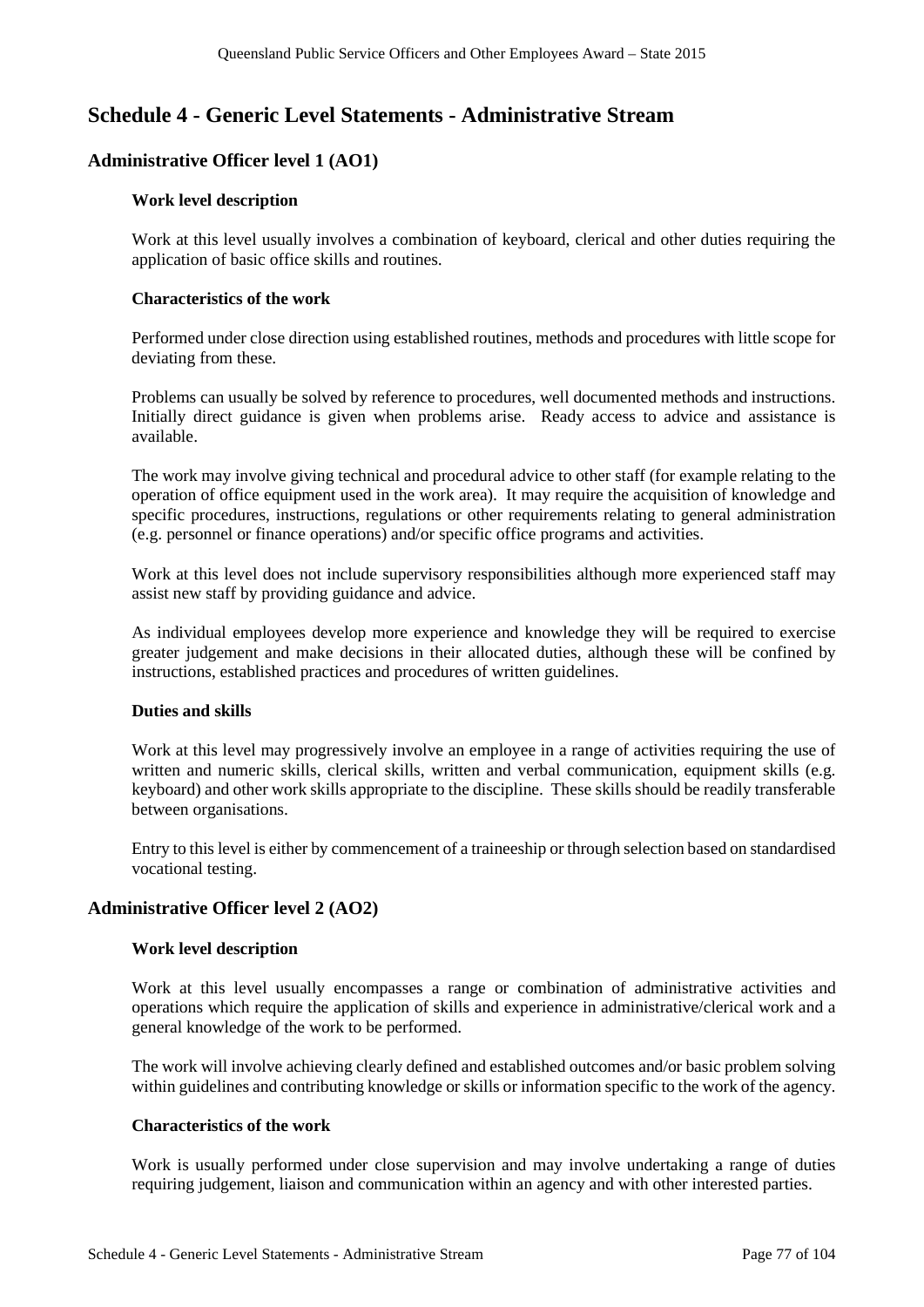# Schedule 4 - Generic Level Statements - Administrative Stream

## Administrative Officer level 1 (AO1)

### Work level description

Work at this level usually involves a combination of keyboard, clerical and other duties requiring the application of basic office skills and routines.

### Characteristics of the work

Performed under close direction using established routines, methods and procedures with little scope for deviating from these.

Problems can usually be solved by reference to procedures, well documented methods and instructions. Initially direct guidance is given when problems arise. Ready access to advice and assistance is available.

The work may involve giving technical and procedural advice to other staff (for example relating to the operation of office equipment used in the work area). It may require the acquisition of knowledge and specific procedures, instructions, regulations or other requirements relating to general administration (e.g. personnel or finance operations) and/or specific office programs and activities.

Work at this level does not include supervisory responsibilities although more experienced staff may assist new staff by providing guidance and advice.

As individual employees develop more experience and knowledge they will be required to exercise greater judgement and make decisions in their allocated duties, although these will be confined by instructions, established practices and procedures of written guidelines.

### Duties and skills

Work at this level may progressively involve an employee in a range of activities requiring the use of written and numeric skills, clerical skills, written and verbal communication, equipment skills (e.g. keyboard) and other work skills appropriate to the discipline. These skills should be readily transferable between organisations.

Entry to this level is either by commencement of a traineeship or through selection based on standardised vocational testing.

## Administrative Officer level 2 (AO2)

### Work level description

Work at this level usually encompasses a range or combination of administrative activities and operations which require the application of skills and experience in administrative/clerical work and a general knowledge of the work to be performed.

The work will involve achieving clearly defined and established outcomes and/or basic problem solving within guidelines and contributing knowledge or skills or information specific to the work of the agency.

### Characteristics of the work

Work is usually performed under close supervision and may involve undertaking a range of duties requiring judgement, liaison and communication within an agency and with other interested parties.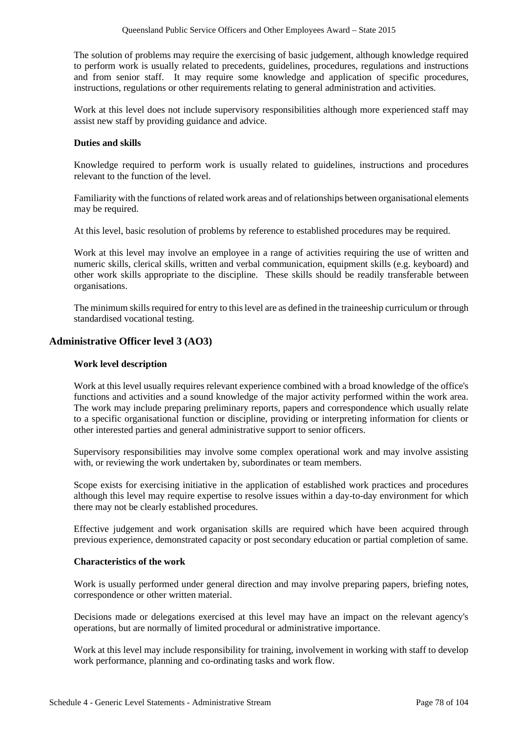The solution of problems may require the exercising of basic judgement, although knowledge required to perform work is usually related to precedents, guidelines, procedures, regulations and instructions and from senior staff. It may require some knowledge and application of specific procedures, instructions, regulations or other requirements relating to general administration and activities.

Work at this level does not include supervisory responsibilities although more experienced staff may assist new staff by providing guidance and advice.

**Duties and skills**

Knowledge required to perform work is usually related to guidelines, instructions and procedures relevant to the function of the level.

Familiarity with the functions of related work areas and of relationships between organisational elements may be required.

At this level, basic resolution of problems by reference to established procedures may be required.

Work at this level may involve an employee in a range of activities requiring the use of written and numeric skills, clerical skills, written and verbal communication, equipment skills (e.g. keyboard) and other work skills appropriate to the discipline. These skills should be readily transferable between organisations.

The minimum skills required for entry to this level are as defined in the traineeship curriculum or through standardised vocational testing.

## Administrative Officer level 3 (AO3)

**Work level description**

Work at this level usually requires relevant experience combined with a broad knowledge of the office's functions and activities and a sound knowledge of the major activity performed within the work area. The work may include preparing preliminary reports, papers and correspondence which usually relate to a specific organisational function or discipline, providing or interpreting information for clients or other interested parties and general administrative support to senior officers.

Supervisory responsibilities may involve some complex operational work and may involve assisting with, or reviewing the work undertaken by, subordinates or team members.

Scope exists for exercising initiative in the application of established work practices and procedures although this level may require expertise to resolve issues within a day-to-day environment for which there may not be clearly established procedures.

Effective judgement and work organisation skills are required which have been acquired through previous experience, demonstrated capacity or post secondary education or partial completion of same.

**Characteristics of the work**

Work is usually performed under general direction and may involve preparing papers, briefing notes, correspondence or other written material.

Decisions made or delegations exercised at this level may have an impact on the relevant agency's operations, but are normally of limited procedural or administrative importance.

Work at this level may include responsibility for training, involvement in working with staff to develop work performance, planning and co-ordinating tasks and work flow.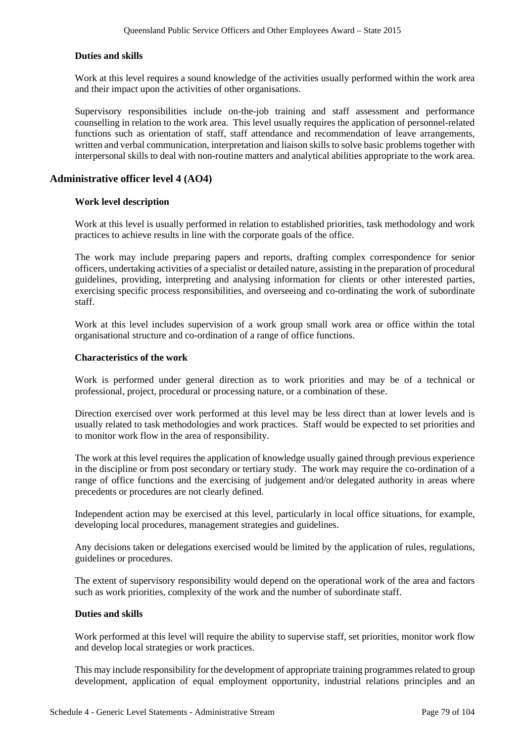#### Duties and skills

Work at this level requires a sound knowledge of the activities usually performed within the work area and their impact upon the activities of other organisations.

Supervisory responsibilities include on-the-job training and staff assessment and performance counselling in relation to the work area. This level usually requires the application of personnel-related functions such as orientation of staff, staff attendance and recommendation of leave arrangements, written and verbal communication, interpretation and liaison skills to solve basic problems together with interpersonal skills to deal with non-routine matters and analytical abilities appropriate to the work area.

### Administrative officer level 4 (AO4)

#### Work level description

Work at this level is usually performed in relation to established priorities, task methodology and work practices to achieve results in line with the corporate goals of the office.

The work may include preparing papers and reports, drafting complex correspondence for senior officers, undertaking activities of a specialist or detailed nature, assisting in the preparation of procedural guidelines, providing, interpreting and analysing information for clients or other interested parties, exercising specific process responsibilities, and overseeing and co-ordinating the work of subordinate staff.

Work at this level includes supervision of a work group small work area or office within the total organisational structure and co-ordination of a range of office functions.

#### Characteristics of the work

Work is performed under general direction as to work priorities and may be of a technical or professional, project, procedural or processing nature, or a combination of these.

Direction exercised over work performed at this level may be less direct than at lower levels and is usually related to task methodologies and work practices. Staff would be expected to set priorities and to monitor work flow in the area of responsibility.

The work at this level requires the application of knowledge usually gained through previous experience in the discipline or from post secondary or tertiary study. The work may require the co-ordination of a range of office functions and the exercising of judgement and/or delegated authority in areas where precedents or procedures are not clearly defined.

Independent action may be exercised at this level, particularly in local office situations, for example, developing local procedures, management strategies and guidelines.

Any decisions taken or delegations exercised would be limited by the application of rules, regulations, guidelines or procedures.

The extent of supervisory responsibility would depend on the operational work of the area and factors such as work priorities, complexity of the work and the number of subordinate staff.

#### Duties and skills

Work performed at this level will require the ability to supervise staff, set priorities, monitor work flow and develop local strategies or work practices.

This may include responsibility for the development of appropriate training programmes related to group development, application of equal employment opportunity, industrial relations principles and an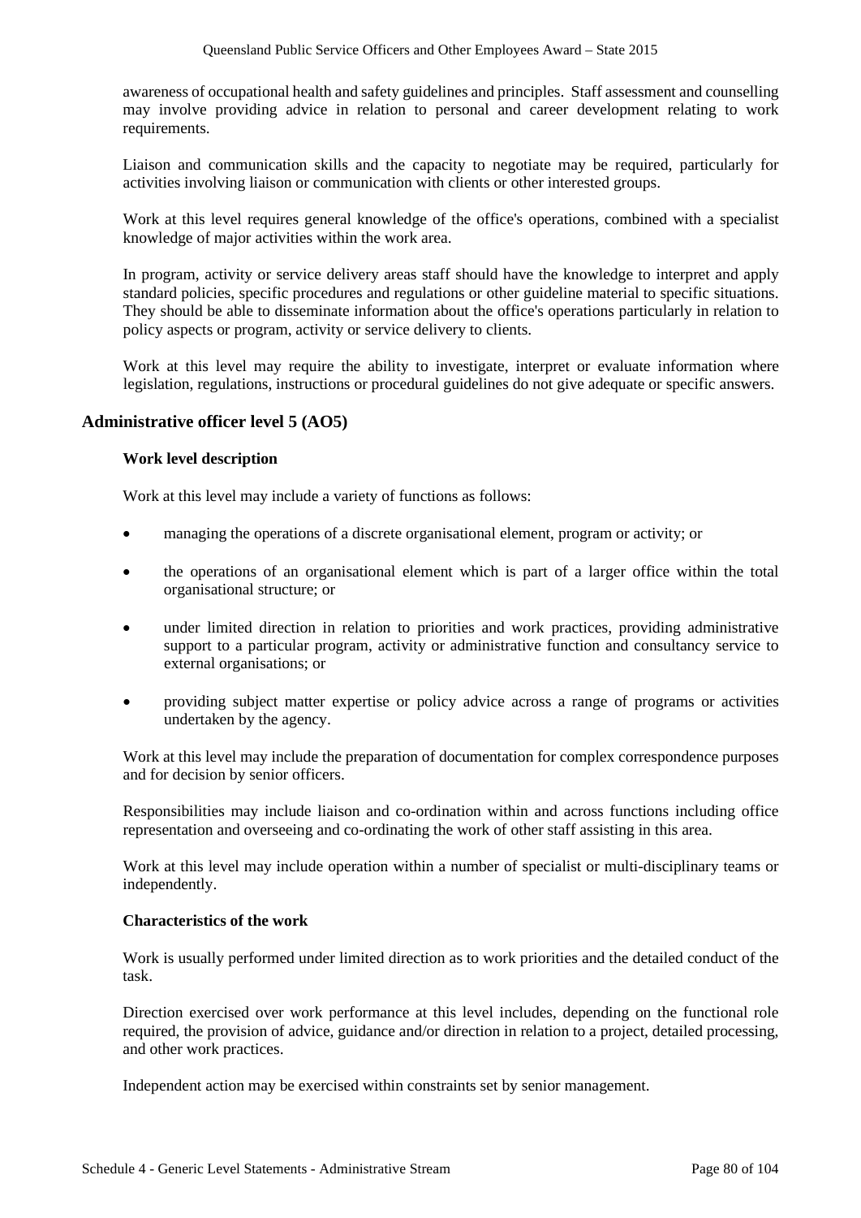awareness of occupational health and safety guidelines and principles. Staff assessment and counselling may involve providing advice in relation to personal and career development relating to work requirements.

Liaison and communication skills and the capacity to negotiate may be required, particularly for activities involving liaison or communication with clients or other interested groups.

Work at this level requires general knowledge of the office's operations, combined with a specialist knowledge of major activities within the work area.

In program, activity or service delivery areas staff should have the knowledge to interpret and apply standard policies, specific procedures and regulations or other guideline material to specific situations. They should be able to disseminate information about the office's operations particularly in relation to policy aspects or program, activity or service delivery to clients.

Work at this level may require the ability to investigate, interpret or evaluate information where legislation, regulations, instructions or procedural guidelines do not give adequate or specific answers.

## Administrative officer level 5 (AO5)

### Work level description

Work at this level may include a variety of functions as follows:

- managing the operations of a discrete organisational element, program or activity; or
- the operations of an organisational element which is part of a larger office within the total organisational structure; or
- under limited direction in relation to priorities and work practices, providing administrative support to a particular program, activity or administrative function and consultancy service to external organisations; or
- providing subject matter expertise or policy advice across a range of programs or activities undertaken by the agency.

Work at this level may include the preparation of documentation for complex correspondence purposes and for decision by senior officers.

Responsibilities may include liaison and co-ordination within and across functions including office representation and overseeing and co-ordinating the work of other staff assisting in this area.

Work at this level may include operation within a number of specialist or multi-disciplinary teams or independently.

### Characteristics of the work

Work is usually performed under limited direction as to work priorities and the detailed conduct of the task.

Direction exercised over work performance at this level includes, depending on the functional role required, the provision of advice, guidance and/or direction in relation to a project, detailed processing, and other work practices.

Independent action may be exercised within constraints set by senior management.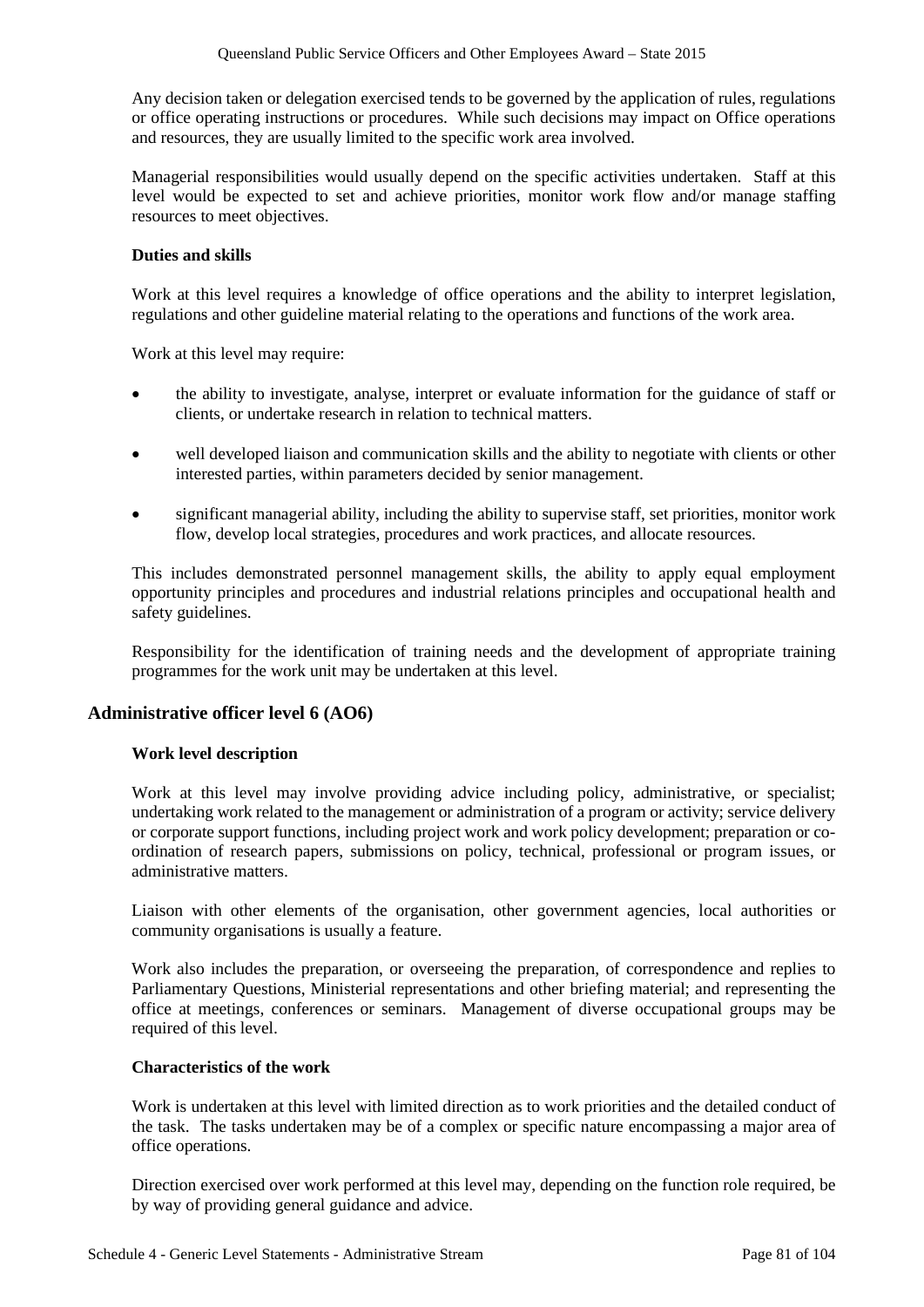Any decision taken or delegation exercised tends to be governed by the application of rules, regulations or office operating instructions or procedures. While such decisions may impact on Office operations and resources, they are usually limited to the specific work area involved.

Managerial responsibilities would usually depend on the specific activities undertaken. Staff at this level would be expected to set and achieve priorities, monitor work flow and/or manage staffing resources to meet objectives.

**Duties and skills**

Work at this level requires a knowledge of office operations and the ability to interpret legislation, regulations and other guideline material relating to the operations and functions of the work area.

Work at this level may require:

- the ability to investigate, analyse, interpret or evaluate information for the guidance of staff or clients, or undertake research in relation to technical matters.
- well developed liaison and communication skills and the ability to negotiate with clients or other interested parties, within parameters decided by senior management.
- significant managerial ability, including the ability to supervise staff, set priorities, monitor work flow, develop local strategies, procedures and work practices, and allocate resources.

This includes demonstrated personnel management skills, the ability to apply equal employment opportunity principles and procedures and industrial relations principles and occupational health and safety guidelines.

Responsibility for the identification of training needs and the development of appropriate training programmes for the work unit may be undertaken at this level.

## Administrative officer level 6 (AO6)

**Work level description**

Work at this level may involve providing advice including policy, administrative, or specialist; undertaking work related to the management or administration of a program or activity; service delivery or corporate support functions, including project work and work policy development; preparation or co-ordination of research papers, submissions on policy, technical, professional or program issues, or administrative matters.

Liaison with other elements of the organisation, other government agencies, local authorities or community organisations is usually a feature.

Work also includes the preparation, or overseeing the preparation, of correspondence and replies to Parliamentary Questions, Ministerial representations and other briefing material; and representing the office at meetings, conferences or seminars. Management of diverse occupational groups may be required of this level.

**Characteristics of the work**

Work is undertaken at this level with limited direction as to work priorities and the detailed conduct of the task. The tasks undertaken may be of a complex or specific nature encompassing a major area of office operations.

Direction exercised over work performed at this level may, depending on the function role required, be by way of providing general guidance and advice.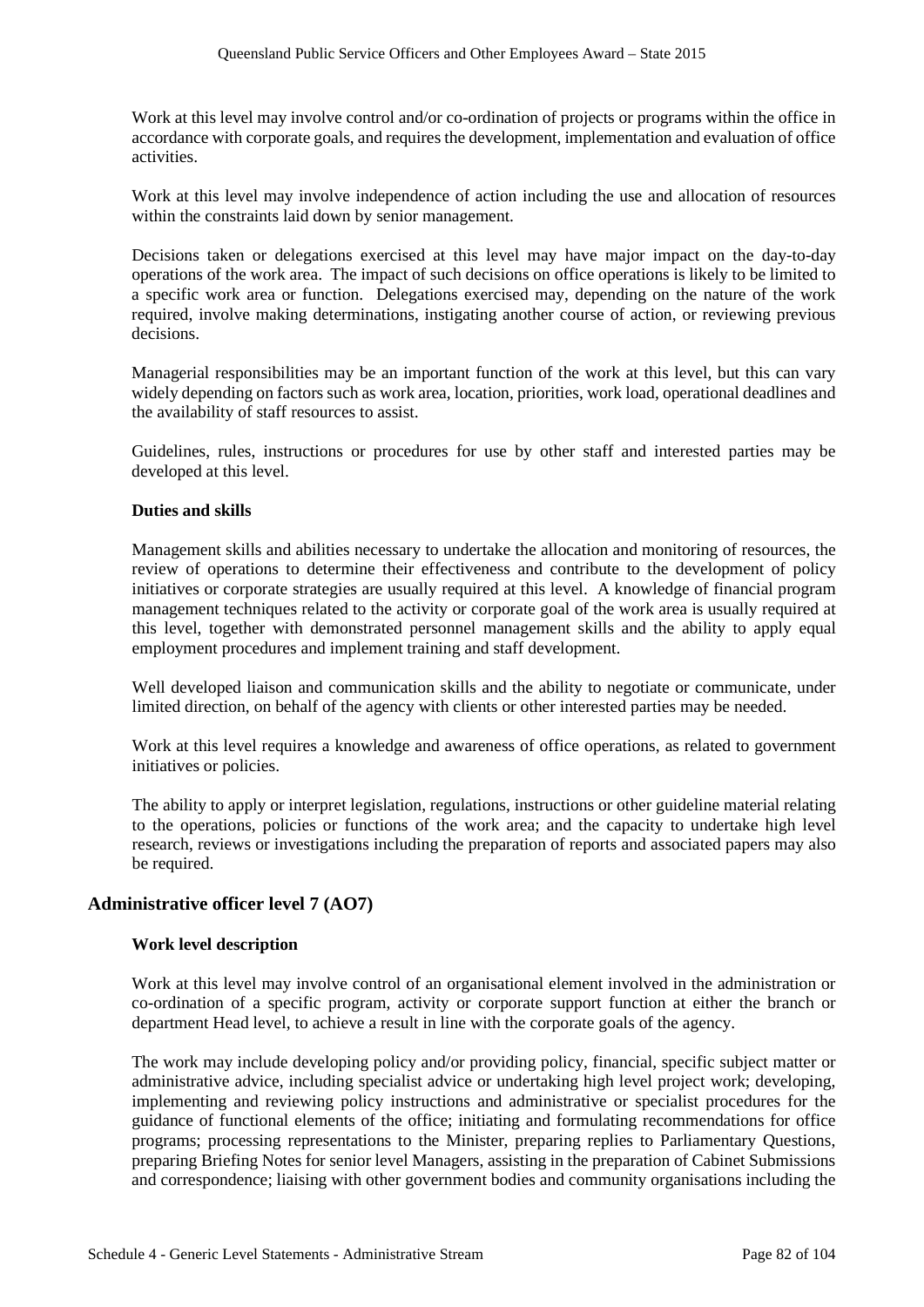Work at this level may involve control and/or co-ordination of projects or programs within the office in accordance with corporate goals, and requires the development, implementation and evaluation of office activities.

Work at this level may involve independence of action including the use and allocation of resources within the constraints laid down by senior management.

Decisions taken or delegations exercised at this level may have major impact on the day-to-day operations of the work area. The impact of such decisions on office operations is likely to be limited to a specific work area or function. Delegations exercised may, depending on the nature of the work required, involve making determinations, instigating another course of action, or reviewing previous decisions.

Managerial responsibilities may be an important function of the work at this level, but this can vary widely depending on factors such as work area, location, priorities, work load, operational deadlines and the availability of staff resources to assist.

Guidelines, rules, instructions or procedures for use by other staff and interested parties may be developed at this level.

#### Duties and skills

Management skills and abilities necessary to undertake the allocation and monitoring of resources, the review of operations to determine their effectiveness and contribute to the development of policy initiatives or corporate strategies are usually required at this level. A knowledge of financial program management techniques related to the activity or corporate goal of the work area is usually required at this level, together with demonstrated personnel management skills and the ability to apply equal employment procedures and implement training and staff development.

Well developed liaison and communication skills and the ability to negotiate or communicate, under limited direction, on behalf of the agency with clients or other interested parties may be needed.

Work at this level requires a knowledge and awareness of office operations, as related to government initiatives or policies.

The ability to apply or interpret legislation, regulations, instructions or other guideline material relating to the operations, policies or functions of the work area; and the capacity to undertake high level research, reviews or investigations including the preparation of reports and associated papers may also be required.

### Administrative officer level 7 (AO7)

#### Work level description

Work at this level may involve control of an organisational element involved in the administration or co-ordination of a specific program, activity or corporate support function at either the branch or department Head level, to achieve a result in line with the corporate goals of the agency.

The work may include developing policy and/or providing policy, financial, specific subject matter or administrative advice, including specialist advice or undertaking high level project work; developing, implementing and reviewing policy instructions and administrative or specialist procedures for the guidance of functional elements of the office; initiating and formulating recommendations for office programs; processing representations to the Minister, preparing replies to Parliamentary Questions, preparing Briefing Notes for senior level Managers, assisting in the preparation of Cabinet Submissions and correspondence; liaising with other government bodies and community organisations including the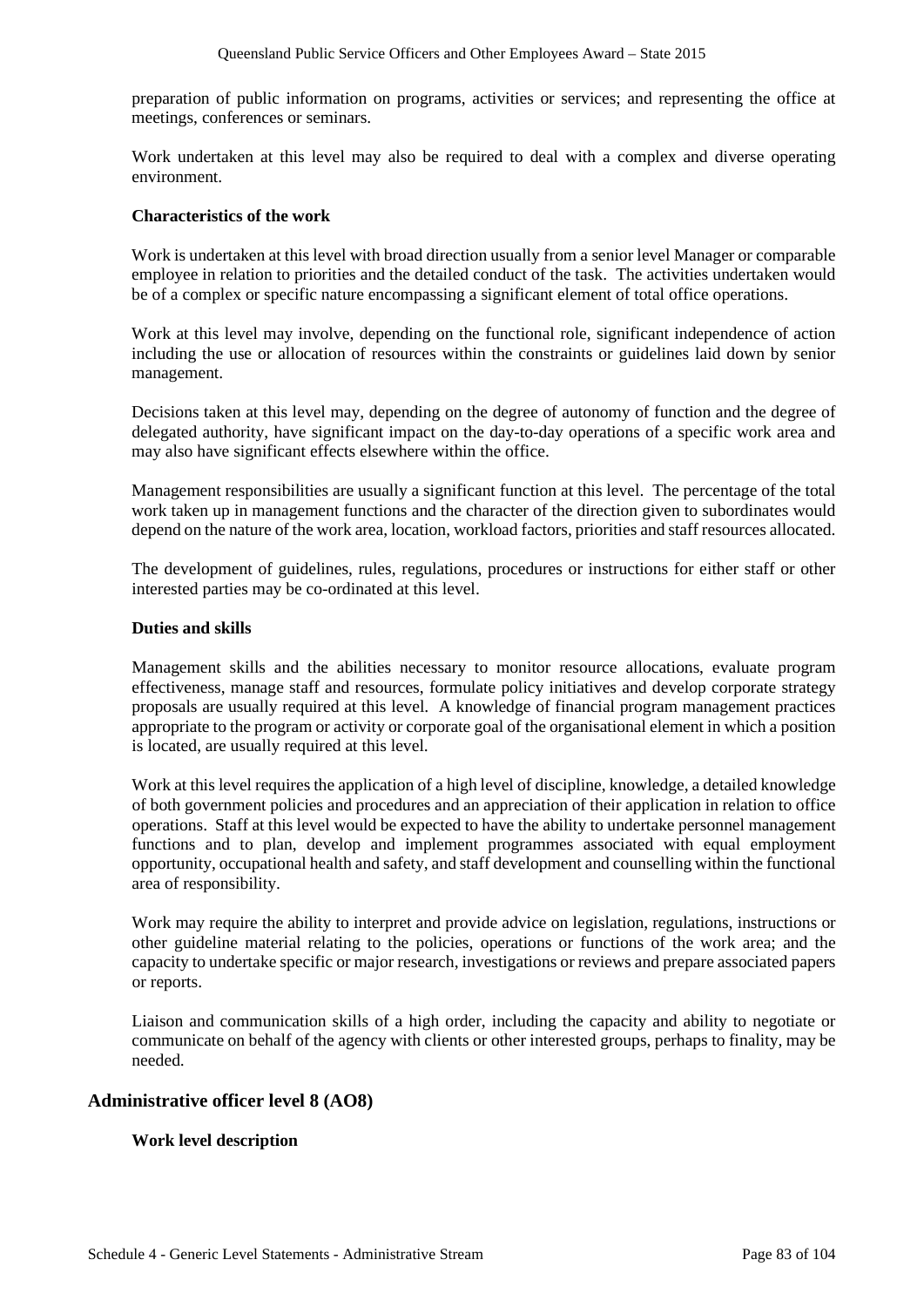preparation of public information on programs, activities or services; and representing the office at meetings, conferences or seminars.

Work undertaken at this level may also be required to deal with a complex and diverse operating environment.

**Characteristics of the work**

Work is undertaken at this level with broad direction usually from a senior level Manager or comparable employee in relation to priorities and the detailed conduct of the task. The activities undertaken would be of a complex or specific nature encompassing a significant element of total office operations.

Work at this level may involve, depending on the functional role, significant independence of action including the use or allocation of resources within the constraints or guidelines laid down by senior management.

Decisions taken at this level may, depending on the degree of autonomy of function and the degree of delegated authority, have significant impact on the day-to-day operations of a specific work area and may also have significant effects elsewhere within the office.

Management responsibilities are usually a significant function at this level. The percentage of the total work taken up in management functions and the character of the direction given to subordinates would depend on the nature of the work area, location, workload factors, priorities and staff resources allocated.

The development of guidelines, rules, regulations, procedures or instructions for either staff or other interested parties may be co-ordinated at this level.

**Duties and skills**

Management skills and the abilities necessary to monitor resource allocations, evaluate program effectiveness, manage staff and resources, formulate policy initiatives and develop corporate strategy proposals are usually required at this level. A knowledge of financial program management practices appropriate to the program or activity or corporate goal of the organisational element in which a position is located, are usually required at this level.

Work at this level requires the application of a high level of discipline, knowledge, a detailed knowledge of both government policies and procedures and an appreciation of their application in relation to office operations. Staff at this level would be expected to have the ability to undertake personnel management functions and to plan, develop and implement programmes associated with equal employment opportunity, occupational health and safety, and staff development and counselling within the functional area of responsibility.

Work may require the ability to interpret and provide advice on legislation, regulations, instructions or other guideline material relating to the policies, operations or functions of the work area; and the capacity to undertake specific or major research, investigations or reviews and prepare associated papers or reports.

Liaison and communication skills of a high order, including the capacity and ability to negotiate or communicate on behalf of the agency with clients or other interested groups, perhaps to finality, may be needed.

## Administrative officer level 8 (AO8)

**Work level description**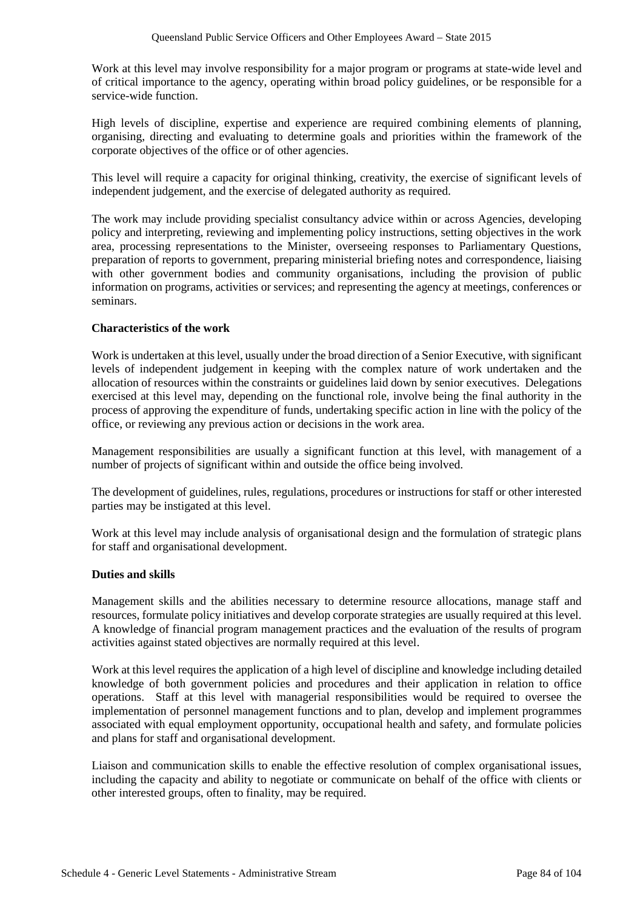Work at this level may involve responsibility for a major program or programs at state-wide level and of critical importance to the agency, operating within broad policy guidelines, or be responsible for a service-wide function.

High levels of discipline, expertise and experience are required combining elements of planning, organising, directing and evaluating to determine goals and priorities within the framework of the corporate objectives of the office or of other agencies.

This level will require a capacity for original thinking, creativity, the exercise of significant levels of independent judgement, and the exercise of delegated authority as required.

The work may include providing specialist consultancy advice within or across Agencies, developing policy and interpreting, reviewing and implementing policy instructions, setting objectives in the work area, processing representations to the Minister, overseeing responses to Parliamentary Questions, preparation of reports to government, preparing ministerial briefing notes and correspondence, liaising with other government bodies and community organisations, including the provision of public information on programs, activities or services; and representing the agency at meetings, conferences or seminars.

**Characteristics of the work**

Work is undertaken at this level, usually under the broad direction of a Senior Executive, with significant levels of independent judgement in keeping with the complex nature of work undertaken and the allocation of resources within the constraints or guidelines laid down by senior executives. Delegations exercised at this level may, depending on the functional role, involve being the final authority in the process of approving the expenditure of funds, undertaking specific action in line with the policy of the office, or reviewing any previous action or decisions in the work area.

Management responsibilities are usually a significant function at this level, with management of a number of projects of significant within and outside the office being involved.

The development of guidelines, rules, regulations, procedures or instructions for staff or other interested parties may be instigated at this level.

Work at this level may include analysis of organisational design and the formulation of strategic plans for staff and organisational development.

**Duties and skills**

Management skills and the abilities necessary to determine resource allocations, manage staff and resources, formulate policy initiatives and develop corporate strategies are usually required at this level. A knowledge of financial program management practices and the evaluation of the results of program activities against stated objectives are normally required at this level.

Work at this level requires the application of a high level of discipline and knowledge including detailed knowledge of both government policies and procedures and their application in relation to office operations. Staff at this level with managerial responsibilities would be required to oversee the implementation of personnel management functions and to plan, develop and implement programmes associated with equal employment opportunity, occupational health and safety, and formulate policies and plans for staff and organisational development.

Liaison and communication skills to enable the effective resolution of complex organisational issues, including the capacity and ability to negotiate or communicate on behalf of the office with clients or other interested groups, often to finality, may be required.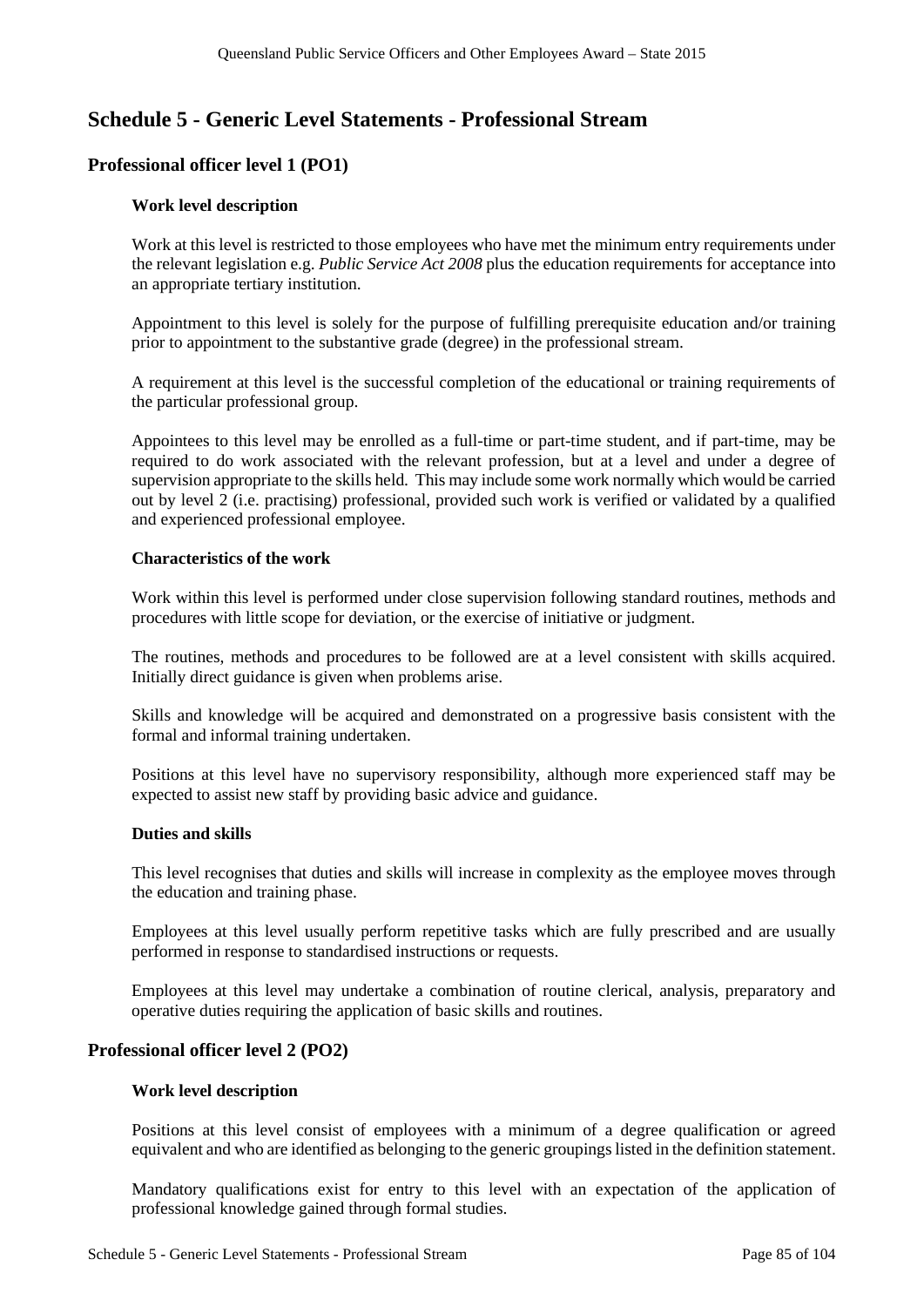# Schedule 5 - Generic Level Statements - Professional Stream

## Professional officer level 1 (PO1)

### Work level description

Work at this level is restricted to those employees who have met the minimum entry requirements under the relevant legislation e.g. *Public Service Act 2008* plus the education requirements for acceptance into an appropriate tertiary institution.

Appointment to this level is solely for the purpose of fulfilling prerequisite education and/or training prior to appointment to the substantive grade (degree) in the professional stream.

A requirement at this level is the successful completion of the educational or training requirements of the particular professional group.

Appointees to this level may be enrolled as a full-time or part-time student, and if part-time, may be required to do work associated with the relevant profession, but at a level and under a degree of supervision appropriate to the skills held. This may include some work normally which would be carried out by level 2 (i.e. practising) professional, provided such work is verified or validated by a qualified and experienced professional employee.

### Characteristics of the work

Work within this level is performed under close supervision following standard routines, methods and procedures with little scope for deviation, or the exercise of initiative or judgment.

The routines, methods and procedures to be followed are at a level consistent with skills acquired. Initially direct guidance is given when problems arise.

Skills and knowledge will be acquired and demonstrated on a progressive basis consistent with the formal and informal training undertaken.

Positions at this level have no supervisory responsibility, although more experienced staff may be expected to assist new staff by providing basic advice and guidance.

### Duties and skills

This level recognises that duties and skills will increase in complexity as the employee moves through the education and training phase.

Employees at this level usually perform repetitive tasks which are fully prescribed and are usually performed in response to standardised instructions or requests.

Employees at this level may undertake a combination of routine clerical, analysis, preparatory and operative duties requiring the application of basic skills and routines.

## Professional officer level 2 (PO2)

### Work level description

Positions at this level consist of employees with a minimum of a degree qualification or agreed equivalent and who are identified as belonging to the generic groupings listed in the definition statement.

Mandatory qualifications exist for entry to this level with an expectation of the application of professional knowledge gained through formal studies.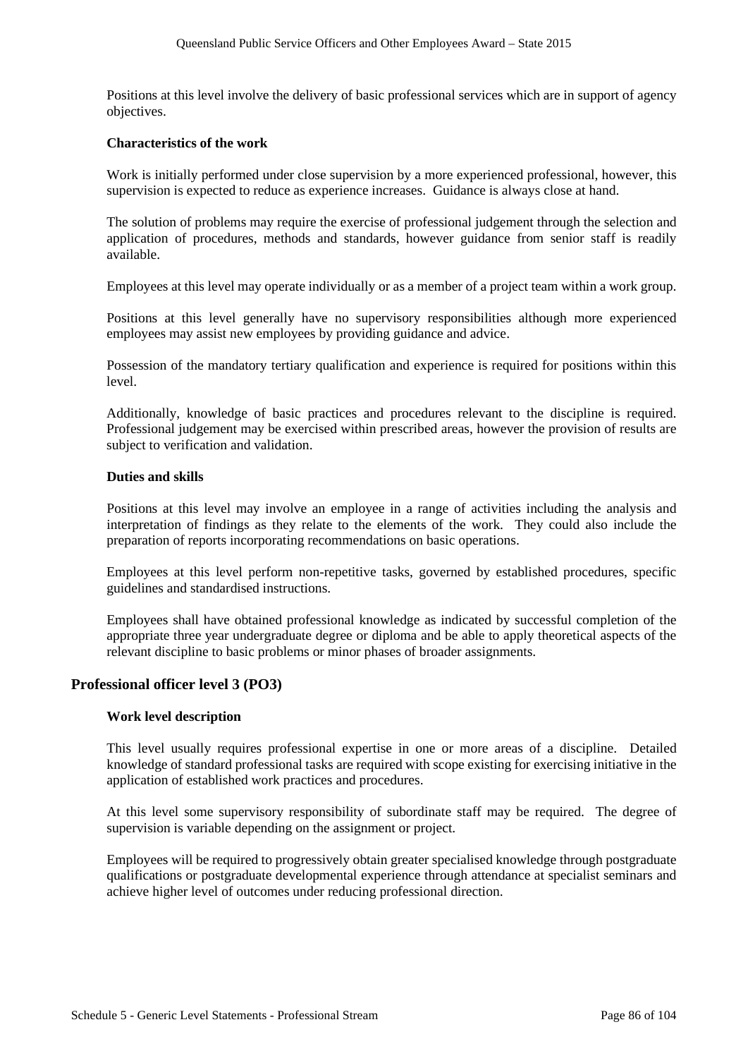Positions at this level involve the delivery of basic professional services which are in support of agency objectives.

#### Characteristics of the work

Work is initially performed under close supervision by a more experienced professional, however, this supervision is expected to reduce as experience increases. Guidance is always close at hand.

The solution of problems may require the exercise of professional judgement through the selection and application of procedures, methods and standards, however guidance from senior staff is readily available.

Employees at this level may operate individually or as a member of a project team within a work group.

Positions at this level generally have no supervisory responsibilities although more experienced employees may assist new employees by providing guidance and advice.

Possession of the mandatory tertiary qualification and experience is required for positions within this level.

Additionally, knowledge of basic practices and procedures relevant to the discipline is required. Professional judgement may be exercised within prescribed areas, however the provision of results are subject to verification and validation.

#### Duties and skills

Positions at this level may involve an employee in a range of activities including the analysis and interpretation of findings as they relate to the elements of the work. They could also include the preparation of reports incorporating recommendations on basic operations.

Employees at this level perform non-repetitive tasks, governed by established procedures, specific guidelines and standardised instructions.

Employees shall have obtained professional knowledge as indicated by successful completion of the appropriate three year undergraduate degree or diploma and be able to apply theoretical aspects of the relevant discipline to basic problems or minor phases of broader assignments.

### Professional officer level 3 (PO3)

#### Work level description

This level usually requires professional expertise in one or more areas of a discipline. Detailed knowledge of standard professional tasks are required with scope existing for exercising initiative in the application of established work practices and procedures.

At this level some supervisory responsibility of subordinate staff may be required. The degree of supervision is variable depending on the assignment or project.

Employees will be required to progressively obtain greater specialised knowledge through postgraduate qualifications or postgraduate developmental experience through attendance at specialist seminars and achieve higher level of outcomes under reducing professional direction.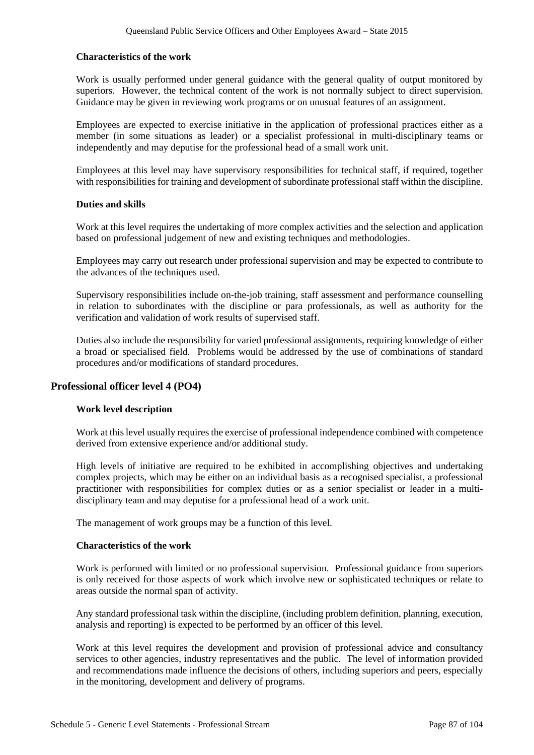#### Characteristics of the work

Work is usually performed under general guidance with the general quality of output monitored by superiors. However, the technical content of the work is not normally subject to direct supervision. Guidance may be given in reviewing work programs or on unusual features of an assignment.

Employees are expected to exercise initiative in the application of professional practices either as a member (in some situations as leader) or a specialist professional in multi-disciplinary teams or independently and may deputise for the professional head of a small work unit.

Employees at this level may have supervisory responsibilities for technical staff, if required, together with responsibilities for training and development of subordinate professional staff within the discipline.

#### Duties and skills

Work at this level requires the undertaking of more complex activities and the selection and application based on professional judgement of new and existing techniques and methodologies.

Employees may carry out research under professional supervision and may be expected to contribute to the advances of the techniques used.

Supervisory responsibilities include on-the-job training, staff assessment and performance counselling in relation to subordinates with the discipline or para professionals, as well as authority for the verification and validation of work results of supervised staff.

Duties also include the responsibility for varied professional assignments, requiring knowledge of either a broad or specialised field. Problems would be addressed by the use of combinations of standard procedures and/or modifications of standard procedures.

### Professional officer level 4 (PO4)

#### Work level description

Work at this level usually requires the exercise of professional independence combined with competence derived from extensive experience and/or additional study.

High levels of initiative are required to be exhibited in accomplishing objectives and undertaking complex projects, which may be either on an individual basis as a recognised specialist, a professional practitioner with responsibilities for complex duties or as a senior specialist or leader in a multi-disciplinary team and may deputise for a professional head of a work unit.

The management of work groups may be a function of this level.

#### Characteristics of the work

Work is performed with limited or no professional supervision. Professional guidance from superiors is only received for those aspects of work which involve new or sophisticated techniques or relate to areas outside the normal span of activity.

Any standard professional task within the discipline, (including problem definition, planning, execution, analysis and reporting) is expected to be performed by an officer of this level.

Work at this level requires the development and provision of professional advice and consultancy services to other agencies, industry representatives and the public. The level of information provided and recommendations made influence the decisions of others, including superiors and peers, especially in the monitoring, development and delivery of programs.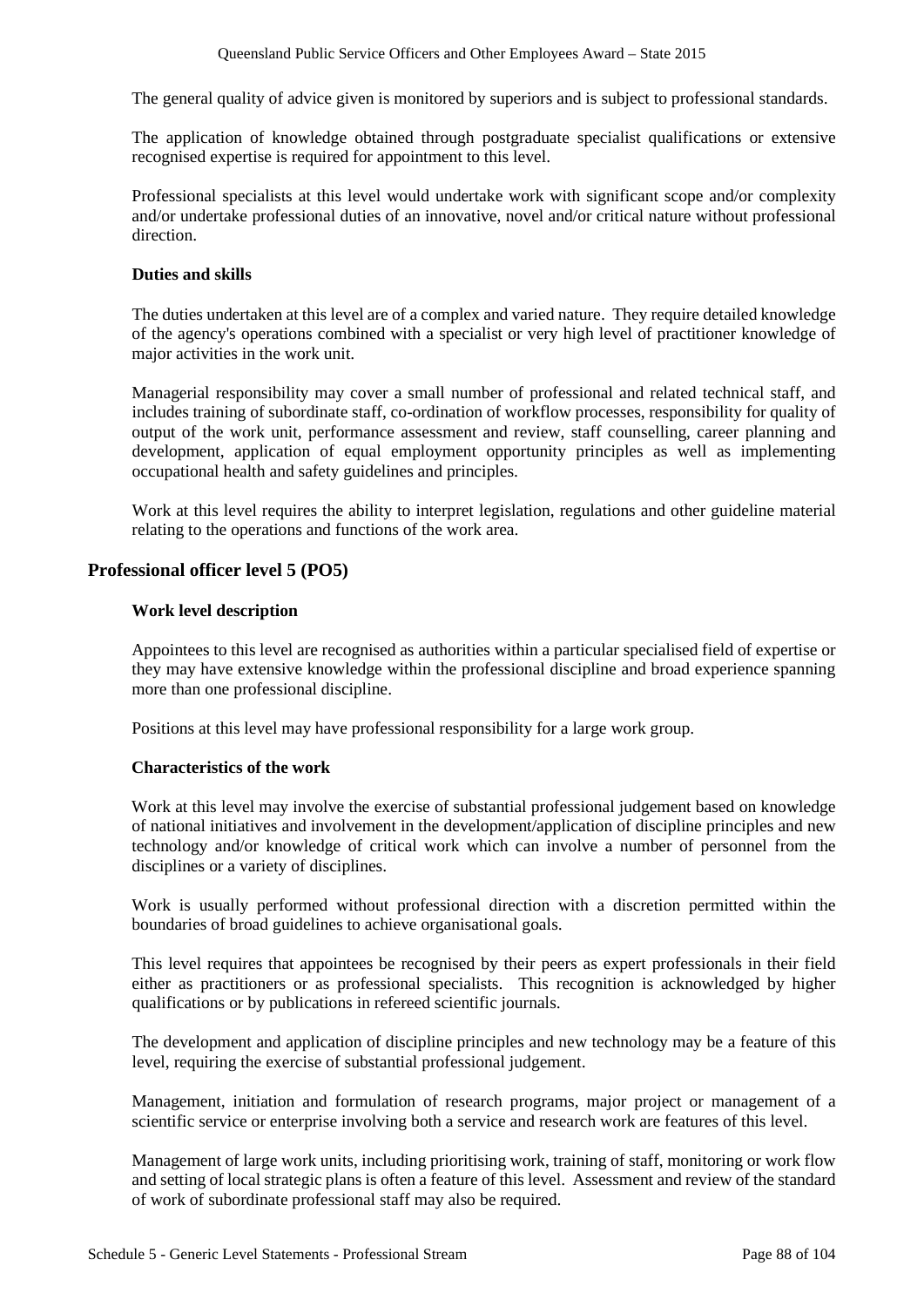The general quality of advice given is monitored by superiors and is subject to professional standards.

The application of knowledge obtained through postgraduate specialist qualifications or extensive recognised expertise is required for appointment to this level.

Professional specialists at this level would undertake work with significant scope and/or complexity and/or undertake professional duties of an innovative, novel and/or critical nature without professional direction.

**Duties and skills**

The duties undertaken at this level are of a complex and varied nature. They require detailed knowledge of the agency's operations combined with a specialist or very high level of practitioner knowledge of major activities in the work unit.

Managerial responsibility may cover a small number of professional and related technical staff, and includes training of subordinate staff, co-ordination of workflow processes, responsibility for quality of output of the work unit, performance assessment and review, staff counselling, career planning and development, application of equal employment opportunity principles as well as implementing occupational health and safety guidelines and principles.

Work at this level requires the ability to interpret legislation, regulations and other guideline material relating to the operations and functions of the work area.

## Professional officer level 5 (PO5)

**Work level description**

Appointees to this level are recognised as authorities within a particular specialised field of expertise or they may have extensive knowledge within the professional discipline and broad experience spanning more than one professional discipline.

Positions at this level may have professional responsibility for a large work group.

**Characteristics of the work**

Work at this level may involve the exercise of substantial professional judgement based on knowledge of national initiatives and involvement in the development/application of discipline principles and new technology and/or knowledge of critical work which can involve a number of personnel from the disciplines or a variety of disciplines.

Work is usually performed without professional direction with a discretion permitted within the boundaries of broad guidelines to achieve organisational goals.

This level requires that appointees be recognised by their peers as expert professionals in their field either as practitioners or as professional specialists. This recognition is acknowledged by higher qualifications or by publications in refereed scientific journals.

The development and application of discipline principles and new technology may be a feature of this level, requiring the exercise of substantial professional judgement.

Management, initiation and formulation of research programs, major project or management of a scientific service or enterprise involving both a service and research work are features of this level.

Management of large work units, including prioritising work, training of staff, monitoring or work flow and setting of local strategic plans is often a feature of this level. Assessment and review of the standard of work of subordinate professional staff may also be required.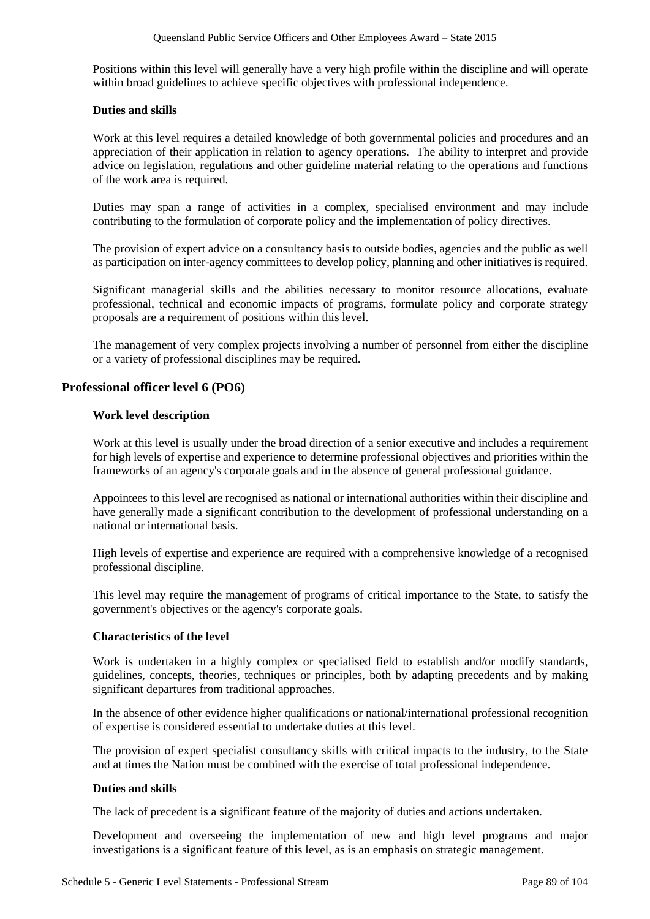Positions within this level will generally have a very high profile within the discipline and will operate within broad guidelines to achieve specific objectives with professional independence.

**Duties and skills**

Work at this level requires a detailed knowledge of both governmental policies and procedures and an appreciation of their application in relation to agency operations. The ability to interpret and provide advice on legislation, regulations and other guideline material relating to the operations and functions of the work area is required.

Duties may span a range of activities in a complex, specialised environment and may include contributing to the formulation of corporate policy and the implementation of policy directives.

The provision of expert advice on a consultancy basis to outside bodies, agencies and the public as well as participation on inter-agency committees to develop policy, planning and other initiatives is required.

Significant managerial skills and the abilities necessary to monitor resource allocations, evaluate professional, technical and economic impacts of programs, formulate policy and corporate strategy proposals are a requirement of positions within this level.

The management of very complex projects involving a number of personnel from either the discipline or a variety of professional disciplines may be required.

## Professional officer level 6 (PO6)

**Work level description**

Work at this level is usually under the broad direction of a senior executive and includes a requirement for high levels of expertise and experience to determine professional objectives and priorities within the frameworks of an agency's corporate goals and in the absence of general professional guidance.

Appointees to this level are recognised as national or international authorities within their discipline and have generally made a significant contribution to the development of professional understanding on a national or international basis.

High levels of expertise and experience are required with a comprehensive knowledge of a recognised professional discipline.

This level may require the management of programs of critical importance to the State, to satisfy the government's objectives or the agency's corporate goals.

**Characteristics of the level**

Work is undertaken in a highly complex or specialised field to establish and/or modify standards, guidelines, concepts, theories, techniques or principles, both by adapting precedents and by making significant departures from traditional approaches.

In the absence of other evidence higher qualifications or national/international professional recognition of expertise is considered essential to undertake duties at this level.

The provision of expert specialist consultancy skills with critical impacts to the industry, to the State and at times the Nation must be combined with the exercise of total professional independence.

**Duties and skills**

The lack of precedent is a significant feature of the majority of duties and actions undertaken.

Development and overseeing the implementation of new and high level programs and major investigations is a significant feature of this level, as is an emphasis on strategic management.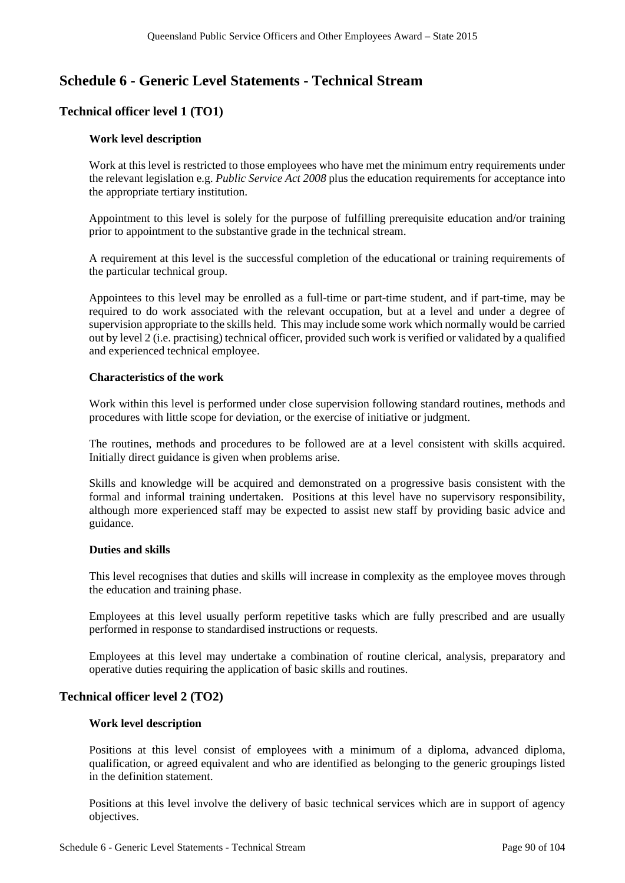# Schedule 6 - Generic Level Statements - Technical Stream

## Technical officer level 1 (TO1)

### Work level description

Work at this level is restricted to those employees who have met the minimum entry requirements under the relevant legislation e.g. *Public Service Act 2008* plus the education requirements for acceptance into the appropriate tertiary institution.

Appointment to this level is solely for the purpose of fulfilling prerequisite education and/or training prior to appointment to the substantive grade in the technical stream.

A requirement at this level is the successful completion of the educational or training requirements of the particular technical group.

Appointees to this level may be enrolled as a full-time or part-time student, and if part-time, may be required to do work associated with the relevant occupation, but at a level and under a degree of supervision appropriate to the skills held. This may include some work which normally would be carried out by level 2 (i.e. practising) technical officer, provided such work is verified or validated by a qualified and experienced technical employee.

### Characteristics of the work

Work within this level is performed under close supervision following standard routines, methods and procedures with little scope for deviation, or the exercise of initiative or judgment.

The routines, methods and procedures to be followed are at a level consistent with skills acquired. Initially direct guidance is given when problems arise.

Skills and knowledge will be acquired and demonstrated on a progressive basis consistent with the formal and informal training undertaken. Positions at this level have no supervisory responsibility, although more experienced staff may be expected to assist new staff by providing basic advice and guidance.

### Duties and skills

This level recognises that duties and skills will increase in complexity as the employee moves through the education and training phase.

Employees at this level usually perform repetitive tasks which are fully prescribed and are usually performed in response to standardised instructions or requests.

Employees at this level may undertake a combination of routine clerical, analysis, preparatory and operative duties requiring the application of basic skills and routines.

## Technical officer level 2 (TO2)

### Work level description

Positions at this level consist of employees with a minimum of a diploma, advanced diploma, qualification, or agreed equivalent and who are identified as belonging to the generic groupings listed in the definition statement.

Positions at this level involve the delivery of basic technical services which are in support of agency objectives.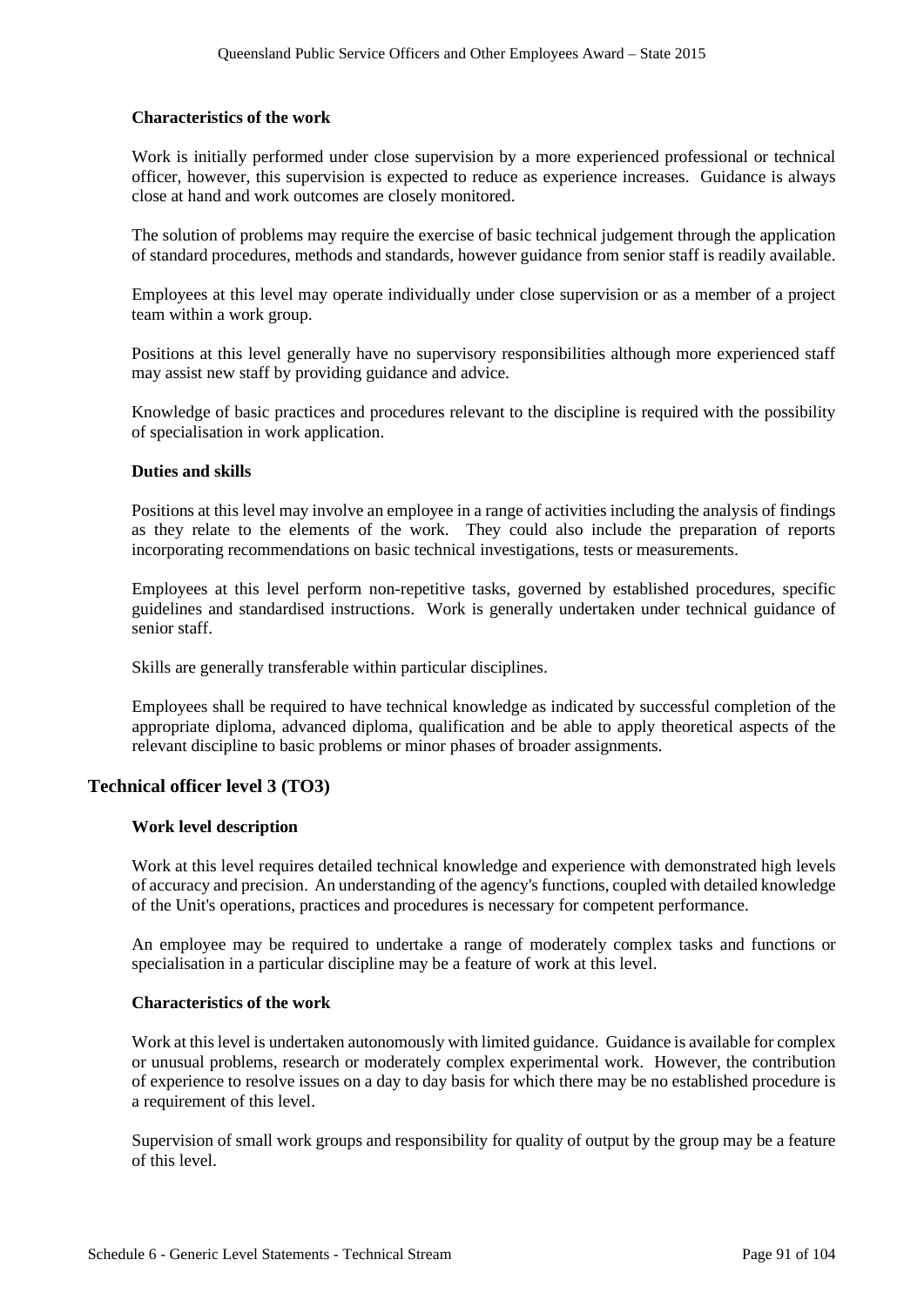#### Characteristics of the work

Work is initially performed under close supervision by a more experienced professional or technical officer, however, this supervision is expected to reduce as experience increases. Guidance is always close at hand and work outcomes are closely monitored.

The solution of problems may require the exercise of basic technical judgement through the application of standard procedures, methods and standards, however guidance from senior staff is readily available.

Employees at this level may operate individually under close supervision or as a member of a project team within a work group.

Positions at this level generally have no supervisory responsibilities although more experienced staff may assist new staff by providing guidance and advice.

Knowledge of basic practices and procedures relevant to the discipline is required with the possibility of specialisation in work application.

#### Duties and skills

Positions at this level may involve an employee in a range of activities including the analysis of findings as they relate to the elements of the work. They could also include the preparation of reports incorporating recommendations on basic technical investigations, tests or measurements.

Employees at this level perform non-repetitive tasks, governed by established procedures, specific guidelines and standardised instructions. Work is generally undertaken under technical guidance of senior staff.

Skills are generally transferable within particular disciplines.

Employees shall be required to have technical knowledge as indicated by successful completion of the appropriate diploma, advanced diploma, qualification and be able to apply theoretical aspects of the relevant discipline to basic problems or minor phases of broader assignments.

### Technical officer level 3 (TO3)

#### Work level description

Work at this level requires detailed technical knowledge and experience with demonstrated high levels of accuracy and precision. An understanding of the agency's functions, coupled with detailed knowledge of the Unit's operations, practices and procedures is necessary for competent performance.

An employee may be required to undertake a range of moderately complex tasks and functions or specialisation in a particular discipline may be a feature of work at this level.

#### Characteristics of the work

Work at this level is undertaken autonomously with limited guidance. Guidance is available for complex or unusual problems, research or moderately complex experimental work. However, the contribution of experience to resolve issues on a day to day basis for which there may be no established procedure is a requirement of this level.

Supervision of small work groups and responsibility for quality of output by the group may be a feature of this level.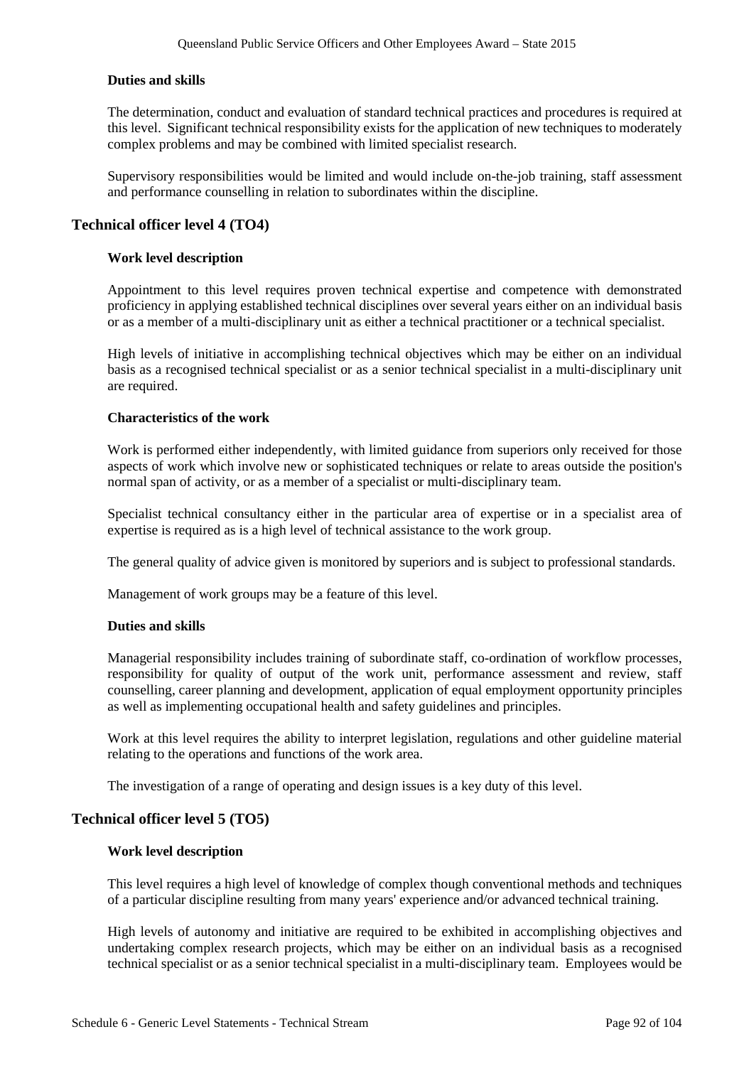#### Duties and skills

The determination, conduct and evaluation of standard technical practices and procedures is required at this level. Significant technical responsibility exists for the application of new techniques to moderately complex problems and may be combined with limited specialist research.

Supervisory responsibilities would be limited and would include on-the-job training, staff assessment and performance counselling in relation to subordinates within the discipline.

### Technical officer level 4 (TO4)

#### Work level description

Appointment to this level requires proven technical expertise and competence with demonstrated proficiency in applying established technical disciplines over several years either on an individual basis or as a member of a multi-disciplinary unit as either a technical practitioner or a technical specialist.

High levels of initiative in accomplishing technical objectives which may be either on an individual basis as a recognised technical specialist or as a senior technical specialist in a multi-disciplinary unit are required.

#### Characteristics of the work

Work is performed either independently, with limited guidance from superiors only received for those aspects of work which involve new or sophisticated techniques or relate to areas outside the position's normal span of activity, or as a member of a specialist or multi-disciplinary team.

Specialist technical consultancy either in the particular area of expertise or in a specialist area of expertise is required as is a high level of technical assistance to the work group.

The general quality of advice given is monitored by superiors and is subject to professional standards.

Management of work groups may be a feature of this level.

#### Duties and skills

Managerial responsibility includes training of subordinate staff, co-ordination of workflow processes, responsibility for quality of output of the work unit, performance assessment and review, staff counselling, career planning and development, application of equal employment opportunity principles as well as implementing occupational health and safety guidelines and principles.

Work at this level requires the ability to interpret legislation, regulations and other guideline material relating to the operations and functions of the work area.

The investigation of a range of operating and design issues is a key duty of this level.

### Technical officer level 5 (TO5)

#### Work level description

This level requires a high level of knowledge of complex though conventional methods and techniques of a particular discipline resulting from many years' experience and/or advanced technical training.

High levels of autonomy and initiative are required to be exhibited in accomplishing objectives and undertaking complex research projects, which may be either on an individual basis as a recognised technical specialist or as a senior technical specialist in a multi-disciplinary team. Employees would be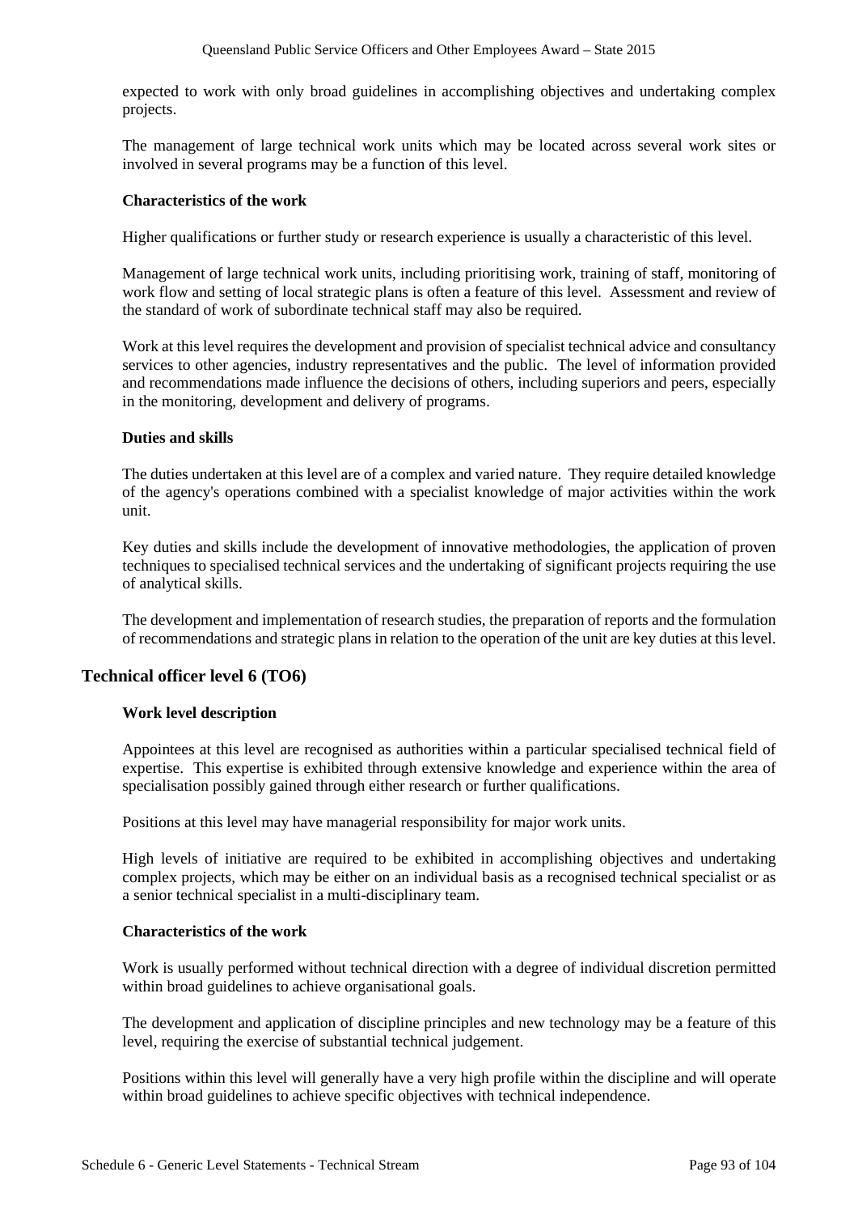expected to work with only broad guidelines in accomplishing objectives and undertaking complex projects.

The management of large technical work units which may be located across several work sites or involved in several programs may be a function of this level.

**Characteristics of the work**

Higher qualifications or further study or research experience is usually a characteristic of this level.

Management of large technical work units, including prioritising work, training of staff, monitoring of work flow and setting of local strategic plans is often a feature of this level. Assessment and review of the standard of work of subordinate technical staff may also be required.

Work at this level requires the development and provision of specialist technical advice and consultancy services to other agencies, industry representatives and the public. The level of information provided and recommendations made influence the decisions of others, including superiors and peers, especially in the monitoring, development and delivery of programs.

**Duties and skills**

The duties undertaken at this level are of a complex and varied nature. They require detailed knowledge of the agency's operations combined with a specialist knowledge of major activities within the work unit.

Key duties and skills include the development of innovative methodologies, the application of proven techniques to specialised technical services and the undertaking of significant projects requiring the use of analytical skills.

The development and implementation of research studies, the preparation of reports and the formulation of recommendations and strategic plans in relation to the operation of the unit are key duties at this level.

## Technical officer level 6 (TO6)

**Work level description**

Appointees at this level are recognised as authorities within a particular specialised technical field of expertise. This expertise is exhibited through extensive knowledge and experience within the area of specialisation possibly gained through either research or further qualifications.

Positions at this level may have managerial responsibility for major work units.

High levels of initiative are required to be exhibited in accomplishing objectives and undertaking complex projects, which may be either on an individual basis as a recognised technical specialist or as a senior technical specialist in a multi-disciplinary team.

**Characteristics of the work**

Work is usually performed without technical direction with a degree of individual discretion permitted within broad guidelines to achieve organisational goals.

The development and application of discipline principles and new technology may be a feature of this level, requiring the exercise of substantial technical judgement.

Positions within this level will generally have a very high profile within the discipline and will operate within broad guidelines to achieve specific objectives with technical independence.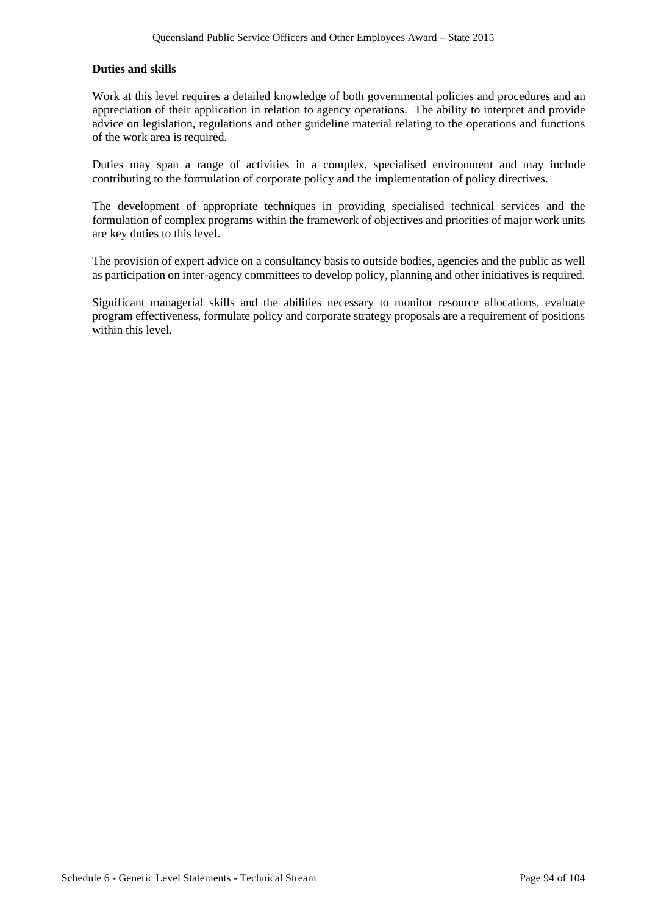**Duties and skills**

Work at this level requires a detailed knowledge of both governmental policies and procedures and an appreciation of their application in relation to agency operations. The ability to interpret and provide advice on legislation, regulations and other guideline material relating to the operations and functions of the work area is required.

Duties may span a range of activities in a complex, specialised environment and may include contributing to the formulation of corporate policy and the implementation of policy directives.

The development of appropriate techniques in providing specialised technical services and the formulation of complex programs within the framework of objectives and priorities of major work units are key duties to this level.

The provision of expert advice on a consultancy basis to outside bodies, agencies and the public as well as participation on inter-agency committees to develop policy, planning and other initiatives is required.

Significant managerial skills and the abilities necessary to monitor resource allocations, evaluate program effectiveness, formulate policy and corporate strategy proposals are a requirement of positions within this level.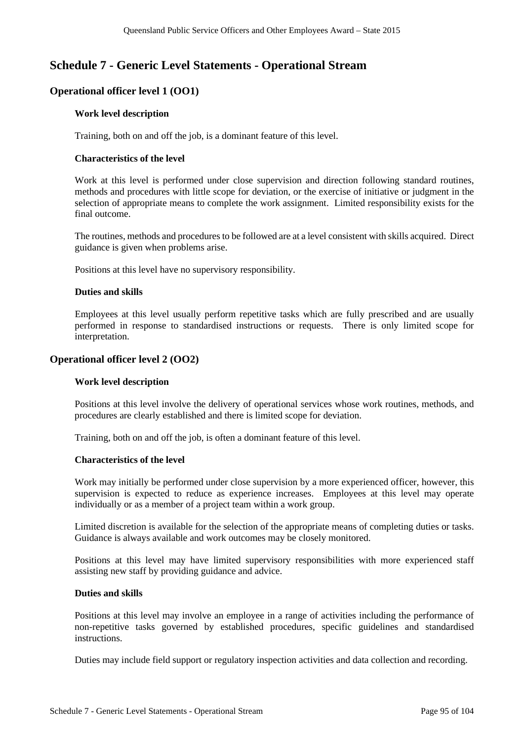# Schedule 7 - Generic Level Statements - Operational Stream

## Operational officer level 1 (OO1)

### Work level description

Training, both on and off the job, is a dominant feature of this level.

### Characteristics of the level

Work at this level is performed under close supervision and direction following standard routines, methods and procedures with little scope for deviation, or the exercise of initiative or judgment in the selection of appropriate means to complete the work assignment. Limited responsibility exists for the final outcome.

The routines, methods and procedures to be followed are at a level consistent with skills acquired. Direct guidance is given when problems arise.

Positions at this level have no supervisory responsibility.

### Duties and skills

Employees at this level usually perform repetitive tasks which are fully prescribed and are usually performed in response to standardised instructions or requests. There is only limited scope for interpretation.

## Operational officer level 2 (OO2)

### Work level description

Positions at this level involve the delivery of operational services whose work routines, methods, and procedures are clearly established and there is limited scope for deviation.

Training, both on and off the job, is often a dominant feature of this level.

### Characteristics of the level

Work may initially be performed under close supervision by a more experienced officer, however, this supervision is expected to reduce as experience increases. Employees at this level may operate individually or as a member of a project team within a work group.

Limited discretion is available for the selection of the appropriate means of completing duties or tasks. Guidance is always available and work outcomes may be closely monitored.

Positions at this level may have limited supervisory responsibilities with more experienced staff assisting new staff by providing guidance and advice.

### Duties and skills

Positions at this level may involve an employee in a range of activities including the performance of non-repetitive tasks governed by established procedures, specific guidelines and standardised instructions.

Duties may include field support or regulatory inspection activities and data collection and recording.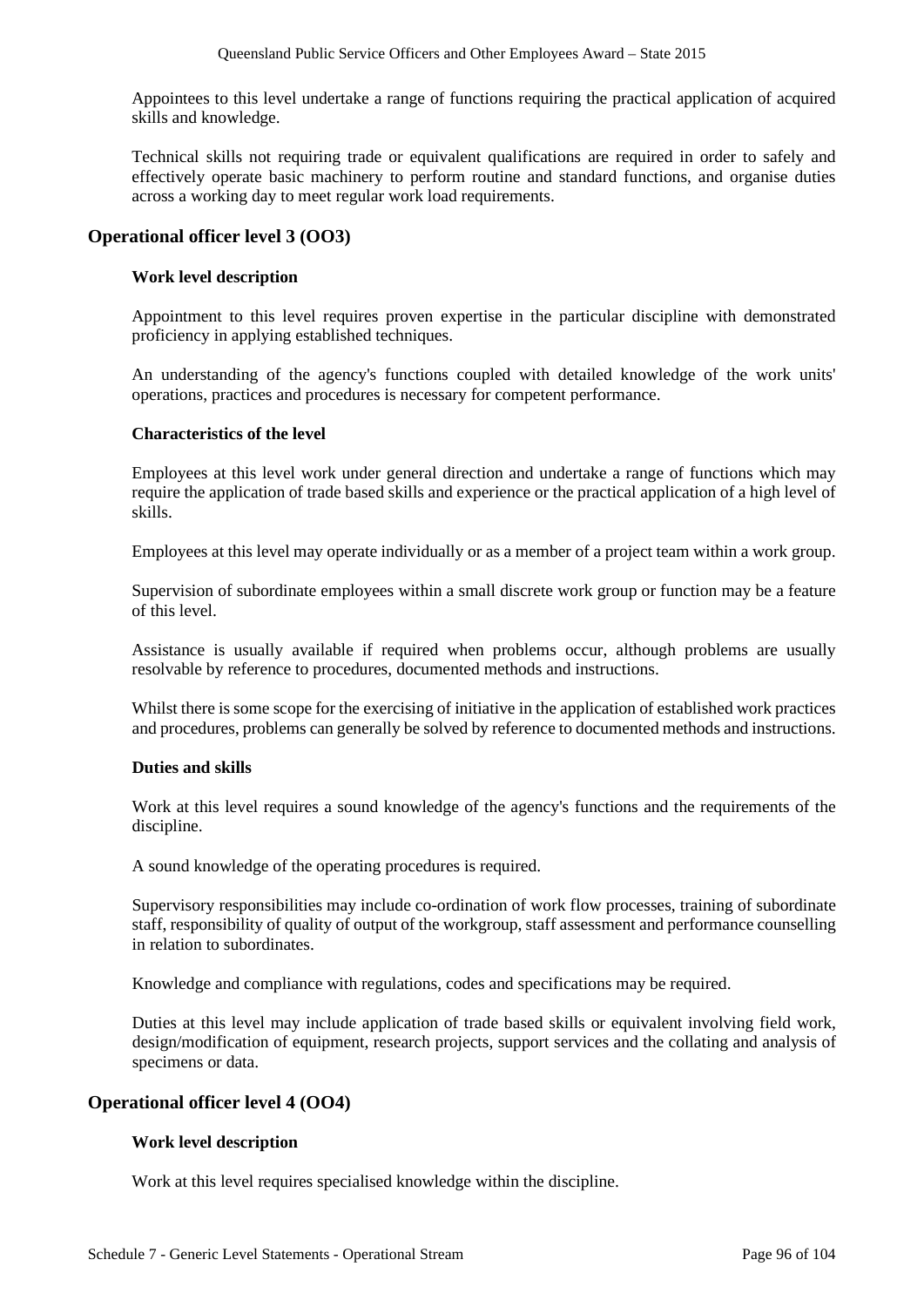Appointees to this level undertake a range of functions requiring the practical application of acquired skills and knowledge.

Technical skills not requiring trade or equivalent qualifications are required in order to safely and effectively operate basic machinery to perform routine and standard functions, and organise duties across a working day to meet regular work load requirements.

## Operational officer level 3 (OO3)

### Work level description

Appointment to this level requires proven expertise in the particular discipline with demonstrated proficiency in applying established techniques.

An understanding of the agency's functions coupled with detailed knowledge of the work units' operations, practices and procedures is necessary for competent performance.

### Characteristics of the level

Employees at this level work under general direction and undertake a range of functions which may require the application of trade based skills and experience or the practical application of a high level of skills.

Employees at this level may operate individually or as a member of a project team within a work group.

Supervision of subordinate employees within a small discrete work group or function may be a feature of this level.

Assistance is usually available if required when problems occur, although problems are usually resolvable by reference to procedures, documented methods and instructions.

Whilst there is some scope for the exercising of initiative in the application of established work practices and procedures, problems can generally be solved by reference to documented methods and instructions.

### Duties and skills

Work at this level requires a sound knowledge of the agency's functions and the requirements of the discipline.

A sound knowledge of the operating procedures is required.

Supervisory responsibilities may include co-ordination of work flow processes, training of subordinate staff, responsibility of quality of output of the workgroup, staff assessment and performance counselling in relation to subordinates.

Knowledge and compliance with regulations, codes and specifications may be required.

Duties at this level may include application of trade based skills or equivalent involving field work, design/modification of equipment, research projects, support services and the collating and analysis of specimens or data.

## Operational officer level 4 (OO4)

### Work level description

Work at this level requires specialised knowledge within the discipline.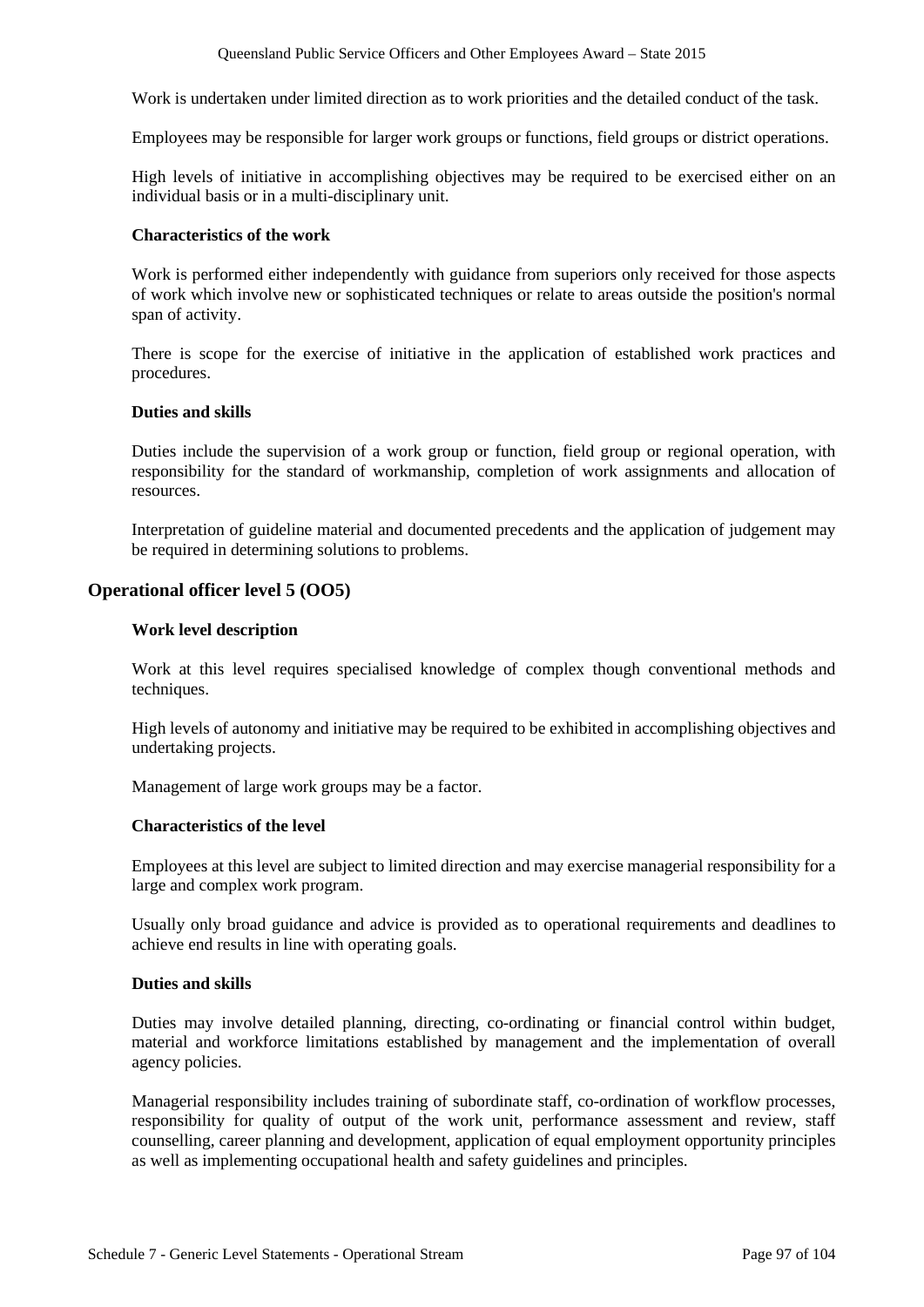Work is undertaken under limited direction as to work priorities and the detailed conduct of the task.

Employees may be responsible for larger work groups or functions, field groups or district operations.

High levels of initiative in accomplishing objectives may be required to be exercised either on an individual basis or in a multi-disciplinary unit.

**Characteristics of the work**

Work is performed either independently with guidance from superiors only received for those aspects of work which involve new or sophisticated techniques or relate to areas outside the position's normal span of activity.

There is scope for the exercise of initiative in the application of established work practices and procedures.

**Duties and skills**

Duties include the supervision of a work group or function, field group or regional operation, with responsibility for the standard of workmanship, completion of work assignments and allocation of resources.

Interpretation of guideline material and documented precedents and the application of judgement may be required in determining solutions to problems.

## Operational officer level 5 (OO5)

**Work level description**

Work at this level requires specialised knowledge of complex though conventional methods and techniques.

High levels of autonomy and initiative may be required to be exhibited in accomplishing objectives and undertaking projects.

Management of large work groups may be a factor.

**Characteristics of the level**

Employees at this level are subject to limited direction and may exercise managerial responsibility for a large and complex work program.

Usually only broad guidance and advice is provided as to operational requirements and deadlines to achieve end results in line with operating goals.

**Duties and skills**

Duties may involve detailed planning, directing, co-ordinating or financial control within budget, material and workforce limitations established by management and the implementation of overall agency policies.

Managerial responsibility includes training of subordinate staff, co-ordination of workflow processes, responsibility for quality of output of the work unit, performance assessment and review, staff counselling, career planning and development, application of equal employment opportunity principles as well as implementing occupational health and safety guidelines and principles.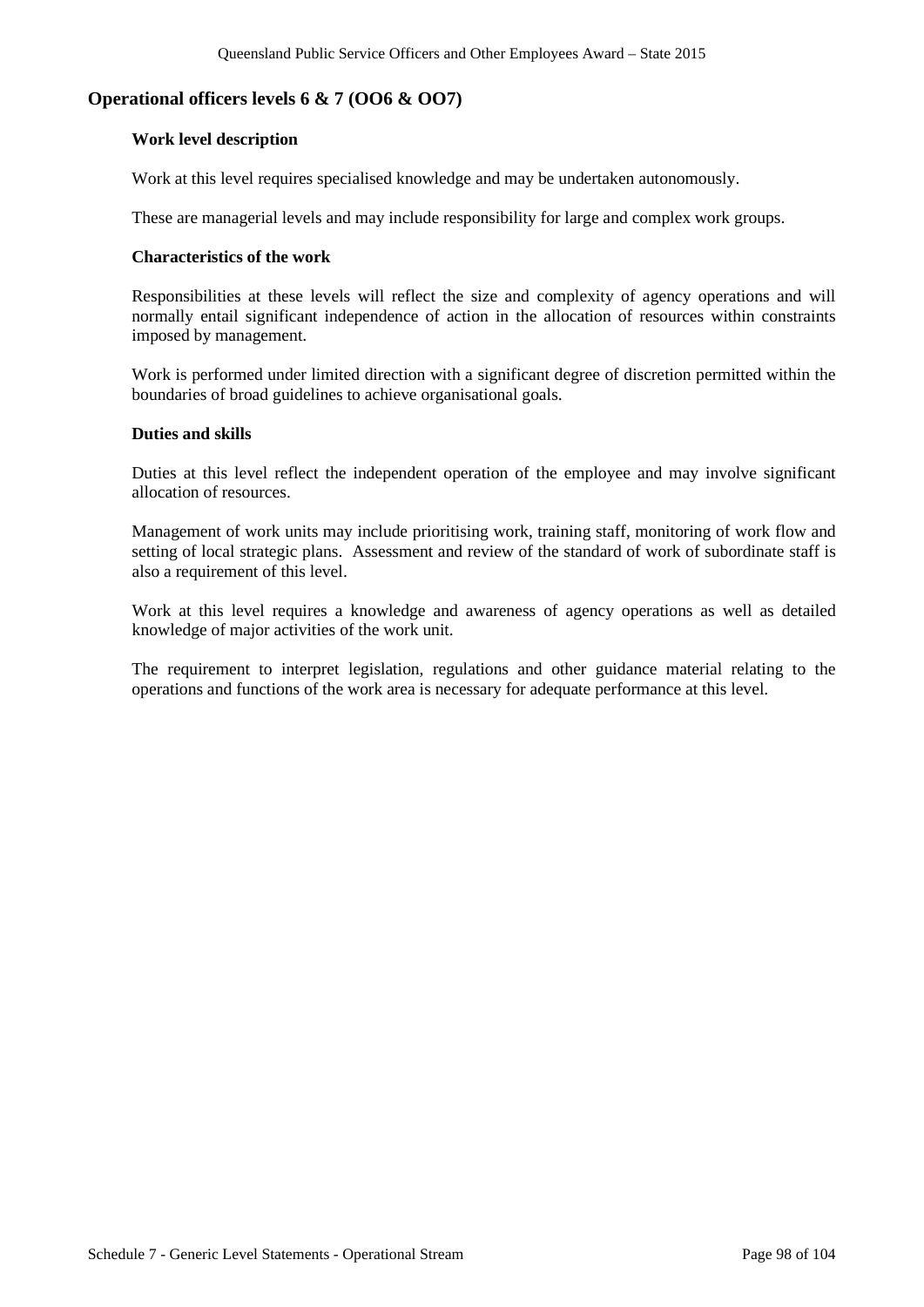## Operational officers levels 6 & 7 (OO6 & OO7)

### Work level description

Work at this level requires specialised knowledge and may be undertaken autonomously.

These are managerial levels and may include responsibility for large and complex work groups.

### Characteristics of the work

Responsibilities at these levels will reflect the size and complexity of agency operations and will normally entail significant independence of action in the allocation of resources within constraints imposed by management.

Work is performed under limited direction with a significant degree of discretion permitted within the boundaries of broad guidelines to achieve organisational goals.

### Duties and skills

Duties at this level reflect the independent operation of the employee and may involve significant allocation of resources.

Management of work units may include prioritising work, training staff, monitoring of work flow and setting of local strategic plans. Assessment and review of the standard of work of subordinate staff is also a requirement of this level.

Work at this level requires a knowledge and awareness of agency operations as well as detailed knowledge of major activities of the work unit.

The requirement to interpret legislation, regulations and other guidance material relating to the operations and functions of the work area is necessary for adequate performance at this level.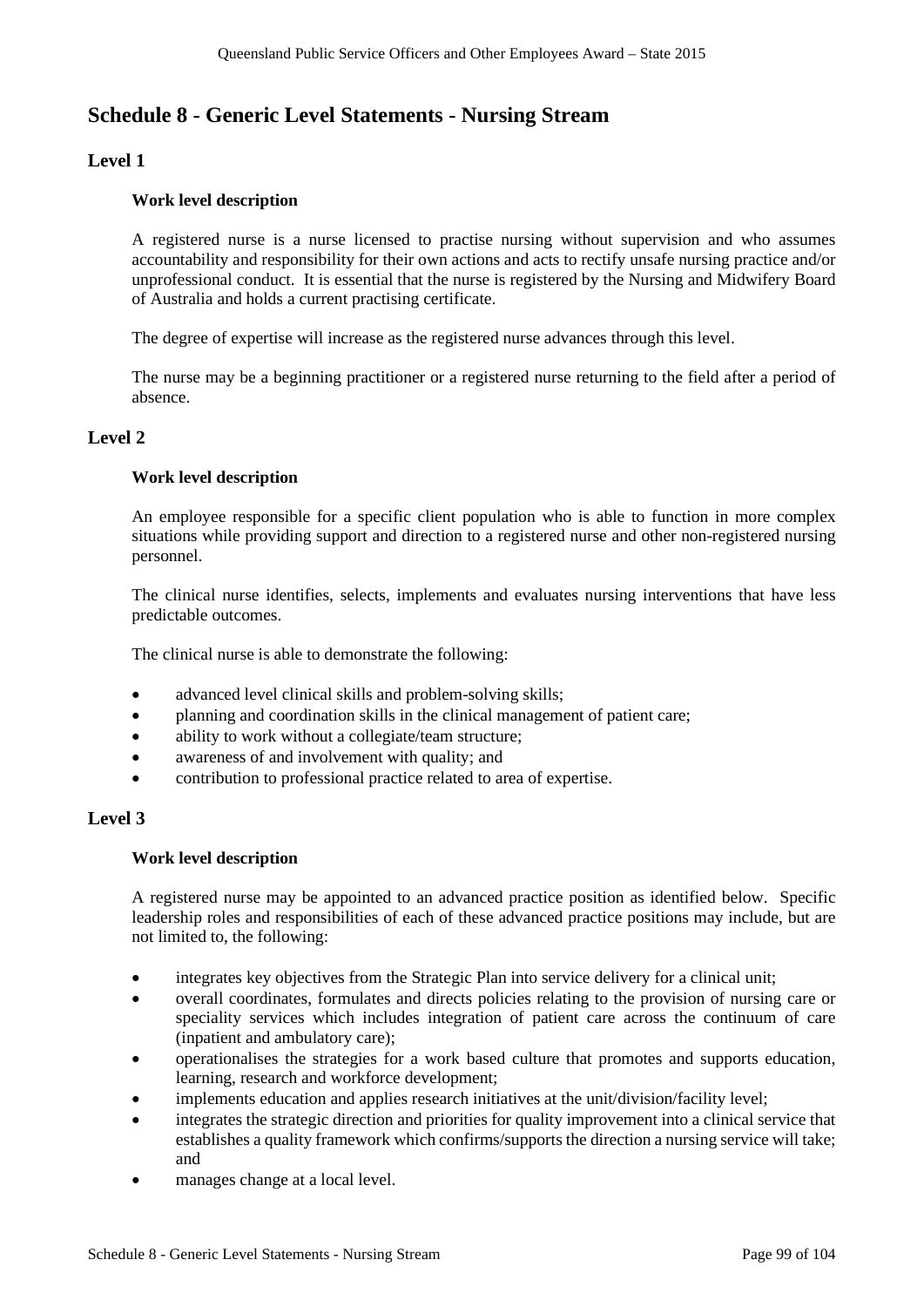# Schedule 8 - Generic Level Statements - Nursing Stream

## Level 1

### Work level description

A registered nurse is a nurse licensed to practise nursing without supervision and who assumes accountability and responsibility for their own actions and acts to rectify unsafe nursing practice and/or unprofessional conduct. It is essential that the nurse is registered by the Nursing and Midwifery Board of Australia and holds a current practising certificate.

The degree of expertise will increase as the registered nurse advances through this level.

The nurse may be a beginning practitioner or a registered nurse returning to the field after a period of absence.

## Level 2

### Work level description

An employee responsible for a specific client population who is able to function in more complex situations while providing support and direction to a registered nurse and other non-registered nursing personnel.

The clinical nurse identifies, selects, implements and evaluates nursing interventions that have less predictable outcomes.

The clinical nurse is able to demonstrate the following:

- advanced level clinical skills and problem-solving skills;
- planning and coordination skills in the clinical management of patient care;
- ability to work without a collegiate/team structure;
- awareness of and involvement with quality; and
- contribution to professional practice related to area of expertise.

## Level 3

### Work level description

A registered nurse may be appointed to an advanced practice position as identified below. Specific leadership roles and responsibilities of each of these advanced practice positions may include, but are not limited to, the following:

- integrates key objectives from the Strategic Plan into service delivery for a clinical unit;
- overall coordinates, formulates and directs policies relating to the provision of nursing care or speciality services which includes integration of patient care across the continuum of care (inpatient and ambulatory care);
- operationalises the strategies for a work based culture that promotes and supports education, learning, research and workforce development;
- implements education and applies research initiatives at the unit/division/facility level;
- integrates the strategic direction and priorities for quality improvement into a clinical service that establishes a quality framework which confirms/supports the direction a nursing service will take; and
- manages change at a local level.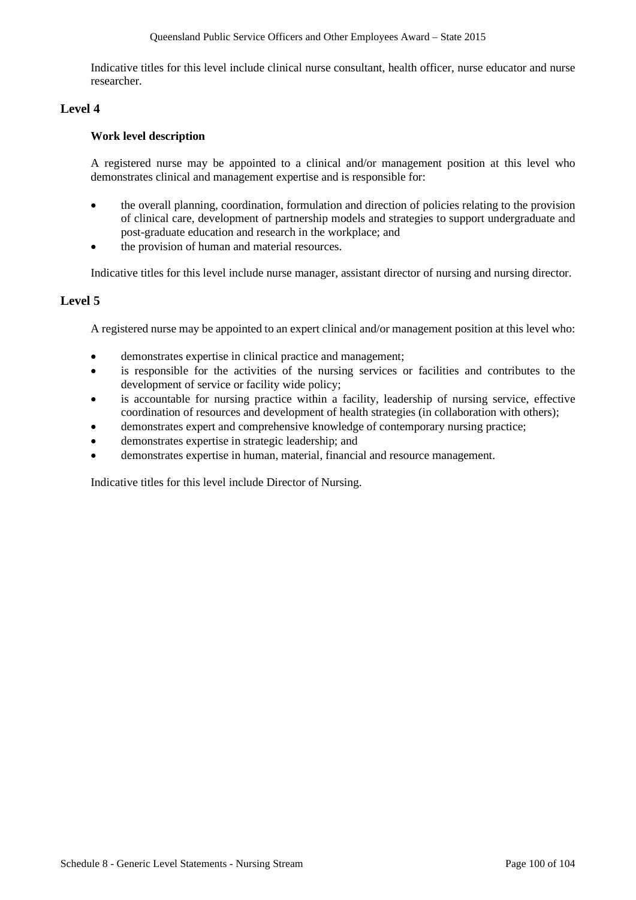Indicative titles for this level include clinical nurse consultant, health officer, nurse educator and nurse researcher.

## Level 4

### Work level description

A registered nurse may be appointed to a clinical and/or management position at this level who demonstrates clinical and management expertise and is responsible for:

- the overall planning, coordination, formulation and direction of policies relating to the provision of clinical care, development of partnership models and strategies to support undergraduate and post-graduate education and research in the workplace; and
- the provision of human and material resources.

Indicative titles for this level include nurse manager, assistant director of nursing and nursing director.

## Level 5

A registered nurse may be appointed to an expert clinical and/or management position at this level who:

- demonstrates expertise in clinical practice and management;
- is responsible for the activities of the nursing services or facilities and contributes to the development of service or facility wide policy;
- is accountable for nursing practice within a facility, leadership of nursing service, effective coordination of resources and development of health strategies (in collaboration with others);
- demonstrates expert and comprehensive knowledge of contemporary nursing practice;
- demonstrates expertise in strategic leadership; and
- demonstrates expertise in human, material, financial and resource management.

Indicative titles for this level include Director of Nursing.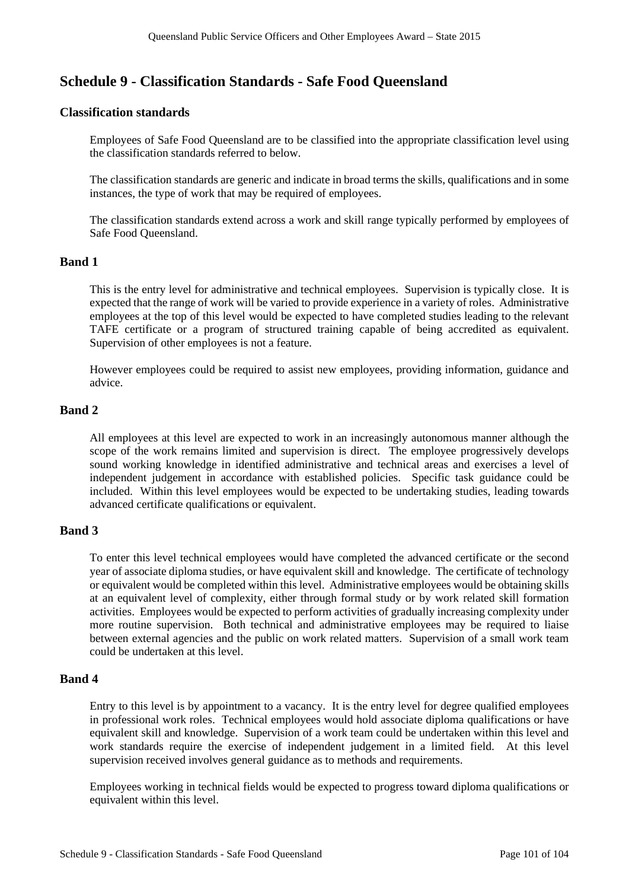# Schedule 9 - Classification Standards - Safe Food Queensland

### Classification standards

Employees of Safe Food Queensland are to be classified into the appropriate classification level using the classification standards referred to below.

The classification standards are generic and indicate in broad terms the skills, qualifications and in some instances, the type of work that may be required of employees.

The classification standards extend across a work and skill range typically performed by employees of Safe Food Queensland.

## Band 1

This is the entry level for administrative and technical employees. Supervision is typically close. It is expected that the range of work will be varied to provide experience in a variety of roles. Administrative employees at the top of this level would be expected to have completed studies leading to the relevant TAFE certificate or a program of structured training capable of being accredited as equivalent. Supervision of other employees is not a feature.

However employees could be required to assist new employees, providing information, guidance and advice.

## Band 2

All employees at this level are expected to work in an increasingly autonomous manner although the scope of the work remains limited and supervision is direct. The employee progressively develops sound working knowledge in identified administrative and technical areas and exercises a level of independent judgement in accordance with established policies. Specific task guidance could be included. Within this level employees would be expected to be undertaking studies, leading towards advanced certificate qualifications or equivalent.

## Band 3

To enter this level technical employees would have completed the advanced certificate or the second year of associate diploma studies, or have equivalent skill and knowledge. The certificate of technology or equivalent would be completed within this level. Administrative employees would be obtaining skills at an equivalent level of complexity, either through formal study or by work related skill formation activities. Employees would be expected to perform activities of gradually increasing complexity under more routine supervision. Both technical and administrative employees may be required to liaise between external agencies and the public on work related matters. Supervision of a small work team could be undertaken at this level.

## Band 4

Entry to this level is by appointment to a vacancy. It is the entry level for degree qualified employees in professional work roles. Technical employees would hold associate diploma qualifications or have equivalent skill and knowledge. Supervision of a work team could be undertaken within this level and work standards require the exercise of independent judgement in a limited field. At this level supervision received involves general guidance as to methods and requirements.

Employees working in technical fields would be expected to progress toward diploma qualifications or equivalent within this level.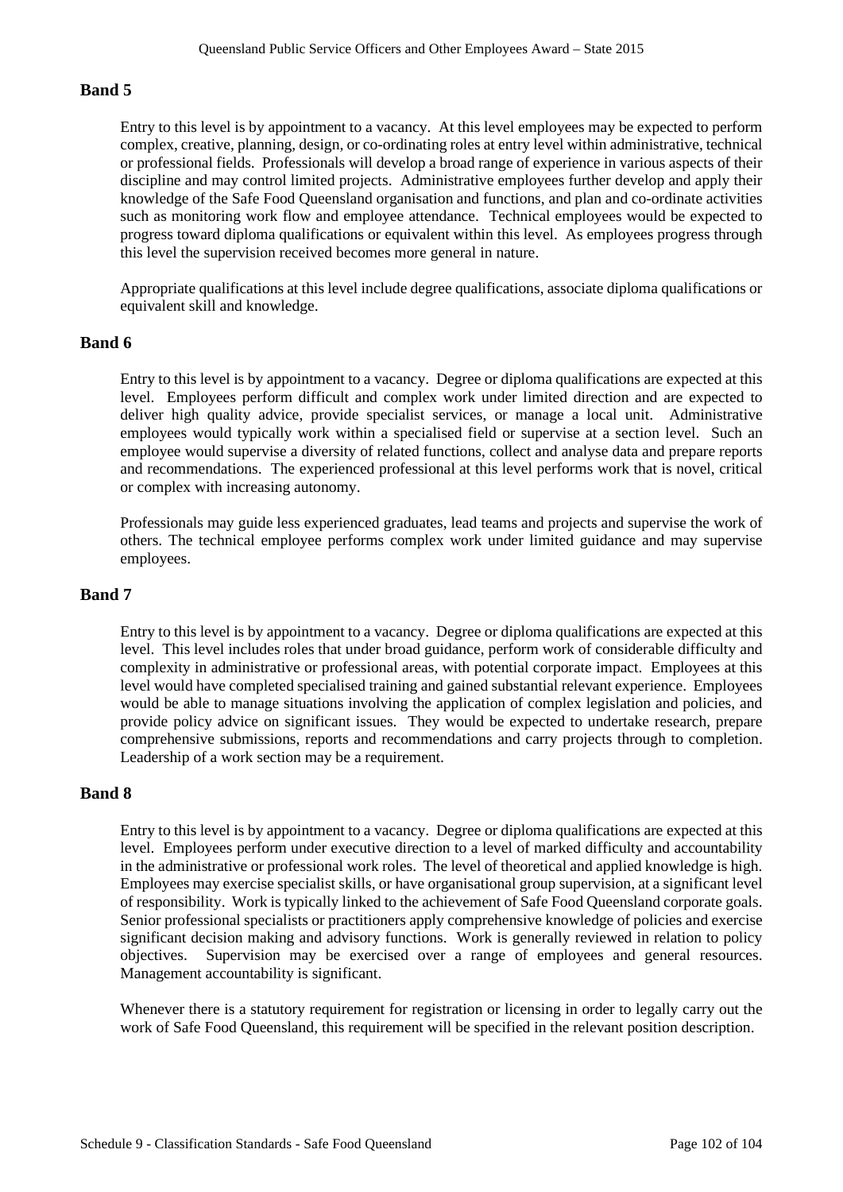## Band 5

Entry to this level is by appointment to a vacancy. At this level employees may be expected to perform complex, creative, planning, design, or co-ordinating roles at entry level within administrative, technical or professional fields. Professionals will develop a broad range of experience in various aspects of their discipline and may control limited projects. Administrative employees further develop and apply their knowledge of the Safe Food Queensland organisation and functions, and plan and co-ordinate activities such as monitoring work flow and employee attendance. Technical employees would be expected to progress toward diploma qualifications or equivalent within this level. As employees progress through this level the supervision received becomes more general in nature.

Appropriate qualifications at this level include degree qualifications, associate diploma qualifications or equivalent skill and knowledge.

## Band 6

Entry to this level is by appointment to a vacancy. Degree or diploma qualifications are expected at this level. Employees perform difficult and complex work under limited direction and are expected to deliver high quality advice, provide specialist services, or manage a local unit. Administrative employees would typically work within a specialised field or supervise at a section level. Such an employee would supervise a diversity of related functions, collect and analyse data and prepare reports and recommendations. The experienced professional at this level performs work that is novel, critical or complex with increasing autonomy.

Professionals may guide less experienced graduates, lead teams and projects and supervise the work of others. The technical employee performs complex work under limited guidance and may supervise employees.

## Band 7

Entry to this level is by appointment to a vacancy. Degree or diploma qualifications are expected at this level. This level includes roles that under broad guidance, perform work of considerable difficulty and complexity in administrative or professional areas, with potential corporate impact. Employees at this level would have completed specialised training and gained substantial relevant experience. Employees would be able to manage situations involving the application of complex legislation and policies, and provide policy advice on significant issues. They would be expected to undertake research, prepare comprehensive submissions, reports and recommendations and carry projects through to completion. Leadership of a work section may be a requirement.

## Band 8

Entry to this level is by appointment to a vacancy. Degree or diploma qualifications are expected at this level. Employees perform under executive direction to a level of marked difficulty and accountability in the administrative or professional work roles. The level of theoretical and applied knowledge is high. Employees may exercise specialist skills, or have organisational group supervision, at a significant level of responsibility. Work is typically linked to the achievement of Safe Food Queensland corporate goals. Senior professional specialists or practitioners apply comprehensive knowledge of policies and exercise significant decision making and advisory functions. Work is generally reviewed in relation to policy objectives. Supervision may be exercised over a range of employees and general resources. Management accountability is significant.

Whenever there is a statutory requirement for registration or licensing in order to legally carry out the work of Safe Food Queensland, this requirement will be specified in the relevant position description.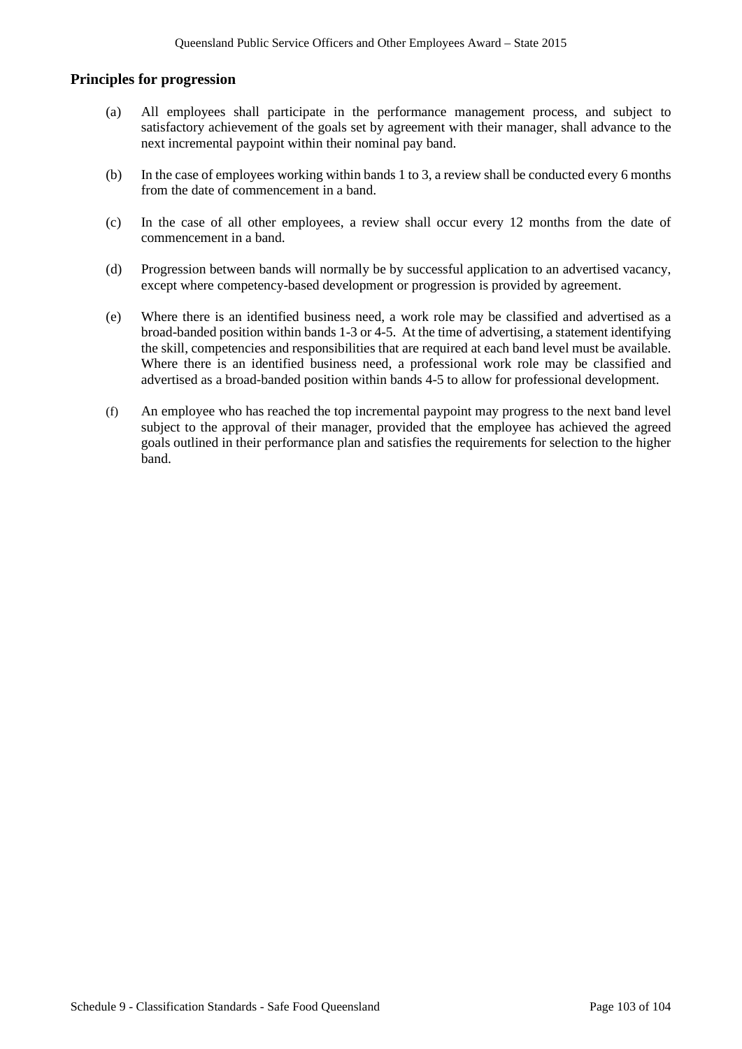## Principles for progression

(a) All employees shall participate in the performance management process, and subject to satisfactory achievement of the goals set by agreement with their manager, shall advance to the next incremental paypoint within their nominal pay band.

(b) In the case of employees working within bands 1 to 3, a review shall be conducted every 6 months from the date of commencement in a band.

(c) In the case of all other employees, a review shall occur every 12 months from the date of commencement in a band.

(d) Progression between bands will normally be by successful application to an advertised vacancy, except where competency-based development or progression is provided by agreement.

(e) Where there is an identified business need, a work role may be classified and advertised as a broad-banded position within bands 1-3 or 4-5. At the time of advertising, a statement identifying the skill, competencies and responsibilities that are required at each band level must be available. Where there is an identified business need, a professional work role may be classified and advertised as a broad-banded position within bands 4-5 to allow for professional development.

(f) An employee who has reached the top incremental paypoint may progress to the next band level subject to the approval of their manager, provided that the employee has achieved the agreed goals outlined in their performance plan and satisfies the requirements for selection to the higher band.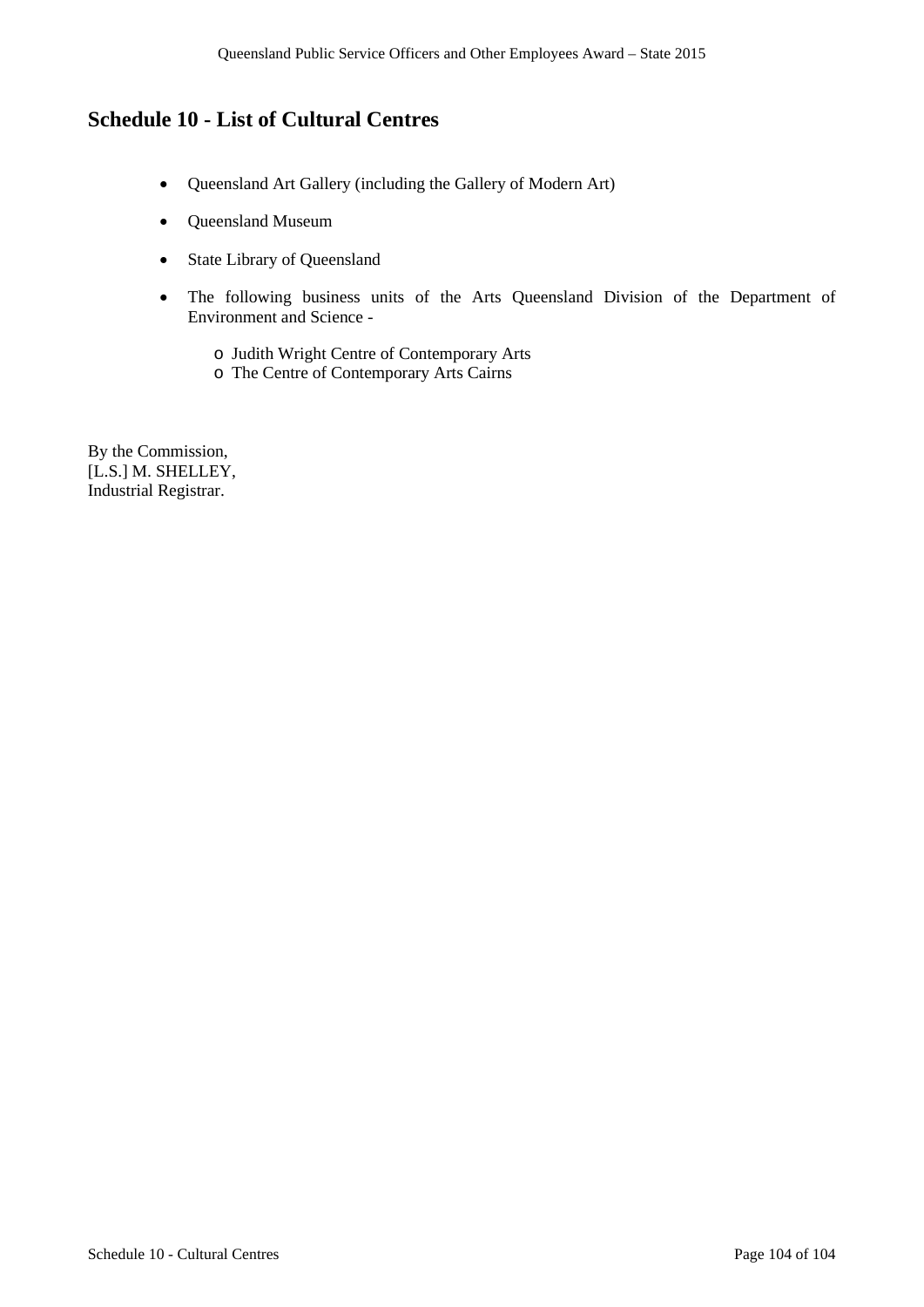## Schedule 10 - List of Cultural Centres

- Queensland Art Gallery (including the Gallery of Modern Art)
- Queensland Museum
- State Library of Queensland
- The following business units of the Arts Queensland Division of the Department of Environment and Science -
  - Judith Wright Centre of Contemporary Arts
  - The Centre of Contemporary Arts Cairns

By the Commission,
[L.S.] M. SHELLEY,
Industrial Registrar.